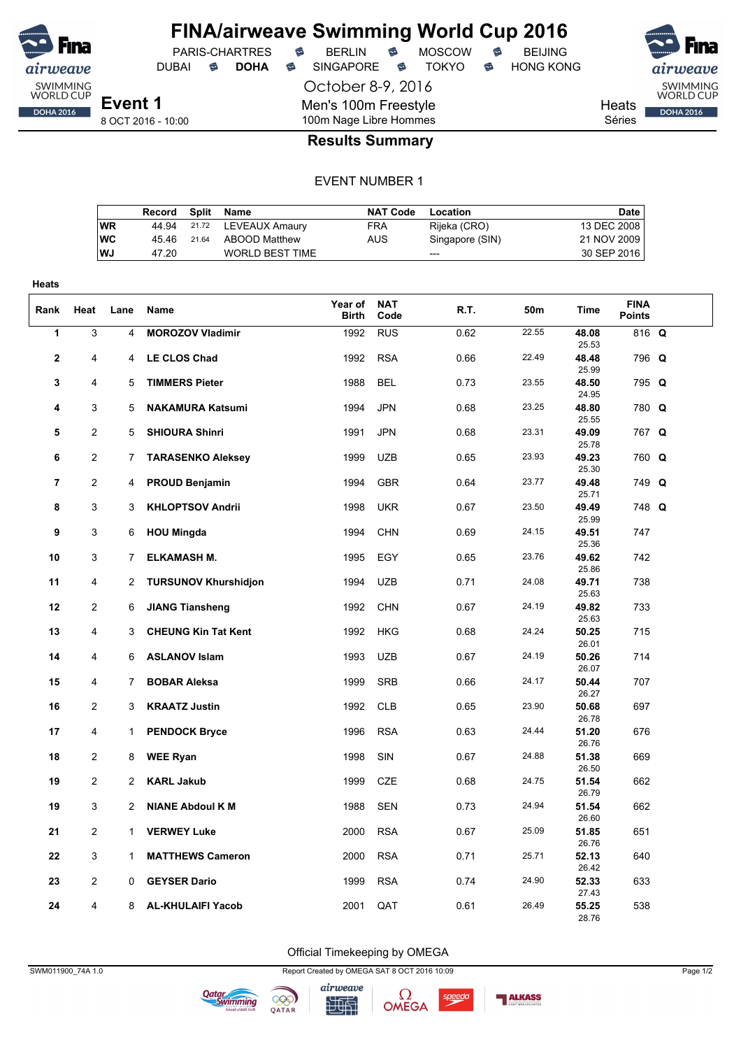# FINA/airweave Swimming World Cup 2016

PARIS-CHARTRES · BERLIN · MOSCOW · BEIJING
DUBAI · **DOHA** · SINGAPORE · TOKYO · HONG KONG

October 8-9, 2016

**Event 1**
8 OCT 2016 - 10:00

Men's 100m Freestyle
100m Nage Libre Hommes

Heats
Séries

## Results Summary

EVENT NUMBER 1

| | Record | Split | Name | NAT Code | Location | Date |
|---|---|---|---|---|---|---|
| WR | 44.94 | 21.72 | LEVEAUX Amaury | FRA | Rijeka (CRO) | 13 DEC 2008 |
| WC | 45.46 | 21.64 | ABOOD Matthew | AUS | Singapore (SIN) | 21 NOV 2009 |
| WJ | 47.20 | | WORLD BEST TIME | | --- | 30 SEP 2016 |

**Heats**

| Rank | Heat | Lane | Name | Year of Birth | NAT Code | R.T. | 50m | Time | FINA Points | |
|---|---|---|---|---|---|---|---|---|---|---|
| 1 | 3 | 4 | **MOROZOV Vladimir** | 1992 | RUS | 0.62 | 22.55 | **48.08** 25.53 | 816 | **Q** |
| 2 | 4 | 4 | **LE CLOS Chad** | 1992 | RSA | 0.66 | 22.49 | **48.48** 25.99 | 796 | **Q** |
| 3 | 4 | 5 | **TIMMERS Pieter** | 1988 | BEL | 0.73 | 23.55 | **48.50** 24.95 | 795 | **Q** |
| 4 | 3 | 5 | **NAKAMURA Katsumi** | 1994 | JPN | 0.68 | 23.25 | **48.80** 25.55 | 780 | **Q** |
| 5 | 2 | 5 | **SHIOURA Shinri** | 1991 | JPN | 0.68 | 23.31 | **49.09** 25.78 | 767 | **Q** |
| 6 | 2 | 7 | **TARASENKO Aleksey** | 1999 | UZB | 0.65 | 23.93 | **49.23** 25.30 | 760 | **Q** |
| 7 | 2 | 4 | **PROUD Benjamin** | 1994 | GBR | 0.64 | 23.77 | **49.48** 25.71 | 749 | **Q** |
| 8 | 3 | 3 | **KHLOPTSOV Andrii** | 1998 | UKR | 0.67 | 23.50 | **49.49** 25.99 | 748 | **Q** |
| 9 | 3 | 6 | **HOU Mingda** | 1994 | CHN | 0.69 | 24.15 | **49.51** 25.36 | 747 | |
| 10 | 3 | 7 | **ELKAMASH M.** | 1995 | EGY | 0.65 | 23.76 | **49.62** 25.86 | 742 | |
| 11 | 4 | 2 | **TURSUNOV Khurshidjon** | 1994 | UZB | 0.71 | 24.08 | **49.71** 25.63 | 738 | |
| 12 | 2 | 6 | **JIANG Tiansheng** | 1992 | CHN | 0.67 | 24.19 | **49.82** 25.63 | 733 | |
| 13 | 4 | 3 | **CHEUNG Kin Tat Kent** | 1992 | HKG | 0.68 | 24.24 | **50.25** 26.01 | 715 | |
| 14 | 4 | 6 | **ASLANOV Islam** | 1993 | UZB | 0.67 | 24.19 | **50.26** 26.07 | 714 | |
| 15 | 4 | 7 | **BOBAR Aleksa** | 1999 | SRB | 0.66 | 24.17 | **50.44** 26.27 | 707 | |
| 16 | 2 | 3 | **KRAATZ Justin** | 1992 | CLB | 0.65 | 23.90 | **50.68** 26.78 | 697 | |
| 17 | 4 | 1 | **PENDOCK Bryce** | 1996 | RSA | 0.63 | 24.44 | **51.20** 26.76 | 676 | |
| 18 | 2 | 8 | **WEE Ryan** | 1998 | SIN | 0.67 | 24.88 | **51.38** 26.50 | 669 | |
| 19 | 2 | 2 | **KARL Jakub** | 1999 | CZE | 0.68 | 24.75 | **51.54** 26.79 | 662 | |
| 19 | 3 | 2 | **NIANE Abdoul K M** | 1988 | SEN | 0.73 | 24.94 | **51.54** 26.60 | 662 | |
| 21 | 2 | 1 | **VERWEY Luke** | 2000 | RSA | 0.67 | 25.09 | **51.85** 26.76 | 651 | |
| 22 | 3 | 1 | **MATTHEWS Cameron** | 2000 | RSA | 0.71 | 25.71 | **52.13** 26.42 | 640 | |
| 23 | 2 | 0 | **GEYSER Dario** | 1999 | RSA | 0.74 | 24.90 | **52.33** 27.43 | 633 | |
| 24 | 4 | 8 | **AL-KHULAIFI Yacob** | 2001 | QAT | 0.61 | 26.49 | **55.25** 28.76 | 538 | |

Official Timekeeping by OMEGA

SWM011900_74A 1.0 · Report Created by OMEGA SAT 8 OCT 2016 10:09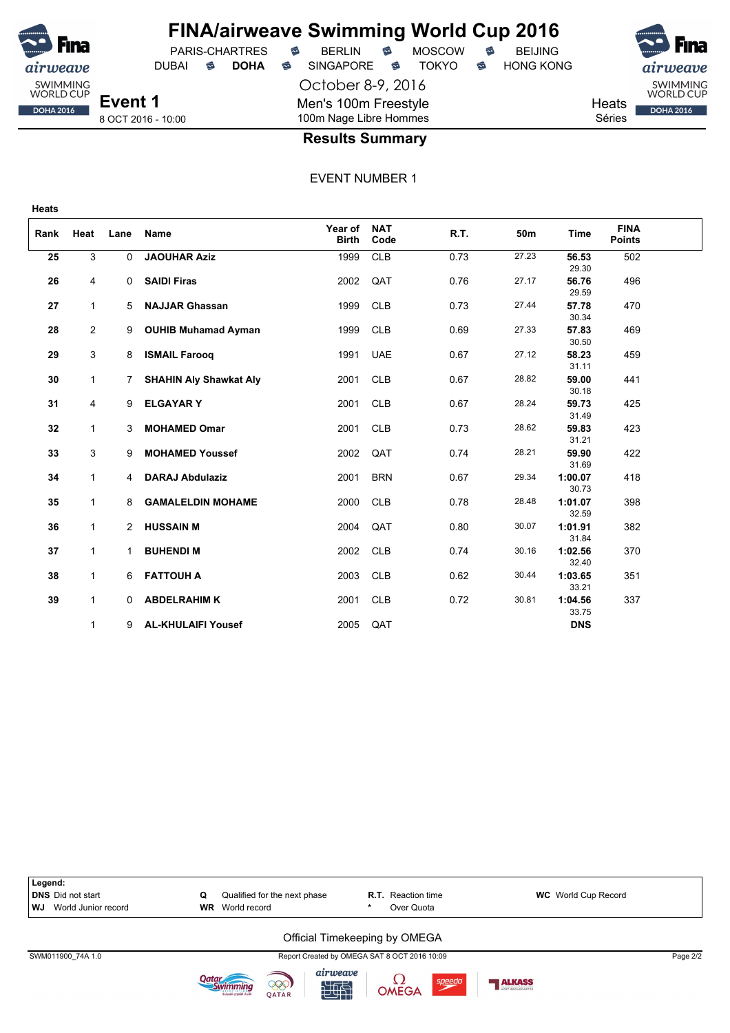# FINA/airweave Swimming World Cup 2016

PARIS-CHARTRES · BERLIN · MOSCOW · BEIJING
DUBAI · **DOHA** · SINGAPORE · TOKYO · HONG KONG

October 8-9, 2016

**Event 1**
8 OCT 2016 - 10:00

Men's 100m Freestyle
100m Nage Libre Hommes

Heats
Séries

## Results Summary

EVENT NUMBER 1

**Heats**

| Rank | Heat | Lane | Name | Year of Birth | NAT Code | R.T. | 50m | Time | FINA Points |
|---|---|---|---|---|---|---|---|---|---|
| **25** | 3 | 0 | **JAOUHAR Aziz** | 1999 | CLB | 0.73 | 27.23 | **56.53** 29.30 | 502 |
| **26** | 4 | 0 | **SAIDI Firas** | 2002 | QAT | 0.76 | 27.17 | **56.76** 29.59 | 496 |
| **27** | 1 | 5 | **NAJJAR Ghassan** | 1999 | CLB | 0.73 | 27.44 | **57.78** 30.34 | 470 |
| **28** | 2 | 9 | **OUHIB Muhamad Ayman** | 1999 | CLB | 0.69 | 27.33 | **57.83** 30.50 | 469 |
| **29** | 3 | 8 | **ISMAIL Farooq** | 1991 | UAE | 0.67 | 27.12 | **58.23** 31.11 | 459 |
| **30** | 1 | 7 | **SHAHIN Aly Shawkat Aly** | 2001 | CLB | 0.67 | 28.82 | **59.00** 30.18 | 441 |
| **31** | 4 | 9 | **ELGAYAR Y** | 2001 | CLB | 0.67 | 28.24 | **59.73** 31.49 | 425 |
| **32** | 1 | 3 | **MOHAMED Omar** | 2001 | CLB | 0.73 | 28.62 | **59.83** 31.21 | 423 |
| **33** | 3 | 9 | **MOHAMED Youssef** | 2002 | QAT | 0.74 | 28.21 | **59.90** 31.69 | 422 |
| **34** | 1 | 4 | **DARAJ Abdulaziz** | 2001 | BRN | 0.67 | 29.34 | **1:00.07** 30.73 | 418 |
| **35** | 1 | 8 | **GAMALELDIN MOHAME** | 2000 | CLB | 0.78 | 28.48 | **1:01.07** 32.59 | 398 |
| **36** | 1 | 2 | **HUSSAIN M** | 2004 | QAT | 0.80 | 30.07 | **1:01.91** 31.84 | 382 |
| **37** | 1 | 1 | **BUHENDI M** | 2002 | CLB | 0.74 | 30.16 | **1:02.56** 32.40 | 370 |
| **38** | 1 | 6 | **FATTOUH A** | 2003 | CLB | 0.62 | 30.44 | **1:03.65** 33.21 | 351 |
| **39** | 1 | 0 | **ABDELRAHIM K** | 2001 | CLB | 0.72 | 30.81 | **1:04.56** 33.75 | 337 |
| | 1 | 9 | **AL-KHULAIFI Yousef** | 2005 | QAT | | | **DNS** | |

**Legend:**

| | | | |
|---|---|---|---|
| **DNS** Did not start | **Q** Qualified for the next phase | **R.T.** Reaction time | **WC** World Cup Record |
| **WJ** World Junior record | **WR** World record | * Over Quota | |

Official Timekeeping by OMEGA

SWM011900_74A 1.0 — Report Created by OMEGA SAT 8 OCT 2016 10:09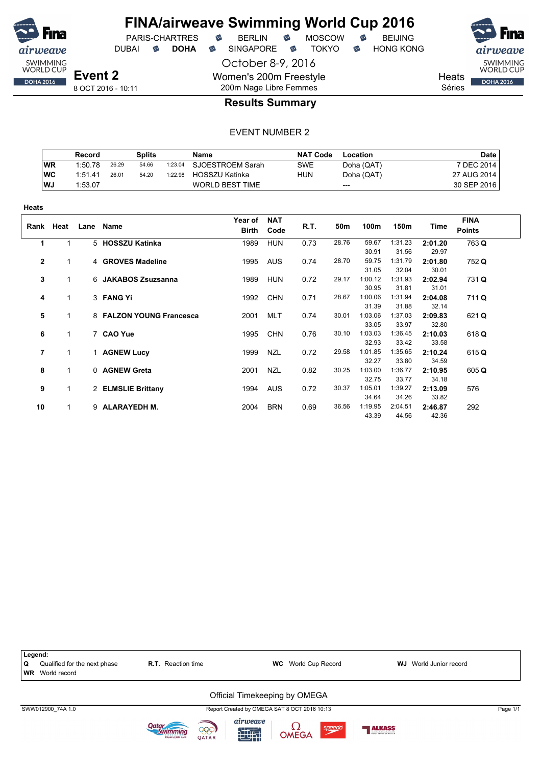# FINA/airweave Swimming World Cup 2016

PARIS-CHARTRES · BERLIN · MOSCOW · BEIJING
DUBAI · **DOHA** · SINGAPORE · TOKYO · HONG KONG

October 8-9, 2016

## Event 2

8 OCT 2016 - 10:11

Women's 200m Freestyle
200m Nage Libre Femmes

Heats
Séries

## Results Summary

EVENT NUMBER 2

| | Record | Splits | | | Name | NAT Code | Location | Date |
|---|---|---|---|---|---|---|---|---|
| WR | 1:50.78 | 26.29 | 54.66 | 1:23.04 | SJOESTROEM Sarah | SWE | Doha (QAT) | 7 DEC 2014 |
| WC | 1:51.41 | 26.01 | 54.20 | 1:22.98 | HOSSZU Katinka | HUN | Doha (QAT) | 27 AUG 2014 |
| WJ | 1:53.07 | | | | WORLD BEST TIME | | --- | 30 SEP 2016 |

**Heats**

| Rank | Heat | Lane | Name | Year of Birth | NAT Code | R.T. | 50m | 100m | 150m | Time | FINA Points |
|---|---|---|---|---|---|---|---|---|---|---|---|
| 1 | 1 | 5 | **HOSSZU Katinka** | 1989 | HUN | 0.73 | 28.76 | 59.67 / 30.91 | 1:31.23 / 31.56 | **2:01.20** / 29.97 | 763 **Q** |
| 2 | 1 | 4 | **GROVES Madeline** | 1995 | AUS | 0.74 | 28.70 | 59.75 / 31.05 | 1:31.79 / 32.04 | **2:01.80** / 30.01 | 752 **Q** |
| 3 | 1 | 6 | **JAKABOS Zsuzsanna** | 1989 | HUN | 0.72 | 29.17 | 1:00.12 / 30.95 | 1:31.93 / 31.81 | **2:02.94** / 31.01 | 731 **Q** |
| 4 | 1 | 3 | **FANG Yi** | 1992 | CHN | 0.71 | 28.67 | 1:00.06 / 31.39 | 1:31.94 / 31.88 | **2:04.08** / 32.14 | 711 **Q** |
| 5 | 1 | 8 | **FALZON YOUNG Francesca** | 2001 | MLT | 0.74 | 30.01 | 1:03.06 / 33.05 | 1:37.03 / 33.97 | **2:09.83** / 32.80 | 621 **Q** |
| 6 | 1 | 7 | **CAO Yue** | 1995 | CHN | 0.76 | 30.10 | 1:03.03 / 32.93 | 1:36.45 / 33.42 | **2:10.03** / 33.58 | 618 **Q** |
| 7 | 1 | 1 | **AGNEW Lucy** | 1999 | NZL | 0.72 | 29.58 | 1:01.85 / 32.27 | 1:35.65 / 33.80 | **2:10.24** / 34.59 | 615 **Q** |
| 8 | 1 | 0 | **AGNEW Greta** | 2001 | NZL | 0.82 | 30.25 | 1:03.00 / 32.75 | 1:36.77 / 33.77 | **2:10.95** / 34.18 | 605 **Q** |
| 9 | 1 | 2 | **ELMSLIE Brittany** | 1994 | AUS | 0.72 | 30.37 | 1:05.01 / 34.64 | 1:39.27 / 34.26 | **2:13.09** / 33.82 | 576 |
| 10 | 1 | 9 | **ALARAYEDH M.** | 2004 | BRN | 0.69 | 36.56 | 1:19.95 / 43.39 | 2:04.51 / 44.56 | **2:46.87** / 42.36 | 292 |

**Legend:**

| | | | |
|---|---|---|---|
| **Q** Qualified for the next phase | **R.T.** Reaction time | **WC** World Cup Record | **WJ** World Junior record |
| **WR** World record | | | |

Official Timekeeping by OMEGA

SWW012900_74A 1.0 — Report Created by OMEGA SAT 8 OCT 2016 10:13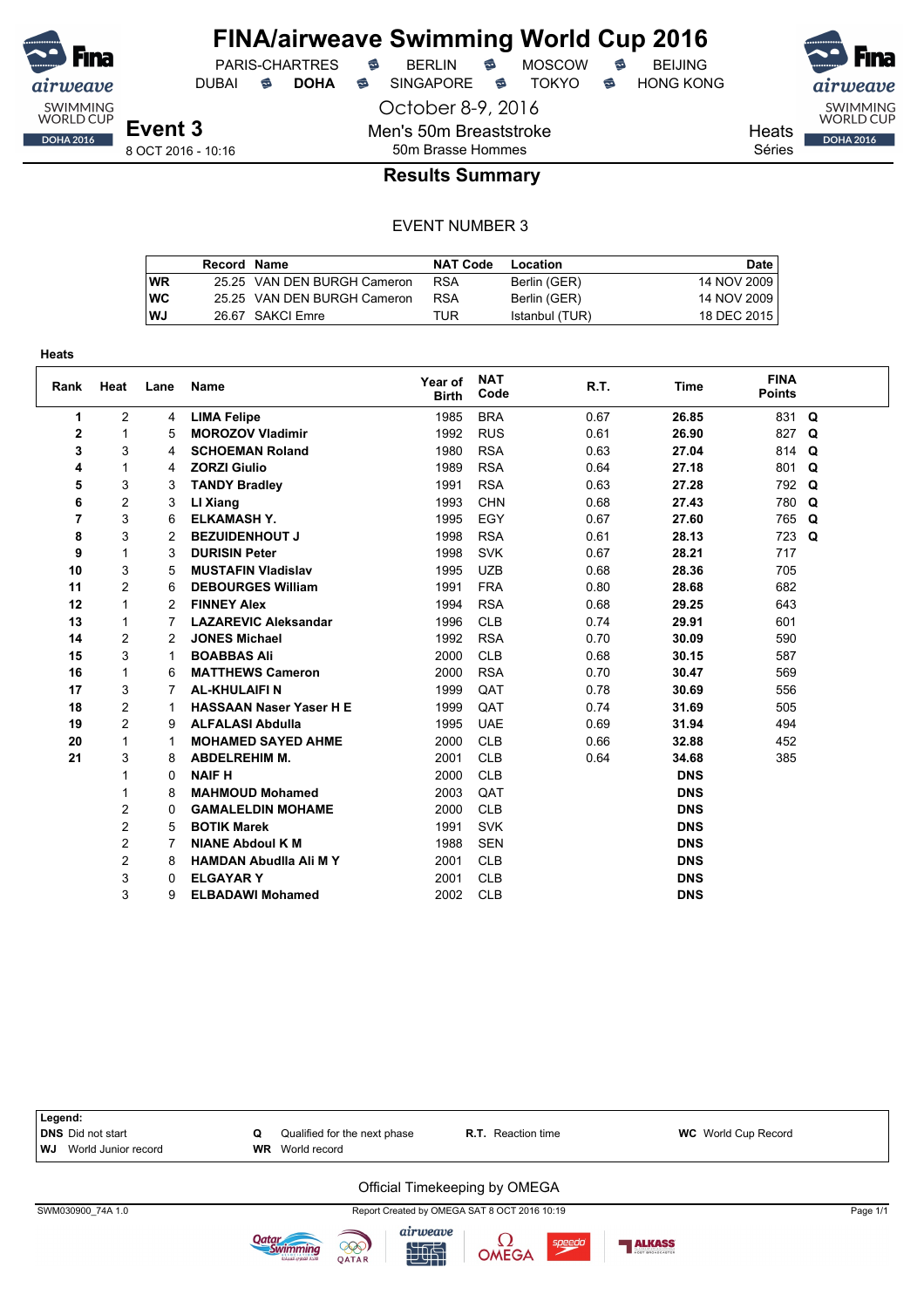# FINA/airweave Swimming World Cup 2016

PARIS-CHARTRES · BERLIN · MOSCOW · BEIJING
DUBAI · **DOHA** · SINGAPORE · TOKYO · HONG KONG

October 8-9, 2016

## Event 3

8 OCT 2016 - 10:16

Men's 50m Breaststroke
50m Brasse Hommes

Heats
Séries

## Results Summary

EVENT NUMBER 3

| | Record | Name | NAT Code | Location | Date |
|---|---|---|---|---|---|
| WR | 25.25 | VAN DEN BURGH Cameron | RSA | Berlin (GER) | 14 NOV 2009 |
| WC | 25.25 | VAN DEN BURGH Cameron | RSA | Berlin (GER) | 14 NOV 2009 |
| WJ | 26.67 | SAKCI Emre | TUR | Istanbul (TUR) | 18 DEC 2015 |

**Heats**

| Rank | Heat | Lane | Name | Year of Birth | NAT Code | R.T. | Time | FINA Points | |
|---|---|---|---|---|---|---|---|---|---|
| 1 | 2 | 4 | **LIMA Felipe** | 1985 | BRA | 0.67 | **26.85** | 831 | **Q** |
| 2 | 1 | 5 | **MOROZOV Vladimir** | 1992 | RUS | 0.61 | **26.90** | 827 | **Q** |
| 3 | 3 | 4 | **SCHOEMAN Roland** | 1980 | RSA | 0.63 | **27.04** | 814 | **Q** |
| 4 | 1 | 4 | **ZORZI Giulio** | 1989 | RSA | 0.64 | **27.18** | 801 | **Q** |
| 5 | 3 | 3 | **TANDY Bradley** | 1991 | RSA | 0.63 | **27.28** | 792 | **Q** |
| 6 | 2 | 3 | **LI Xiang** | 1993 | CHN | 0.68 | **27.43** | 780 | **Q** |
| 7 | 3 | 6 | **ELKAMASH Y.** | 1995 | EGY | 0.67 | **27.60** | 765 | **Q** |
| 8 | 3 | 2 | **BEZUIDENHOUT J** | 1998 | RSA | 0.61 | **28.13** | 723 | **Q** |
| 9 | 1 | 3 | **DURISIN Peter** | 1998 | SVK | 0.67 | **28.21** | 717 | |
| 10 | 3 | 5 | **MUSTAFIN Vladislav** | 1995 | UZB | 0.68 | **28.36** | 705 | |
| 11 | 2 | 6 | **DEBOURGES William** | 1991 | FRA | 0.80 | **28.68** | 682 | |
| 12 | 1 | 2 | **FINNEY Alex** | 1994 | RSA | 0.68 | **29.25** | 643 | |
| 13 | 1 | 7 | **LAZAREVIC Aleksandar** | 1996 | CLB | 0.74 | **29.91** | 601 | |
| 14 | 2 | 2 | **JONES Michael** | 1992 | RSA | 0.70 | **30.09** | 590 | |
| 15 | 3 | 1 | **BOABBAS Ali** | 2000 | CLB | 0.68 | **30.15** | 587 | |
| 16 | 1 | 6 | **MATTHEWS Cameron** | 2000 | RSA | 0.70 | **30.47** | 569 | |
| 17 | 3 | 7 | **AL-KHULAIFI N** | 1999 | QAT | 0.78 | **30.69** | 556 | |
| 18 | 2 | 1 | **HASSAAN Naser Yaser H E** | 1999 | QAT | 0.74 | **31.69** | 505 | |
| 19 | 2 | 9 | **ALFALASI Abdulla** | 1995 | UAE | 0.69 | **31.94** | 494 | |
| 20 | 1 | 1 | **MOHAMED SAYED AHME** | 2000 | CLB | 0.66 | **32.88** | 452 | |
| 21 | 3 | 8 | **ABDELREHIM M.** | 2001 | CLB | 0.64 | **34.68** | 385 | |
| | 1 | 0 | **NAIF H** | 2000 | CLB | | **DNS** | | |
| | 1 | 8 | **MAHMOUD Mohamed** | 2003 | QAT | | **DNS** | | |
| | 2 | 0 | **GAMALELDIN MOHAME** | 2000 | CLB | | **DNS** | | |
| | 2 | 5 | **BOTIK Marek** | 1991 | SVK | | **DNS** | | |
| | 2 | 7 | **NIANE Abdoul K M** | 1988 | SEN | | **DNS** | | |
| | 2 | 8 | **HAMDAN Abudlla Ali M Y** | 2001 | CLB | | **DNS** | | |
| | 3 | 0 | **ELGAYAR Y** | 2001 | CLB | | **DNS** | | |
| | 3 | 9 | **ELBADAWI Mohamed** | 2002 | CLB | | **DNS** | | |

**Legend:**

| | | | |
|---|---|---|---|
| **DNS** Did not start | **Q** Qualified for the next phase | **R.T.** Reaction time | **WC** World Cup Record |
| **WJ** World Junior record | **WR** World record | | |

Official Timekeeping by OMEGA

SWM030900_74A 1.0 — Report Created by OMEGA SAT 8 OCT 2016 10:19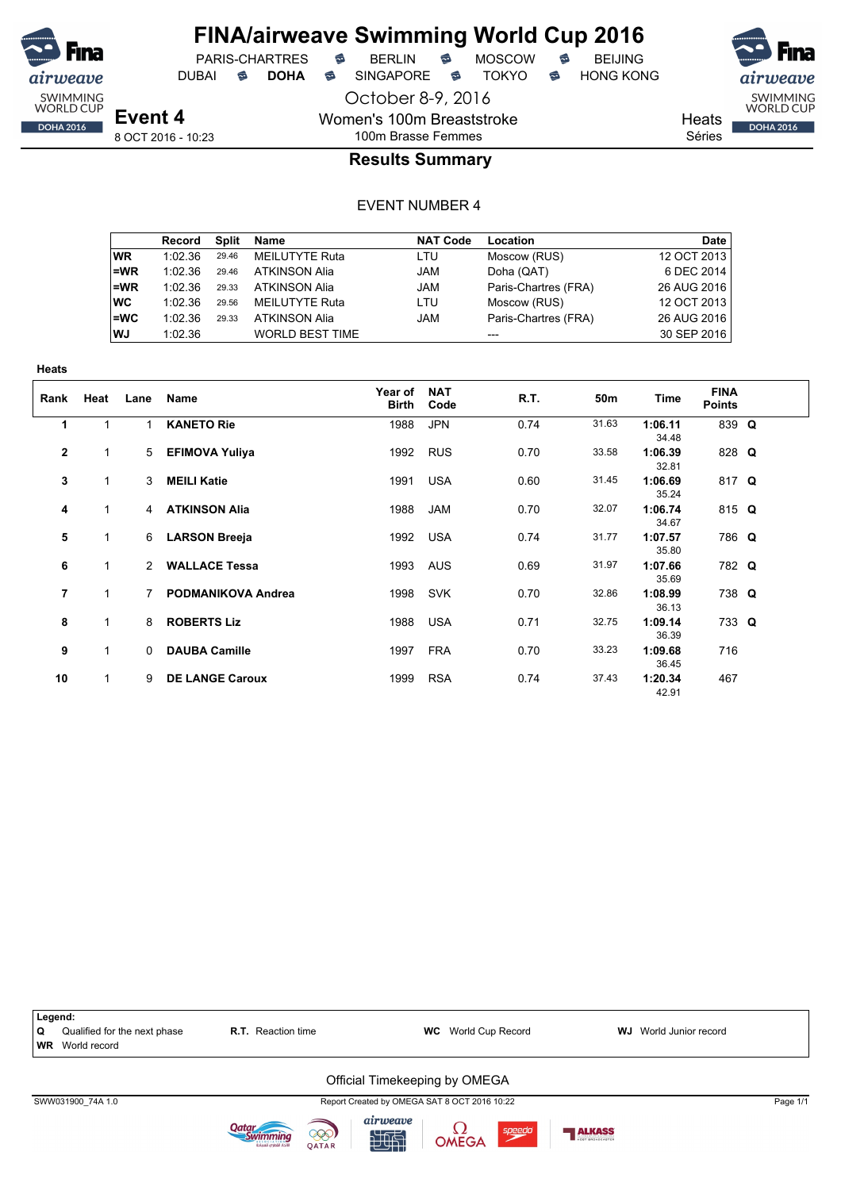# FINA/airweave Swimming World Cup 2016

PARIS-CHARTRES · BERLIN · MOSCOW · BEIJING
DUBAI · **DOHA** · SINGAPORE · TOKYO · HONG KONG

October 8-9, 2016

## Event 4

8 OCT 2016 - 10:23

Women's 100m Breaststroke
100m Brasse Femmes

Heats
Séries

### Results Summary

EVENT NUMBER 4

| | Record | Split | Name | NAT Code | Location | Date |
|---|---|---|---|---|---|---|
| WR | 1:02.36 | 29.46 | MEILUTYTE Ruta | LTU | Moscow (RUS) | 12 OCT 2013 |
| =WR | 1:02.36 | 29.46 | ATKINSON Alia | JAM | Doha (QAT) | 6 DEC 2014 |
| =WR | 1:02.36 | 29.33 | ATKINSON Alia | JAM | Paris-Chartres (FRA) | 26 AUG 2016 |
| WC | 1:02.36 | 29.56 | MEILUTYTE Ruta | LTU | Moscow (RUS) | 12 OCT 2013 |
| =WC | 1:02.36 | 29.33 | ATKINSON Alia | JAM | Paris-Chartres (FRA) | 26 AUG 2016 |
| WJ | 1:02.36 | | WORLD BEST TIME | | --- | 30 SEP 2016 |

**Heats**

| Rank | Heat | Lane | Name | Year of Birth | NAT Code | R.T. | 50m | Time | FINA Points | |
|---|---|---|---|---|---|---|---|---|---|---|
| 1 | 1 | 1 | **KANETO Rie** | 1988 | JPN | 0.74 | 31.63 | **1:06.11** 34.48 | 839 | **Q** |
| 2 | 1 | 5 | **EFIMOVA Yuliya** | 1992 | RUS | 0.70 | 33.58 | **1:06.39** 32.81 | 828 | **Q** |
| 3 | 1 | 3 | **MEILI Katie** | 1991 | USA | 0.60 | 31.45 | **1:06.69** 35.24 | 817 | **Q** |
| 4 | 1 | 4 | **ATKINSON Alia** | 1988 | JAM | 0.70 | 32.07 | **1:06.74** 34.67 | 815 | **Q** |
| 5 | 1 | 6 | **LARSON Breeja** | 1992 | USA | 0.74 | 31.77 | **1:07.57** 35.80 | 786 | **Q** |
| 6 | 1 | 2 | **WALLACE Tessa** | 1993 | AUS | 0.69 | 31.97 | **1:07.66** 35.69 | 782 | **Q** |
| 7 | 1 | 7 | **PODMANIKOVA Andrea** | 1998 | SVK | 0.70 | 32.86 | **1:08.99** 36.13 | 738 | **Q** |
| 8 | 1 | 8 | **ROBERTS Liz** | 1988 | USA | 0.71 | 32.75 | **1:09.14** 36.39 | 733 | **Q** |
| 9 | 1 | 0 | **DAUBA Camille** | 1997 | FRA | 0.70 | 33.23 | **1:09.68** 36.45 | 716 | |
| 10 | 1 | 9 | **DE LANGE Caroux** | 1999 | RSA | 0.74 | 37.43 | **1:20.34** 42.91 | 467 | |

**Legend:**

| | | | |
|---|---|---|---|
| **Q** Qualified for the next phase | **R.T.** Reaction time | **WC** World Cup Record | **WJ** World Junior record |
| **WR** World record | | | |

Official Timekeeping by OMEGA

SWW031900_74A 1.0 — Report Created by OMEGA SAT 8 OCT 2016 10:22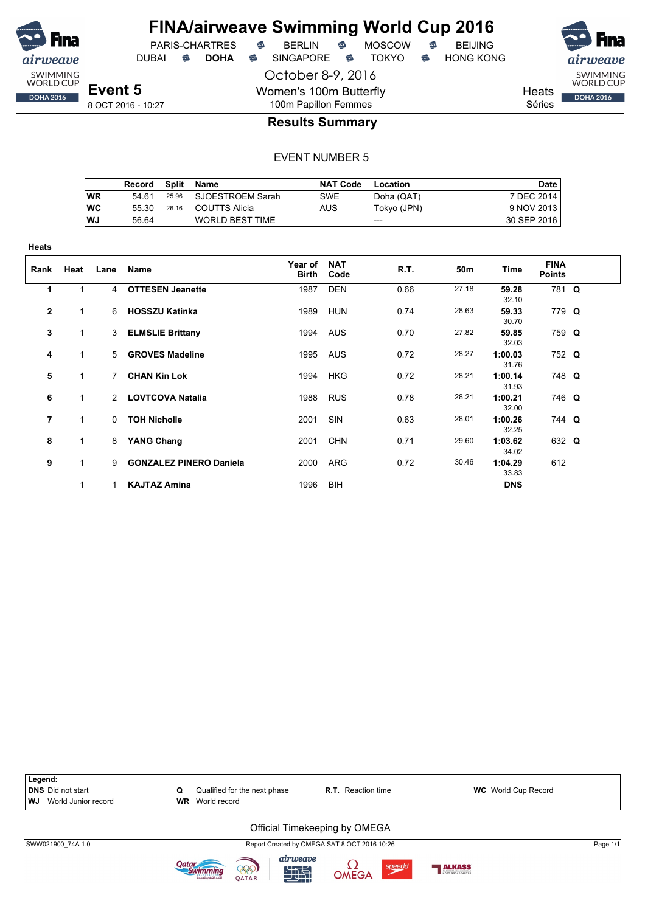# FINA/airweave Swimming World Cup 2016

PARIS-CHARTRES · BERLIN · MOSCOW · BEIJING
DUBAI · **DOHA** · SINGAPORE · TOKYO · HONG KONG

October 8-9, 2016

**Event 5**
8 OCT 2016 - 10:27

Women's 100m Butterfly
100m Papillon Femmes

Heats
Séries

## Results Summary

EVENT NUMBER 5

| | Record | Split | Name | NAT Code | Location | Date |
|---|---|---|---|---|---|---|
| WR | 54.61 | 25.96 | SJOESTROEM Sarah | SWE | Doha (QAT) | 7 DEC 2014 |
| WC | 55.30 | 26.16 | COUTTS Alicia | AUS | Tokyo (JPN) | 9 NOV 2013 |
| WJ | 56.64 | | WORLD BEST TIME | | --- | 30 SEP 2016 |

**Heats**

| Rank | Heat | Lane | Name | Year of Birth | NAT Code | R.T. | 50m | Time | FINA Points | |
|---|---|---|---|---|---|---|---|---|---|---|
| 1 | 1 | 4 | **OTTESEN Jeanette** | 1987 | DEN | 0.66 | 27.18 | **59.28** 32.10 | 781 | **Q** |
| 2 | 1 | 6 | **HOSSZU Katinka** | 1989 | HUN | 0.74 | 28.63 | **59.33** 30.70 | 779 | **Q** |
| 3 | 1 | 3 | **ELMSLIE Brittany** | 1994 | AUS | 0.70 | 27.82 | **59.85** 32.03 | 759 | **Q** |
| 4 | 1 | 5 | **GROVES Madeline** | 1995 | AUS | 0.72 | 28.27 | **1:00.03** 31.76 | 752 | **Q** |
| 5 | 1 | 7 | **CHAN Kin Lok** | 1994 | HKG | 0.72 | 28.21 | **1:00.14** 31.93 | 748 | **Q** |
| 6 | 1 | 2 | **LOVTCOVA Natalia** | 1988 | RUS | 0.78 | 28.21 | **1:00.21** 32.00 | 746 | **Q** |
| 7 | 1 | 0 | **TOH Nicholle** | 2001 | SIN | 0.63 | 28.01 | **1:00.26** 32.25 | 744 | **Q** |
| 8 | 1 | 8 | **YANG Chang** | 2001 | CHN | 0.71 | 29.60 | **1:03.62** 34.02 | 632 | **Q** |
| 9 | 1 | 9 | **GONZALEZ PINERO Daniela** | 2000 | ARG | 0.72 | 30.46 | **1:04.29** 33.83 | 612 | |
| | 1 | 1 | **KAJTAZ Amina** | 1996 | BIH | | | **DNS** | | |

**Legend:**
**DNS** Did not start · **Q** Qualified for the next phase · **R.T.** Reaction time · **WC** World Cup Record
**WJ** World Junior record · **WR** World record

Official Timekeeping by OMEGA

SWW021900_74A 1.0 · Report Created by OMEGA SAT 8 OCT 2016 10:26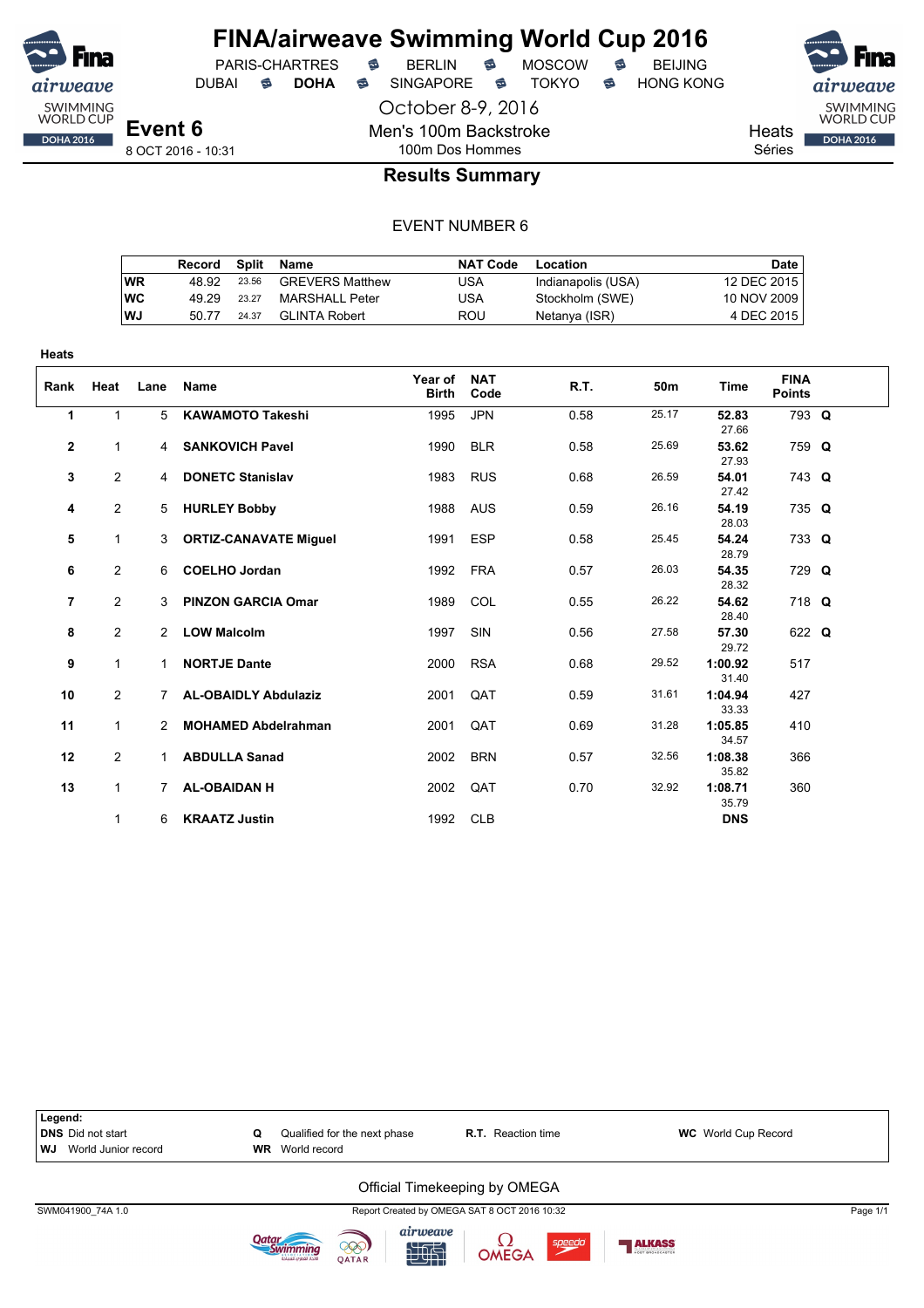# FINA/airweave Swimming World Cup 2016

PARIS-CHARTRES · BERLIN · MOSCOW · BEIJING
DUBAI · **DOHA** · SINGAPORE · TOKYO · HONG KONG

October 8-9, 2016

**Event 6**
8 OCT 2016 - 10:31

Men's 100m Backstroke
100m Dos Hommes

Heats
Séries

## Results Summary

EVENT NUMBER 6

| | Record | Split | Name | NAT Code | Location | Date |
|---|---|---|---|---|---|---|
| WR | 48.92 | 23.56 | GREVERS Matthew | USA | Indianapolis (USA) | 12 DEC 2015 |
| WC | 49.29 | 23.27 | MARSHALL Peter | USA | Stockholm (SWE) | 10 NOV 2009 |
| WJ | 50.77 | 24.37 | GLINTA Robert | ROU | Netanya (ISR) | 4 DEC 2015 |

**Heats**

| Rank | Heat | Lane | Name | Year of Birth | NAT Code | R.T. | 50m | Time | FINA Points | |
|---|---|---|---|---|---|---|---|---|---|---|
| 1 | 1 | 5 | **KAWAMOTO Takeshi** | 1995 | JPN | 0.58 | 25.17 | **52.83** 27.66 | 793 | **Q** |
| 2 | 1 | 4 | **SANKOVICH Pavel** | 1990 | BLR | 0.58 | 25.69 | **53.62** 27.93 | 759 | **Q** |
| 3 | 2 | 4 | **DONETC Stanislav** | 1983 | RUS | 0.68 | 26.59 | **54.01** 27.42 | 743 | **Q** |
| 4 | 2 | 5 | **HURLEY Bobby** | 1988 | AUS | 0.59 | 26.16 | **54.19** 28.03 | 735 | **Q** |
| 5 | 1 | 3 | **ORTIZ-CANAVATE Miguel** | 1991 | ESP | 0.58 | 25.45 | **54.24** 28.79 | 733 | **Q** |
| 6 | 2 | 6 | **COELHO Jordan** | 1992 | FRA | 0.57 | 26.03 | **54.35** 28.32 | 729 | **Q** |
| 7 | 2 | 3 | **PINZON GARCIA Omar** | 1989 | COL | 0.55 | 26.22 | **54.62** 28.40 | 718 | **Q** |
| 8 | 2 | 2 | **LOW Malcolm** | 1997 | SIN | 0.56 | 27.58 | **57.30** 29.72 | 622 | **Q** |
| 9 | 1 | 1 | **NORTJE Dante** | 2000 | RSA | 0.68 | 29.52 | **1:00.92** 31.40 | 517 | |
| 10 | 2 | 7 | **AL-OBAIDLY Abdulaziz** | 2001 | QAT | 0.59 | 31.61 | **1:04.94** 33.33 | 427 | |
| 11 | 1 | 2 | **MOHAMED Abdelrahman** | 2001 | QAT | 0.69 | 31.28 | **1:05.85** 34.57 | 410 | |
| 12 | 2 | 1 | **ABDULLA Sanad** | 2002 | BRN | 0.57 | 32.56 | **1:08.38** 35.82 | 366 | |
| 13 | 1 | 7 | **AL-OBAIDAN H** | 2002 | QAT | 0.70 | 32.92 | **1:08.71** 35.79 | 360 | |
| | 1 | 6 | **KRAATZ Justin** | 1992 | CLB | | | **DNS** | | |

**Legend:**

| | | | |
|---|---|---|---|
| **DNS** Did not start | **Q** Qualified for the next phase | **R.T.** Reaction time | **WC** World Cup Record |
| **WJ** World Junior record | **WR** World record | | |

Official Timekeeping by OMEGA

SWM041900_74A 1.0 — Report Created by OMEGA SAT 8 OCT 2016 10:32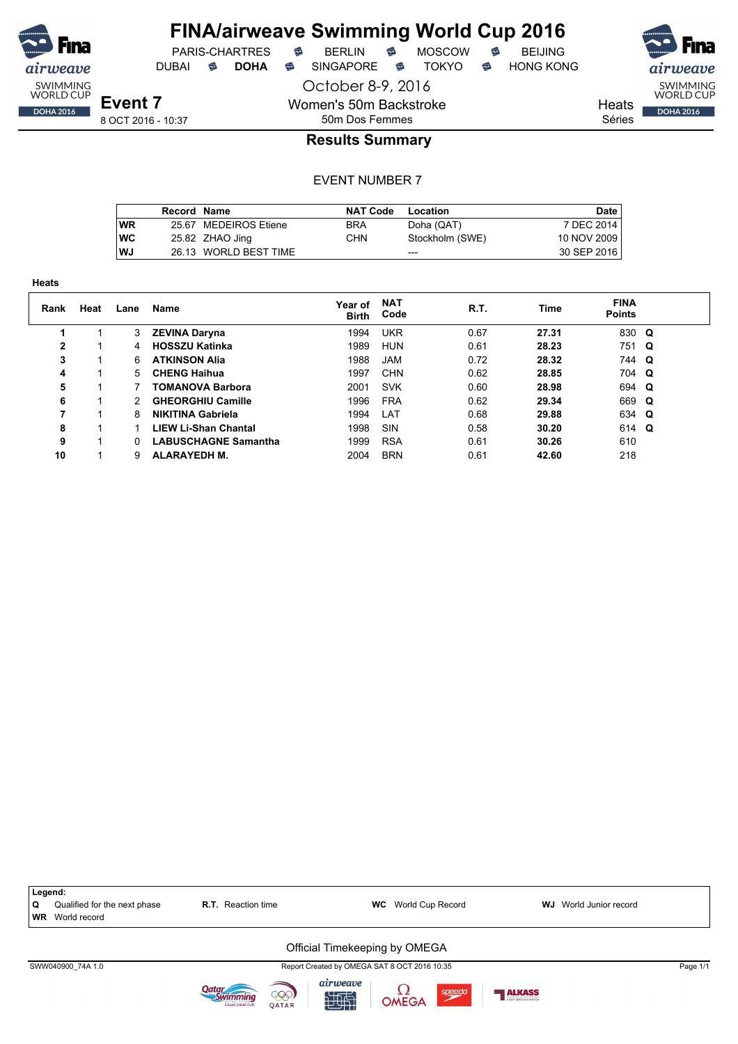# FINA/airweave Swimming World Cup 2016

PARIS-CHARTRES · BERLIN · MOSCOW · BEIJING
DUBAI · **DOHA** · SINGAPORE · TOKYO · HONG KONG

October 8-9, 2016

**Event 7**
8 OCT 2016 - 10:37

Women's 50m Backstroke
50m Dos Femmes

Heats
Séries

## Results Summary

EVENT NUMBER 7

| | Record | Name | NAT Code | Location | Date |
|---|---|---|---|---|---|
| WR | 25.67 | MEDEIROS Etiene | BRA | Doha (QAT) | 7 DEC 2014 |
| WC | 25.82 | ZHAO Jing | CHN | Stockholm (SWE) | 10 NOV 2009 |
| WJ | 26.13 | WORLD BEST TIME | | --- | 30 SEP 2016 |

**Heats**

| Rank | Heat | Lane | Name | Year of Birth | NAT Code | R.T. | Time | FINA Points | |
|---|---|---|---|---|---|---|---|---|---|
| 1 | 1 | 3 | **ZEVINA Daryna** | 1994 | UKR | 0.67 | **27.31** | 830 | **Q** |
| 2 | 1 | 4 | **HOSSZU Katinka** | 1989 | HUN | 0.61 | **28.23** | 751 | **Q** |
| 3 | 1 | 6 | **ATKINSON Alia** | 1988 | JAM | 0.72 | **28.32** | 744 | **Q** |
| 4 | 1 | 5 | **CHENG Haihua** | 1997 | CHN | 0.62 | **28.85** | 704 | **Q** |
| 5 | 1 | 7 | **TOMANOVA Barbora** | 2001 | SVK | 0.60 | **28.98** | 694 | **Q** |
| 6 | 1 | 2 | **GHEORGHIU Camille** | 1996 | FRA | 0.62 | **29.34** | 669 | **Q** |
| 7 | 1 | 8 | **NIKITINA Gabriela** | 1994 | LAT | 0.68 | **29.88** | 634 | **Q** |
| 8 | 1 | 1 | **LIEW Li-Shan Chantal** | 1998 | SIN | 0.58 | **30.20** | 614 | **Q** |
| 9 | 1 | 0 | **LABUSCHAGNE Samantha** | 1999 | RSA | 0.61 | **30.26** | 610 | |
| 10 | 1 | 9 | **ALARAYEDH M.** | 2004 | BRN | 0.61 | **42.60** | 218 | |

**Legend:**
**Q** Qualified for the next phase · **R.T.** Reaction time · **WC** World Cup Record · **WJ** World Junior record
**WR** World record

Official Timekeeping by OMEGA

SWW040900_74A 1.0 · Report Created by OMEGA SAT 8 OCT 2016 10:35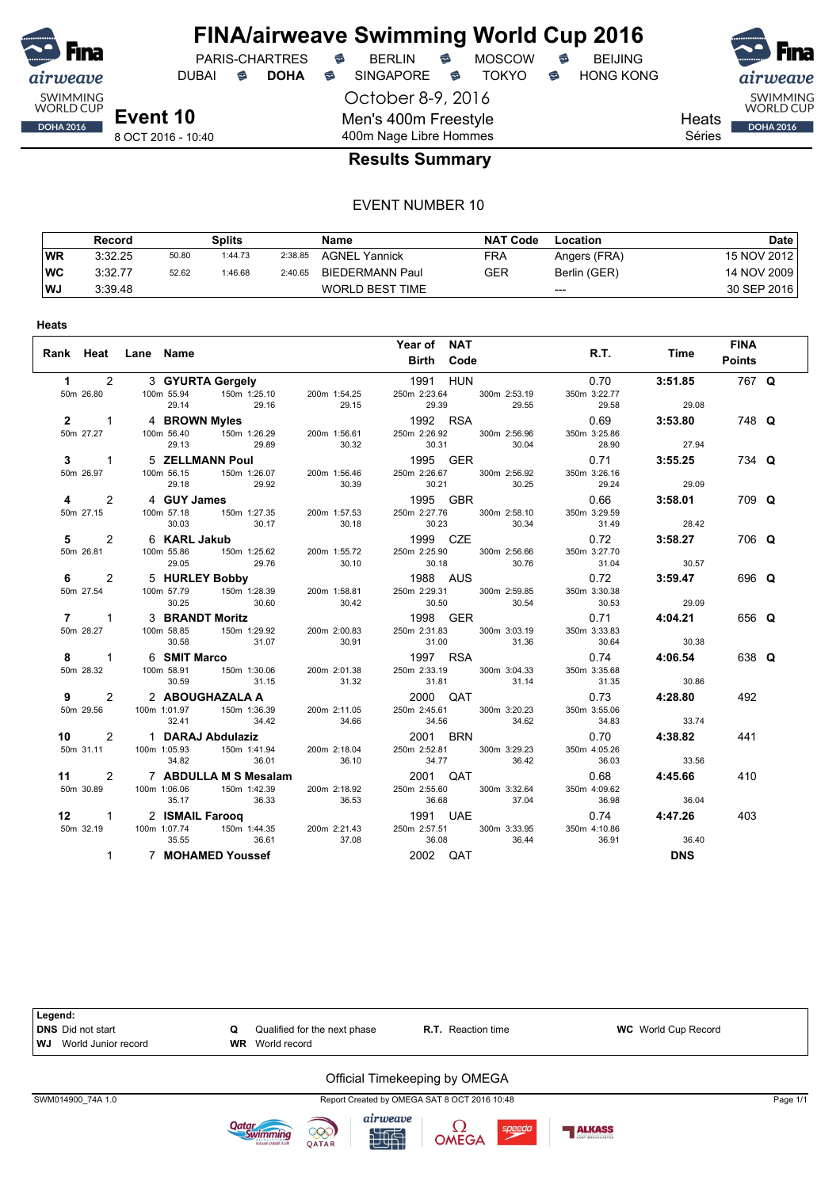# FINA/airweave Swimming World Cup 2016

PARIS-CHARTRES · BERLIN · MOSCOW · BEIJING
DUBAI · **DOHA** · SINGAPORE · TOKYO · HONG KONG

October 8-9, 2016

**Event 10**
8 OCT 2016 - 10:40

Men's 400m Freestyle
400m Nage Libre Hommes

Heats
Séries

## Results Summary

EVENT NUMBER 10

| | Record | Splits | | | Name | NAT Code | Location | Date |
|---|---|---|---|---|---|---|---|---|
| WR | 3:32.25 | 50.80 | 1:44.73 | 2:38.85 | AGNEL Yannick | FRA | Angers (FRA) | 15 NOV 2012 |
| WC | 3:32.77 | 52.62 | 1:46.68 | 2:40.65 | BIEDERMANN Paul | GER | Berlin (GER) | 14 NOV 2009 |
| WJ | 3:39.48 | | | | WORLD BEST TIME | | --- | 30 SEP 2016 |

**Heats**

| Rank | Heat | Lane | Name | Year of Birth | NAT Code | R.T. | Time | FINA Points | |
|---|---|---|---|---|---|---|---|---|---|
| 1 | 2 | 3 | GYURTA Gergely | 1991 | HUN | 0.70 | 3:51.85 | 767 | Q |
| 50m 26.80 | | | 100m 55.94 (29.14) · 150m 1:25.10 (29.16) · 200m 1:54.25 (29.15) | 250m 2:23.64 (29.39) | 300m 2:53.19 (29.55) | 350m 3:22.77 (29.58) | 29.08 | | |
| 2 | 1 | 4 | BROWN Myles | 1992 | RSA | 0.69 | 3:53.80 | 748 | Q |
| 50m 27.27 | | | 100m 56.40 (29.13) · 150m 1:26.29 (29.89) · 200m 1:56.61 (30.32) | 250m 2:26.92 (30.31) | 300m 2:56.96 (30.04) | 350m 3:25.86 (28.90) | 27.94 | | |
| 3 | 1 | 5 | ZELLMANN Poul | 1995 | GER | 0.71 | 3:55.25 | 734 | Q |
| 50m 26.97 | | | 100m 56.15 (29.18) · 150m 1:26.07 (29.92) · 200m 1:56.46 (30.39) | 250m 2:26.67 (30.21) | 300m 2:56.92 (30.25) | 350m 3:26.16 (29.24) | 29.09 | | |
| 4 | 2 | 4 | GUY James | 1995 | GBR | 0.66 | 3:58.01 | 709 | Q |
| 50m 27.15 | | | 100m 57.18 (30.03) · 150m 1:27.35 (30.17) · 200m 1:57.53 (30.18) | 250m 2:27.76 (30.23) | 300m 2:58.10 (30.34) | 350m 3:29.59 (31.49) | 28.42 | | |
| 5 | 2 | 6 | KARL Jakub | 1999 | CZE | 0.72 | 3:58.27 | 706 | Q |
| 50m 26.81 | | | 100m 55.86 (29.05) · 150m 1:25.62 (29.76) · 200m 1:55.72 (30.10) | 250m 2:25.90 (30.18) | 300m 2:56.66 (30.76) | 350m 3:27.70 (31.04) | 30.57 | | |
| 6 | 2 | 5 | HURLEY Bobby | 1988 | AUS | 0.72 | 3:59.47 | 696 | Q |
| 50m 27.54 | | | 100m 57.79 (30.25) · 150m 1:28.39 (30.60) · 200m 1:58.81 (30.42) | 250m 2:29.31 (30.50) | 300m 2:59.85 (30.54) | 350m 3:30.38 (30.53) | 29.09 | | |
| 7 | 1 | 3 | BRANDT Moritz | 1998 | GER | 0.71 | 4:04.21 | 656 | Q |
| 50m 28.27 | | | 100m 58.85 (30.58) · 150m 1:29.92 (31.07) · 200m 2:00.83 (30.91) | 250m 2:31.83 (31.00) | 300m 3:03.19 (31.36) | 350m 3:33.83 (30.64) | 30.38 | | |
| 8 | 1 | 6 | SMIT Marco | 1997 | RSA | 0.74 | 4:06.54 | 638 | Q |
| 50m 28.32 | | | 100m 58.91 (30.59) · 150m 1:30.06 (31.15) · 200m 2:01.38 (31.32) | 250m 2:33.19 (31.81) | 300m 3:04.33 (31.14) | 350m 3:35.68 (31.35) | 30.86 | | |
| 9 | 2 | 2 | ABOUGHAZALA A | 2000 | QAT | 0.73 | 4:28.80 | 492 | |
| 50m 29.56 | | | 100m 1:01.97 (32.41) · 150m 1:36.39 (34.42) · 200m 2:11.05 (34.66) | 250m 2:45.61 (34.56) | 300m 3:20.23 (34.62) | 350m 3:55.06 (34.83) | 33.74 | | |
| 10 | 2 | 1 | DARAJ Abdulaziz | 2001 | BRN | 0.70 | 4:38.82 | 441 | |
| 50m 31.11 | | | 100m 1:05.93 (34.82) · 150m 1:41.94 (36.01) · 200m 2:18.04 (36.10) | 250m 2:52.81 (34.77) | 300m 3:29.23 (36.42) | 350m 4:05.26 (36.03) | 33.56 | | |
| 11 | 2 | 7 | ABDULLA M S Mesalam | 2001 | QAT | 0.68 | 4:45.66 | 410 | |
| 50m 30.89 | | | 100m 1:06.06 (35.17) · 150m 1:42.39 (36.33) · 200m 2:18.92 (36.53) | 250m 2:55.60 (36.68) | 300m 3:32.64 (37.04) | 350m 4:09.62 (36.98) | 36.04 | | |
| 12 | 1 | 2 | ISMAIL Farooq | 1991 | UAE | 0.74 | 4:47.26 | 403 | |
| 50m 32.19 | | | 100m 1:07.74 (35.55) · 150m 1:44.35 (36.61) · 200m 2:21.43 (37.08) | 250m 2:57.51 (36.08) | 300m 3:33.95 (36.44) | 350m 4:10.86 (36.91) | 36.40 | | |
| | 1 | 7 | MOHAMED Youssef | 2002 | QAT | | DNS | | |

**Legend:**

| | | | |
|---|---|---|---|
| **DNS** Did not start | **Q** Qualified for the next phase | **R.T.** Reaction time | **WC** World Cup Record |
| **WJ** World Junior record | **WR** World record | | |

Official Timekeeping by OMEGA

SWM014900_74A 1.0 · Report Created by OMEGA SAT 8 OCT 2016 10:48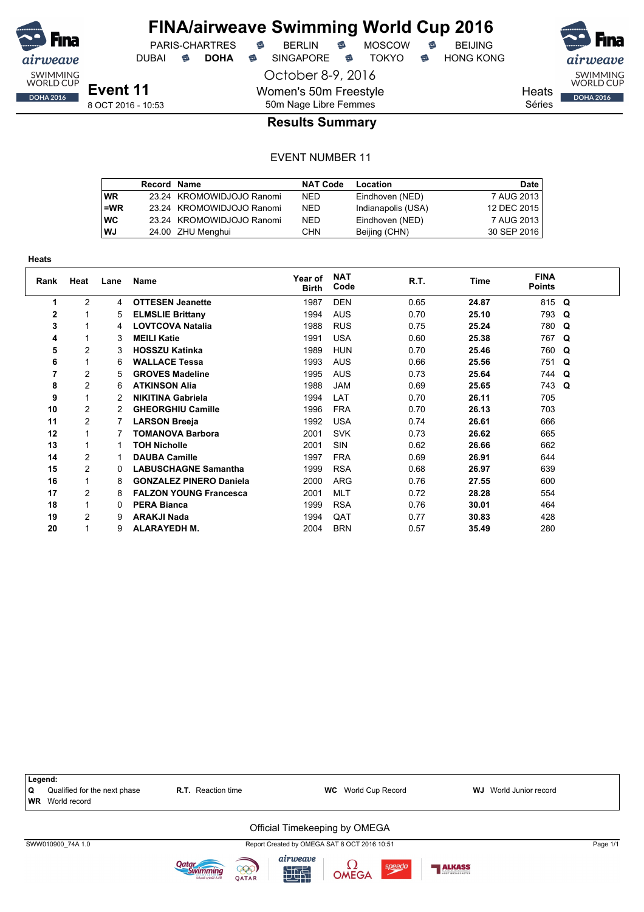# FINA/airweave Swimming World Cup 2016

PARIS-CHARTRES · BERLIN · MOSCOW · BEIJING
DUBAI · **DOHA** · SINGAPORE · TOKYO · HONG KONG

October 8-9, 2016

**Event 11**
8 OCT 2016 - 10:53

Women's 50m Freestyle
50m Nage Libre Femmes

Heats
Séries

## Results Summary

EVENT NUMBER 11

| | Record | Name | NAT Code | Location | Date |
|---|---|---|---|---|---|
| WR | 23.24 | KROMOWIDJOJO Ranomi | NED | Eindhoven (NED) | 7 AUG 2013 |
| =WR | 23.24 | KROMOWIDJOJO Ranomi | NED | Indianapolis (USA) | 12 DEC 2015 |
| WC | 23.24 | KROMOWIDJOJO Ranomi | NED | Eindhoven (NED) | 7 AUG 2013 |
| WJ | 24.00 | ZHU Menghui | CHN | Beijing (CHN) | 30 SEP 2016 |

**Heats**

| Rank | Heat | Lane | Name | Year of Birth | NAT Code | R.T. | Time | FINA Points | |
|---|---|---|---|---|---|---|---|---|---|
| 1 | 2 | 4 | **OTTESEN Jeanette** | 1987 | DEN | 0.65 | **24.87** | 815 | **Q** |
| 2 | 1 | 5 | **ELMSLIE Brittany** | 1994 | AUS | 0.70 | **25.10** | 793 | **Q** |
| 3 | 1 | 4 | **LOVTCOVA Natalia** | 1988 | RUS | 0.75 | **25.24** | 780 | **Q** |
| 4 | 1 | 3 | **MEILI Katie** | 1991 | USA | 0.60 | **25.38** | 767 | **Q** |
| 5 | 2 | 3 | **HOSSZU Katinka** | 1989 | HUN | 0.70 | **25.46** | 760 | **Q** |
| 6 | 1 | 6 | **WALLACE Tessa** | 1993 | AUS | 0.66 | **25.56** | 751 | **Q** |
| 7 | 2 | 5 | **GROVES Madeline** | 1995 | AUS | 0.73 | **25.64** | 744 | **Q** |
| 8 | 2 | 6 | **ATKINSON Alia** | 1988 | JAM | 0.69 | **25.65** | 743 | **Q** |
| 9 | 1 | 2 | **NIKITINA Gabriela** | 1994 | LAT | 0.70 | **26.11** | 705 | |
| 10 | 2 | 2 | **GHEORGHIU Camille** | 1996 | FRA | 0.70 | **26.13** | 703 | |
| 11 | 2 | 7 | **LARSON Breeja** | 1992 | USA | 0.74 | **26.61** | 666 | |
| 12 | 1 | 7 | **TOMANOVA Barbora** | 2001 | SVK | 0.73 | **26.62** | 665 | |
| 13 | 1 | 1 | **TOH Nicholle** | 2001 | SIN | 0.62 | **26.66** | 662 | |
| 14 | 2 | 1 | **DAUBA Camille** | 1997 | FRA | 0.69 | **26.91** | 644 | |
| 15 | 2 | 0 | **LABUSCHAGNE Samantha** | 1999 | RSA | 0.68 | **26.97** | 639 | |
| 16 | 1 | 8 | **GONZALEZ PINERO Daniela** | 2000 | ARG | 0.76 | **27.55** | 600 | |
| 17 | 2 | 8 | **FALZON YOUNG Francesca** | 2001 | MLT | 0.72 | **28.28** | 554 | |
| 18 | 1 | 0 | **PERA Bianca** | 1999 | RSA | 0.76 | **30.01** | 464 | |
| 19 | 2 | 9 | **ARAKJI Nada** | 1994 | QAT | 0.77 | **30.83** | 428 | |
| 20 | 1 | 9 | **ALARAYEDH M.** | 2004 | BRN | 0.57 | **35.49** | 280 | |

**Legend:**
**Q** Qualified for the next phase · **R.T.** Reaction time · **WC** World Cup Record · **WJ** World Junior record
**WR** World record

Official Timekeeping by OMEGA

SWW010900_74A 1.0 · Report Created by OMEGA SAT 8 OCT 2016 10:51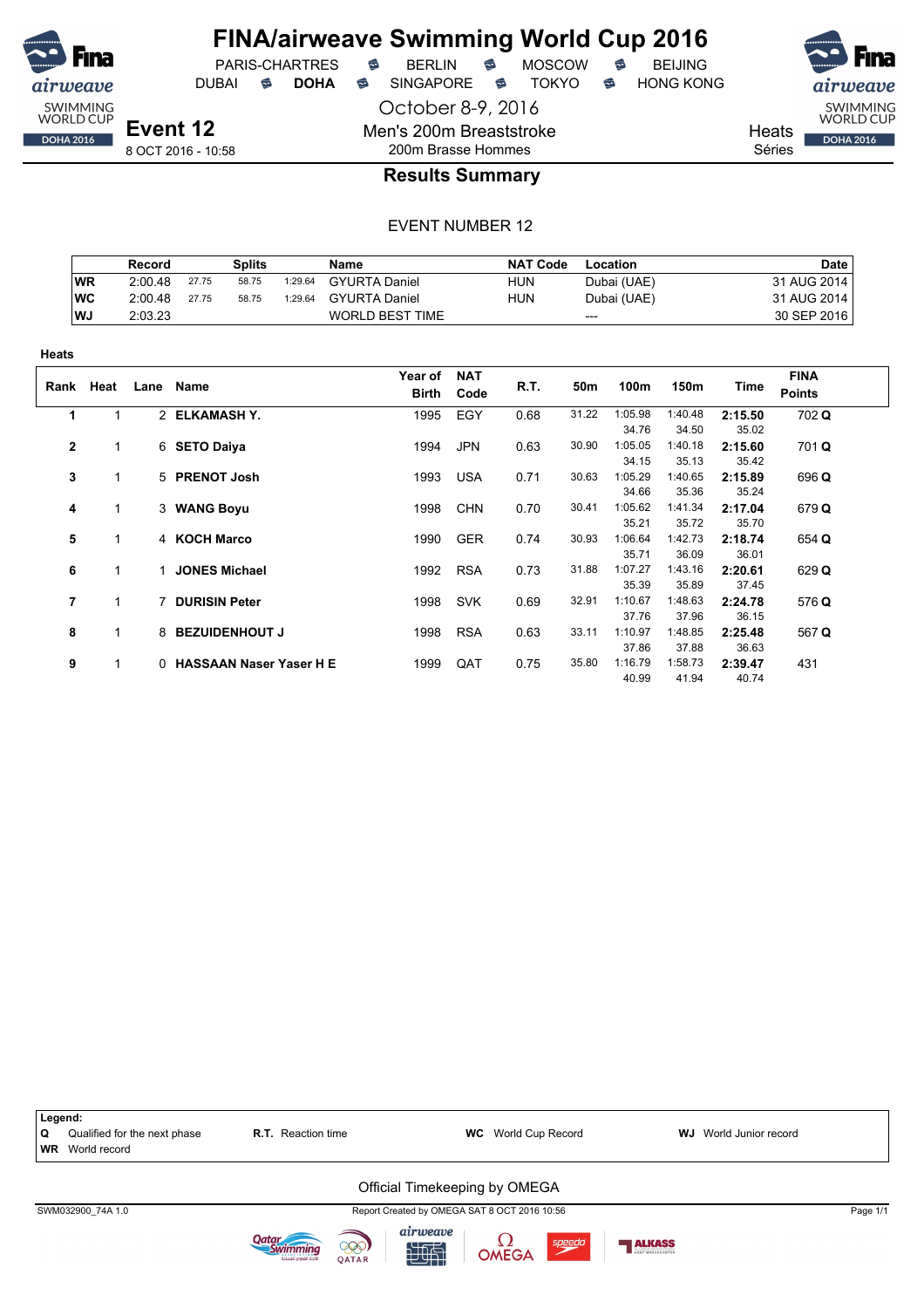# FINA/airweave Swimming World Cup 2016

PARIS-CHARTRES · BERLIN · MOSCOW · BEIJING
DUBAI · **DOHA** · SINGAPORE · TOKYO · HONG KONG

October 8-9, 2016

**Event 12**
8 OCT 2016 - 10:58

Men's 200m Breaststroke
200m Brasse Hommes

Heats
Séries

## Results Summary

EVENT NUMBER 12

| | Record | Splits | | | Name | NAT Code | Location | Date |
|---|---|---|---|---|---|---|---|---|
| WR | 2:00.48 | 27.75 | 58.75 | 1:29.64 | GYURTA Daniel | HUN | Dubai (UAE) | 31 AUG 2014 |
| WC | 2:00.48 | 27.75 | 58.75 | 1:29.64 | GYURTA Daniel | HUN | Dubai (UAE) | 31 AUG 2014 |
| WJ | 2:03.23 | | | | WORLD BEST TIME | | --- | 30 SEP 2016 |

**Heats**

| Rank | Heat | Lane | Name | Year of Birth | NAT Code | R.T. | 50m | 100m | 150m | Time | FINA Points |
|---|---|---|---|---|---|---|---|---|---|---|---|
| 1 | 1 | 2 | **ELKAMASH Y.** | 1995 | EGY | 0.68 | 31.22 | 1:05.98 | 1:40.48 | **2:15.50** | 702 **Q** |
| | | | | | | | | 34.76 | 34.50 | 35.02 | |
| 2 | 1 | 6 | **SETO Daiya** | 1994 | JPN | 0.63 | 30.90 | 1:05.05 | 1:40.18 | **2:15.60** | 701 **Q** |
| | | | | | | | | 34.15 | 35.13 | 35.42 | |
| 3 | 1 | 5 | **PRENOT Josh** | 1993 | USA | 0.71 | 30.63 | 1:05.29 | 1:40.65 | **2:15.89** | 696 **Q** |
| | | | | | | | | 34.66 | 35.36 | 35.24 | |
| 4 | 1 | 3 | **WANG Boyu** | 1998 | CHN | 0.70 | 30.41 | 1:05.62 | 1:41.34 | **2:17.04** | 679 **Q** |
| | | | | | | | | 35.21 | 35.72 | 35.70 | |
| 5 | 1 | 4 | **KOCH Marco** | 1990 | GER | 0.74 | 30.93 | 1:06.64 | 1:42.73 | **2:18.74** | 654 **Q** |
| | | | | | | | | 35.71 | 36.09 | 36.01 | |
| 6 | 1 | 1 | **JONES Michael** | 1992 | RSA | 0.73 | 31.88 | 1:07.27 | 1:43.16 | **2:20.61** | 629 **Q** |
| | | | | | | | | 35.39 | 35.89 | 37.45 | |
| 7 | 1 | 7 | **DURISIN Peter** | 1998 | SVK | 0.69 | 32.91 | 1:10.67 | 1:48.63 | **2:24.78** | 576 **Q** |
| | | | | | | | | 37.76 | 37.96 | 36.15 | |
| 8 | 1 | 8 | **BEZUIDENHOUT J** | 1998 | RSA | 0.63 | 33.11 | 1:10.97 | 1:48.85 | **2:25.48** | 567 **Q** |
| | | | | | | | | 37.86 | 37.88 | 36.63 | |
| 9 | 1 | 0 | **HASSAAN Naser Yaser H E** | 1999 | QAT | 0.75 | 35.80 | 1:16.79 | 1:58.73 | **2:39.47** | 431 |
| | | | | | | | | 40.99 | 41.94 | 40.74 | |

**Legend:**
**Q** Qualified for the next phase · **R.T.** Reaction time · **WC** World Cup Record · **WJ** World Junior record
**WR** World record

Official Timekeeping by OMEGA

SWM032900_74A 1.0 · Report Created by OMEGA SAT 8 OCT 2016 10:56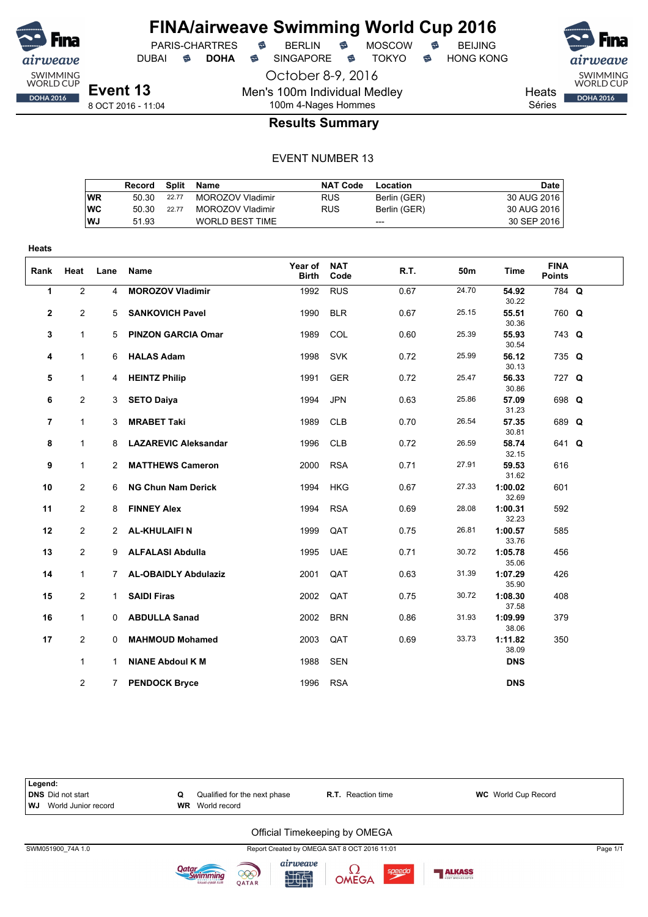# FINA/airweave Swimming World Cup 2016

PARIS-CHARTRES · BERLIN · MOSCOW · BEIJING
DUBAI · **DOHA** · SINGAPORE · TOKYO · HONG KONG

October 8-9, 2016

**Event 13**
8 OCT 2016 - 11:04

Men's 100m Individual Medley
100m 4-Nages Hommes

Heats
Séries

## Results Summary

EVENT NUMBER 13

| | Record | Split | Name | NAT Code | Location | Date |
|---|---|---|---|---|---|---|
| WR | 50.30 | 22.77 | MOROZOV Vladimir | RUS | Berlin (GER) | 30 AUG 2016 |
| WC | 50.30 | 22.77 | MOROZOV Vladimir | RUS | Berlin (GER) | 30 AUG 2016 |
| WJ | 51.93 | | WORLD BEST TIME | | --- | 30 SEP 2016 |

**Heats**

| Rank | Heat | Lane | Name | Year of Birth | NAT Code | R.T. | 50m | Time | FINA Points | |
|---|---|---|---|---|---|---|---|---|---|---|
| 1 | 2 | 4 | **MOROZOV Vladimir** | 1992 | RUS | 0.67 | 24.70 | **54.92** 30.22 | 784 | **Q** |
| 2 | 2 | 5 | **SANKOVICH Pavel** | 1990 | BLR | 0.67 | 25.15 | **55.51** 30.36 | 760 | **Q** |
| 3 | 1 | 5 | **PINZON GARCIA Omar** | 1989 | COL | 0.60 | 25.39 | **55.93** 30.54 | 743 | **Q** |
| 4 | 1 | 6 | **HALAS Adam** | 1998 | SVK | 0.72 | 25.99 | **56.12** 30.13 | 735 | **Q** |
| 5 | 1 | 4 | **HEINTZ Philip** | 1991 | GER | 0.72 | 25.47 | **56.33** 30.86 | 727 | **Q** |
| 6 | 2 | 3 | **SETO Daiya** | 1994 | JPN | 0.63 | 25.86 | **57.09** 31.23 | 698 | **Q** |
| 7 | 1 | 3 | **MRABET Taki** | 1989 | CLB | 0.70 | 26.54 | **57.35** 30.81 | 689 | **Q** |
| 8 | 1 | 8 | **LAZAREVIC Aleksandar** | 1996 | CLB | 0.72 | 26.59 | **58.74** 32.15 | 641 | **Q** |
| 9 | 1 | 2 | **MATTHEWS Cameron** | 2000 | RSA | 0.71 | 27.91 | **59.53** 31.62 | 616 | |
| 10 | 2 | 6 | **NG Chun Nam Derick** | 1994 | HKG | 0.67 | 27.33 | **1:00.02** 32.69 | 601 | |
| 11 | 2 | 8 | **FINNEY Alex** | 1994 | RSA | 0.69 | 28.08 | **1:00.31** 32.23 | 592 | |
| 12 | 2 | 2 | **AL-KHULAIFI N** | 1999 | QAT | 0.75 | 26.81 | **1:00.57** 33.76 | 585 | |
| 13 | 2 | 9 | **ALFALASI Abdulla** | 1995 | UAE | 0.71 | 30.72 | **1:05.78** 35.06 | 456 | |
| 14 | 1 | 7 | **AL-OBAIDLY Abdulaziz** | 2001 | QAT | 0.63 | 31.39 | **1:07.29** 35.90 | 426 | |
| 15 | 2 | 1 | **SAIDI Firas** | 2002 | QAT | 0.75 | 30.72 | **1:08.30** 37.58 | 408 | |
| 16 | 1 | 0 | **ABDULLA Sanad** | 2002 | BRN | 0.86 | 31.93 | **1:09.99** 38.06 | 379 | |
| 17 | 2 | 0 | **MAHMOUD Mohamed** | 2003 | QAT | 0.69 | 33.73 | **1:11.82** 38.09 | 350 | |
| | 1 | 1 | **NIANE Abdoul K M** | 1988 | SEN | | | **DNS** | | |
| | 2 | 7 | **PENDOCK Bryce** | 1996 | RSA | | | **DNS** | | |

**Legend:**
**DNS** Did not start · **Q** Qualified for the next phase · **R.T.** Reaction time · **WC** World Cup Record
**WJ** World Junior record · **WR** World record

Official Timekeeping by OMEGA

SWM051900_74A 1.0 · Report Created by OMEGA SAT 8 OCT 2016 11:01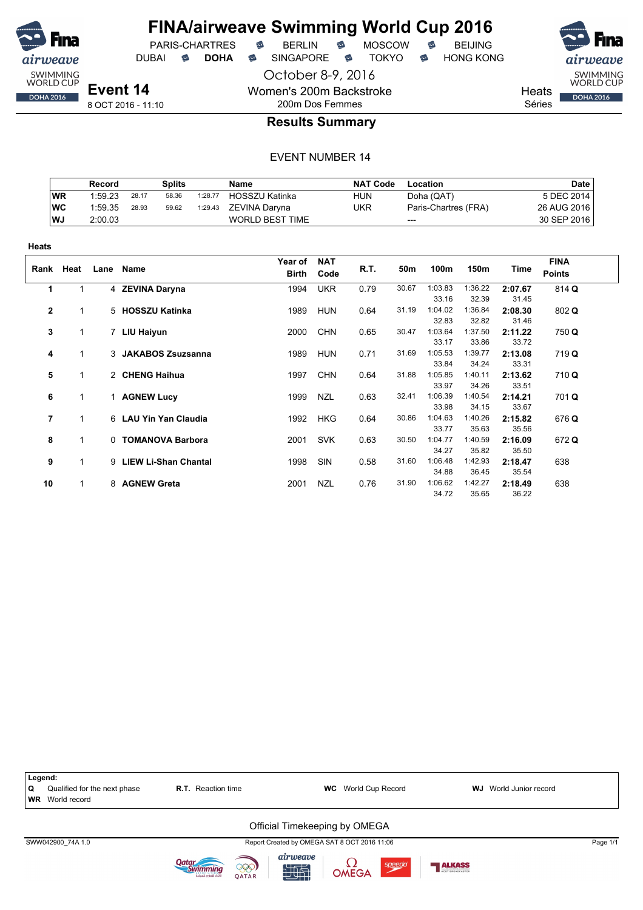# FINA/airweave Swimming World Cup 2016

PARIS-CHARTRES · BERLIN · MOSCOW · BEIJING
DUBAI · **DOHA** · SINGAPORE · TOKYO · HONG KONG

October 8-9, 2016

**Event 14**
8 OCT 2016 - 11:10

Women's 200m Backstroke
200m Dos Femmes

Heats
Séries

## Results Summary

EVENT NUMBER 14

| | Record | | Splits | | Name | NAT Code | Location | Date |
|---|---|---|---|---|---|---|---|---|
| WR | 1:59.23 | 28.17 | 58.36 | 1:28.77 | HOSSZU Katinka | HUN | Doha (QAT) | 5 DEC 2014 |
| WC | 1:59.35 | 28.93 | 59.62 | 1:29.43 | ZEVINA Daryna | UKR | Paris-Chartres (FRA) | 26 AUG 2016 |
| WJ | 2:00.03 | | | | WORLD BEST TIME | | --- | 30 SEP 2016 |

**Heats**

| Rank | Heat | Lane | Name | Year of Birth | NAT Code | R.T. | 50m | 100m | 150m | Time | FINA Points |
|---|---|---|---|---|---|---|---|---|---|---|---|
| **1** | 1 | 4 | **ZEVINA Daryna** | 1994 | UKR | 0.79 | 30.67 | 1:03.83 | 1:36.22 | **2:07.67** | 814 **Q** |
| | | | | | | | | 33.16 | 32.39 | 31.45 | |
| **2** | 1 | 5 | **HOSSZU Katinka** | 1989 | HUN | 0.64 | 31.19 | 1:04.02 | 1:36.84 | **2:08.30** | 802 **Q** |
| | | | | | | | | 32.83 | 32.82 | 31.46 | |
| **3** | 1 | 7 | **LIU Haiyun** | 2000 | CHN | 0.65 | 30.47 | 1:03.64 | 1:37.50 | **2:11.22** | 750 **Q** |
| | | | | | | | | 33.17 | 33.86 | 33.72 | |
| **4** | 1 | 3 | **JAKABOS Zsuszanna** | 1989 | HUN | 0.71 | 31.69 | 1:05.53 | 1:39.77 | **2:13.08** | 719 **Q** |
| | | | | | | | | 33.84 | 34.24 | 33.31 | |
| **5** | 1 | 2 | **CHENG Haihua** | 1997 | CHN | 0.64 | 31.88 | 1:05.85 | 1:40.11 | **2:13.62** | 710 **Q** |
| | | | | | | | | 33.97 | 34.26 | 33.51 | |
| **6** | 1 | 1 | **AGNEW Lucy** | 1999 | NZL | 0.63 | 32.41 | 1:06.39 | 1:40.54 | **2:14.21** | 701 **Q** |
| | | | | | | | | 33.98 | 34.15 | 33.67 | |
| **7** | 1 | 6 | **LAU Yin Yan Claudia** | 1992 | HKG | 0.64 | 30.86 | 1:04.63 | 1:40.26 | **2:15.82** | 676 **Q** |
| | | | | | | | | 33.77 | 35.63 | 35.56 | |
| **8** | 1 | 0 | **TOMANOVA Barbora** | 2001 | SVK | 0.63 | 30.50 | 1:04.77 | 1:40.59 | **2:16.09** | 672 **Q** |
| | | | | | | | | 34.27 | 35.82 | 35.50 | |
| **9** | 1 | 9 | **LIEW Li-Shan Chantal** | 1998 | SIN | 0.58 | 31.60 | 1:06.48 | 1:42.93 | **2:18.47** | 638 |
| | | | | | | | | 34.88 | 36.45 | 35.54 | |
| **10** | 1 | 8 | **AGNEW Greta** | 2001 | NZL | 0.76 | 31.90 | 1:06.62 | 1:42.27 | **2:18.49** | 638 |
| | | | | | | | | 34.72 | 35.65 | 36.22 | |

**Legend:**
**Q** Qualified for the next phase · **R.T.** Reaction time · **WC** World Cup Record · **WJ** World Junior record
**WR** World record

Official Timekeeping by OMEGA

SWW042900_74A 1.0 · Report Created by OMEGA SAT 8 OCT 2016 11:06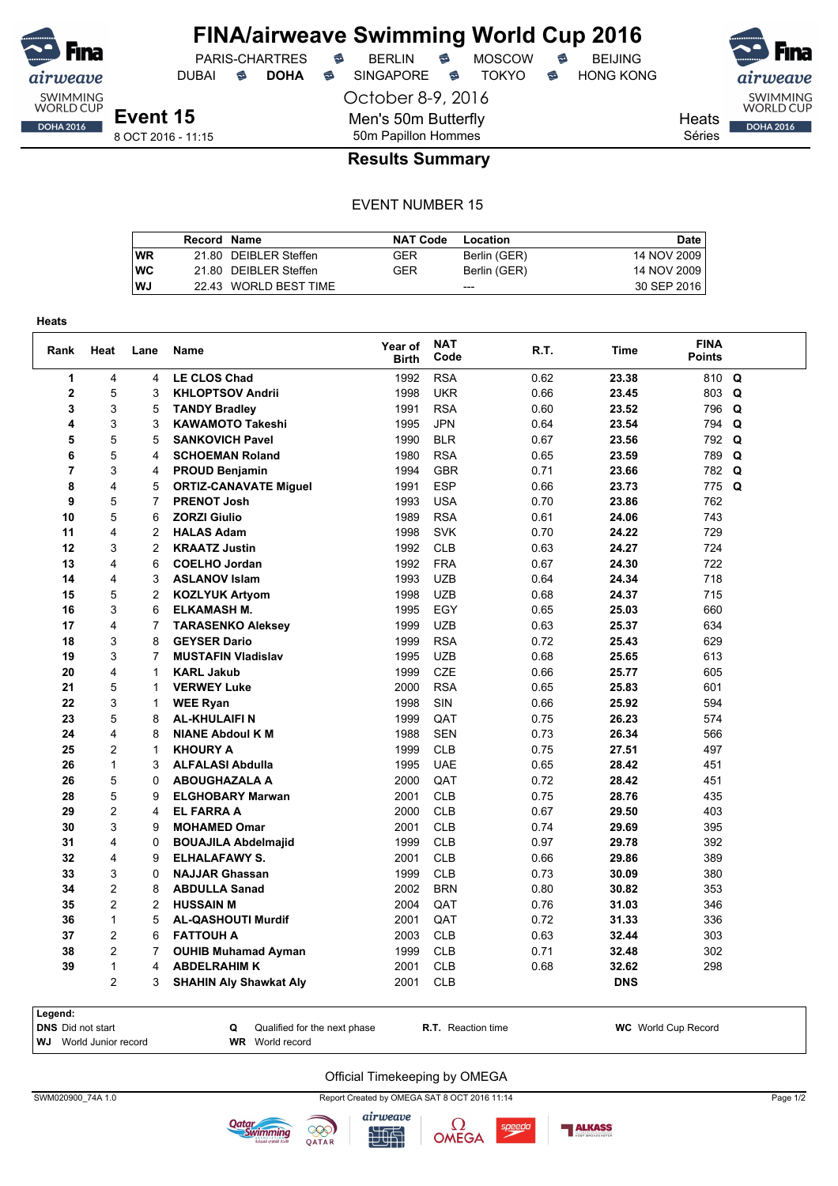# FINA/airweave Swimming World Cup 2016

PARIS-CHARTRES · BERLIN · MOSCOW · BEIJING
DUBAI · **DOHA** · SINGAPORE · TOKYO · HONG KONG

October 8-9, 2016

## Event 15

8 OCT 2016 - 11:15

Men's 50m Butterfly
50m Papillon Hommes

Heats
Séries

### Results Summary

EVENT NUMBER 15

| Record | Name | NAT Code | Location | Date |
|---|---|---|---|---|
| WR | 21.80 DEIBLER Steffen | GER | Berlin (GER) | 14 NOV 2009 |
| WC | 21.80 DEIBLER Steffen | GER | Berlin (GER) | 14 NOV 2009 |
| WJ | 22.43 WORLD BEST TIME | | --- | 30 SEP 2016 |

**Heats**

| Rank | Heat | Lane | Name | Year of Birth | NAT Code | R.T. | Time | FINA Points | |
|---|---|---|---|---|---|---|---|---|---|
| 1 | 4 | 4 | **LE CLOS Chad** | 1992 | RSA | 0.62 | **23.38** | 810 | **Q** |
| 2 | 5 | 3 | **KHLOPTSOV Andrii** | 1998 | UKR | 0.66 | **23.45** | 803 | **Q** |
| 3 | 3 | 5 | **TANDY Bradley** | 1991 | RSA | 0.60 | **23.52** | 796 | **Q** |
| 4 | 3 | 3 | **KAWAMOTO Takeshi** | 1995 | JPN | 0.64 | **23.54** | 794 | **Q** |
| 5 | 5 | 5 | **SANKOVICH Pavel** | 1990 | BLR | 0.67 | **23.56** | 792 | **Q** |
| 6 | 5 | 4 | **SCHOEMAN Roland** | 1980 | RSA | 0.65 | **23.59** | 789 | **Q** |
| 7 | 3 | 4 | **PROUD Benjamin** | 1994 | GBR | 0.71 | **23.66** | 782 | **Q** |
| 8 | 4 | 5 | **ORTIZ-CANAVATE Miguel** | 1991 | ESP | 0.66 | **23.73** | 775 | **Q** |
| 9 | 5 | 7 | **PRENOT Josh** | 1993 | USA | 0.70 | **23.86** | 762 | |
| 10 | 5 | 6 | **ZORZI Giulio** | 1989 | RSA | 0.61 | **24.06** | 743 | |
| 11 | 4 | 2 | **HALAS Adam** | 1998 | SVK | 0.70 | **24.22** | 729 | |
| 12 | 3 | 2 | **KRAATZ Justin** | 1992 | CLB | 0.63 | **24.27** | 724 | |
| 13 | 4 | 6 | **COELHO Jordan** | 1992 | FRA | 0.67 | **24.30** | 722 | |
| 14 | 4 | 3 | **ASLANOV Islam** | 1993 | UZB | 0.64 | **24.34** | 718 | |
| 15 | 5 | 2 | **KOZLYUK Artyom** | 1998 | UZB | 0.68 | **24.37** | 715 | |
| 16 | 3 | 6 | **ELKAMASH M.** | 1995 | EGY | 0.65 | **25.03** | 660 | |
| 17 | 4 | 7 | **TARASENKO Aleksey** | 1999 | UZB | 0.63 | **25.37** | 634 | |
| 18 | 3 | 8 | **GEYSER Dario** | 1999 | RSA | 0.72 | **25.43** | 629 | |
| 19 | 3 | 7 | **MUSTAFIN Vladislav** | 1995 | UZB | 0.68 | **25.65** | 613 | |
| 20 | 4 | 1 | **KARL Jakub** | 1999 | CZE | 0.66 | **25.77** | 605 | |
| 21 | 5 | 1 | **VERWEY Luke** | 2000 | RSA | 0.65 | **25.83** | 601 | |
| 22 | 3 | 1 | **WEE Ryan** | 1998 | SIN | 0.66 | **25.92** | 594 | |
| 23 | 5 | 8 | **AL-KHULAIFI N** | 1999 | QAT | 0.75 | **26.23** | 574 | |
| 24 | 4 | 8 | **NIANE Abdoul K M** | 1988 | SEN | 0.73 | **26.34** | 566 | |
| 25 | 2 | 1 | **KHOURY A** | 1999 | CLB | 0.75 | **27.51** | 497 | |
| 26 | 1 | 3 | **ALFALASI Abdulla** | 1995 | UAE | 0.65 | **28.42** | 451 | |
| 26 | 5 | 0 | **ABOUGHAZALA A** | 2000 | QAT | 0.72 | **28.42** | 451 | |
| 28 | 5 | 9 | **ELGHOBARY Marwan** | 2001 | CLB | 0.75 | **28.76** | 435 | |
| 29 | 2 | 4 | **EL FARRA A** | 2000 | CLB | 0.67 | **29.50** | 403 | |
| 30 | 3 | 9 | **MOHAMED Omar** | 2001 | CLB | 0.74 | **29.69** | 395 | |
| 31 | 4 | 0 | **BOUAJILA Abdelmajid** | 1999 | CLB | 0.97 | **29.78** | 392 | |
| 32 | 4 | 9 | **ELHALAFAWY S.** | 2001 | CLB | 0.66 | **29.86** | 389 | |
| 33 | 3 | 0 | **NAJJAR Ghassan** | 1999 | CLB | 0.73 | **30.09** | 380 | |
| 34 | 2 | 8 | **ABDULLA Sanad** | 2002 | BRN | 0.80 | **30.82** | 353 | |
| 35 | 2 | 2 | **HUSSAIN M** | 2004 | QAT | 0.76 | **31.03** | 346 | |
| 36 | 1 | 5 | **AL-QASHOUTI Murdif** | 2001 | QAT | 0.72 | **31.33** | 336 | |
| 37 | 2 | 6 | **FATTOUH A** | 2003 | CLB | 0.63 | **32.44** | 303 | |
| 38 | 2 | 7 | **OUHIB Muhamad Ayman** | 1999 | CLB | 0.71 | **32.48** | 302 | |
| 39 | 1 | 4 | **ABDELRAHIM K** | 2001 | CLB | 0.68 | **32.62** | 298 | |
| | 2 | 3 | **SHAHIN Aly Shawkat Aly** | 2001 | CLB | | **DNS** | | |

**Legend:**
**DNS** Did not start · **Q** Qualified for the next phase · **R.T.** Reaction time · **WC** World Cup Record
**WJ** World Junior record · **WR** World record

Official Timekeeping by OMEGA

SWM020900_74A 1.0 · Report Created by OMEGA SAT 8 OCT 2016 11:14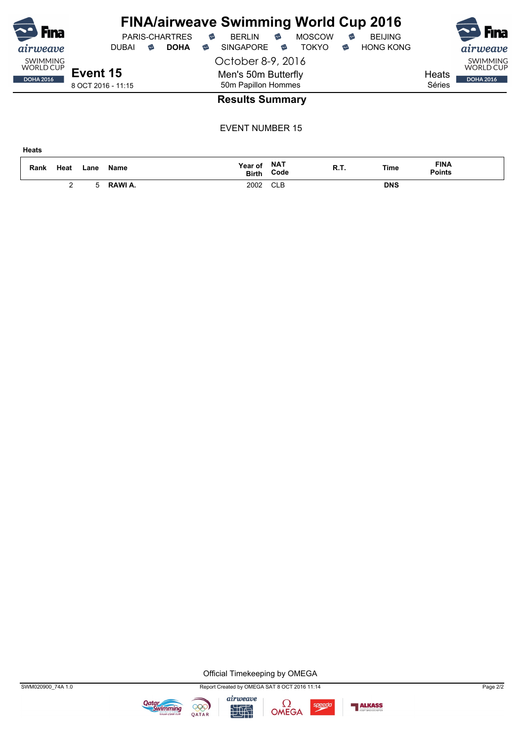# FINA/airweave Swimming World Cup 2016

PARIS-CHARTRES · BERLIN · MOSCOW · BEIJING
DUBAI · **DOHA** · SINGAPORE · TOKYO · HONG KONG

October 8-9, 2016

**Event 15**
8 OCT 2016 - 11:15

Men's 50m Butterfly
50m Papillon Hommes

Heats
Séries

## Results Summary

EVENT NUMBER 15

**Heats**

| Rank | Heat | Lane | Name | Year of Birth | NAT Code | R.T. | Time | FINA Points |
|---|---|---|---|---|---|---|---|---|
| | 2 | 5 | **RAWI A.** | 2002 | CLB | | **DNS** | |

Official Timekeeping by OMEGA

SWM020900_74A 1.0 · Report Created by OMEGA SAT 8 OCT 2016 11:14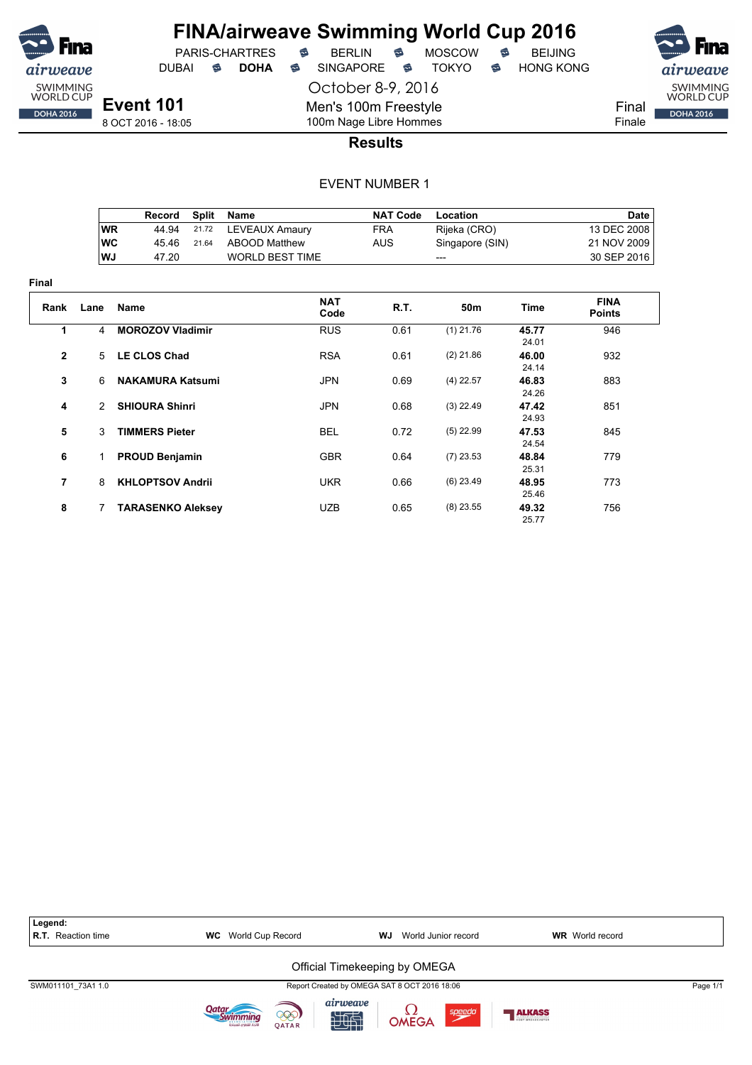# FINA/airweave Swimming World Cup 2016

PARIS-CHARTRES · BERLIN · MOSCOW · BEIJING
DUBAI · **DOHA** · SINGAPORE · TOKYO · HONG KONG

October 8-9, 2016

## Event 101

8 OCT 2016 - 18:05

Men's 100m Freestyle
100m Nage Libre Hommes

Final
Finale

### Results

EVENT NUMBER 1

| | Record | Split | Name | NAT Code | Location | Date |
|---|---|---|---|---|---|---|
| WR | 44.94 | 21.72 | LEVEAUX Amaury | FRA | Rijeka (CRO) | 13 DEC 2008 |
| WC | 45.46 | 21.64 | ABOOD Matthew | AUS | Singapore (SIN) | 21 NOV 2009 |
| WJ | 47.20 | | WORLD BEST TIME | | --- | 30 SEP 2016 |

**Final**

| Rank | Lane | Name | NAT Code | R.T. | 50m | Time | FINA Points |
|---|---|---|---|---|---|---|---|
| 1 | 4 | **MOROZOV Vladimir** | RUS | 0.61 | (1) 21.76 | **45.77** 24.01 | 946 |
| 2 | 5 | **LE CLOS Chad** | RSA | 0.61 | (2) 21.86 | **46.00** 24.14 | 932 |
| 3 | 6 | **NAKAMURA Katsumi** | JPN | 0.69 | (4) 22.57 | **46.83** 24.26 | 883 |
| 4 | 2 | **SHIOURA Shinri** | JPN | 0.68 | (3) 22.49 | **47.42** 24.93 | 851 |
| 5 | 3 | **TIMMERS Pieter** | BEL | 0.72 | (5) 22.99 | **47.53** 24.54 | 845 |
| 6 | 1 | **PROUD Benjamin** | GBR | 0.64 | (7) 23.53 | **48.84** 25.31 | 779 |
| 7 | 8 | **KHLOPTSOV Andrii** | UKR | 0.66 | (6) 23.49 | **48.95** 25.46 | 773 |
| 8 | 7 | **TARASENKO Aleksey** | UZB | 0.65 | (8) 23.55 | **49.32** 25.77 | 756 |

**Legend:**
**R.T.** Reaction time · **WC** World Cup Record · **WJ** World Junior record · **WR** World record

Official Timekeeping by OMEGA

SWM011101_73A1 1.0 · Report Created by OMEGA SAT 8 OCT 2016 18:06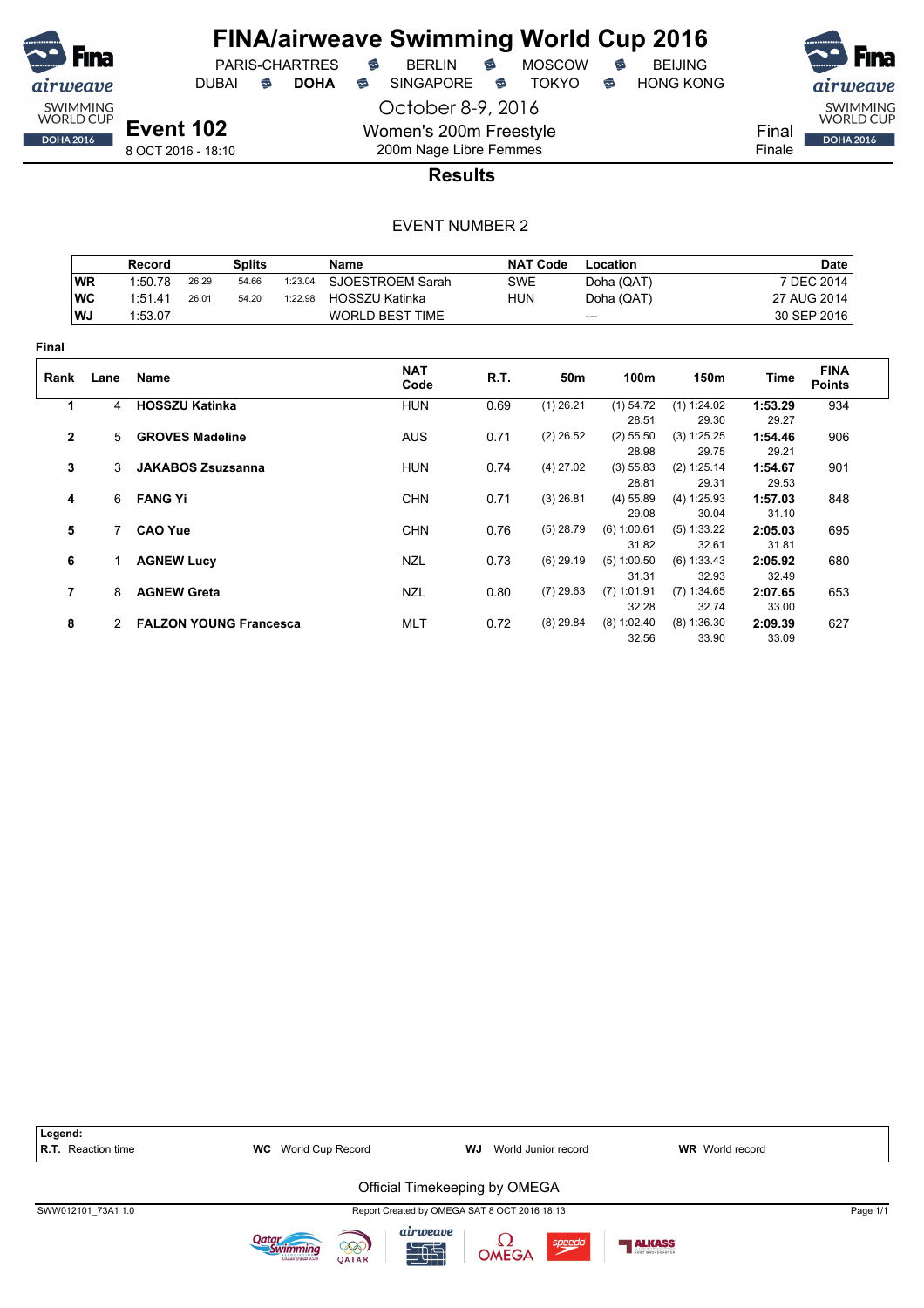# FINA/airweave Swimming World Cup 2016

PARIS-CHARTRES · BERLIN · MOSCOW · BEIJING
DUBAI · **DOHA** · SINGAPORE · TOKYO · HONG KONG

October 8-9, 2016

**Event 102**
8 OCT 2016 - 18:10

Women's 200m Freestyle
200m Nage Libre Femmes

Final
Finale

## Results

EVENT NUMBER 2

| | Record | | Splits | | Name | NAT Code | Location | Date |
|---|---|---|---|---|---|---|---|---|
| WR | 1:50.78 | 26.29 | 54.66 | 1:23.04 | SJOESTROEM Sarah | SWE | Doha (QAT) | 7 DEC 2014 |
| WC | 1:51.41 | 26.01 | 54.20 | 1:22.98 | HOSSZU Katinka | HUN | Doha (QAT) | 27 AUG 2014 |
| WJ | 1:53.07 | | | | WORLD BEST TIME | | --- | 30 SEP 2016 |

**Final**

| Rank | Lane | Name | NAT Code | R.T. | 50m | 100m | 150m | Time | FINA Points |
|---|---|---|---|---|---|---|---|---|---|
| 1 | 4 | **HOSSZU Katinka** | HUN | 0.69 | (1) 26.21 | (1) 54.72<br>28.51 | (1) 1:24.02<br>29.30 | **1:53.29**<br>29.27 | 934 |
| 2 | 5 | **GROVES Madeline** | AUS | 0.71 | (2) 26.52 | (2) 55.50<br>28.98 | (3) 1:25.25<br>29.75 | **1:54.46**<br>29.21 | 906 |
| 3 | 3 | **JAKABOS Zsuzsanna** | HUN | 0.74 | (4) 27.02 | (3) 55.83<br>28.81 | (2) 1:25.14<br>29.31 | **1:54.67**<br>29.53 | 901 |
| 4 | 6 | **FANG Yi** | CHN | 0.71 | (3) 26.81 | (4) 55.89<br>29.08 | (4) 1:25.93<br>30.04 | **1:57.03**<br>31.10 | 848 |
| 5 | 7 | **CAO Yue** | CHN | 0.76 | (5) 28.79 | (6) 1:00.61<br>31.82 | (5) 1:33.22<br>32.61 | **2:05.03**<br>31.81 | 695 |
| 6 | 1 | **AGNEW Lucy** | NZL | 0.73 | (6) 29.19 | (5) 1:00.50<br>31.31 | (6) 1:33.43<br>32.93 | **2:05.92**<br>32.49 | 680 |
| 7 | 8 | **AGNEW Greta** | NZL | 0.80 | (7) 29.63 | (7) 1:01.91<br>32.28 | (7) 1:34.65<br>32.74 | **2:07.65**<br>33.00 | 653 |
| 8 | 2 | **FALZON YOUNG Francesca** | MLT | 0.72 | (8) 29.84 | (8) 1:02.40<br>32.56 | (8) 1:36.30<br>33.90 | **2:09.39**<br>33.09 | 627 |

**Legend:**
**R.T.** Reaction time | **WC** World Cup Record | **WJ** World Junior record | **WR** World record

Official Timekeeping by OMEGA

SWW012101_73A1 1.0 — Report Created by OMEGA SAT 8 OCT 2016 18:13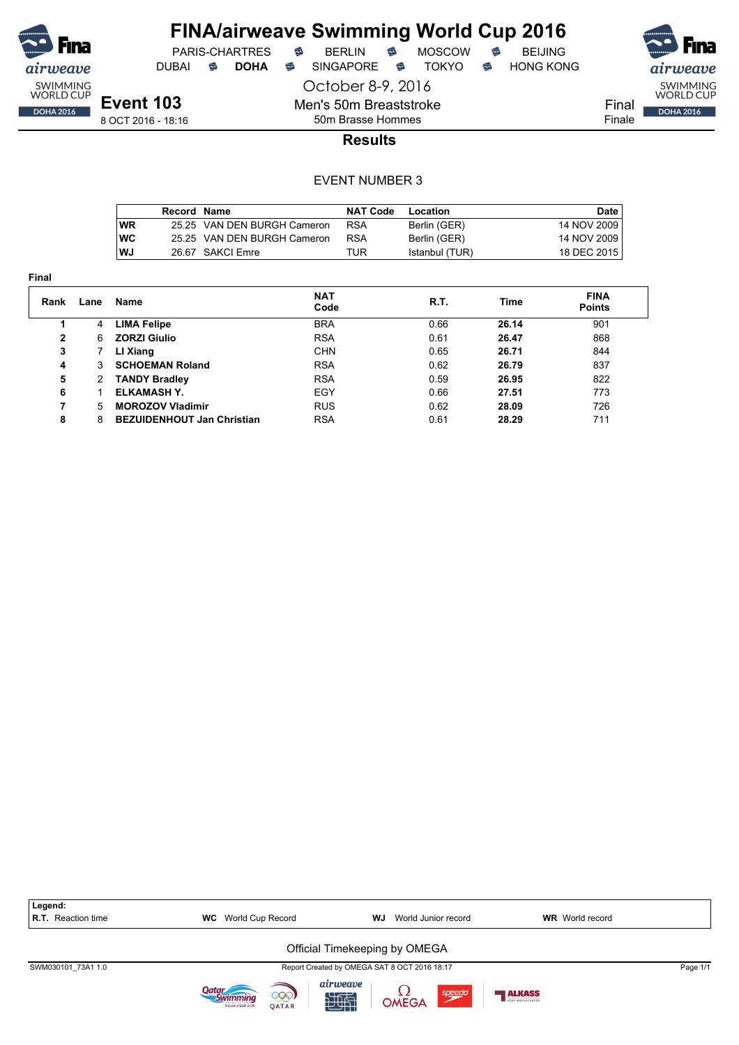# FINA/airweave Swimming World Cup 2016

PARIS-CHARTRES · BERLIN · MOSCOW · BEIJING
DUBAI · **DOHA** · SINGAPORE · TOKYO · HONG KONG

October 8-9, 2016

## Event 103

8 OCT 2016 - 18:16

Men's 50m Breaststroke
50m Brasse Hommes

Final
Finale

### Results

EVENT NUMBER 3

| | Record | Name | NAT Code | Location | Date |
|---|---|---|---|---|---|
| WR | 25.25 | VAN DEN BURGH Cameron | RSA | Berlin (GER) | 14 NOV 2009 |
| WC | 25.25 | VAN DEN BURGH Cameron | RSA | Berlin (GER) | 14 NOV 2009 |
| WJ | 26.67 | SAKCI Emre | TUR | Istanbul (TUR) | 18 DEC 2015 |

**Final**

| Rank | Lane | Name | NAT Code | R.T. | Time | FINA Points |
|---|---|---|---|---|---|---|
| 1 | 4 | **LIMA Felipe** | BRA | 0.66 | **26.14** | 901 |
| 2 | 6 | **ZORZI Giulio** | RSA | 0.61 | **26.47** | 868 |
| 3 | 7 | **LI Xiang** | CHN | 0.65 | **26.71** | 844 |
| 4 | 3 | **SCHOEMAN Roland** | RSA | 0.62 | **26.79** | 837 |
| 5 | 2 | **TANDY Bradley** | RSA | 0.59 | **26.95** | 822 |
| 6 | 1 | **ELKAMASH Y.** | EGY | 0.66 | **27.51** | 773 |
| 7 | 5 | **MOROZOV Vladimir** | RUS | 0.62 | **28.09** | 726 |
| 8 | 8 | **BEZUIDENHOUT Jan Christian** | RSA | 0.61 | **28.29** | 711 |

**Legend:**
**R.T.** Reaction time · **WC** World Cup Record · **WJ** World Junior record · **WR** World record

Official Timekeeping by OMEGA

SWM030101_73A1 1.0 · Report Created by OMEGA SAT 8 OCT 2016 18:17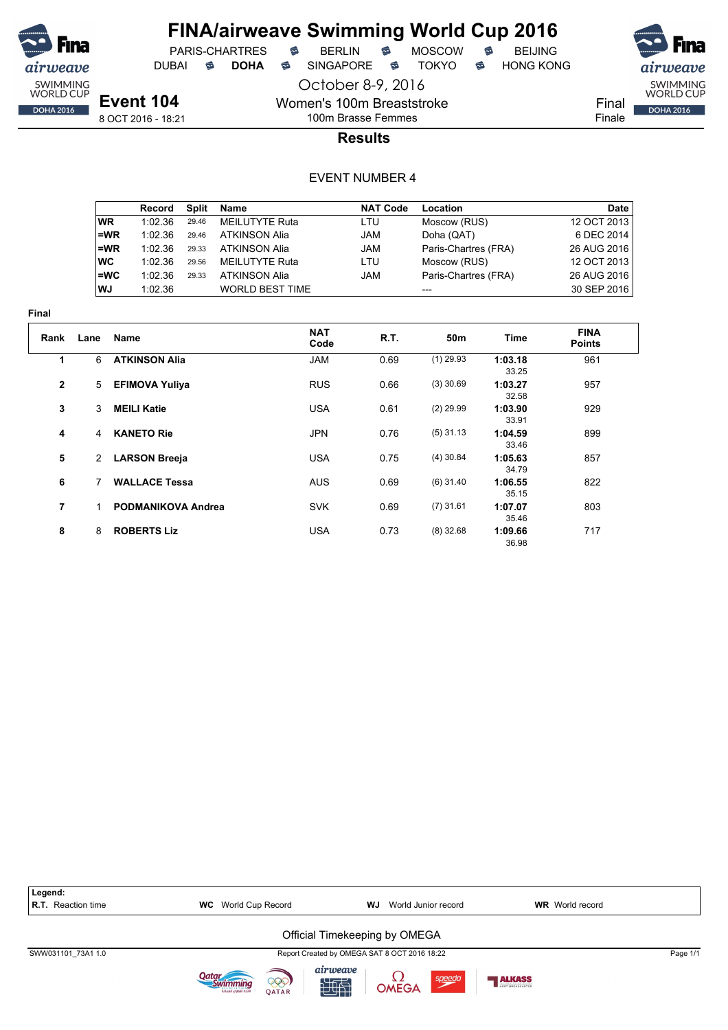# FINA/airweave Swimming World Cup 2016

PARIS-CHARTRES · BERLIN · MOSCOW · BEIJING
DUBAI · **DOHA** · SINGAPORE · TOKYO · HONG KONG

October 8-9, 2016

## Event 104

8 OCT 2016 - 18:21

Women's 100m Breaststroke
100m Brasse Femmes

Final
Finale

### Results

EVENT NUMBER 4

| | Record | Split | Name | NAT Code | Location | Date |
|---|---|---|---|---|---|---|
| WR | 1:02.36 | 29.46 | MEILUTYTE Ruta | LTU | Moscow (RUS) | 12 OCT 2013 |
| =WR | 1:02.36 | 29.46 | ATKINSON Alia | JAM | Doha (QAT) | 6 DEC 2014 |
| =WR | 1:02.36 | 29.33 | ATKINSON Alia | JAM | Paris-Chartres (FRA) | 26 AUG 2016 |
| WC | 1:02.36 | 29.56 | MEILUTYTE Ruta | LTU | Moscow (RUS) | 12 OCT 2013 |
| =WC | 1:02.36 | 29.33 | ATKINSON Alia | JAM | Paris-Chartres (FRA) | 26 AUG 2016 |
| WJ | 1:02.36 | | WORLD BEST TIME | | --- | 30 SEP 2016 |

**Final**

| Rank | Lane | Name | NAT Code | R.T. | 50m | Time | FINA Points |
|---|---|---|---|---|---|---|---|
| 1 | 6 | **ATKINSON Alia** | JAM | 0.69 | (1) 29.93 | **1:03.18** 33.25 | 961 |
| 2 | 5 | **EFIMOVA Yuliya** | RUS | 0.66 | (3) 30.69 | **1:03.27** 32.58 | 957 |
| 3 | 3 | **MEILI Katie** | USA | 0.61 | (2) 29.99 | **1:03.90** 33.91 | 929 |
| 4 | 4 | **KANETO Rie** | JPN | 0.76 | (5) 31.13 | **1:04.59** 33.46 | 899 |
| 5 | 2 | **LARSON Breeja** | USA | 0.75 | (4) 30.84 | **1:05.63** 34.79 | 857 |
| 6 | 7 | **WALLACE Tessa** | AUS | 0.69 | (6) 31.40 | **1:06.55** 35.15 | 822 |
| 7 | 1 | **PODMANIKOVA Andrea** | SVK | 0.69 | (7) 31.61 | **1:07.07** 35.46 | 803 |
| 8 | 8 | **ROBERTS Liz** | USA | 0.73 | (8) 32.68 | **1:09.66** 36.98 | 717 |

**Legend:**
**R.T.** Reaction time · **WC** World Cup Record · **WJ** World Junior record · **WR** World record

Official Timekeeping by OMEGA

SWW031101_73A1 1.0 · Report Created by OMEGA SAT 8 OCT 2016 18:22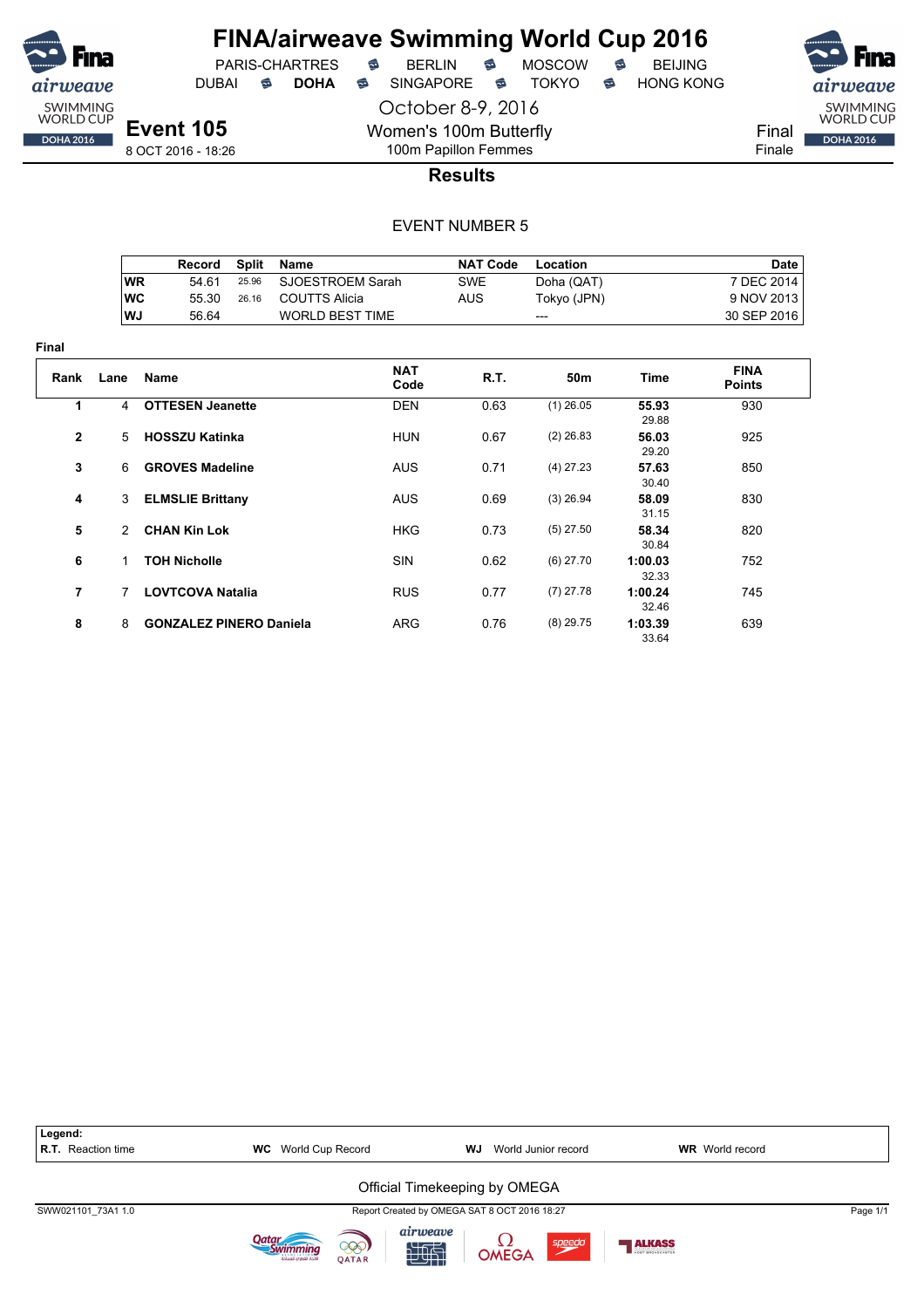# FINA/airweave Swimming World Cup 2016

PARIS-CHARTRES · BERLIN · MOSCOW · BEIJING
DUBAI · **DOHA** · SINGAPORE · TOKYO · HONG KONG

October 8-9, 2016

**Event 105**
8 OCT 2016 - 18:26

Women's 100m Butterfly
100m Papillon Femmes

Final
Finale

## Results

EVENT NUMBER 5

| | Record | Split | Name | NAT Code | Location | Date |
|---|---|---|---|---|---|---|
| WR | 54.61 | 25.96 | SJOESTROEM Sarah | SWE | Doha (QAT) | 7 DEC 2014 |
| WC | 55.30 | 26.16 | COUTTS Alicia | AUS | Tokyo (JPN) | 9 NOV 2013 |
| WJ | 56.64 | | WORLD BEST TIME | | --- | 30 SEP 2016 |

**Final**

| Rank | Lane | Name | NAT Code | R.T. | 50m | Time | FINA Points |
|---|---|---|---|---|---|---|---|
| 1 | 4 | **OTTESEN Jeanette** | DEN | 0.63 | (1) 26.05 | **55.93** 29.88 | 930 |
| 2 | 5 | **HOSSZU Katinka** | HUN | 0.67 | (2) 26.83 | **56.03** 29.20 | 925 |
| 3 | 6 | **GROVES Madeline** | AUS | 0.71 | (4) 27.23 | **57.63** 30.40 | 850 |
| 4 | 3 | **ELMSLIE Brittany** | AUS | 0.69 | (3) 26.94 | **58.09** 31.15 | 830 |
| 5 | 2 | **CHAN Kin Lok** | HKG | 0.73 | (5) 27.50 | **58.34** 30.84 | 820 |
| 6 | 1 | **TOH Nicholle** | SIN | 0.62 | (6) 27.70 | **1:00.03** 32.33 | 752 |
| 7 | 7 | **LOVTCOVA Natalia** | RUS | 0.77 | (7) 27.78 | **1:00.24** 32.46 | 745 |
| 8 | 8 | **GONZALEZ PINERO Daniela** | ARG | 0.76 | (8) 29.75 | **1:03.39** 33.64 | 639 |

**Legend:**
**R.T.** Reaction time · **WC** World Cup Record · **WJ** World Junior record · **WR** World record

Official Timekeeping by OMEGA

SWW021101_73A1 1.0 · Report Created by OMEGA SAT 8 OCT 2016 18:27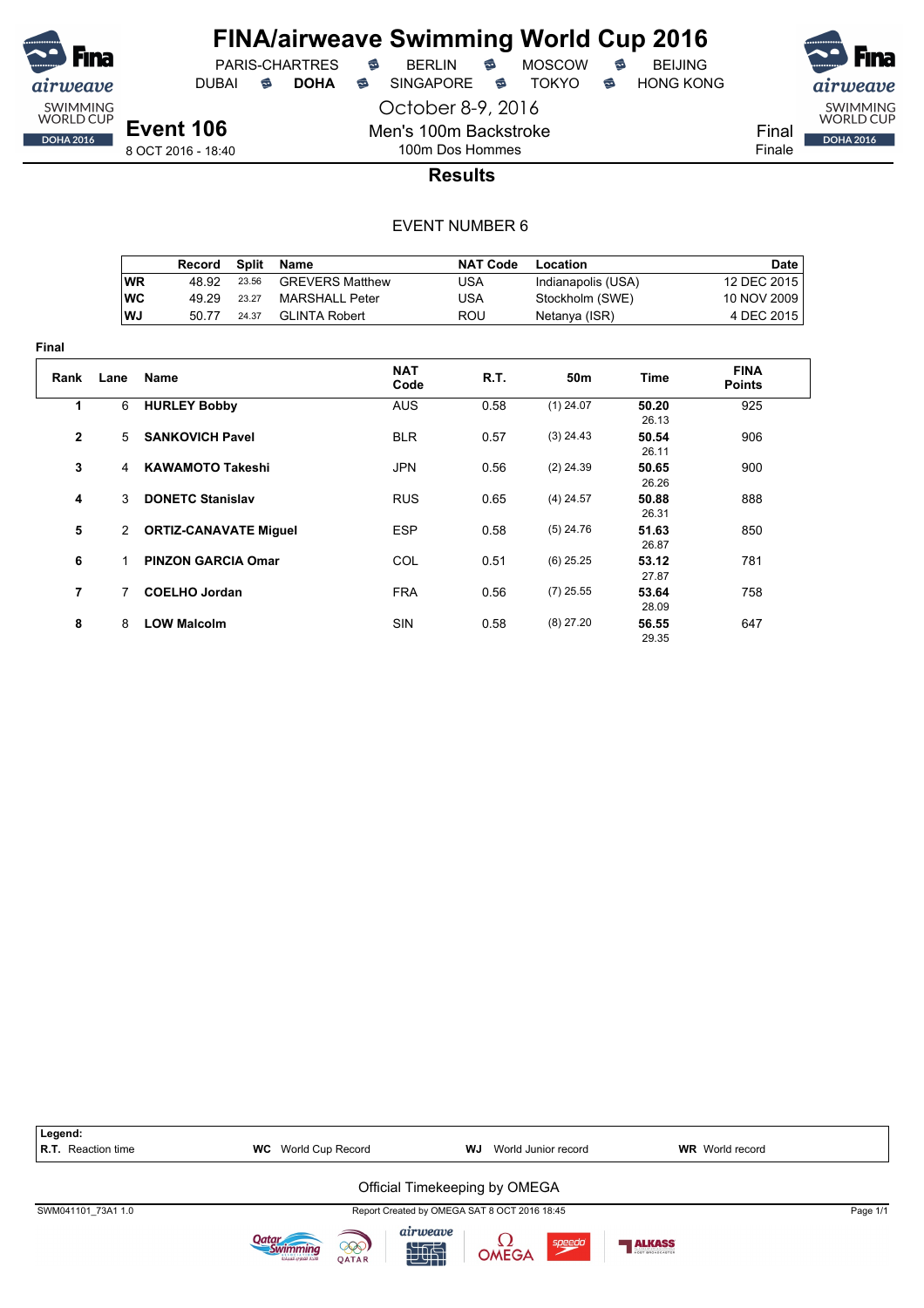# FINA/airweave Swimming World Cup 2016

PARIS-CHARTRES · BERLIN · MOSCOW · BEIJING
DUBAI · **DOHA** · SINGAPORE · TOKYO · HONG KONG

October 8-9, 2016

## Event 106

8 OCT 2016 - 18:40

Men's 100m Backstroke
100m Dos Hommes

Final
Finale

### Results

EVENT NUMBER 6

| | Record | Split | Name | NAT Code | Location | Date |
|---|---|---|---|---|---|---|
| WR | 48.92 | 23.56 | GREVERS Matthew | USA | Indianapolis (USA) | 12 DEC 2015 |
| WC | 49.29 | 23.27 | MARSHALL Peter | USA | Stockholm (SWE) | 10 NOV 2009 |
| WJ | 50.77 | 24.37 | GLINTA Robert | ROU | Netanya (ISR) | 4 DEC 2015 |

**Final**

| Rank | Lane | Name | NAT Code | R.T. | 50m | Time | FINA Points |
|---|---|---|---|---|---|---|---|
| 1 | 6 | **HURLEY Bobby** | AUS | 0.58 | (1) 24.07 | **50.20** 26.13 | 925 |
| 2 | 5 | **SANKOVICH Pavel** | BLR | 0.57 | (3) 24.43 | **50.54** 26.11 | 906 |
| 3 | 4 | **KAWAMOTO Takeshi** | JPN | 0.56 | (2) 24.39 | **50.65** 26.26 | 900 |
| 4 | 3 | **DONETC Stanislav** | RUS | 0.65 | (4) 24.57 | **50.88** 26.31 | 888 |
| 5 | 2 | **ORTIZ-CANAVATE Miguel** | ESP | 0.58 | (5) 24.76 | **51.63** 26.87 | 850 |
| 6 | 1 | **PINZON GARCIA Omar** | COL | 0.51 | (6) 25.25 | **53.12** 27.87 | 781 |
| 7 | 7 | **COELHO Jordan** | FRA | 0.56 | (7) 25.55 | **53.64** 28.09 | 758 |
| 8 | 8 | **LOW Malcolm** | SIN | 0.58 | (8) 27.20 | **56.55** 29.35 | 647 |

**Legend:**
**R.T.** Reaction time · **WC** World Cup Record · **WJ** World Junior record · **WR** World record

Official Timekeeping by OMEGA

SWM041101_73A1 1.0 · Report Created by OMEGA SAT 8 OCT 2016 18:45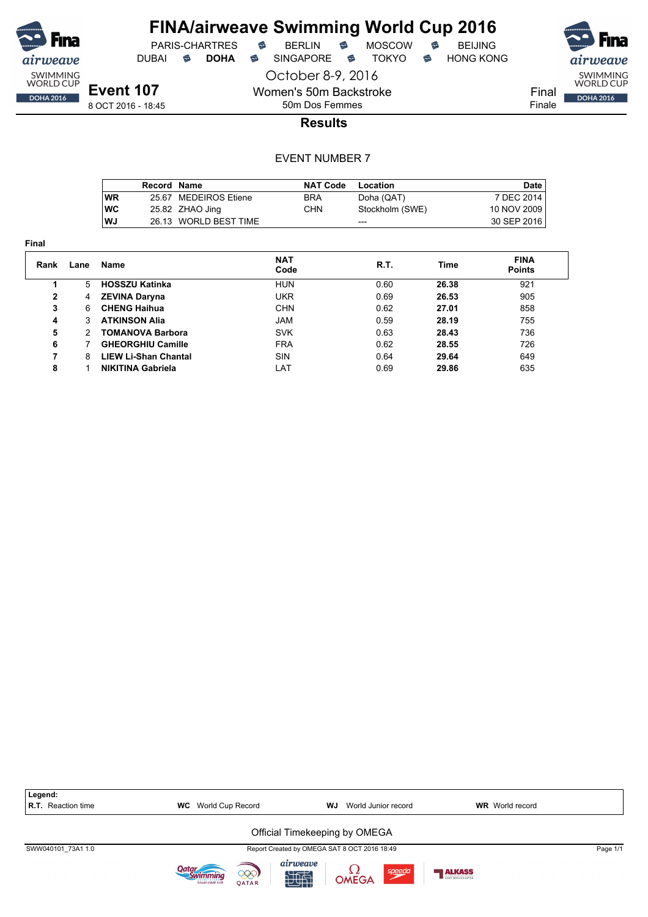# FINA/airweave Swimming World Cup 2016

PARIS-CHARTRES · BERLIN · MOSCOW · BEIJING
DUBAI · **DOHA** · SINGAPORE · TOKYO · HONG KONG

October 8-9, 2016

## Event 107

8 OCT 2016 - 18:45

Women's 50m Backstroke
50m Dos Femmes

Final
Finale

### Results

EVENT NUMBER 7

| | Record | Name | NAT Code | Location | Date |
|---|---|---|---|---|---|
| WR | 25.67 | MEDEIROS Etiene | BRA | Doha (QAT) | 7 DEC 2014 |
| WC | 25.82 | ZHAO Jing | CHN | Stockholm (SWE) | 10 NOV 2009 |
| WJ | 26.13 | WORLD BEST TIME | | --- | 30 SEP 2016 |

**Final**

| Rank | Lane | Name | NAT Code | R.T. | Time | FINA Points |
|---|---|---|---|---|---|---|
| 1 | 5 | **HOSSZU Katinka** | HUN | 0.60 | **26.38** | 921 |
| 2 | 4 | **ZEVINA Daryna** | UKR | 0.69 | **26.53** | 905 |
| 3 | 6 | **CHENG Haihua** | CHN | 0.62 | **27.01** | 858 |
| 4 | 3 | **ATKINSON Alia** | JAM | 0.59 | **28.19** | 755 |
| 5 | 2 | **TOMANOVA Barbora** | SVK | 0.63 | **28.43** | 736 |
| 6 | 7 | **GHEORGHIU Camille** | FRA | 0.62 | **28.55** | 726 |
| 7 | 8 | **LIEW Li-Shan Chantal** | SIN | 0.64 | **29.64** | 649 |
| 8 | 1 | **NIKITINA Gabriela** | LAT | 0.69 | **29.86** | 635 |

**Legend:**
**R.T.** Reaction time · **WC** World Cup Record · **WJ** World Junior record · **WR** World record

Official Timekeeping by OMEGA

SWW040101_73A1 1.0 · Report Created by OMEGA SAT 8 OCT 2016 18:49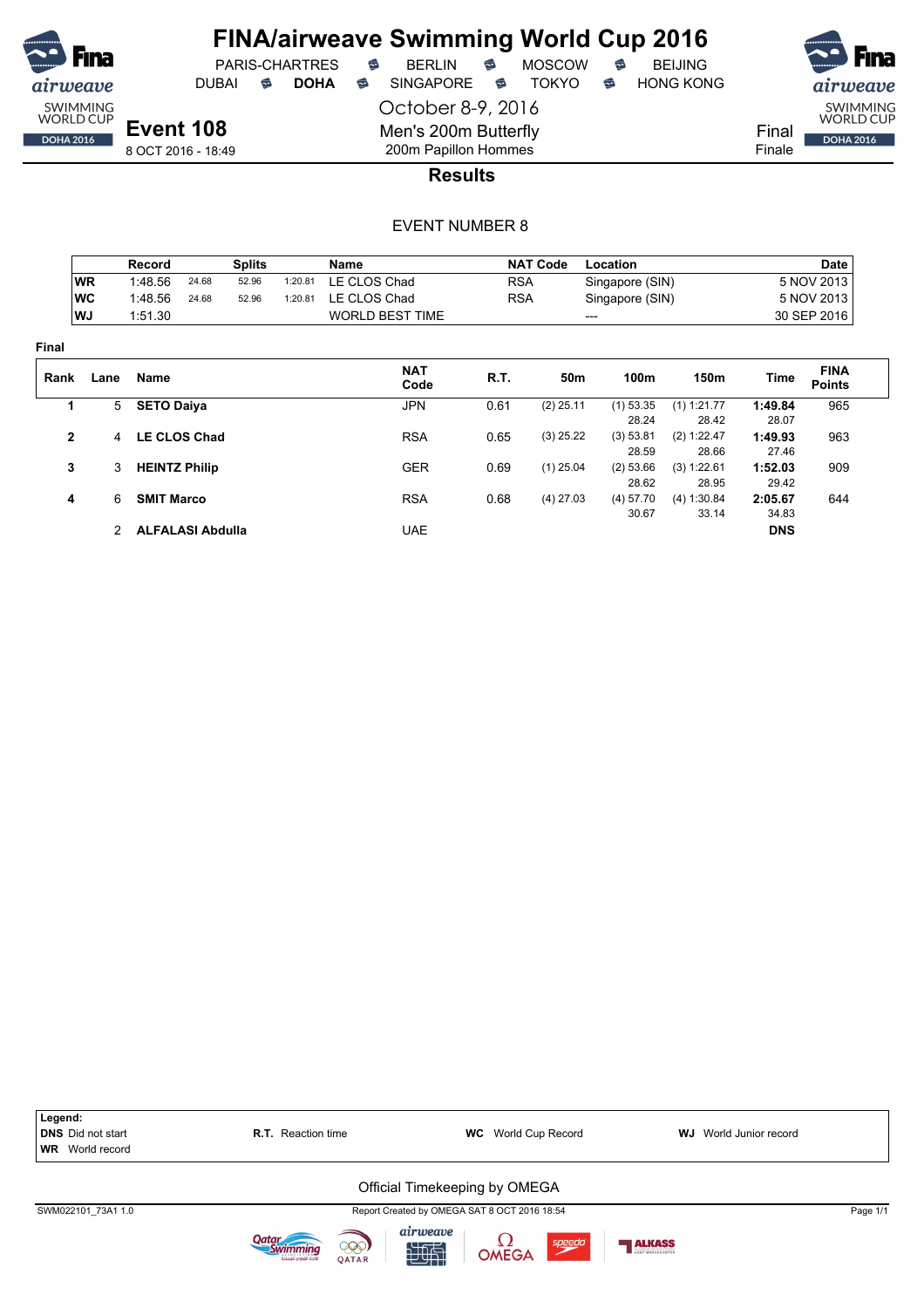# FINA/airweave Swimming World Cup 2016

PARIS-CHARTRES · BERLIN · MOSCOW · BEIJING
DUBAI · **DOHA** · SINGAPORE · TOKYO · HONG KONG

October 8-9, 2016

**Event 108**
8 OCT 2016 - 18:49

Men's 200m Butterfly
200m Papillon Hommes

Final
Finale

## Results

EVENT NUMBER 8

| | Record | Splits | | | Name | NAT Code | Location | Date |
|---|---|---|---|---|---|---|---|---|
| **WR** | 1:48.56 | 24.68 | 52.96 | 1:20.81 | LE CLOS Chad | RSA | Singapore (SIN) | 5 NOV 2013 |
| **WC** | 1:48.56 | 24.68 | 52.96 | 1:20.81 | LE CLOS Chad | RSA | Singapore (SIN) | 5 NOV 2013 |
| **WJ** | 1:51.30 | | | | WORLD BEST TIME | | --- | 30 SEP 2016 |

**Final**

| Rank | Lane | Name | NAT Code | R.T. | 50m | 100m | 150m | Time | FINA Points |
|---|---|---|---|---|---|---|---|---|---|
| **1** | 5 | **SETO Daiya** | JPN | 0.61 | (2) 25.11 | (1) 53.35<br>28.24 | (1) 1:21.77<br>28.42 | **1:49.84**<br>28.07 | 965 |
| **2** | 4 | **LE CLOS Chad** | RSA | 0.65 | (3) 25.22 | (3) 53.81<br>28.59 | (2) 1:22.47<br>28.66 | **1:49.93**<br>27.46 | 963 |
| **3** | 3 | **HEINTZ Philip** | GER | 0.69 | (1) 25.04 | (2) 53.66<br>28.62 | (3) 1:22.61<br>28.95 | **1:52.03**<br>29.42 | 909 |
| **4** | 6 | **SMIT Marco** | RSA | 0.68 | (4) 27.03 | (4) 57.70<br>30.67 | (4) 1:30.84<br>33.14 | **2:05.67**<br>34.83 | 644 |
| | 2 | **ALFALASI Abdulla** | UAE | | | | | **DNS** | |

**Legend:**
**DNS** Did not start · **R.T.** Reaction time · **WC** World Cup Record · **WJ** World Junior record
**WR** World record

Official Timekeeping by OMEGA

SWM022101_73A1 1.0 · Report Created by OMEGA SAT 8 OCT 2016 18:54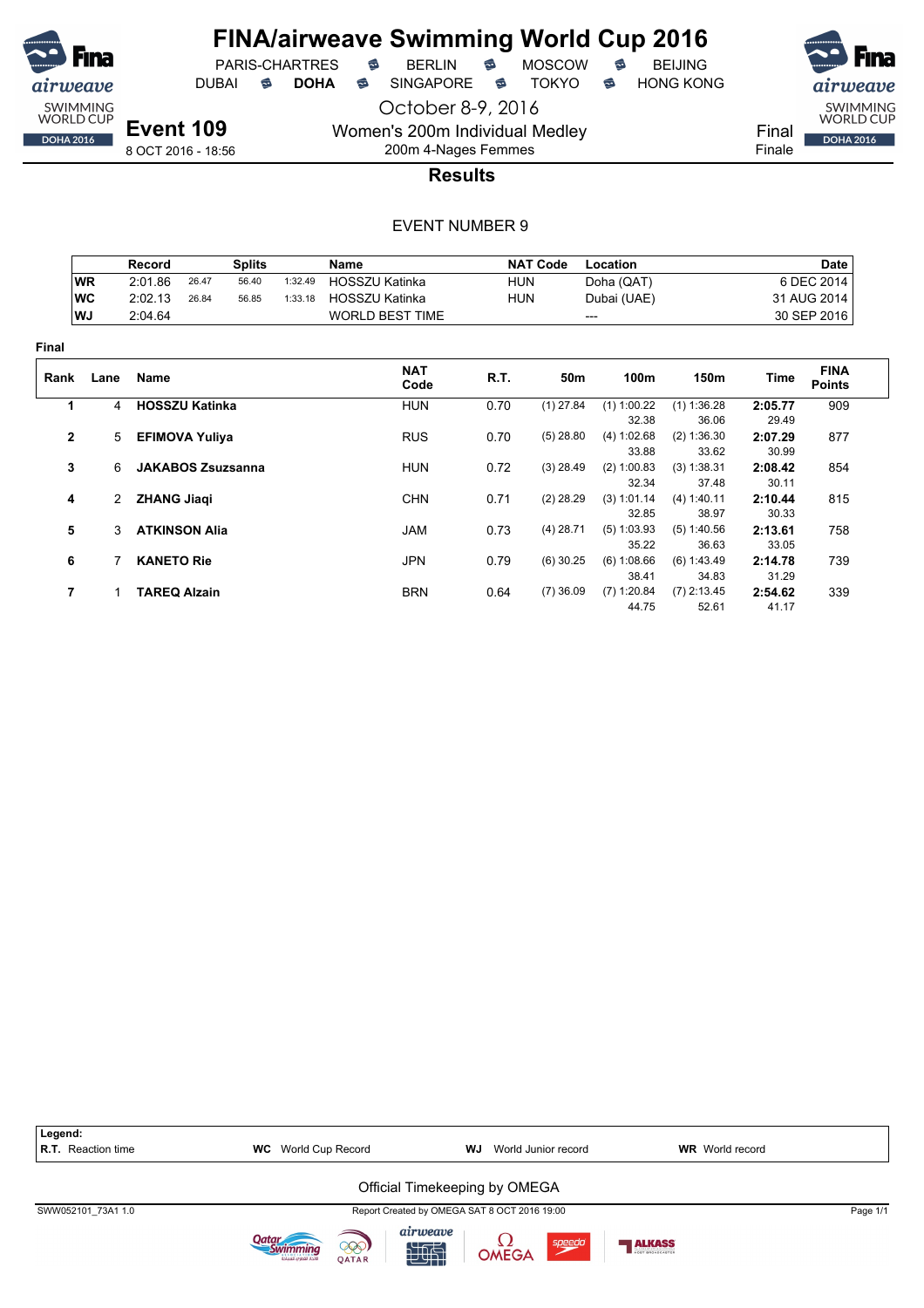# FINA/airweave Swimming World Cup 2016

PARIS-CHARTRES · BERLIN · MOSCOW · BEIJING
DUBAI · **DOHA** · SINGAPORE · TOKYO · HONG KONG

October 8-9, 2016

## Event 109

8 OCT 2016 - 18:56

Women's 200m Individual Medley
200m 4-Nages Femmes

Final
Finale

### Results

EVENT NUMBER 9

| | Record | Splits | | | Name | NAT Code | Location | Date |
|---|---|---|---|---|---|---|---|---|
| WR | 2:01.86 | 26.47 | 56.40 | 1:32.49 | HOSSZU Katinka | HUN | Doha (QAT) | 6 DEC 2014 |
| WC | 2:02.13 | 26.84 | 56.85 | 1:33.18 | HOSSZU Katinka | HUN | Dubai (UAE) | 31 AUG 2014 |
| WJ | 2:04.64 | | | | WORLD BEST TIME | | --- | 30 SEP 2016 |

**Final**

| Rank | Lane | Name | NAT Code | R.T. | 50m | 100m | 150m | Time | FINA Points |
|---|---|---|---|---|---|---|---|---|---|
| 1 | 4 | **HOSSZU Katinka** | HUN | 0.70 | (1) 27.84 | (1) 1:00.22<br>32.38 | (1) 1:36.28<br>36.06 | **2:05.77**<br>29.49 | 909 |
| 2 | 5 | **EFIMOVA Yuliya** | RUS | 0.70 | (5) 28.80 | (4) 1:02.68<br>33.88 | (2) 1:36.30<br>33.62 | **2:07.29**<br>30.99 | 877 |
| 3 | 6 | **JAKABOS Zsuzsanna** | HUN | 0.72 | (3) 28.49 | (2) 1:00.83<br>32.34 | (3) 1:38.31<br>37.48 | **2:08.42**<br>30.11 | 854 |
| 4 | 2 | **ZHANG Jiaqi** | CHN | 0.71 | (2) 28.29 | (3) 1:01.14<br>32.85 | (4) 1:40.11<br>38.97 | **2:10.44**<br>30.33 | 815 |
| 5 | 3 | **ATKINSON Alia** | JAM | 0.73 | (4) 28.71 | (5) 1:03.93<br>35.22 | (5) 1:40.56<br>36.63 | **2:13.61**<br>33.05 | 758 |
| 6 | 7 | **KANETO Rie** | JPN | 0.79 | (6) 30.25 | (6) 1:08.66<br>38.41 | (6) 1:43.49<br>34.83 | **2:14.78**<br>31.29 | 739 |
| 7 | 1 | **TAREQ Alzain** | BRN | 0.64 | (7) 36.09 | (7) 1:20.84<br>44.75 | (7) 2:13.45<br>52.61 | **2:54.62**<br>41.17 | 339 |

**Legend:**
**R.T.** Reaction time · **WC** World Cup Record · **WJ** World Junior record · **WR** World record

Official Timekeeping by OMEGA

SWW052101_73A1 1.0 · Report Created by OMEGA SAT 8 OCT 2016 19:00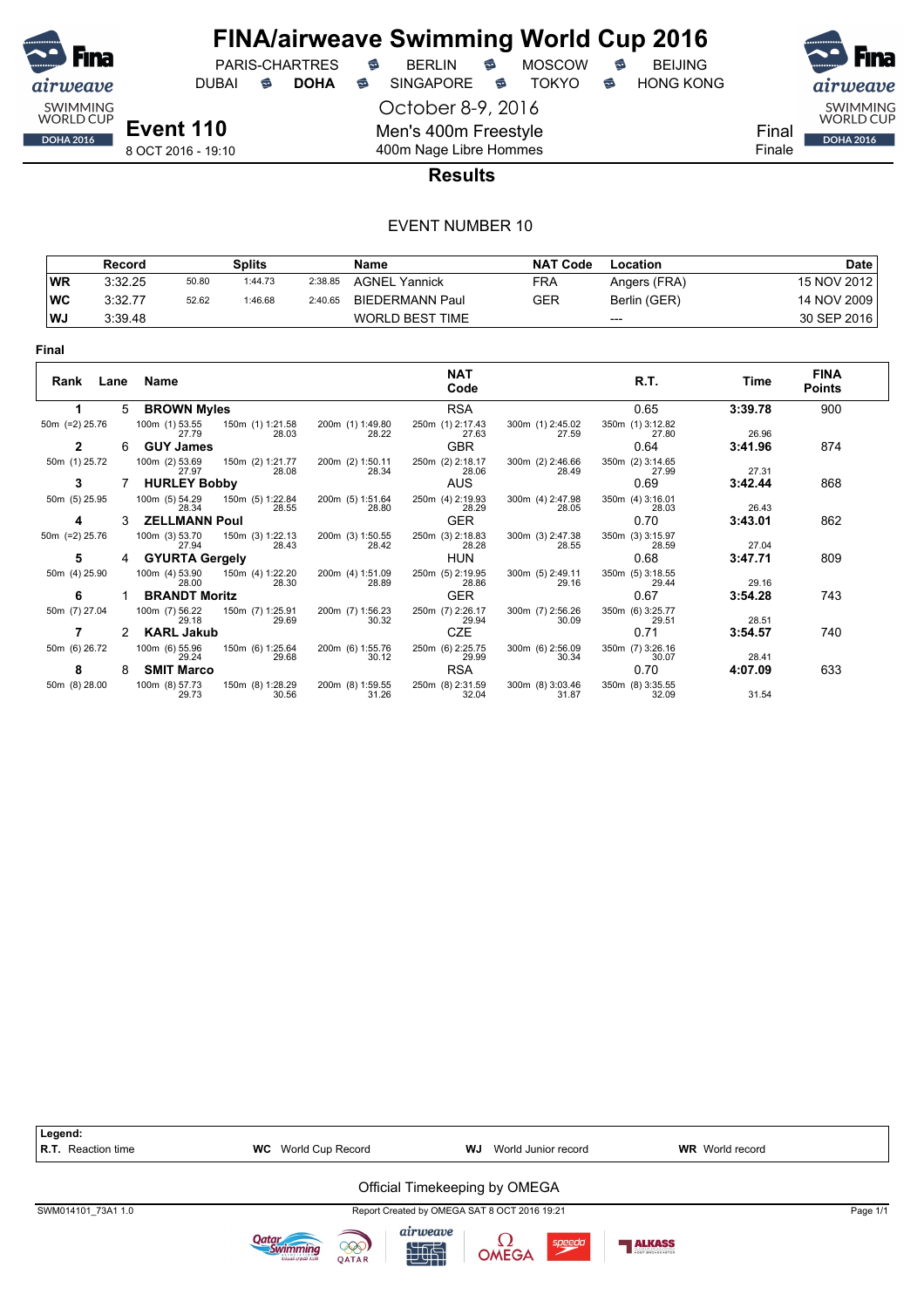# FINA/airweave Swimming World Cup 2016

PARIS-CHARTRES · BERLIN · MOSCOW · BEIJING
DUBAI · **DOHA** · SINGAPORE · TOKYO · HONG KONG

October 8-9, 2016

**Event 110**
8 OCT 2016 - 19:10

Men's 400m Freestyle
400m Nage Libre Hommes

Final
Finale

## Results

EVENT NUMBER 10

| | Record | Splits | | | Name | NAT Code | Location | Date |
|---|---|---|---|---|---|---|---|---|
| WR | 3:32.25 | 50.80 | 1:44.73 | 2:38.85 | AGNEL Yannick | FRA | Angers (FRA) | 15 NOV 2012 |
| WC | 3:32.77 | 52.62 | 1:46.68 | 2:40.65 | BIEDERMANN Paul | GER | Berlin (GER) | 14 NOV 2009 |
| WJ | 3:39.48 | | | | WORLD BEST TIME | | --- | 30 SEP 2016 |

**Final**

| Rank | Lane | Name | NAT Code | R.T. | Time | FINA Points |
|---|---|---|---|---|---|---|
| 1 | 5 | **BROWN Myles** | RSA | 0.65 | **3:39.78** | 900 |
| | | 50m (=2) 25.76 · 100m (1) 53.55 27.79 · 150m (1) 1:21.58 28.03 · 200m (1) 1:49.80 28.22 · 250m (1) 2:17.43 27.63 · 300m (1) 2:45.02 27.59 · 350m (1) 3:12.82 27.80 · 26.96 | | | | |
| 2 | 6 | **GUY James** | GBR | 0.64 | **3:41.96** | 874 |
| | | 50m (1) 25.72 · 100m (2) 53.69 27.97 · 150m (2) 1:21.77 28.08 · 200m (2) 1:50.11 28.34 · 250m (2) 2:18.17 28.06 · 300m (2) 2:46.66 28.49 · 350m (2) 3:14.65 27.99 · 27.31 | | | | |
| 3 | 7 | **HURLEY Bobby** | AUS | 0.69 | **3:42.44** | 868 |
| | | 50m (5) 25.95 · 100m (5) 54.29 28.34 · 150m (5) 1:22.84 28.55 · 200m (5) 1:51.64 28.80 · 250m (4) 2:19.93 28.29 · 300m (4) 2:47.98 28.05 · 350m (4) 3:16.01 28.03 · 26.43 | | | | |
| 4 | 3 | **ZELLMANN Poul** | GER | 0.70 | **3:43.01** | 862 |
| | | 50m (=2) 25.76 · 100m (3) 53.70 27.94 · 150m (3) 1:22.13 28.43 · 200m (3) 1:50.55 28.42 · 250m (3) 2:18.83 28.28 · 300m (3) 2:47.38 28.55 · 350m (3) 3:15.97 28.59 · 27.04 | | | | |
| 5 | 4 | **GYURTA Gergely** | HUN | 0.68 | **3:47.71** | 809 |
| | | 50m (4) 25.90 · 100m (4) 53.90 28.00 · 150m (4) 1:22.20 28.30 · 200m (4) 1:51.09 28.89 · 250m (5) 2:19.95 28.86 · 300m (5) 2:49.11 29.16 · 350m (5) 3:18.55 29.44 · 29.16 | | | | |
| 6 | 1 | **BRANDT Moritz** | GER | 0.67 | **3:54.28** | 743 |
| | | 50m (7) 27.04 · 100m (7) 56.22 29.18 · 150m (7) 1:25.91 29.69 · 200m (7) 1:56.23 30.32 · 250m (7) 2:26.17 29.94 · 300m (7) 2:56.26 30.09 · 350m (6) 3:25.77 29.51 · 28.51 | | | | |
| 7 | 2 | **KARL Jakub** | CZE | 0.71 | **3:54.57** | 740 |
| | | 50m (6) 26.72 · 100m (6) 55.96 29.24 · 150m (6) 1:25.64 29.68 · 200m (6) 1:55.76 30.12 · 250m (6) 2:25.75 29.99 · 300m (6) 2:56.09 30.34 · 350m (7) 3:26.16 30.07 · 28.41 | | | | |
| 8 | 8 | **SMIT Marco** | RSA | 0.70 | **4:07.09** | 633 |
| | | 50m (8) 28.00 · 100m (8) 57.73 29.73 · 150m (8) 1:28.29 30.56 · 200m (8) 1:59.55 31.26 · 250m (8) 2:31.59 32.04 · 300m (8) 3:03.46 31.87 · 350m (8) 3:35.55 32.09 · 31.54 | | | | |

**Legend:**
**R.T.** Reaction time · **WC** World Cup Record · **WJ** World Junior record · **WR** World record

Official Timekeeping by OMEGA

SWM014101_73A1 1.0 · Report Created by OMEGA SAT 8 OCT 2016 19:21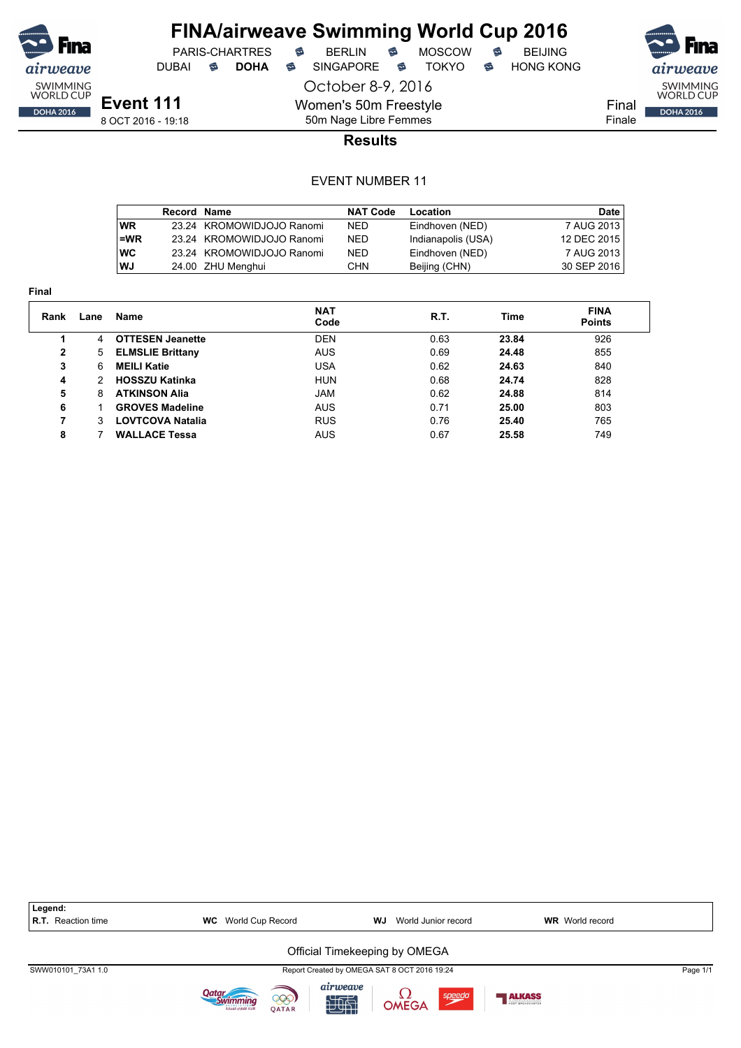# FINA/airweave Swimming World Cup 2016

PARIS-CHARTRES · BERLIN · MOSCOW · BEIJING
DUBAI · **DOHA** · SINGAPORE · TOKYO · HONG KONG

October 8-9, 2016

**Event 111**
8 OCT 2016 - 19:18

Women's 50m Freestyle
50m Nage Libre Femmes

Final
Finale

## Results

EVENT NUMBER 11

| | Record | Name | NAT Code | Location | Date |
|---|---|---|---|---|---|
| WR | 23.24 | KROMOWIDJOJO Ranomi | NED | Eindhoven (NED) | 7 AUG 2013 |
| =WR | 23.24 | KROMOWIDJOJO Ranomi | NED | Indianapolis (USA) | 12 DEC 2015 |
| WC | 23.24 | KROMOWIDJOJO Ranomi | NED | Eindhoven (NED) | 7 AUG 2013 |
| WJ | 24.00 | ZHU Menghui | CHN | Beijing (CHN) | 30 SEP 2016 |

**Final**

| Rank | Lane | Name | NAT Code | R.T. | Time | FINA Points |
|---|---|---|---|---|---|---|
| 1 | 4 | **OTTESEN Jeanette** | DEN | 0.63 | **23.84** | 926 |
| 2 | 5 | **ELMSLIE Brittany** | AUS | 0.69 | **24.48** | 855 |
| 3 | 6 | **MEILI Katie** | USA | 0.62 | **24.63** | 840 |
| 4 | 2 | **HOSSZU Katinka** | HUN | 0.68 | **24.74** | 828 |
| 5 | 8 | **ATKINSON Alia** | JAM | 0.62 | **24.88** | 814 |
| 6 | 1 | **GROVES Madeline** | AUS | 0.71 | **25.00** | 803 |
| 7 | 3 | **LOVTCOVA Natalia** | RUS | 0.76 | **25.40** | 765 |
| 8 | 7 | **WALLACE Tessa** | AUS | 0.67 | **25.58** | 749 |

**Legend:**
**R.T.** Reaction time · **WC** World Cup Record · **WJ** World Junior record · **WR** World record

Official Timekeeping by OMEGA

SWW010101_73A1 1.0 · Report Created by OMEGA SAT 8 OCT 2016 19:24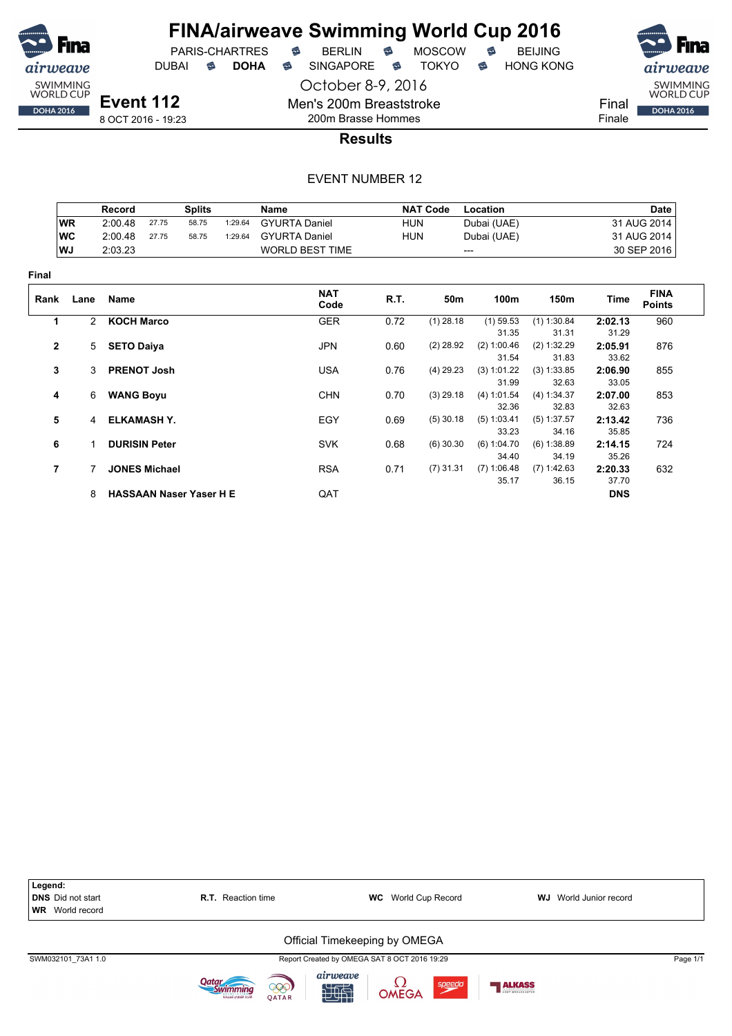# FINA/airweave Swimming World Cup 2016

PARIS-CHARTRES · BERLIN · MOSCOW · BEIJING
DUBAI · **DOHA** · SINGAPORE · TOKYO · HONG KONG

October 8-9, 2016

**Event 112**
8 OCT 2016 - 19:23

Men's 200m Breaststroke
200m Brasse Hommes

Final
Finale

## Results

EVENT NUMBER 12

| | Record | Splits | | | Name | NAT Code | Location | Date |
|---|---|---|---|---|---|---|---|---|
| WR | 2:00.48 | 27.75 | 58.75 | 1:29.64 | GYURTA Daniel | HUN | Dubai (UAE) | 31 AUG 2014 |
| WC | 2:00.48 | 27.75 | 58.75 | 1:29.64 | GYURTA Daniel | HUN | Dubai (UAE) | 31 AUG 2014 |
| WJ | 2:03.23 | | | | WORLD BEST TIME | | --- | 30 SEP 2016 |

**Final**

| Rank | Lane | Name | NAT Code | R.T. | 50m | 100m | 150m | Time | FINA Points |
|---|---|---|---|---|---|---|---|---|---|
| 1 | 2 | **KOCH Marco** | GER | 0.72 | (1) 28.18 | (1) 59.53<br>31.35 | (1) 1:30.84<br>31.31 | **2:02.13**<br>31.29 | 960 |
| 2 | 5 | **SETO Daiya** | JPN | 0.60 | (2) 28.92 | (2) 1:00.46<br>31.54 | (2) 1:32.29<br>31.83 | **2:05.91**<br>33.62 | 876 |
| 3 | 3 | **PRENOT Josh** | USA | 0.76 | (4) 29.23 | (3) 1:01.22<br>31.99 | (3) 1:33.85<br>32.63 | **2:06.90**<br>33.05 | 855 |
| 4 | 6 | **WANG Boyu** | CHN | 0.70 | (3) 29.18 | (4) 1:01.54<br>32.36 | (4) 1:34.37<br>32.83 | **2:07.00**<br>32.63 | 853 |
| 5 | 4 | **ELKAMASH Y.** | EGY | 0.69 | (5) 30.18 | (5) 1:03.41<br>33.23 | (5) 1:37.57<br>34.16 | **2:13.42**<br>35.85 | 736 |
| 6 | 1 | **DURISIN Peter** | SVK | 0.68 | (6) 30.30 | (6) 1:04.70<br>34.40 | (6) 1:38.89<br>34.19 | **2:14.15**<br>35.26 | 724 |
| 7 | 7 | **JONES Michael** | RSA | 0.71 | (7) 31.31 | (7) 1:06.48<br>35.17 | (7) 1:42.63<br>36.15 | **2:20.33**<br>37.70 | 632 |
| | 8 | **HASSAAN Naser Yaser H E** | QAT | | | | | **DNS** | |

**Legend:**
**DNS** Did not start
**WR** World record
**R.T.** Reaction time
**WC** World Cup Record
**WJ** World Junior record

Official Timekeeping by OMEGA

SWM032101_73A1 1.0 — Report Created by OMEGA SAT 8 OCT 2016 19:29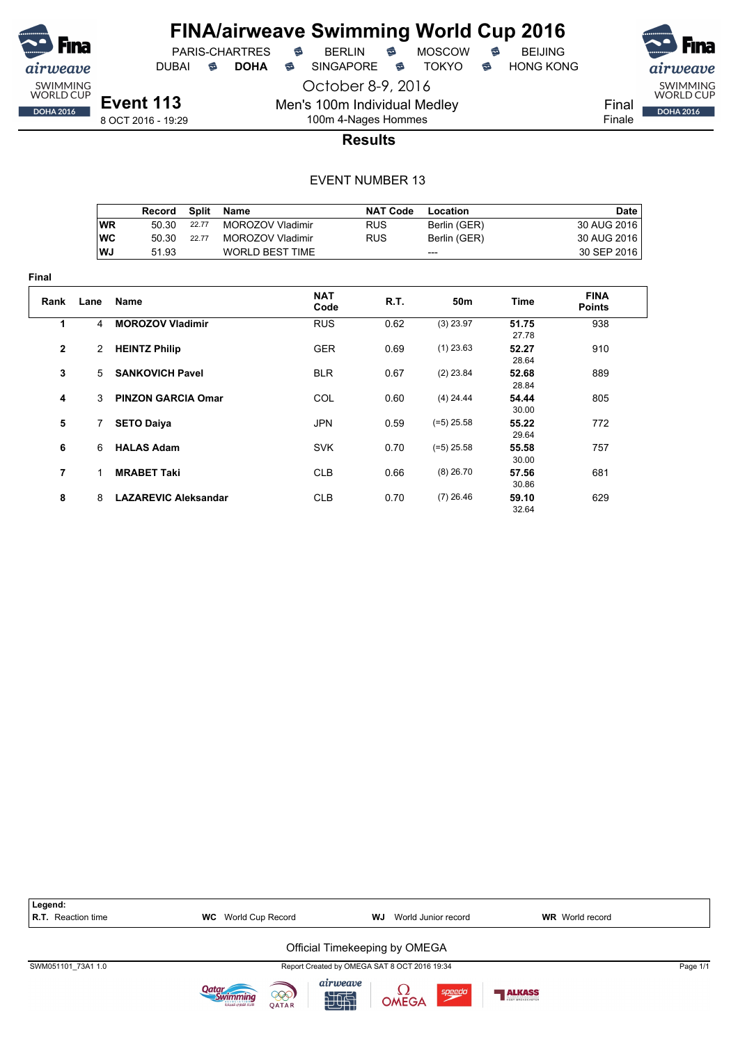# FINA/airweave Swimming World Cup 2016

PARIS-CHARTRES · BERLIN · MOSCOW · BEIJING
DUBAI · **DOHA** · SINGAPORE · TOKYO · HONG KONG

October 8-9, 2016

## Event 113

8 OCT 2016 - 19:29

Men's 100m Individual Medley
100m 4-Nages Hommes

Final
Finale

### Results

EVENT NUMBER 13

| | Record | Split | Name | NAT Code | Location | Date |
|---|---|---|---|---|---|---|
| WR | 50.30 | 22.77 | MOROZOV Vladimir | RUS | Berlin (GER) | 30 AUG 2016 |
| WC | 50.30 | 22.77 | MOROZOV Vladimir | RUS | Berlin (GER) | 30 AUG 2016 |
| WJ | 51.93 | | WORLD BEST TIME | | --- | 30 SEP 2016 |

**Final**

| Rank | Lane | Name | NAT Code | R.T. | 50m | Time | FINA Points |
|---|---|---|---|---|---|---|---|
| 1 | 4 | **MOROZOV Vladimir** | RUS | 0.62 | (3) 23.97 | **51.75** 27.78 | 938 |
| 2 | 2 | **HEINTZ Philip** | GER | 0.69 | (1) 23.63 | **52.27** 28.64 | 910 |
| 3 | 5 | **SANKOVICH Pavel** | BLR | 0.67 | (2) 23.84 | **52.68** 28.84 | 889 |
| 4 | 3 | **PINZON GARCIA Omar** | COL | 0.60 | (4) 24.44 | **54.44** 30.00 | 805 |
| 5 | 7 | **SETO Daiya** | JPN | 0.59 | (=5) 25.58 | **55.22** 29.64 | 772 |
| 6 | 6 | **HALAS Adam** | SVK | 0.70 | (=5) 25.58 | **55.58** 30.00 | 757 |
| 7 | 1 | **MRABET Taki** | CLB | 0.66 | (8) 26.70 | **57.56** 30.86 | 681 |
| 8 | 8 | **LAZAREVIC Aleksandar** | CLB | 0.70 | (7) 26.46 | **59.10** 32.64 | 629 |

**Legend:**
**R.T.** Reaction time **WC** World Cup Record **WJ** World Junior record **WR** World record

Official Timekeeping by OMEGA

SWM051101_73A1 1.0 Report Created by OMEGA SAT 8 OCT 2016 19:34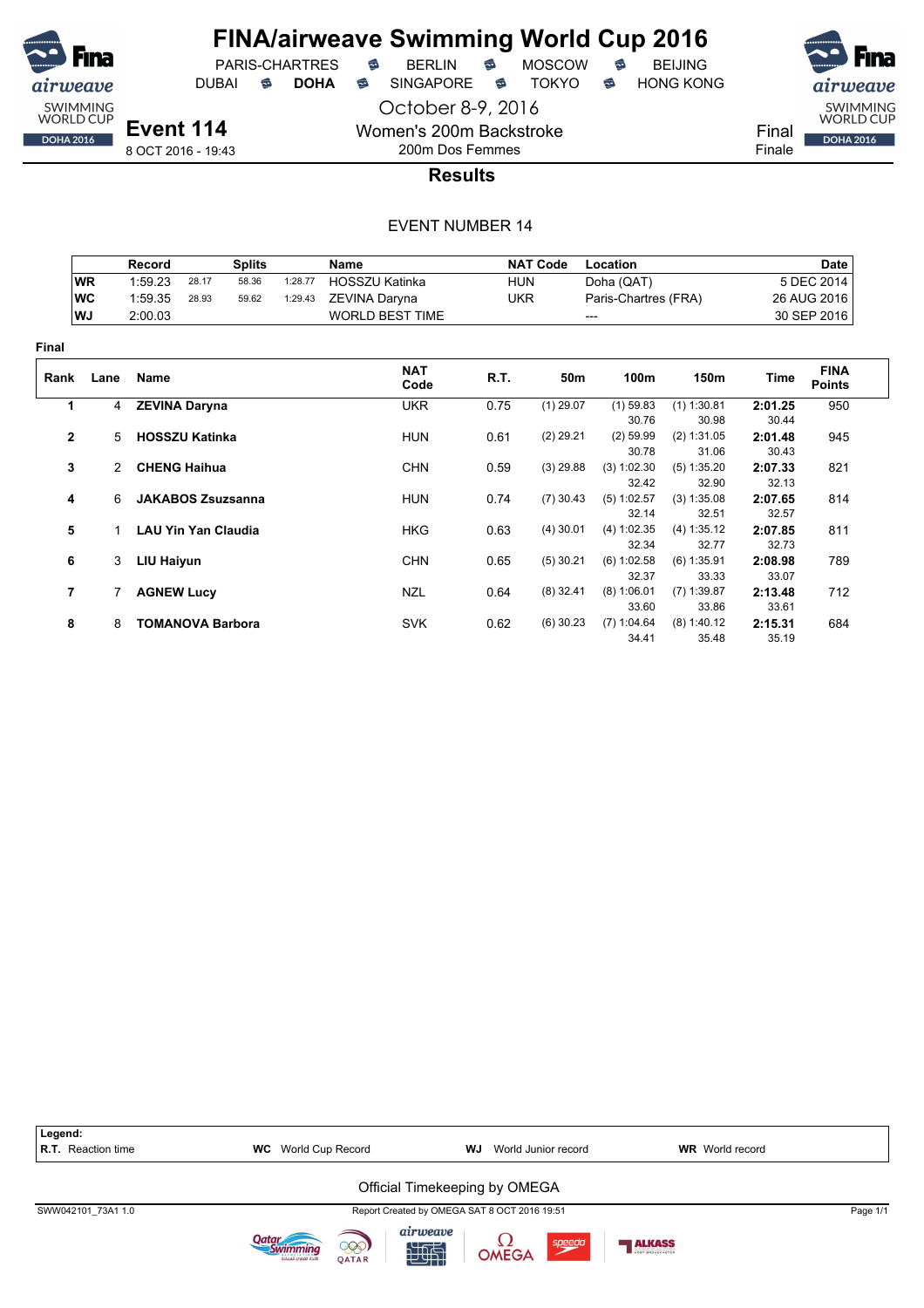# FINA/airweave Swimming World Cup 2016

PARIS-CHARTRES · BERLIN · MOSCOW · BEIJING
DUBAI · **DOHA** · SINGAPORE · TOKYO · HONG KONG

October 8-9, 2016

## Event 114

8 OCT 2016 - 19:43

Women's 200m Backstroke
200m Dos Femmes

Final
Finale

### Results

EVENT NUMBER 14

| | Record | Splits | | | Name | NAT Code | Location | Date |
|---|---|---|---|---|---|---|---|---|
| WR | 1:59.23 | 28.17 | 58.36 | 1:28.77 | HOSSZU Katinka | HUN | Doha (QAT) | 5 DEC 2014 |
| WC | 1:59.35 | 28.93 | 59.62 | 1:29.43 | ZEVINA Daryna | UKR | Paris-Chartres (FRA) | 26 AUG 2016 |
| WJ | 2:00.03 | | | | WORLD BEST TIME | | --- | 30 SEP 2016 |

**Final**

| Rank | Lane | Name | NAT Code | R.T. | 50m | 100m | 150m | Time | FINA Points |
|---|---|---|---|---|---|---|---|---|---|
| 1 | 4 | **ZEVINA Daryna** | UKR | 0.75 | (1) 29.07 | (1) 59.83<br>30.76 | (1) 1:30.81<br>30.98 | **2:01.25**<br>30.44 | 950 |
| 2 | 5 | **HOSSZU Katinka** | HUN | 0.61 | (2) 29.21 | (2) 59.99<br>30.78 | (2) 1:31.05<br>31.06 | **2:01.48**<br>30.43 | 945 |
| 3 | 2 | **CHENG Haihua** | CHN | 0.59 | (3) 29.88 | (3) 1:02.30<br>32.42 | (5) 1:35.20<br>32.90 | **2:07.33**<br>32.13 | 821 |
| 4 | 6 | **JAKABOS Zsuzsanna** | HUN | 0.74 | (7) 30.43 | (5) 1:02.57<br>32.14 | (3) 1:35.08<br>32.51 | **2:07.65**<br>32.57 | 814 |
| 5 | 1 | **LAU Yin Yan Claudia** | HKG | 0.63 | (4) 30.01 | (4) 1:02.35<br>32.34 | (4) 1:35.12<br>32.77 | **2:07.85**<br>32.73 | 811 |
| 6 | 3 | **LIU Haiyun** | CHN | 0.65 | (5) 30.21 | (6) 1:02.58<br>32.37 | (6) 1:35.91<br>33.33 | **2:08.98**<br>33.07 | 789 |
| 7 | 7 | **AGNEW Lucy** | NZL | 0.64 | (8) 32.41 | (8) 1:06.01<br>33.60 | (7) 1:39.87<br>33.86 | **2:13.48**<br>33.61 | 712 |
| 8 | 8 | **TOMANOVA Barbora** | SVK | 0.62 | (6) 30.23 | (7) 1:04.64<br>34.41 | (8) 1:40.12<br>35.48 | **2:15.31**<br>35.19 | 684 |

**Legend:**
**R.T.** Reaction time · **WC** World Cup Record · **WJ** World Junior record · **WR** World record

Official Timekeeping by OMEGA

SWW042101_73A1 1.0 · Report Created by OMEGA SAT 8 OCT 2016 19:51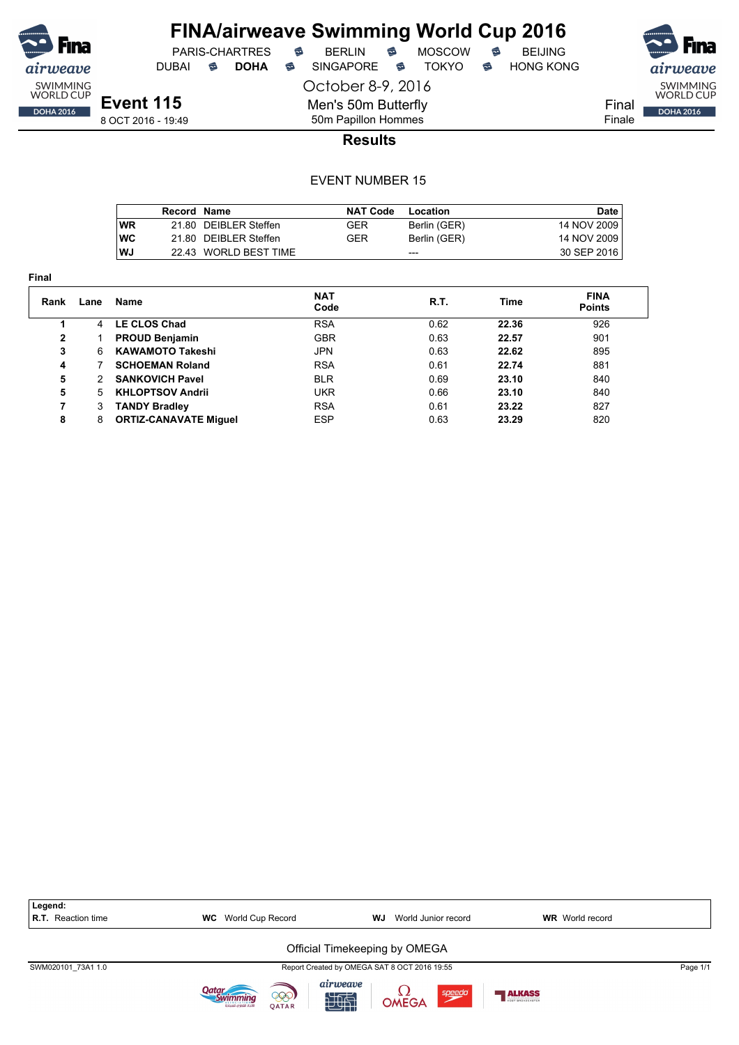# FINA/airweave Swimming World Cup 2016

PARIS-CHARTRES · BERLIN · MOSCOW · BEIJING
DUBAI · **DOHA** · SINGAPORE · TOKYO · HONG KONG

October 8-9, 2016

**Event 115**
8 OCT 2016 - 19:49

Men's 50m Butterfly
50m Papillon Hommes

Final
Finale

## Results

EVENT NUMBER 15

| | Record | Name | NAT Code | Location | Date |
|---|---|---|---|---|---|
| WR | 21.80 | DEIBLER Steffen | GER | Berlin (GER) | 14 NOV 2009 |
| WC | 21.80 | DEIBLER Steffen | GER | Berlin (GER) | 14 NOV 2009 |
| WJ | 22.43 | WORLD BEST TIME | | --- | 30 SEP 2016 |

**Final**

| Rank | Lane | Name | NAT Code | R.T. | Time | FINA Points |
|---|---|---|---|---|---|---|
| 1 | 4 | **LE CLOS Chad** | RSA | 0.62 | **22.36** | 926 |
| 2 | 1 | **PROUD Benjamin** | GBR | 0.63 | **22.57** | 901 |
| 3 | 6 | **KAWAMOTO Takeshi** | JPN | 0.63 | **22.62** | 895 |
| 4 | 7 | **SCHOEMAN Roland** | RSA | 0.61 | **22.74** | 881 |
| 5 | 2 | **SANKOVICH Pavel** | BLR | 0.69 | **23.10** | 840 |
| 5 | 5 | **KHLOPTSOV Andrii** | UKR | 0.66 | **23.10** | 840 |
| 7 | 3 | **TANDY Bradley** | RSA | 0.61 | **23.22** | 827 |
| 8 | 8 | **ORTIZ-CANAVATE Miguel** | ESP | 0.63 | **23.29** | 820 |

**Legend:**
**R.T.** Reaction time · **WC** World Cup Record · **WJ** World Junior record · **WR** World record

Official Timekeeping by OMEGA

SWM020101_73A1 1.0 · Report Created by OMEGA SAT 8 OCT 2016 19:55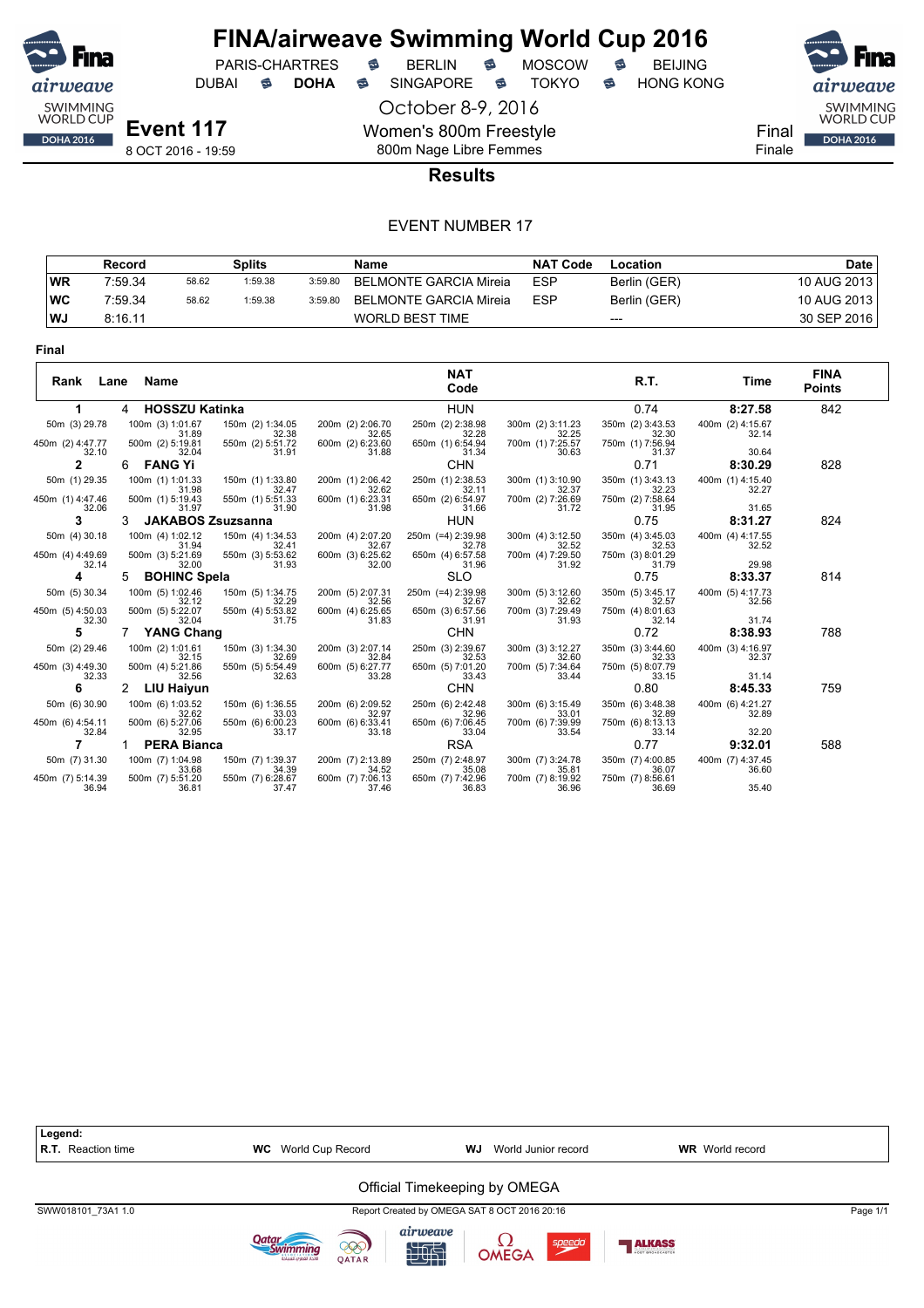# FINA/airweave Swimming World Cup 2016

PARIS-CHARTRES · BERLIN · MOSCOW · BEIJING
DUBAI · **DOHA** · SINGAPORE · TOKYO · HONG KONG

October 8-9, 2016

**Event 117**
8 OCT 2016 - 19:59

Women's 800m Freestyle
800m Nage Libre Femmes

Final
Finale

## Results

EVENT NUMBER 17

| | Record | Splits | | | Name | NAT Code | Location | Date |
|---|---|---|---|---|---|---|---|---|
| WR | 7:59.34 | 58.62 | 1:59.38 | 3:59.80 | BELMONTE GARCIA Mireia | ESP | Berlin (GER) | 10 AUG 2013 |
| WC | 7:59.34 | 58.62 | 1:59.38 | 3:59.80 | BELMONTE GARCIA Mireia | ESP | Berlin (GER) | 10 AUG 2013 |
| WJ | 8:16.11 | | | | WORLD BEST TIME | | --- | 30 SEP 2016 |

### Final

| Rank | Lane | Name | NAT Code | R.T. | Time | FINA Points |
|---|---|---|---|---|---|---|
| 1 | 4 | HOSSZU Katinka | HUN | 0.74 | 8:27.58 | 842 |
| 2 | 6 | FANG Yi | CHN | 0.71 | 8:30.29 | 828 |
| 3 | 3 | JAKABOS Zsuzsanna | HUN | 0.75 | 8:31.27 | 824 |
| 4 | 5 | BOHINC Spela | SLO | 0.75 | 8:33.37 | 814 |
| 5 | 7 | YANG Chang | CHN | 0.72 | 8:38.93 | 788 |
| 6 | 2 | LIU Haiyun | CHN | 0.80 | 8:45.33 | 759 |
| 7 | 1 | PERA Bianca | RSA | 0.77 | 9:32.01 | 588 |

**Splits**

| Name | 50m | 100m | 150m | 200m | 250m | 300m | 350m | 400m | 450m | 500m | 550m | 600m | 650m | 700m | 750m | 800m |
|---|---|---|---|---|---|---|---|---|---|---|---|---|---|---|---|---|
| HOSSZU Katinka | (3) 29.78 | (3) 1:01.67 / 31.89 | (2) 1:34.05 / 32.38 | (2) 2:06.70 / 32.65 | (2) 2:38.98 / 32.28 | (2) 3:11.23 / 32.25 | (2) 3:43.53 / 32.30 | (2) 4:15.67 / 32.14 | (2) 4:47.77 / 32.10 | (2) 5:19.81 / 32.04 | (2) 5:51.72 / 31.91 | (2) 6:23.60 / 31.88 | (1) 6:54.94 / 31.34 | (1) 7:25.57 / 30.63 | (1) 7:56.94 / 31.37 | 30.64 |
| FANG Yi | (1) 29.35 | (1) 1:01.33 / 31.98 | (1) 1:33.80 / 32.47 | (1) 2:06.42 / 32.62 | (1) 2:38.53 / 32.11 | (1) 3:10.90 / 32.37 | (1) 3:43.13 / 32.23 | (1) 4:15.40 / 32.27 | (1) 4:47.46 / 32.06 | (1) 5:19.43 / 31.97 | (1) 5:51.33 / 31.90 | (1) 6:23.31 / 31.98 | (2) 6:54.97 / 31.66 | (2) 7:26.69 / 31.72 | (2) 7:58.64 / 31.95 | 31.65 |
| JAKABOS Zsuzsanna | (4) 30.18 | (4) 1:02.12 / 31.94 | (4) 1:34.53 / 32.41 | (4) 2:07.20 / 32.67 | (=4) 2:39.98 / 32.78 | (4) 3:12.50 / 32.52 | (4) 3:45.03 / 32.53 | (4) 4:17.55 / 32.52 | (4) 4:49.69 / 32.14 | (3) 5:21.69 / 32.00 | (3) 5:53.62 / 31.93 | (3) 6:25.62 / 32.00 | (4) 6:57.58 / 31.96 | (4) 7:29.50 / 31.92 | (3) 8:01.29 / 31.79 | 29.98 |
| BOHINC Spela | (5) 30.34 | (5) 1:02.46 / 32.12 | (5) 1:34.75 / 32.29 | (5) 2:07.31 / 32.56 | (=4) 2:39.98 / 32.67 | (5) 3:12.60 / 32.62 | (5) 3:45.17 / 32.57 | (5) 4:17.73 / 32.56 | (5) 4:50.03 / 32.30 | (5) 5:22.07 / 32.04 | (4) 5:53.82 / 31.75 | (4) 6:25.65 / 31.83 | (3) 6:57.56 / 31.91 | (3) 7:29.49 / 31.93 | (4) 8:01.63 / 32.14 | 31.74 |
| YANG Chang | (2) 29.46 | (2) 1:01.61 / 32.15 | (3) 1:34.30 / 32.69 | (3) 2:07.14 / 32.84 | (3) 2:39.67 / 32.53 | (3) 3:12.27 / 32.60 | (3) 3:44.60 / 32.33 | (3) 4:16.97 / 32.37 | (3) 4:49.30 / 32.33 | (4) 5:21.86 / 32.56 | (5) 5:54.49 / 32.63 | (5) 6:27.77 / 33.28 | (5) 7:01.20 / 33.43 | (5) 7:34.64 / 33.44 | (5) 8:07.79 / 33.15 | 31.14 |
| LIU Haiyun | (6) 30.90 | (6) 1:03.52 / 32.62 | (6) 1:36.55 / 33.03 | (6) 2:09.52 / 32.97 | (6) 2:42.48 / 32.96 | (6) 3:15.49 / 33.01 | (6) 3:48.38 / 32.89 | (6) 4:21.27 / 32.89 | (6) 4:54.11 / 32.84 | (6) 5:27.06 / 32.95 | (6) 6:00.23 / 33.17 | (6) 6:33.41 / 33.18 | (6) 7:06.45 / 33.04 | (6) 7:39.99 / 33.54 | (6) 8:13.13 / 33.14 | 32.20 |
| PERA Bianca | (7) 31.30 | (7) 1:04.98 / 33.68 | (7) 1:39.37 / 34.39 | (7) 2:13.89 / 34.52 | (7) 2:48.97 / 35.08 | (7) 3:24.78 / 35.81 | (7) 4:00.85 / 36.07 | (7) 4:37.45 / 36.60 | (7) 5:14.39 / 36.94 | (7) 5:51.20 / 36.81 | (7) 6:28.67 / 37.47 | (7) 7:06.13 / 37.46 | (7) 7:42.96 / 36.83 | (7) 8:19.92 / 36.96 | (7) 8:56.61 / 36.69 | 35.40 |

**Legend:**
**R.T.** Reaction time | **WC** World Cup Record | **WJ** World Junior record | **WR** World record

Official Timekeeping by OMEGA

SWW018101_73A1 1.0 · Report Created by OMEGA SAT 8 OCT 2016 20:16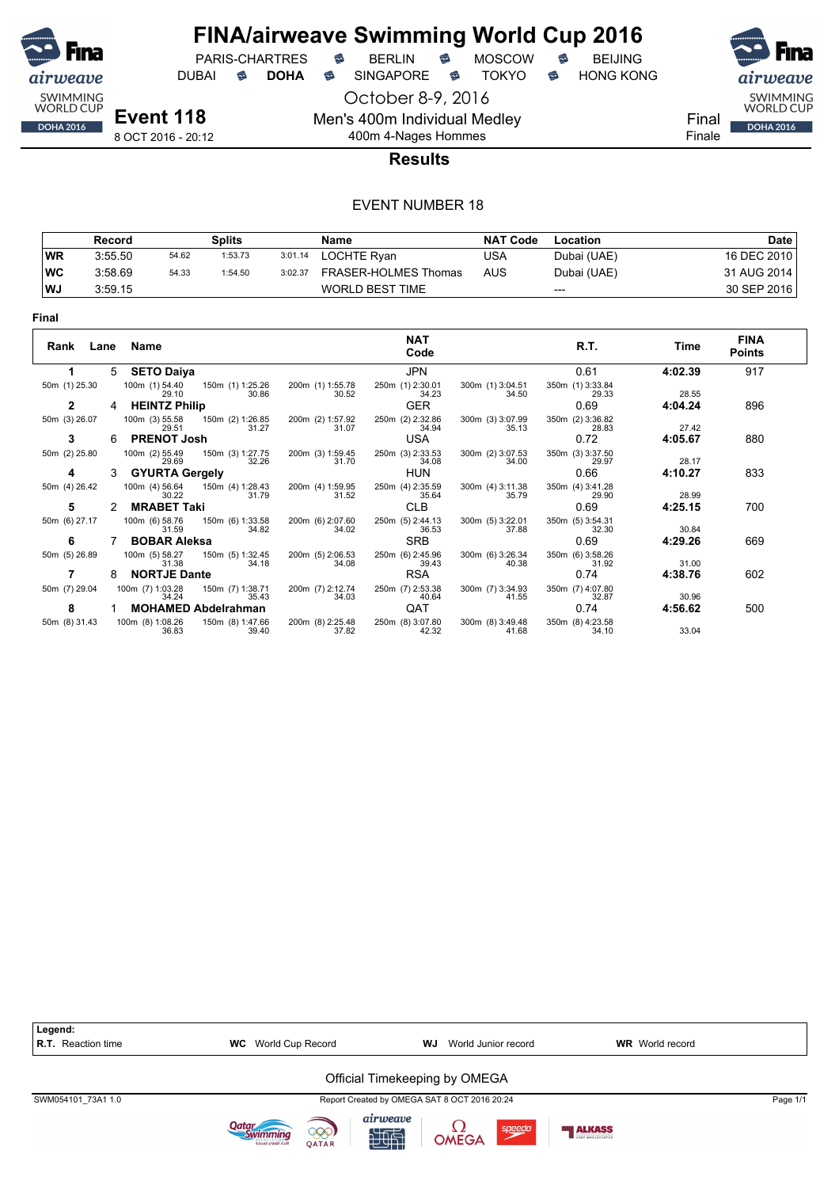# FINA/airweave Swimming World Cup 2016

PARIS-CHARTRES · BERLIN · MOSCOW · BEIJING
DUBAI · **DOHA** · SINGAPORE · TOKYO · HONG KONG

October 8-9, 2016

**Event 118**
8 OCT 2016 - 20:12

Men's 400m Individual Medley
400m 4-Nages Hommes

Final
Finale

## Results

EVENT NUMBER 18

| | Record | Splits | | | Name | NAT Code | Location | Date |
|---|---|---|---|---|---|---|---|---|
| WR | 3:55.50 | 54.62 | 1:53.73 | 3:01.14 | LOCHTE Ryan | USA | Dubai (UAE) | 16 DEC 2010 |
| WC | 3:58.69 | 54.33 | 1:54.50 | 3:02.37 | FRASER-HOLMES Thomas | AUS | Dubai (UAE) | 31 AUG 2014 |
| WJ | 3:59.15 | | | | WORLD BEST TIME | | --- | 30 SEP 2016 |

**Final**

| Rank | Lane | Name | NAT Code | R.T. | Time | FINA Points |
|---|---|---|---|---|---|---|
| 1 | 5 | **SETO Daiya** | JPN | 0.61 | **4:02.39** | 917 |
| | | 50m (1) 25.30 · 100m (1) 54.40 29.10 · 150m (1) 1:25.26 30.86 · 200m (1) 1:55.78 30.52 · 250m (1) 2:30.01 34.23 · 300m (1) 3:04.51 34.50 · 350m (1) 3:33.84 29.33 | | | 28.55 | |
| 2 | 4 | **HEINTZ Philip** | GER | 0.69 | **4:04.24** | 896 |
| | | 50m (3) 26.07 · 100m (3) 55.58 29.51 · 150m (2) 1:26.85 31.27 · 200m (2) 1:57.92 31.07 · 250m (2) 2:32.86 34.94 · 300m (3) 3:07.99 35.13 · 350m (2) 3:36.82 28.83 | | | 27.42 | |
| 3 | 6 | **PRENOT Josh** | USA | 0.72 | **4:05.67** | 880 |
| | | 50m (2) 25.80 · 100m (2) 55.49 29.69 · 150m (3) 1:27.75 32.26 · 200m (3) 1:59.45 31.70 · 250m (3) 2:33.53 34.08 · 300m (2) 3:07.53 34.00 · 350m (3) 3:37.50 29.97 | | | 28.17 | |
| 4 | 3 | **GYURTA Gergely** | HUN | 0.66 | **4:10.27** | 833 |
| | | 50m (4) 26.42 · 100m (4) 56.64 30.22 · 150m (4) 1:28.43 31.79 · 200m (4) 1:59.95 31.52 · 250m (4) 2:35.59 35.64 · 300m (4) 3:11.38 35.79 · 350m (4) 3:41.28 29.90 | | | 28.99 | |
| 5 | 2 | **MRABET Taki** | CLB | 0.69 | **4:25.15** | 700 |
| | | 50m (6) 27.17 · 100m (6) 58.76 31.59 · 150m (6) 1:33.58 34.82 · 200m (6) 2:07.60 34.02 · 250m (5) 2:44.13 36.53 · 300m (5) 3:22.01 37.88 · 350m (5) 3:54.31 32.30 | | | 30.84 | |
| 6 | 7 | **BOBAR Aleksa** | SRB | 0.69 | **4:29.26** | 669 |
| | | 50m (5) 26.89 · 100m (5) 58.27 31.38 · 150m (5) 1:32.45 34.18 · 200m (5) 2:06.53 34.08 · 250m (6) 2:45.96 39.43 · 300m (6) 3:26.34 40.38 · 350m (6) 3:58.26 31.92 | | | 31.00 | |
| 7 | 8 | **NORTJE Dante** | RSA | 0.74 | **4:38.76** | 602 |
| | | 50m (7) 29.04 · 100m (7) 1:03.28 34.24 · 150m (7) 1:38.71 35.43 · 200m (7) 2:12.74 34.03 · 250m (7) 2:53.38 40.64 · 300m (7) 3:34.93 41.55 · 350m (7) 4:07.80 32.87 | | | 30.96 | |
| 8 | 1 | **MOHAMED Abdelrahman** | QAT | 0.74 | **4:56.62** | 500 |
| | | 50m (8) 31.43 · 100m (8) 1:08.26 36.83 · 150m (8) 1:47.66 39.40 · 200m (8) 2:25.48 37.82 · 250m (8) 3:07.80 42.32 · 300m (8) 3:49.48 41.68 · 350m (8) 4:23.58 34.10 | | | 33.04 | |

**Legend:**
**R.T.** Reaction time · **WC** World Cup Record · **WJ** World Junior record · **WR** World record

Official Timekeeping by OMEGA

SWM054101_73A1 1.0 · Report Created by OMEGA SAT 8 OCT 2016 20:24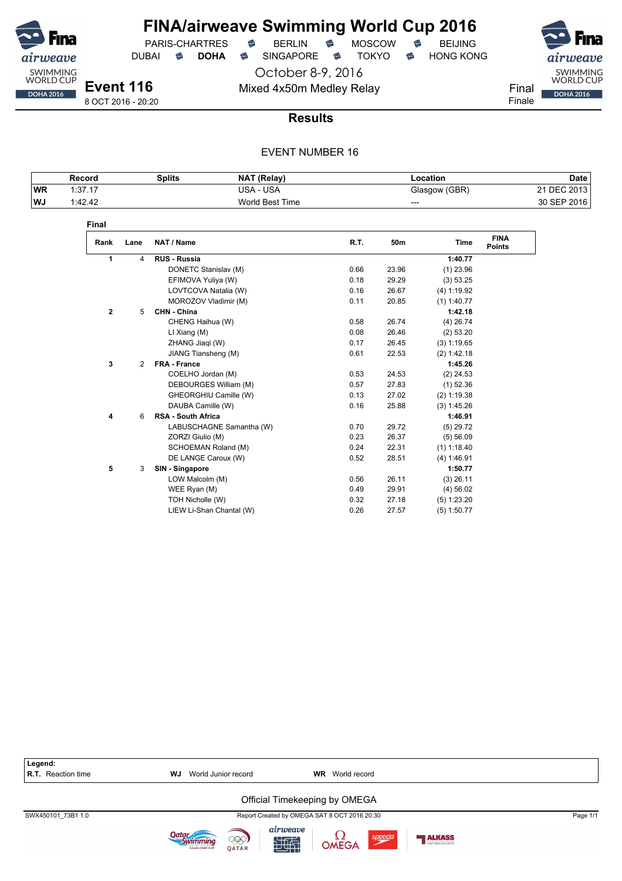# FINA/airweave Swimming World Cup 2016

PARIS-CHARTRES · BERLIN · MOSCOW · BEIJING
DUBAI · **DOHA** · SINGAPORE · TOKYO · HONG KONG

October 8-9, 2016

## Event 116

8 OCT 2016 - 20:20

Mixed 4x50m Medley Relay

Final
Finale

## Results

EVENT NUMBER 16

| | Record | Splits | NAT (Relay) | Location | Date |
|---|---|---|---|---|---|
| WR | 1:37.17 | | USA - USA | Glasgow (GBR) | 21 DEC 2013 |
| WJ | 1:42.42 | | World Best Time | --- | 30 SEP 2016 |

### Final

| Rank | Lane | NAT / Name | R.T. | 50m | Time | FINA Points |
|---|---|---|---|---|---|---|
| **1** | 4 | **RUS - Russia** | | | **1:40.77** | |
| | | DONETC Stanislav (M) | 0.66 | 23.96 | (1) 23.96 | |
| | | EFIMOVA Yuliya (W) | 0.18 | 29.29 | (3) 53.25 | |
| | | LOVTCOVA Natalia (W) | 0.16 | 26.67 | (4) 1:19.92 | |
| | | MOROZOV Vladimir (M) | 0.11 | 20.85 | (1) 1:40.77 | |
| **2** | 5 | **CHN - China** | | | **1:42.18** | |
| | | CHENG Haihua (W) | 0.58 | 26.74 | (4) 26.74 | |
| | | LI Xiang (M) | 0.08 | 26.46 | (2) 53.20 | |
| | | ZHANG Jiaqi (W) | 0.17 | 26.45 | (3) 1:19.65 | |
| | | JIANG Tiansheng (M) | 0.61 | 22.53 | (2) 1:42.18 | |
| **3** | 2 | **FRA - France** | | | **1:45.26** | |
| | | COELHO Jordan (M) | 0.53 | 24.53 | (2) 24.53 | |
| | | DEBOURGES William (M) | 0.57 | 27.83 | (1) 52.36 | |
| | | GHEORGHIU Camille (W) | 0.13 | 27.02 | (2) 1:19.38 | |
| | | DAUBA Camille (W) | 0.16 | 25.88 | (3) 1:45.26 | |
| **4** | 6 | **RSA - South Africa** | | | **1:46.91** | |
| | | LABUSCHAGNE Samantha (W) | 0.70 | 29.72 | (5) 29.72 | |
| | | ZORZI Giulio (M) | 0.23 | 26.37 | (5) 56.09 | |
| | | SCHOEMAN Roland (M) | 0.24 | 22.31 | (1) 1:18.40 | |
| | | DE LANGE Caroux (W) | 0.52 | 28.51 | (4) 1:46.91 | |
| **5** | 3 | **SIN - Singapore** | | | **1:50.77** | |
| | | LOW Malcolm (M) | 0.56 | 26.11 | (3) 26.11 | |
| | | WEE Ryan (M) | 0.49 | 29.91 | (4) 56.02 | |
| | | TOH Nicholle (W) | 0.32 | 27.18 | (5) 1:23.20 | |
| | | LIEW Li-Shan Chantal (W) | 0.26 | 27.57 | (5) 1:50.77 | |

**Legend:**
**R.T.** Reaction time · **WJ** World Junior record · **WR** World record

Official Timekeeping by OMEGA

SWX450101_73B1 1.0 · Report Created by OMEGA SAT 8 OCT 2016 20:30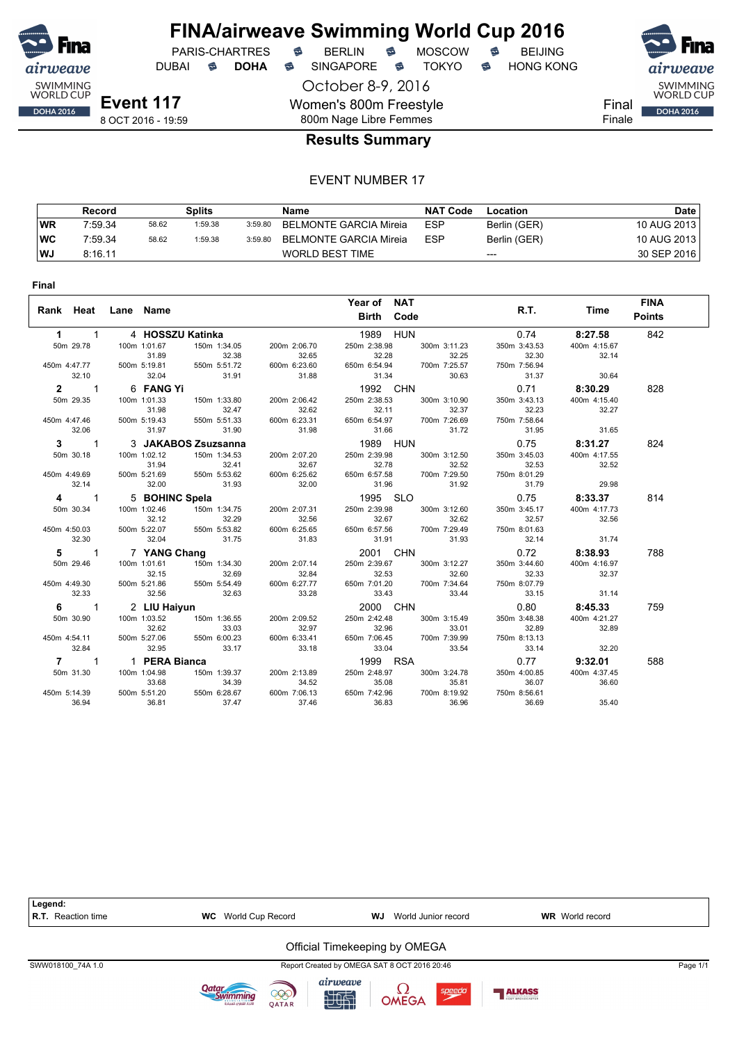# FINA/airweave Swimming World Cup 2016

PARIS-CHARTRES · BERLIN · MOSCOW · BEIJING
DUBAI · **DOHA** · SINGAPORE · TOKYO · HONG KONG

October 8-9, 2016

**Event 117**
8 OCT 2016 - 19:59

Women's 800m Freestyle
800m Nage Libre Femmes

Final
Finale

## Results Summary

EVENT NUMBER 17

| | Record | Splits | | | Name | NAT Code | Location | Date |
|---|---|---|---|---|---|---|---|---|
| WR | 7:59.34 | 58.62 | 1:59.38 | 3:59.80 | BELMONTE GARCIA Mireia | ESP | Berlin (GER) | 10 AUG 2013 |
| WC | 7:59.34 | 58.62 | 1:59.38 | 3:59.80 | BELMONTE GARCIA Mireia | ESP | Berlin (GER) | 10 AUG 2013 |
| WJ | 8:16.11 | | | | WORLD BEST TIME | | --- | 30 SEP 2016 |

**Final**

| Rank | Heat | Lane | Name | Year of Birth | NAT Code | R.T. | Time | FINA Points |
|---|---|---|---|---|---|---|---|---|
| 1 | 1 | 4 | HOSSZU Katinka | 1989 | HUN | 0.74 | 8:27.58 | 842 |
| 2 | 1 | 6 | FANG Yi | 1992 | CHN | 0.71 | 8:30.29 | 828 |
| 3 | 1 | 3 | JAKABOS Zsuzsanna | 1989 | HUN | 0.75 | 8:31.27 | 824 |
| 4 | 1 | 5 | BOHINC Spela | 1995 | SLO | 0.75 | 8:33.37 | 814 |
| 5 | 1 | 7 | YANG Chang | 2001 | CHN | 0.72 | 8:38.93 | 788 |
| 6 | 1 | 2 | LIU Haiyun | 2000 | CHN | 0.80 | 8:45.33 | 759 |
| 7 | 1 | 1 | PERA Bianca | 1999 | RSA | 0.77 | 9:32.01 | 588 |

**Splits**

| Rank | Name | 50m | 100m | 150m | 200m | 250m | 300m | 350m | 400m | 450m | 500m | 550m | 600m | 650m | 700m | 750m | 800m |
|---|---|---|---|---|---|---|---|---|---|---|---|---|---|---|---|---|---|
| 1 | HOSSZU Katinka | 29.78 | 1:01.67 (31.89) | 1:34.05 (32.38) | 2:06.70 (32.65) | 2:38.98 (32.28) | 3:11.23 (32.25) | 3:43.53 (32.30) | 4:15.67 (32.14) | 4:47.77 (32.10) | 5:19.81 (32.04) | 5:51.72 (31.91) | 6:23.60 (31.88) | 6:54.94 (31.34) | 7:25.57 (30.63) | 7:56.94 (31.37) | 8:27.58 (30.64) |
| 2 | FANG Yi | 29.35 | 1:01.33 (31.98) | 1:33.80 (32.47) | 2:06.42 (32.62) | 2:38.53 (32.11) | 3:10.90 (32.37) | 3:43.13 (32.23) | 4:15.40 (32.27) | 4:47.46 (32.06) | 5:19.43 (31.97) | 5:51.33 (31.90) | 6:23.31 (31.98) | 6:54.97 (31.66) | 7:26.69 (31.72) | 7:58.64 (31.95) | 8:30.29 (31.65) |
| 3 | JAKABOS Zsuzsanna | 30.18 | 1:02.12 (31.94) | 1:34.53 (32.41) | 2:07.20 (32.67) | 2:39.98 (32.78) | 3:12.50 (32.52) | 3:45.03 (32.53) | 4:17.55 (32.52) | 4:49.69 (32.14) | 5:21.69 (32.00) | 5:53.62 (31.93) | 6:25.62 (32.00) | 6:57.58 (31.96) | 7:29.50 (31.92) | 8:01.29 (31.79) | 8:31.27 (29.98) |
| 4 | BOHINC Spela | 30.34 | 1:02.46 (32.12) | 1:34.75 (32.29) | 2:07.31 (32.56) | 2:39.98 (32.67) | 3:12.60 (32.62) | 3:45.17 (32.57) | 4:17.73 (32.56) | 4:50.03 (32.30) | 5:22.07 (32.04) | 5:53.82 (31.75) | 6:25.65 (31.83) | 6:57.56 (31.91) | 7:29.49 (31.93) | 8:01.63 (32.14) | 8:33.37 (31.74) |
| 5 | YANG Chang | 29.46 | 1:01.61 (32.15) | 1:34.30 (32.69) | 2:07.14 (32.84) | 2:39.67 (32.53) | 3:12.27 (32.60) | 3:44.60 (32.33) | 4:16.97 (32.37) | 4:49.30 (32.33) | 5:21.86 (32.56) | 5:54.49 (32.63) | 6:27.77 (33.28) | 7:01.20 (33.43) | 7:34.64 (33.44) | 8:07.79 (33.15) | 8:38.93 (31.14) |
| 6 | LIU Haiyun | 30.90 | 1:03.52 (32.62) | 1:36.55 (33.03) | 2:09.52 (32.97) | 2:42.48 (32.96) | 3:15.49 (33.01) | 3:48.38 (32.89) | 4:21.27 (32.89) | 4:54.11 (32.84) | 5:27.06 (32.95) | 6:00.23 (33.17) | 6:33.41 (33.18) | 7:06.45 (33.04) | 7:39.99 (33.54) | 8:13.13 (33.14) | 8:45.33 (32.20) |
| 7 | PERA Bianca | 31.30 | 1:04.98 (33.68) | 1:39.37 (34.39) | 2:13.89 (34.52) | 2:48.97 (35.08) | 3:24.78 (35.81) | 4:00.85 (36.07) | 4:37.45 (36.60) | 5:14.39 (36.94) | 5:51.20 (36.81) | 6:28.67 (37.47) | 7:06.13 (37.46) | 7:42.96 (36.83) | 8:19.92 (36.96) | 8:56.61 (36.69) | 9:32.01 (35.40) |

**Legend:**
**R.T.** Reaction time · **WC** World Cup Record · **WJ** World Junior record · **WR** World record

Official Timekeeping by OMEGA

SWW018100_74A 1.0 · Report Created by OMEGA SAT 8 OCT 2016 20:46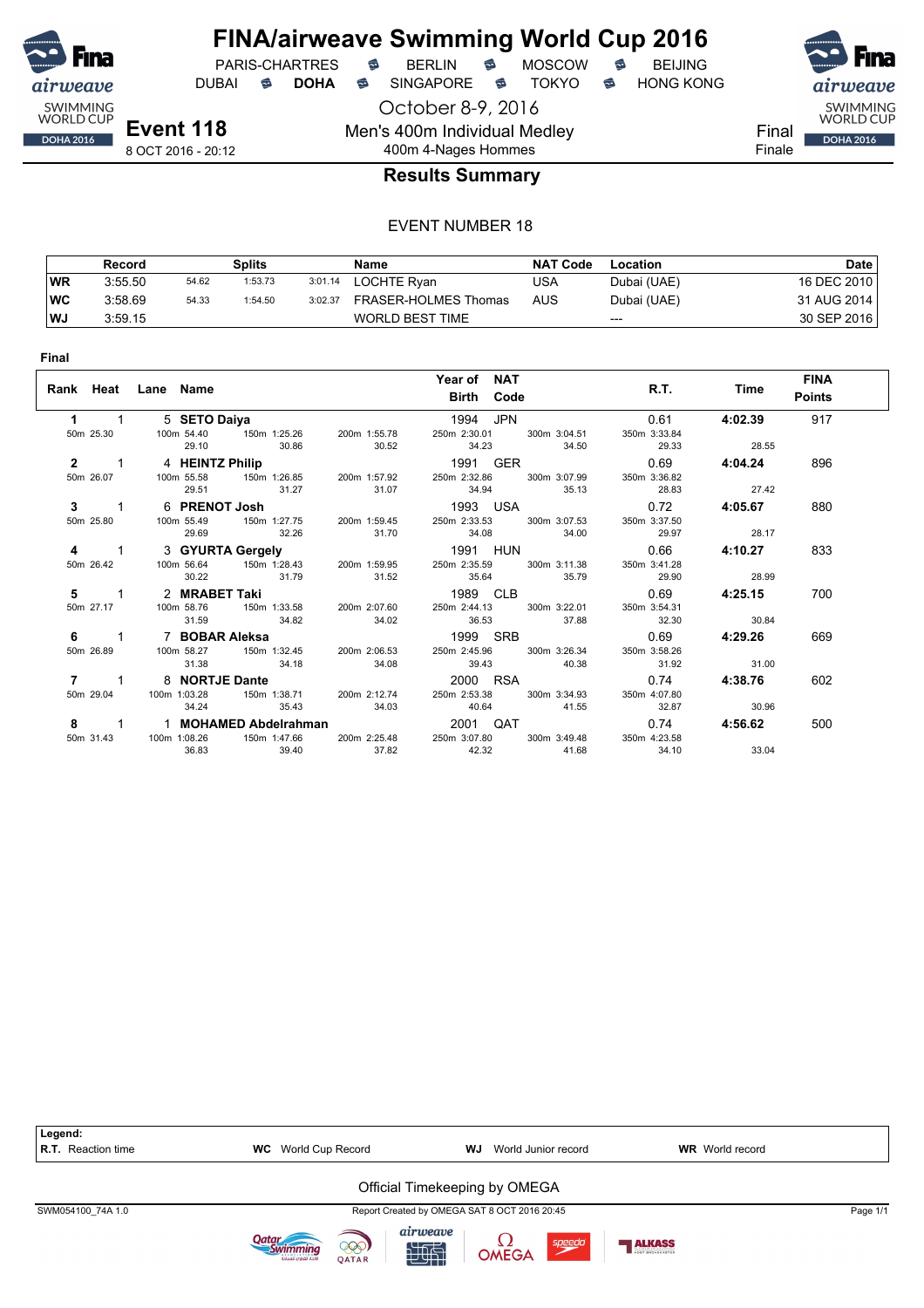# FINA/airweave Swimming World Cup 2016

PARIS-CHARTRES · BERLIN · MOSCOW · BEIJING
DUBAI · **DOHA** · SINGAPORE · TOKYO · HONG KONG

October 8-9, 2016

**Event 118**
8 OCT 2016 - 20:12

Men's 400m Individual Medley
400m 4-Nages Hommes

Final
Finale

## Results Summary

EVENT NUMBER 18

| | Record | Splits | | | Name | NAT Code | Location | Date |
|---|---|---|---|---|---|---|---|---|
| WR | 3:55.50 | 54.62 | 1:53.73 | 3:01.14 | LOCHTE Ryan | USA | Dubai (UAE) | 16 DEC 2010 |
| WC | 3:58.69 | 54.33 | 1:54.50 | 3:02.37 | FRASER-HOLMES Thomas | AUS | Dubai (UAE) | 31 AUG 2014 |
| WJ | 3:59.15 | | | | WORLD BEST TIME | | --- | 30 SEP 2016 |

**Final**

| Rank | Heat | Lane | Name | Year of Birth | NAT Code | R.T. | Time | FINA Points |
|---|---|---|---|---|---|---|---|---|
| **1** | 1 | 5 | **SETO Daiya** | 1994 | JPN | 0.61 | **4:02.39** | 917 |
| 50m 25.30 | | | 100m 54.40 (29.10) / 150m 1:25.26 (30.86) / 200m 1:55.78 (30.52) | 250m 2:30.01 (34.23) | 300m 3:04.51 (34.50) | 350m 3:33.84 (29.33) | 28.55 | |
| **2** | 1 | 4 | **HEINTZ Philip** | 1991 | GER | 0.69 | **4:04.24** | 896 |
| 50m 26.07 | | | 100m 55.58 (29.51) / 150m 1:26.85 (31.27) / 200m 1:57.92 (31.07) | 250m 2:32.86 (34.94) | 300m 3:07.99 (35.13) | 350m 3:36.82 (28.83) | 27.42 | |
| **3** | 1 | 6 | **PRENOT Josh** | 1993 | USA | 0.72 | **4:05.67** | 880 |
| 50m 25.80 | | | 100m 55.49 (29.69) / 150m 1:27.75 (32.26) / 200m 1:59.45 (31.70) | 250m 2:33.53 (34.08) | 300m 3:07.53 (34.00) | 350m 3:37.50 (29.97) | 28.17 | |
| **4** | 1 | 3 | **GYURTA Gergely** | 1991 | HUN | 0.66 | **4:10.27** | 833 |
| 50m 26.42 | | | 100m 56.64 (30.22) / 150m 1:28.43 (31.79) / 200m 1:59.95 (31.52) | 250m 2:35.59 (35.64) | 300m 3:11.38 (35.79) | 350m 3:41.28 (29.90) | 28.99 | |
| **5** | 1 | 2 | **MRABET Taki** | 1989 | CLB | 0.69 | **4:25.15** | 700 |
| 50m 27.17 | | | 100m 58.76 (31.59) / 150m 1:33.58 (34.82) / 200m 2:07.60 (34.02) | 250m 2:44.13 (36.53) | 300m 3:22.01 (37.88) | 350m 3:54.31 (32.30) | 30.84 | |
| **6** | 1 | 7 | **BOBAR Aleksa** | 1999 | SRB | 0.69 | **4:29.26** | 669 |
| 50m 26.89 | | | 100m 58.27 (31.38) / 150m 1:32.45 (34.18) / 200m 2:06.53 (34.08) | 250m 2:45.96 (39.43) | 300m 3:26.34 (40.38) | 350m 3:58.26 (31.92) | 31.00 | |
| **7** | 1 | 8 | **NORTJE Dante** | 2000 | RSA | 0.74 | **4:38.76** | 602 |
| 50m 29.04 | | | 100m 1:03.28 (34.24) / 150m 1:38.71 (35.43) / 200m 2:12.74 (34.03) | 250m 2:53.38 (40.64) | 300m 3:34.93 (41.55) | 350m 4:07.80 (32.87) | 30.96 | |
| **8** | 1 | 1 | **MOHAMED Abdelrahman** | 2001 | QAT | 0.74 | **4:56.62** | 500 |
| 50m 31.43 | | | 100m 1:08.26 (36.83) / 150m 1:47.66 (39.40) / 200m 2:25.48 (37.82) | 250m 3:07.80 (42.32) | 300m 3:49.48 (41.68) | 350m 4:23.58 (34.10) | 33.04 | |

**Legend:**
**R.T.** Reaction time | **WC** World Cup Record | **WJ** World Junior record | **WR** World record

Official Timekeeping by OMEGA

SWM054100_74A 1.0 — Report Created by OMEGA SAT 8 OCT 2016 20:45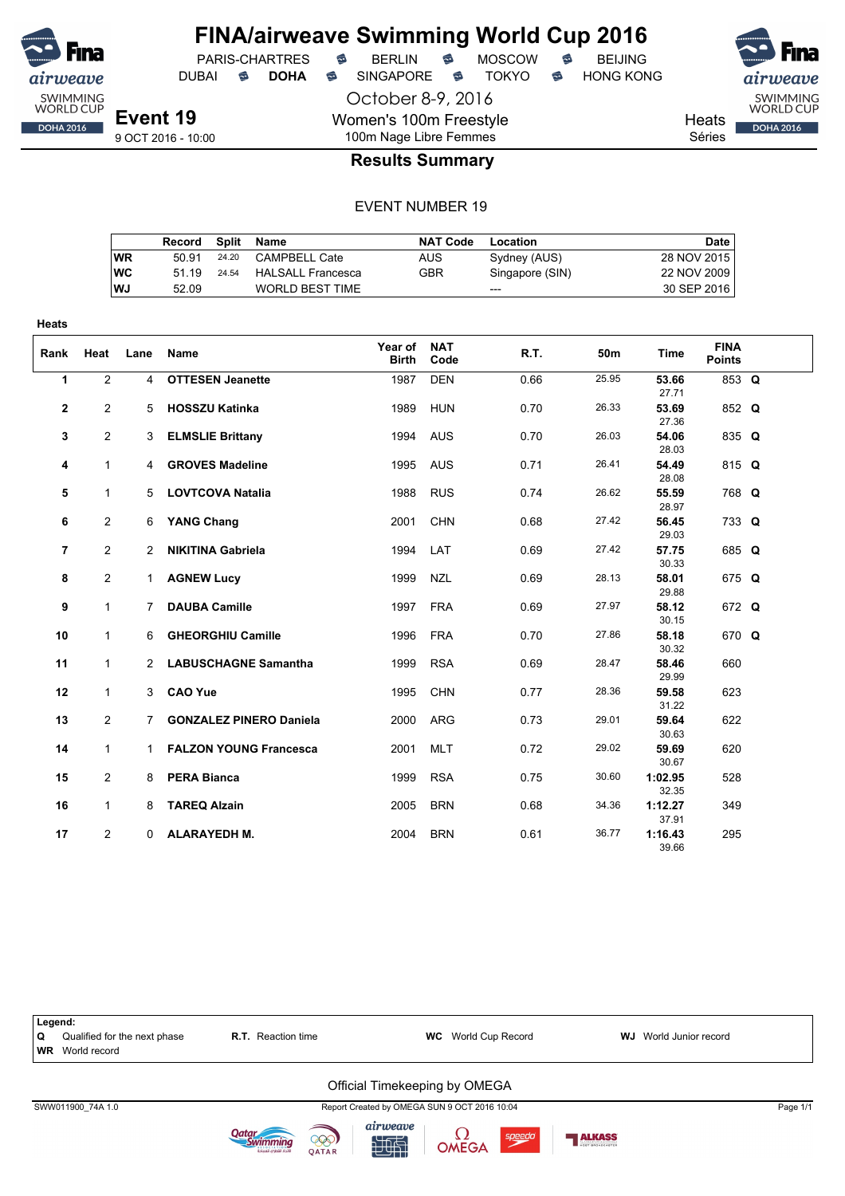# FINA/airweave Swimming World Cup 2016

PARIS-CHARTRES · BERLIN · MOSCOW · BEIJING
DUBAI · **DOHA** · SINGAPORE · TOKYO · HONG KONG

October 8-9, 2016

**Event 19**
9 OCT 2016 - 10:00

Women's 100m Freestyle
100m Nage Libre Femmes

Heats
Séries

## Results Summary

EVENT NUMBER 19

| | Record | Split | Name | NAT Code | Location | Date |
|---|---|---|---|---|---|---|
| WR | 50.91 | 24.20 | CAMPBELL Cate | AUS | Sydney (AUS) | 28 NOV 2015 |
| WC | 51.19 | 24.54 | HALSALL Francesca | GBR | Singapore (SIN) | 22 NOV 2009 |
| WJ | 52.09 | | WORLD BEST TIME | | --- | 30 SEP 2016 |

**Heats**

| Rank | Heat | Lane | Name | Year of Birth | NAT Code | R.T. | 50m | Time | FINA Points | |
|---|---|---|---|---|---|---|---|---|---|---|
| 1 | 2 | 4 | **OTTESEN Jeanette** | 1987 | DEN | 0.66 | 25.95 | **53.66** 27.71 | 853 | **Q** |
| 2 | 2 | 5 | **HOSSZU Katinka** | 1989 | HUN | 0.70 | 26.33 | **53.69** 27.36 | 852 | **Q** |
| 3 | 2 | 3 | **ELMSLIE Brittany** | 1994 | AUS | 0.70 | 26.03 | **54.06** 28.03 | 835 | **Q** |
| 4 | 1 | 4 | **GROVES Madeline** | 1995 | AUS | 0.71 | 26.41 | **54.49** 28.08 | 815 | **Q** |
| 5 | 1 | 5 | **LOVTCOVA Natalia** | 1988 | RUS | 0.74 | 26.62 | **55.59** 28.97 | 768 | **Q** |
| 6 | 2 | 6 | **YANG Chang** | 2001 | CHN | 0.68 | 27.42 | **56.45** 29.03 | 733 | **Q** |
| 7 | 2 | 2 | **NIKITINA Gabriela** | 1994 | LAT | 0.69 | 27.42 | **57.75** 30.33 | 685 | **Q** |
| 8 | 2 | 1 | **AGNEW Lucy** | 1999 | NZL | 0.69 | 28.13 | **58.01** 29.88 | 675 | **Q** |
| 9 | 1 | 7 | **DAUBA Camille** | 1997 | FRA | 0.69 | 27.97 | **58.12** 30.15 | 672 | **Q** |
| 10 | 1 | 6 | **GHEORGHIU Camille** | 1996 | FRA | 0.70 | 27.86 | **58.18** 30.32 | 670 | **Q** |
| 11 | 1 | 2 | **LABUSCHAGNE Samantha** | 1999 | RSA | 0.69 | 28.47 | **58.46** 29.99 | 660 | |
| 12 | 1 | 3 | **CAO Yue** | 1995 | CHN | 0.77 | 28.36 | **59.58** 31.22 | 623 | |
| 13 | 2 | 7 | **GONZALEZ PINERO Daniela** | 2000 | ARG | 0.73 | 29.01 | **59.64** 30.63 | 622 | |
| 14 | 1 | 1 | **FALZON YOUNG Francesca** | 2001 | MLT | 0.72 | 29.02 | **59.69** 30.67 | 620 | |
| 15 | 2 | 8 | **PERA Bianca** | 1999 | RSA | 0.75 | 30.60 | **1:02.95** 32.35 | 528 | |
| 16 | 1 | 8 | **TAREQ Alzain** | 2005 | BRN | 0.68 | 34.36 | **1:12.27** 37.91 | 349 | |
| 17 | 2 | 0 | **ALARAYEDH M.** | 2004 | BRN | 0.61 | 36.77 | **1:16.43** 39.66 | 295 | |

**Legend:**

| | | | |
|---|---|---|---|
| **Q** Qualified for the next phase | **R.T.** Reaction time | **WC** World Cup Record | **WJ** World Junior record |
| **WR** World record | | | |

Official Timekeeping by OMEGA

SWW011900_74A 1.0 · Report Created by OMEGA SUN 9 OCT 2016 10:04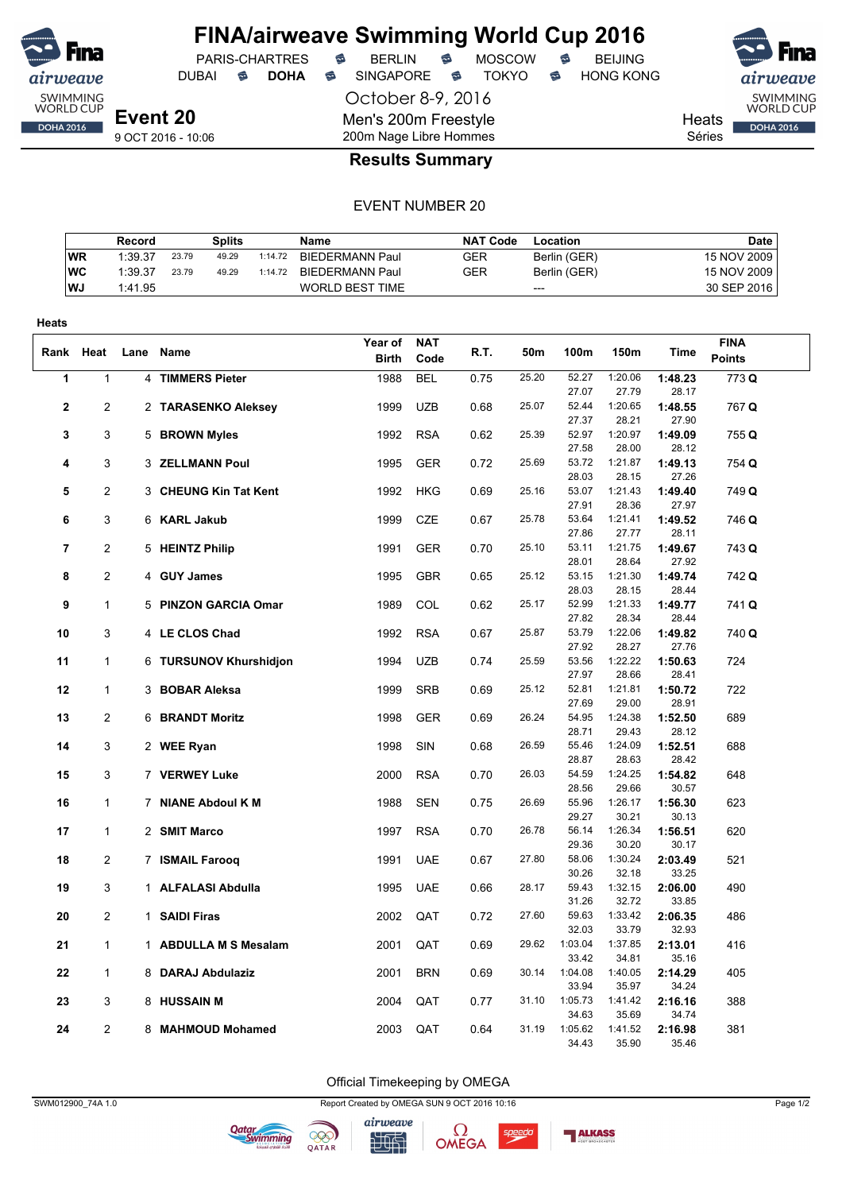# FINA/airweave Swimming World Cup 2016

PARIS-CHARTRES · BERLIN · MOSCOW · BEIJING
DUBAI · **DOHA** · SINGAPORE · TOKYO · HONG KONG

October 8-9, 2016

**Event 20**
9 OCT 2016 - 10:06

Men's 200m Freestyle
200m Nage Libre Hommes

Heats
Séries

## Results Summary

EVENT NUMBER 20

| | Record | Splits | | | Name | NAT Code | Location | Date |
|---|---|---|---|---|---|---|---|---|
| WR | 1:39.37 | 23.79 | 49.29 | 1:14.72 | BIEDERMANN Paul | GER | Berlin (GER) | 15 NOV 2009 |
| WC | 1:39.37 | 23.79 | 49.29 | 1:14.72 | BIEDERMANN Paul | GER | Berlin (GER) | 15 NOV 2009 |
| WJ | 1:41.95 | | | | WORLD BEST TIME | | --- | 30 SEP 2016 |

**Heats**

| Rank | Heat | Lane | Name | Year of Birth | NAT Code | R.T. | 50m | 100m | 150m | Time | FINA Points |
|---|---|---|---|---|---|---|---|---|---|---|---|
| 1 | 1 | 4 | **TIMMERS Pieter** | 1988 | BEL | 0.75 | 25.20 | 52.27 / 27.07 | 1:20.06 / 27.79 | **1:48.23** / 28.17 | 773 **Q** |
| 2 | 2 | 2 | **TARASENKO Aleksey** | 1999 | UZB | 0.68 | 25.07 | 52.44 / 27.37 | 1:20.65 / 28.21 | **1:48.55** / 27.90 | 767 **Q** |
| 3 | 3 | 5 | **BROWN Myles** | 1992 | RSA | 0.62 | 25.39 | 52.97 / 27.58 | 1:20.97 / 28.00 | **1:49.09** / 28.12 | 755 **Q** |
| 4 | 3 | 3 | **ZELLMANN Poul** | 1995 | GER | 0.72 | 25.69 | 53.72 / 28.03 | 1:21.87 / 28.15 | **1:49.13** / 27.26 | 754 **Q** |
| 5 | 2 | 3 | **CHEUNG Kin Tat Kent** | 1992 | HKG | 0.69 | 25.16 | 53.07 / 27.91 | 1:21.43 / 28.36 | **1:49.40** / 27.97 | 749 **Q** |
| 6 | 3 | 6 | **KARL Jakub** | 1999 | CZE | 0.67 | 25.78 | 53.64 / 27.86 | 1:21.41 / 27.77 | **1:49.52** / 28.11 | 746 **Q** |
| 7 | 2 | 5 | **HEINTZ Philip** | 1991 | GER | 0.70 | 25.10 | 53.11 / 28.01 | 1:21.75 / 28.64 | **1:49.67** / 27.92 | 743 **Q** |
| 8 | 2 | 4 | **GUY James** | 1995 | GBR | 0.65 | 25.12 | 53.15 / 28.03 | 1:21.30 / 28.15 | **1:49.74** / 28.44 | 742 **Q** |
| 9 | 1 | 5 | **PINZON GARCIA Omar** | 1989 | COL | 0.62 | 25.17 | 52.99 / 27.82 | 1:21.33 / 28.34 | **1:49.77** / 28.44 | 741 **Q** |
| 10 | 3 | 4 | **LE CLOS Chad** | 1992 | RSA | 0.67 | 25.87 | 53.79 / 27.92 | 1:22.06 / 28.27 | **1:49.82** / 27.76 | 740 **Q** |
| 11 | 1 | 6 | **TURSUNOV Khurshidjon** | 1994 | UZB | 0.74 | 25.59 | 53.56 / 27.97 | 1:22.22 / 28.66 | **1:50.63** / 28.41 | 724 |
| 12 | 1 | 3 | **BOBAR Aleksa** | 1999 | SRB | 0.69 | 25.12 | 52.81 / 27.69 | 1:21.81 / 29.00 | **1:50.72** / 28.91 | 722 |
| 13 | 2 | 6 | **BRANDT Moritz** | 1998 | GER | 0.69 | 26.24 | 54.95 / 28.71 | 1:24.38 / 29.43 | **1:52.50** / 28.12 | 689 |
| 14 | 3 | 2 | **WEE Ryan** | 1998 | SIN | 0.68 | 26.59 | 55.46 / 28.87 | 1:24.09 / 28.63 | **1:52.51** / 28.42 | 688 |
| 15 | 3 | 7 | **VERWEY Luke** | 2000 | RSA | 0.70 | 26.03 | 54.59 / 28.56 | 1:24.25 / 29.66 | **1:54.82** / 30.57 | 648 |
| 16 | 1 | 7 | **NIANE Abdoul K M** | 1988 | SEN | 0.75 | 26.69 | 55.96 / 29.27 | 1:26.17 / 30.21 | **1:56.30** / 30.13 | 623 |
| 17 | 1 | 2 | **SMIT Marco** | 1997 | RSA | 0.70 | 26.78 | 56.14 / 29.36 | 1:26.34 / 30.20 | **1:56.51** / 30.17 | 620 |
| 18 | 2 | 7 | **ISMAIL Farooq** | 1991 | UAE | 0.67 | 27.80 | 58.06 / 30.26 | 1:30.24 / 32.18 | **2:03.49** / 33.25 | 521 |
| 19 | 3 | 1 | **ALFALASI Abdulla** | 1995 | UAE | 0.66 | 28.17 | 59.43 / 31.26 | 1:32.15 / 32.72 | **2:06.00** / 33.85 | 490 |
| 20 | 2 | 1 | **SAIDI Firas** | 2002 | QAT | 0.72 | 27.60 | 59.63 / 32.03 | 1:33.42 / 33.79 | **2:06.35** / 32.93 | 486 |
| 21 | 1 | 1 | **ABDULLA M S Mesalam** | 2001 | QAT | 0.69 | 29.62 | 1:03.04 / 33.42 | 1:37.85 / 34.81 | **2:13.01** / 35.16 | 416 |
| 22 | 1 | 8 | **DARAJ Abdulaziz** | 2001 | BRN | 0.69 | 30.14 | 1:04.08 / 33.94 | 1:40.05 / 35.97 | **2:14.29** / 34.24 | 405 |
| 23 | 3 | 8 | **HUSSAIN M** | 2004 | QAT | 0.77 | 31.10 | 1:05.73 / 34.63 | 1:41.42 / 35.69 | **2:16.16** / 34.74 | 388 |
| 24 | 2 | 8 | **MAHMOUD Mohamed** | 2003 | QAT | 0.64 | 31.19 | 1:05.62 / 34.43 | 1:41.52 / 35.90 | **2:16.98** / 35.46 | 381 |

Official Timekeeping by OMEGA

SWM012900_74A 1.0 — Report Created by OMEGA SUN 9 OCT 2016 10:16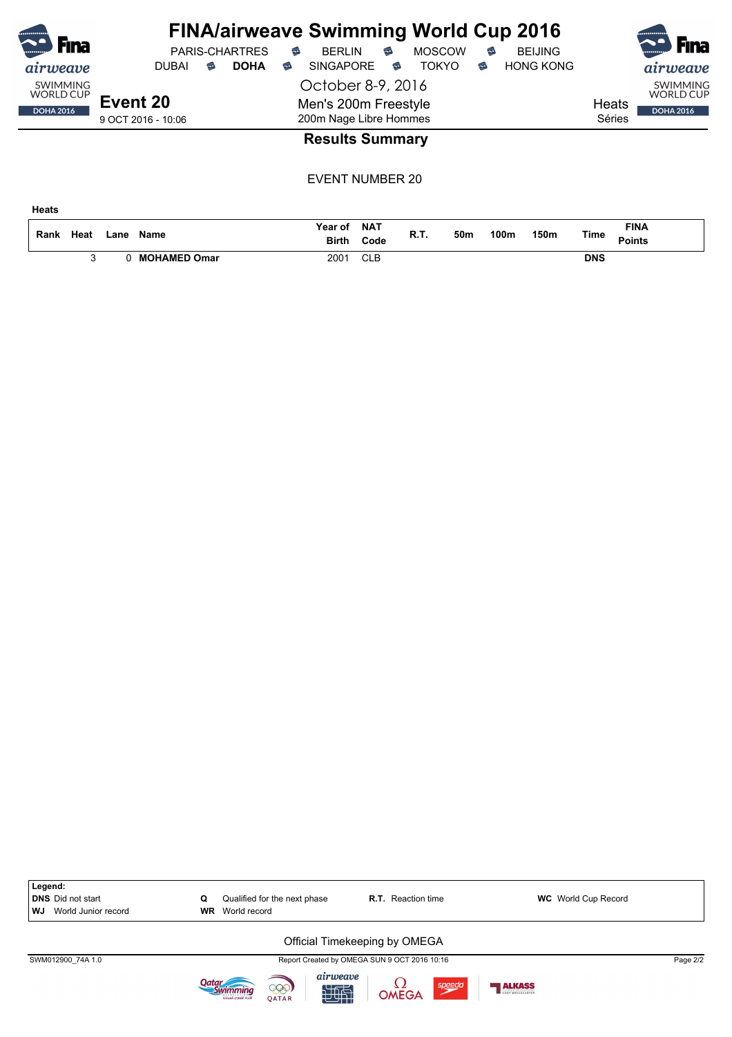# FINA/airweave Swimming World Cup 2016

PARIS-CHARTRES · BERLIN · MOSCOW · BEIJING
DUBAI · **DOHA** · SINGAPORE · TOKYO · HONG KONG

October 8-9, 2016

**Event 20**
9 OCT 2016 - 10:06

Men's 200m Freestyle
200m Nage Libre Hommes

Heats
Séries

## Results Summary

EVENT NUMBER 20

**Heats**

| Rank | Heat | Lane | Name | Year of Birth | NAT Code | R.T. | 50m | 100m | 150m | Time | FINA Points |
|---|---|---|---|---|---|---|---|---|---|---|---|
| | 3 | 0 | **MOHAMED Omar** | 2001 | CLB | | | | | **DNS** | |

**Legend:**

| | | | |
|---|---|---|---|
| **DNS** Did not start | **Q** Qualified for the next phase | **R.T.** Reaction time | **WC** World Cup Record |
| **WJ** World Junior record | **WR** World record | | |

Official Timekeeping by OMEGA

SWM012900_74A 1.0 — Report Created by OMEGA SUN 9 OCT 2016 10:16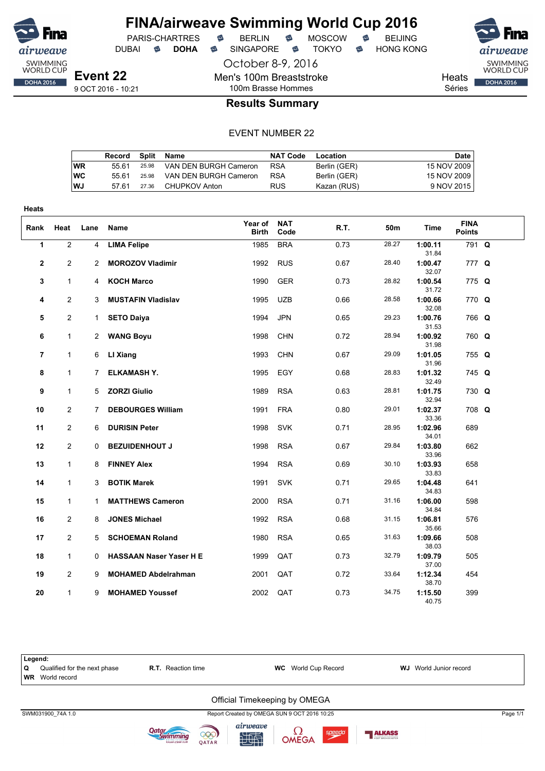# FINA/airweave Swimming World Cup 2016

PARIS-CHARTRES · BERLIN · MOSCOW · BEIJING
DUBAI · **DOHA** · SINGAPORE · TOKYO · HONG KONG

October 8-9, 2016

## Event 22

9 OCT 2016 - 10:21

Men's 100m Breaststroke
100m Brasse Hommes

Heats
Séries

### Results Summary

EVENT NUMBER 22

| | Record | Split | Name | NAT Code | Location | Date |
|---|---|---|---|---|---|---|
| WR | 55.61 | 25.98 | VAN DEN BURGH Cameron | RSA | Berlin (GER) | 15 NOV 2009 |
| WC | 55.61 | 25.98 | VAN DEN BURGH Cameron | RSA | Berlin (GER) | 15 NOV 2009 |
| WJ | 57.61 | 27.36 | CHUPKOV Anton | RUS | Kazan (RUS) | 9 NOV 2015 |

**Heats**

| Rank | Heat | Lane | Name | Year of Birth | NAT Code | R.T. | 50m | Time | FINA Points | |
|---|---|---|---|---|---|---|---|---|---|---|
| 1 | 2 | 4 | **LIMA Felipe** | 1985 | BRA | 0.73 | 28.27 | **1:00.11** 31.84 | 791 | **Q** |
| 2 | 2 | 2 | **MOROZOV Vladimir** | 1992 | RUS | 0.67 | 28.40 | **1:00.47** 32.07 | 777 | **Q** |
| 3 | 1 | 4 | **KOCH Marco** | 1990 | GER | 0.73 | 28.82 | **1:00.54** 31.72 | 775 | **Q** |
| 4 | 2 | 3 | **MUSTAFIN Vladislav** | 1995 | UZB | 0.66 | 28.58 | **1:00.66** 32.08 | 770 | **Q** |
| 5 | 2 | 1 | **SETO Daiya** | 1994 | JPN | 0.65 | 29.23 | **1:00.76** 31.53 | 766 | **Q** |
| 6 | 1 | 2 | **WANG Boyu** | 1998 | CHN | 0.72 | 28.94 | **1:00.92** 31.98 | 760 | **Q** |
| 7 | 1 | 6 | **LI Xiang** | 1993 | CHN | 0.67 | 29.09 | **1:01.05** 31.96 | 755 | **Q** |
| 8 | 1 | 7 | **ELKAMASH Y.** | 1995 | EGY | 0.68 | 28.83 | **1:01.32** 32.49 | 745 | **Q** |
| 9 | 1 | 5 | **ZORZI Giulio** | 1989 | RSA | 0.63 | 28.81 | **1:01.75** 32.94 | 730 | **Q** |
| 10 | 2 | 7 | **DEBOURGES William** | 1991 | FRA | 0.80 | 29.01 | **1:02.37** 33.36 | 708 | **Q** |
| 11 | 2 | 6 | **DURISIN Peter** | 1998 | SVK | 0.71 | 28.95 | **1:02.96** 34.01 | 689 | |
| 12 | 2 | 0 | **BEZUIDENHOUT J** | 1998 | RSA | 0.67 | 29.84 | **1:03.80** 33.96 | 662 | |
| 13 | 1 | 8 | **FINNEY Alex** | 1994 | RSA | 0.69 | 30.10 | **1:03.93** 33.83 | 658 | |
| 14 | 1 | 3 | **BOTIK Marek** | 1991 | SVK | 0.71 | 29.65 | **1:04.48** 34.83 | 641 | |
| 15 | 1 | 1 | **MATTHEWS Cameron** | 2000 | RSA | 0.71 | 31.16 | **1:06.00** 34.84 | 598 | |
| 16 | 2 | 8 | **JONES Michael** | 1992 | RSA | 0.68 | 31.15 | **1:06.81** 35.66 | 576 | |
| 17 | 2 | 5 | **SCHOEMAN Roland** | 1980 | RSA | 0.65 | 31.63 | **1:09.66** 38.03 | 508 | |
| 18 | 1 | 0 | **HASSAAN Naser Yaser H E** | 1999 | QAT | 0.73 | 32.79 | **1:09.79** 37.00 | 505 | |
| 19 | 2 | 9 | **MOHAMED Abdelrahman** | 2001 | QAT | 0.72 | 33.64 | **1:12.34** 38.70 | 454 | |
| 20 | 1 | 9 | **MOHAMED Youssef** | 2002 | QAT | 0.73 | 34.75 | **1:15.50** 40.75 | 399 | |

**Legend:**
**Q** Qualified for the next phase · **R.T.** Reaction time · **WC** World Cup Record · **WJ** World Junior record
**WR** World record

Official Timekeeping by OMEGA

SWM031900_74A 1.0 · Report Created by OMEGA SUN 9 OCT 2016 10:25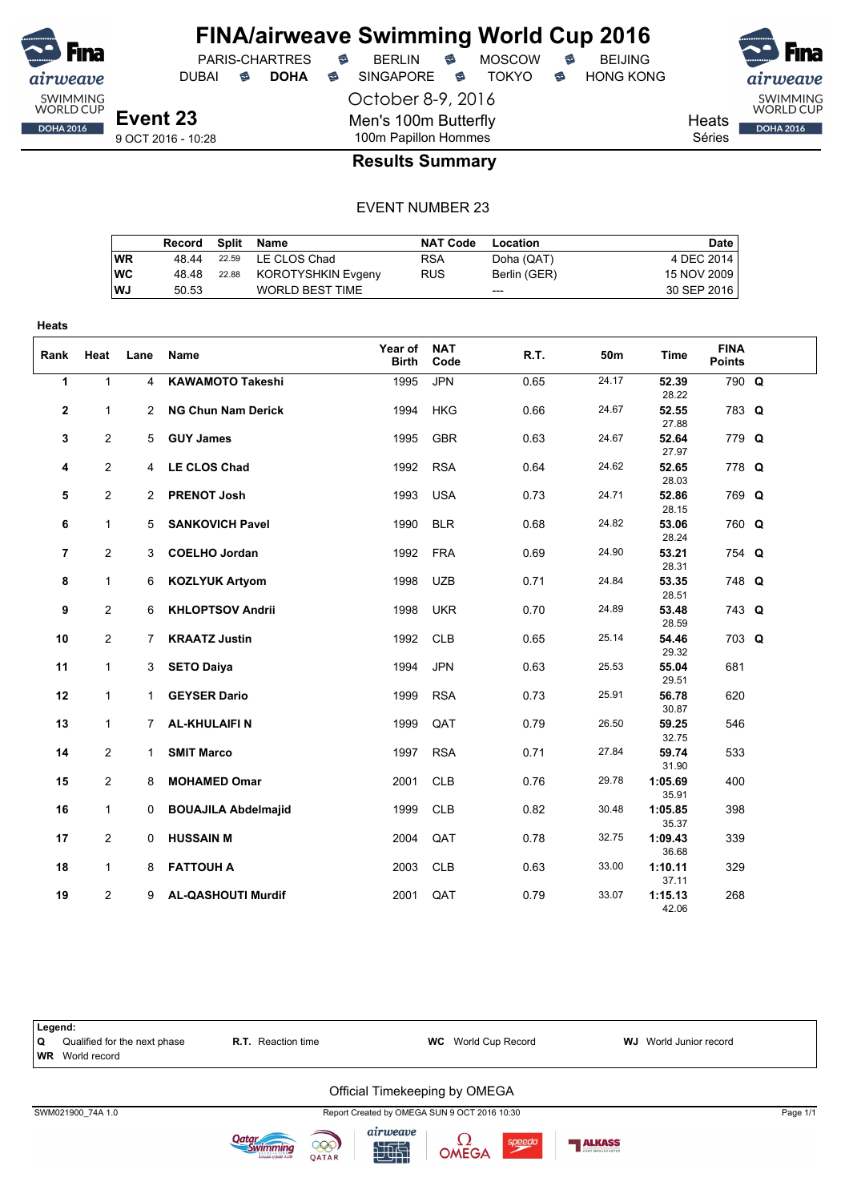# FINA/airweave Swimming World Cup 2016

PARIS-CHARTRES · BERLIN · MOSCOW · BEIJING
DUBAI · **DOHA** · SINGAPORE · TOKYO · HONG KONG

October 8-9, 2016

**Event 23**
9 OCT 2016 - 10:28

Men's 100m Butterfly
100m Papillon Hommes

Heats
Séries

## Results Summary

EVENT NUMBER 23

| | Record | Split | Name | NAT Code | Location | Date |
|---|---|---|---|---|---|---|
| WR | 48.44 | 22.59 | LE CLOS Chad | RSA | Doha (QAT) | 4 DEC 2014 |
| WC | 48.48 | 22.88 | KOROTYSHKIN Evgeny | RUS | Berlin (GER) | 15 NOV 2009 |
| WJ | 50.53 | | WORLD BEST TIME | | --- | 30 SEP 2016 |

**Heats**

| Rank | Heat | Lane | Name | Year of Birth | NAT Code | R.T. | 50m | Time | FINA Points | |
|---|---|---|---|---|---|---|---|---|---|---|
| 1 | 1 | 4 | **KAWAMOTO Takeshi** | 1995 | JPN | 0.65 | 24.17 | **52.39** 28.22 | 790 | **Q** |
| 2 | 1 | 2 | **NG Chun Nam Derick** | 1994 | HKG | 0.66 | 24.67 | **52.55** 27.88 | 783 | **Q** |
| 3 | 2 | 5 | **GUY James** | 1995 | GBR | 0.63 | 24.67 | **52.64** 27.97 | 779 | **Q** |
| 4 | 2 | 4 | **LE CLOS Chad** | 1992 | RSA | 0.64 | 24.62 | **52.65** 28.03 | 778 | **Q** |
| 5 | 2 | 2 | **PRENOT Josh** | 1993 | USA | 0.73 | 24.71 | **52.86** 28.15 | 769 | **Q** |
| 6 | 1 | 5 | **SANKOVICH Pavel** | 1990 | BLR | 0.68 | 24.82 | **53.06** 28.24 | 760 | **Q** |
| 7 | 2 | 3 | **COELHO Jordan** | 1992 | FRA | 0.69 | 24.90 | **53.21** 28.31 | 754 | **Q** |
| 8 | 1 | 6 | **KOZLYUK Artyom** | 1998 | UZB | 0.71 | 24.84 | **53.35** 28.51 | 748 | **Q** |
| 9 | 2 | 6 | **KHLOPTSOV Andrii** | 1998 | UKR | 0.70 | 24.89 | **53.48** 28.59 | 743 | **Q** |
| 10 | 2 | 7 | **KRAATZ Justin** | 1992 | CLB | 0.65 | 25.14 | **54.46** 29.32 | 703 | **Q** |
| 11 | 1 | 3 | **SETO Daiya** | 1994 | JPN | 0.63 | 25.53 | **55.04** 29.51 | 681 | |
| 12 | 1 | 1 | **GEYSER Dario** | 1999 | RSA | 0.73 | 25.91 | **56.78** 30.87 | 620 | |
| 13 | 1 | 7 | **AL-KHULAIFI N** | 1999 | QAT | 0.79 | 26.50 | **59.25** 32.75 | 546 | |
| 14 | 2 | 1 | **SMIT Marco** | 1997 | RSA | 0.71 | 27.84 | **59.74** 31.90 | 533 | |
| 15 | 2 | 8 | **MOHAMED Omar** | 2001 | CLB | 0.76 | 29.78 | **1:05.69** 35.91 | 400 | |
| 16 | 1 | 0 | **BOUAJILA Abdelmajid** | 1999 | CLB | 0.82 | 30.48 | **1:05.85** 35.37 | 398 | |
| 17 | 2 | 0 | **HUSSAIN M** | 2004 | QAT | 0.78 | 32.75 | **1:09.43** 36.68 | 339 | |
| 18 | 1 | 8 | **FATTOUH A** | 2003 | CLB | 0.63 | 33.00 | **1:10.11** 37.11 | 329 | |
| 19 | 2 | 9 | **AL-QASHOUTI Murdif** | 2001 | QAT | 0.79 | 33.07 | **1:15.13** 42.06 | 268 | |

**Legend:**
**Q** Qualified for the next phase
**R.T.** Reaction time
**WC** World Cup Record
**WJ** World Junior record
**WR** World record

Official Timekeeping by OMEGA

SWM021900_74A 1.0 · Report Created by OMEGA SUN 9 OCT 2016 10:30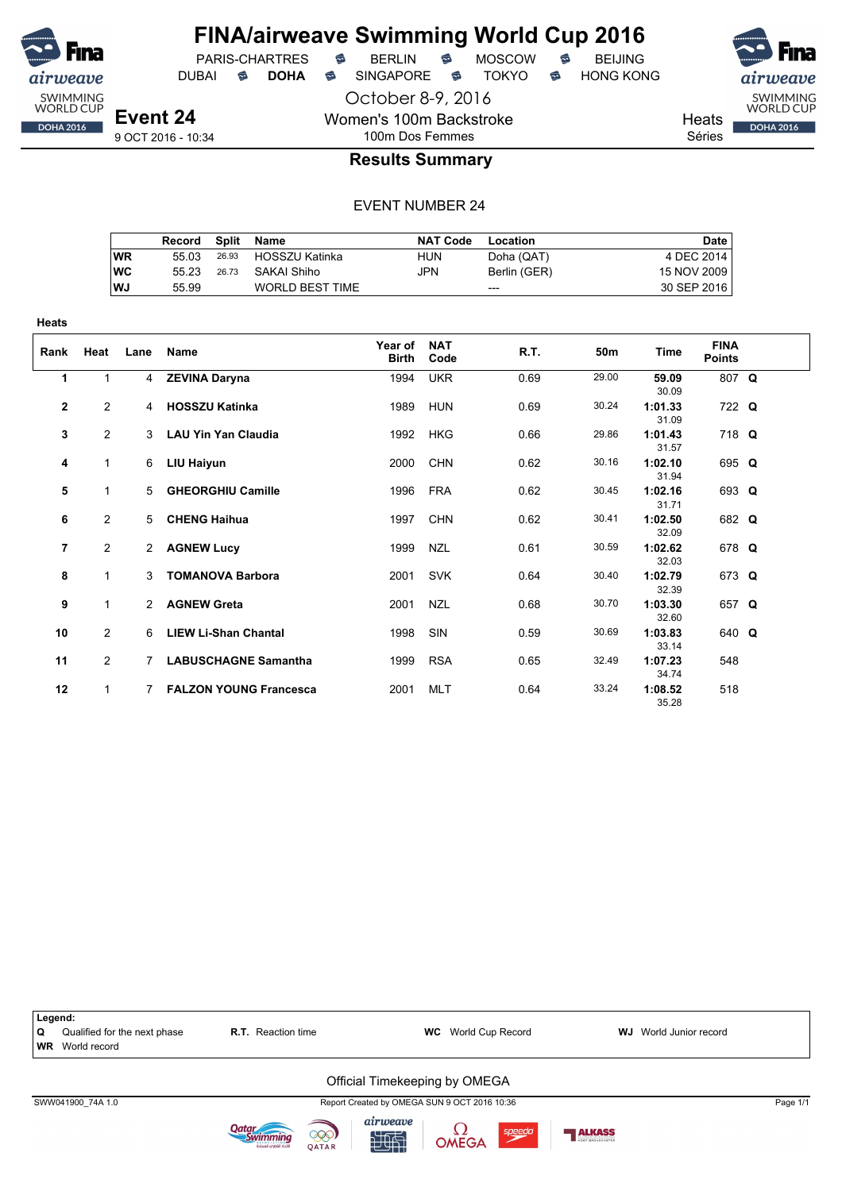# FINA/airweave Swimming World Cup 2016

PARIS-CHARTRES · BERLIN · MOSCOW · BEIJING
DUBAI · **DOHA** · SINGAPORE · TOKYO · HONG KONG

October 8-9, 2016

**Event 24**
9 OCT 2016 - 10:34

Women's 100m Backstroke
100m Dos Femmes

Heats
Séries

## Results Summary

EVENT NUMBER 24

| | Record | Split | Name | NAT Code | Location | Date |
|---|---|---|---|---|---|---|
| WR | 55.03 | 26.93 | HOSSZU Katinka | HUN | Doha (QAT) | 4 DEC 2014 |
| WC | 55.23 | 26.73 | SAKAI Shiho | JPN | Berlin (GER) | 15 NOV 2009 |
| WJ | 55.99 | | WORLD BEST TIME | | --- | 30 SEP 2016 |

**Heats**

| Rank | Heat | Lane | Name | Year of Birth | NAT Code | R.T. | 50m | Time | FINA Points | |
|---|---|---|---|---|---|---|---|---|---|---|
| 1 | 1 | 4 | **ZEVINA Daryna** | 1994 | UKR | 0.69 | 29.00 | **59.09** 30.09 | 807 | **Q** |
| 2 | 2 | 4 | **HOSSZU Katinka** | 1989 | HUN | 0.69 | 30.24 | **1:01.33** 31.09 | 722 | **Q** |
| 3 | 2 | 3 | **LAU Yin Yan Claudia** | 1992 | HKG | 0.66 | 29.86 | **1:01.43** 31.57 | 718 | **Q** |
| 4 | 1 | 6 | **LIU Haiyun** | 2000 | CHN | 0.62 | 30.16 | **1:02.10** 31.94 | 695 | **Q** |
| 5 | 1 | 5 | **GHEORGHIU Camille** | 1996 | FRA | 0.62 | 30.45 | **1:02.16** 31.71 | 693 | **Q** |
| 6 | 2 | 5 | **CHENG Haihua** | 1997 | CHN | 0.62 | 30.41 | **1:02.50** 32.09 | 682 | **Q** |
| 7 | 2 | 2 | **AGNEW Lucy** | 1999 | NZL | 0.61 | 30.59 | **1:02.62** 32.03 | 678 | **Q** |
| 8 | 1 | 3 | **TOMANOVA Barbora** | 2001 | SVK | 0.64 | 30.40 | **1:02.79** 32.39 | 673 | **Q** |
| 9 | 1 | 2 | **AGNEW Greta** | 2001 | NZL | 0.68 | 30.70 | **1:03.30** 32.60 | 657 | **Q** |
| 10 | 2 | 6 | **LIEW Li-Shan Chantal** | 1998 | SIN | 0.59 | 30.69 | **1:03.83** 33.14 | 640 | **Q** |
| 11 | 2 | 7 | **LABUSCHAGNE Samantha** | 1999 | RSA | 0.65 | 32.49 | **1:07.23** 34.74 | 548 | |
| 12 | 1 | 7 | **FALZON YOUNG Francesca** | 2001 | MLT | 0.64 | 33.24 | **1:08.52** 35.28 | 518 | |

**Legend:**
**Q** Qualified for the next phase · **R.T.** Reaction time · **WC** World Cup Record · **WJ** World Junior record
**WR** World record

Official Timekeeping by OMEGA

SWW041900_74A 1.0 · Report Created by OMEGA SUN 9 OCT 2016 10:36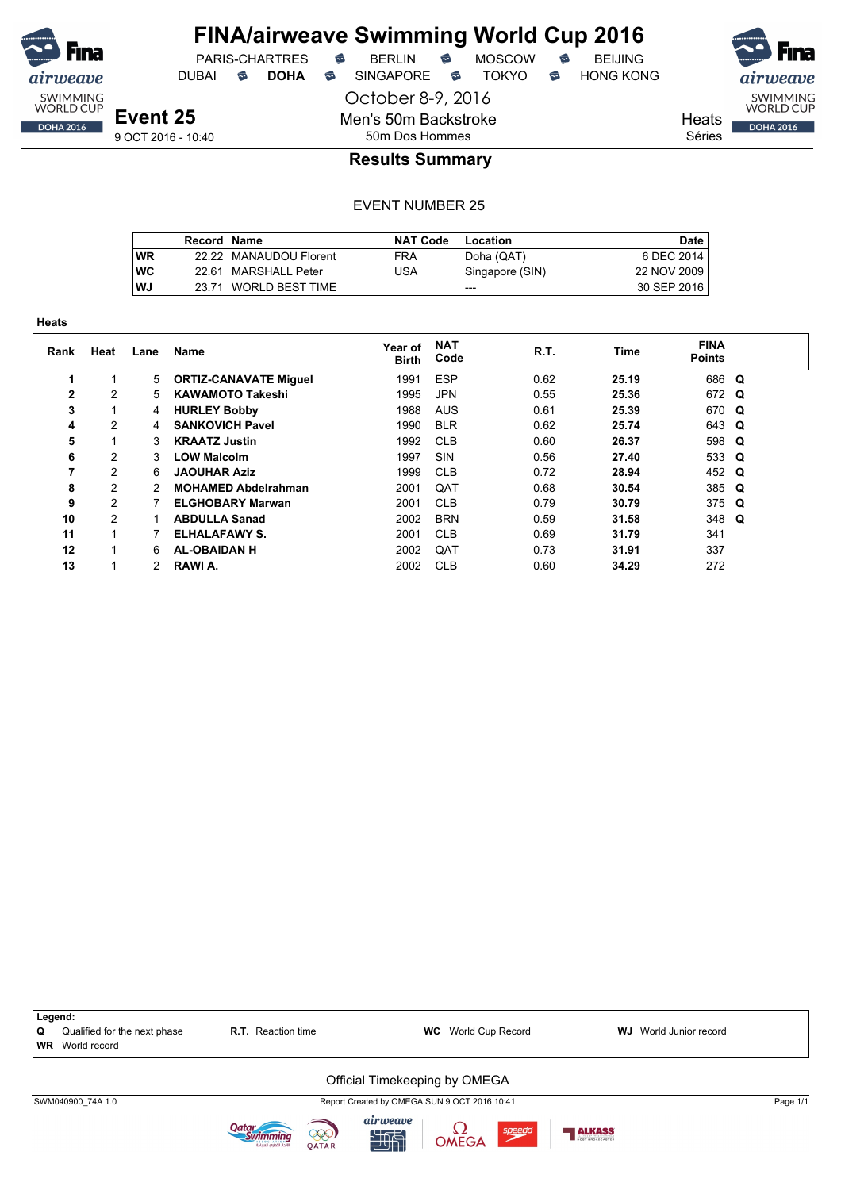# FINA/airweave Swimming World Cup 2016

PARIS-CHARTRES · BERLIN · MOSCOW · BEIJING
DUBAI · **DOHA** · SINGAPORE · TOKYO · HONG KONG

October 8-9, 2016

**Event 25**
9 OCT 2016 - 10:40

Men's 50m Backstroke
50m Dos Hommes

Heats
Séries

## Results Summary

EVENT NUMBER 25

| | Record | Name | NAT Code | Location | Date |
|---|---|---|---|---|---|
| WR | 22.22 | MANAUDOU Florent | FRA | Doha (QAT) | 6 DEC 2014 |
| WC | 22.61 | MARSHALL Peter | USA | Singapore (SIN) | 22 NOV 2009 |
| WJ | 23.71 | WORLD BEST TIME | | --- | 30 SEP 2016 |

**Heats**

| Rank | Heat | Lane | Name | Year of Birth | NAT Code | R.T. | Time | FINA Points | |
|---|---|---|---|---|---|---|---|---|---|
| 1 | 1 | 5 | **ORTIZ-CANAVATE Miguel** | 1991 | ESP | 0.62 | **25.19** | 686 | **Q** |
| 2 | 2 | 5 | **KAWAMOTO Takeshi** | 1995 | JPN | 0.55 | **25.36** | 672 | **Q** |
| 3 | 1 | 4 | **HURLEY Bobby** | 1988 | AUS | 0.61 | **25.39** | 670 | **Q** |
| 4 | 2 | 4 | **SANKOVICH Pavel** | 1990 | BLR | 0.62 | **25.74** | 643 | **Q** |
| 5 | 1 | 3 | **KRAATZ Justin** | 1992 | CLB | 0.60 | **26.37** | 598 | **Q** |
| 6 | 2 | 3 | **LOW Malcolm** | 1997 | SIN | 0.56 | **27.40** | 533 | **Q** |
| 7 | 2 | 6 | **JAOUHAR Aziz** | 1999 | CLB | 0.72 | **28.94** | 452 | **Q** |
| 8 | 2 | 2 | **MOHAMED Abdelrahman** | 2001 | QAT | 0.68 | **30.54** | 385 | **Q** |
| 9 | 2 | 7 | **ELGHOBARY Marwan** | 2001 | CLB | 0.79 | **30.79** | 375 | **Q** |
| 10 | 2 | 1 | **ABDULLA Sanad** | 2002 | BRN | 0.59 | **31.58** | 348 | **Q** |
| 11 | 1 | 7 | **ELHALAFAWY S.** | 2001 | CLB | 0.69 | **31.79** | 341 | |
| 12 | 1 | 6 | **AL-OBAIDAN H** | 2002 | QAT | 0.73 | **31.91** | 337 | |
| 13 | 1 | 2 | **RAWI A.** | 2002 | CLB | 0.60 | **34.29** | 272 | |

**Legend:**
**Q** Qualified for the next phase · **R.T.** Reaction time · **WC** World Cup Record · **WJ** World Junior record
**WR** World record

Official Timekeeping by OMEGA

SWM040900_74A 1.0 · Report Created by OMEGA SUN 9 OCT 2016 10:41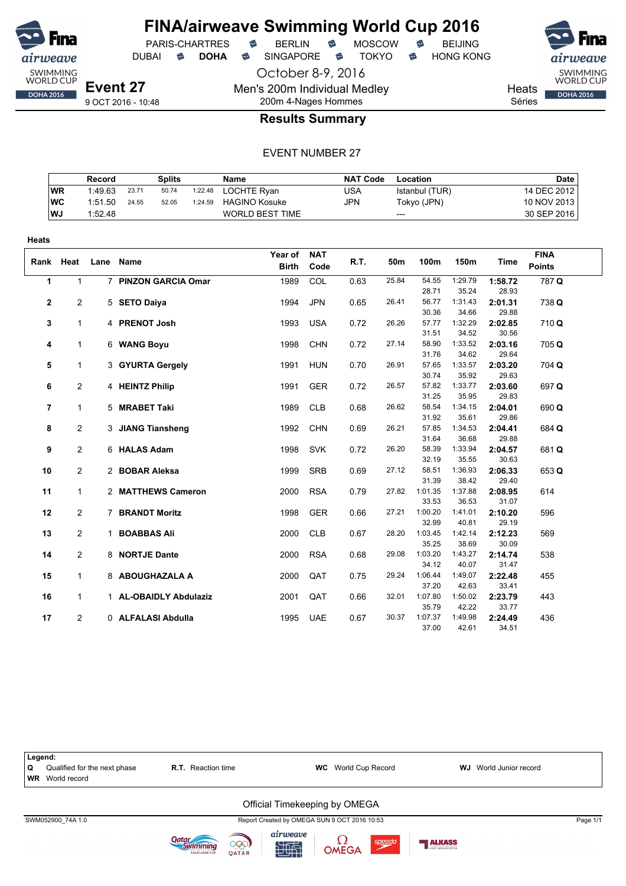# FINA/airweave Swimming World Cup 2016

PARIS-CHARTRES · BERLIN · MOSCOW · BEIJING
DUBAI · **DOHA** · SINGAPORE · TOKYO · HONG KONG

October 8-9, 2016

## Event 27

9 OCT 2016 - 10:48

Men's 200m Individual Medley
200m 4-Nages Hommes

Heats
Séries

### Results Summary

EVENT NUMBER 27

| | Record | Splits | | | Name | NAT Code | Location | Date |
|---|---|---|---|---|---|---|---|---|
| WR | 1:49.63 | 23.71 | 50.74 | 1:22.48 | LOCHTE Ryan | USA | Istanbul (TUR) | 14 DEC 2012 |
| WC | 1:51.50 | 24.55 | 52.05 | 1:24.59 | HAGINO Kosuke | JPN | Tokyo (JPN) | 10 NOV 2013 |
| WJ | 1:52.48 | | | | WORLD BEST TIME | | --- | 30 SEP 2016 |

**Heats**

| Rank | Heat | Lane | Name | Year of Birth | NAT Code | R.T. | 50m | 100m | 150m | Time | FINA Points |
|---|---|---|---|---|---|---|---|---|---|---|---|
| 1 | 1 | 7 | **PINZON GARCIA Omar** | 1989 | COL | 0.63 | 25.84 | 54.55 / 28.71 | 1:29.79 / 35.24 | **1:58.72** / 28.93 | 787 **Q** |
| 2 | 2 | 5 | **SETO Daiya** | 1994 | JPN | 0.65 | 26.41 | 56.77 / 30.36 | 1:31.43 / 34.66 | **2:01.31** / 29.88 | 738 **Q** |
| 3 | 1 | 4 | **PRENOT Josh** | 1993 | USA | 0.72 | 26.26 | 57.77 / 31.51 | 1:32.29 / 34.52 | **2:02.85** / 30.56 | 710 **Q** |
| 4 | 1 | 6 | **WANG Boyu** | 1998 | CHN | 0.72 | 27.14 | 58.90 / 31.76 | 1:33.52 / 34.62 | **2:03.16** / 29.64 | 705 **Q** |
| 5 | 1 | 3 | **GYURTA Gergely** | 1991 | HUN | 0.70 | 26.91 | 57.65 / 30.74 | 1:33.57 / 35.92 | **2:03.20** / 29.63 | 704 **Q** |
| 6 | 2 | 4 | **HEINTZ Philip** | 1991 | GER | 0.72 | 26.57 | 57.82 / 31.25 | 1:33.77 / 35.95 | **2:03.60** / 29.83 | 697 **Q** |
| 7 | 1 | 5 | **MRABET Taki** | 1989 | CLB | 0.68 | 26.62 | 58.54 / 31.92 | 1:34.15 / 35.61 | **2:04.01** / 29.86 | 690 **Q** |
| 8 | 2 | 3 | **JIANG Tiansheng** | 1992 | CHN | 0.69 | 26.21 | 57.85 / 31.64 | 1:34.53 / 36.68 | **2:04.41** / 29.88 | 684 **Q** |
| 9 | 2 | 6 | **HALAS Adam** | 1998 | SVK | 0.72 | 26.20 | 58.39 / 32.19 | 1:33.94 / 35.55 | **2:04.57** / 30.63 | 681 **Q** |
| 10 | 2 | 2 | **BOBAR Aleksa** | 1999 | SRB | 0.69 | 27.12 | 58.51 / 31.39 | 1:36.93 / 38.42 | **2:06.33** / 29.40 | 653 **Q** |
| 11 | 1 | 2 | **MATTHEWS Cameron** | 2000 | RSA | 0.79 | 27.82 | 1:01.35 / 33.53 | 1:37.88 / 36.53 | **2:08.95** / 31.07 | 614 |
| 12 | 2 | 7 | **BRANDT Moritz** | 1998 | GER | 0.66 | 27.21 | 1:00.20 / 32.99 | 1:41.01 / 40.81 | **2:10.20** / 29.19 | 596 |
| 13 | 2 | 1 | **BOABBAS Ali** | 2000 | CLB | 0.67 | 28.20 | 1:03.45 / 35.25 | 1:42.14 / 38.69 | **2:12.23** / 30.09 | 569 |
| 14 | 2 | 8 | **NORTJE Dante** | 2000 | RSA | 0.68 | 29.08 | 1:03.20 / 34.12 | 1:43.27 / 40.07 | **2:14.74** / 31.47 | 538 |
| 15 | 1 | 8 | **ABOUGHAZALA A** | 2000 | QAT | 0.75 | 29.24 | 1:06.44 / 37.20 | 1:49.07 / 42.63 | **2:22.48** / 33.41 | 455 |
| 16 | 1 | 1 | **AL-OBAIDLY Abdulaziz** | 2001 | QAT | 0.66 | 32.01 | 1:07.80 / 35.79 | 1:50.02 / 42.22 | **2:23.79** / 33.77 | 443 |
| 17 | 2 | 0 | **ALFALASI Abdulla** | 1995 | UAE | 0.67 | 30.37 | 1:07.37 / 37.00 | 1:49.98 / 42.61 | **2:24.49** / 34.51 | 436 |

**Legend:**
**Q** Qualified for the next phase · **R.T.** Reaction time · **WC** World Cup Record · **WJ** World Junior record
**WR** World record

Official Timekeeping by OMEGA

SWM052900_74A 1.0 · Report Created by OMEGA SUN 9 OCT 2016 10:53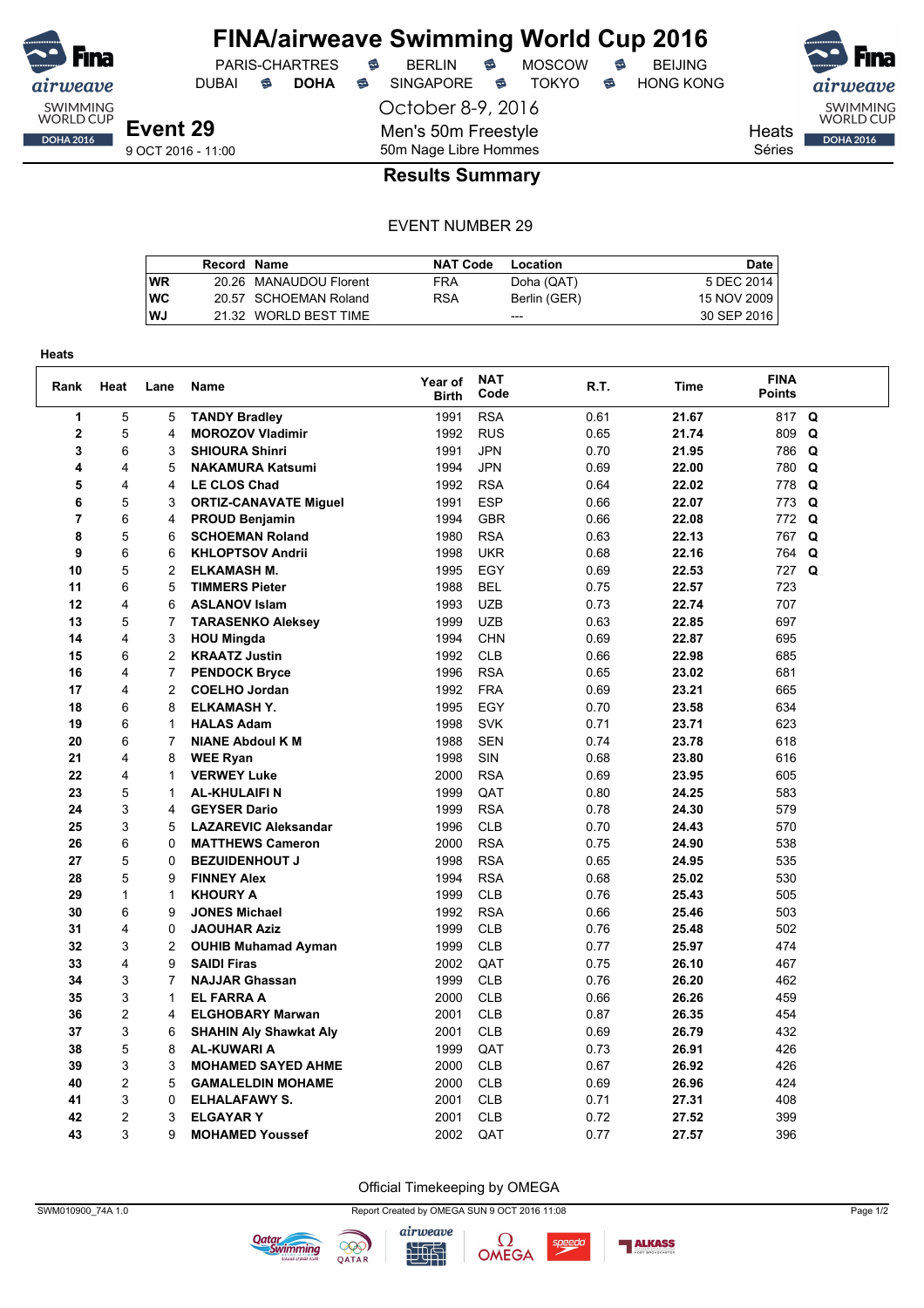# FINA/airweave Swimming World Cup 2016

PARIS-CHARTRES · BERLIN · MOSCOW · BEIJING
DUBAI · **DOHA** · SINGAPORE · TOKYO · HONG KONG

October 8-9, 2016

**Event 29**
9 OCT 2016 - 11:00

Men's 50m Freestyle
50m Nage Libre Hommes

Heats
Séries

## Results Summary

EVENT NUMBER 29

| | Record | Name | NAT Code | Location | Date |
|---|---|---|---|---|---|
| WR | 20.26 | MANAUDOU Florent | FRA | Doha (QAT) | 5 DEC 2014 |
| WC | 20.57 | SCHOEMAN Roland | RSA | Berlin (GER) | 15 NOV 2009 |
| WJ | 21.32 | WORLD BEST TIME | | --- | 30 SEP 2016 |

**Heats**

| Rank | Heat | Lane | Name | Year of Birth | NAT Code | R.T. | Time | FINA Points | |
|---|---|---|---|---|---|---|---|---|---|
| 1 | 5 | 5 | **TANDY Bradley** | 1991 | RSA | 0.61 | **21.67** | 817 | **Q** |
| 2 | 5 | 4 | **MOROZOV Vladimir** | 1992 | RUS | 0.65 | **21.74** | 809 | **Q** |
| 3 | 6 | 3 | **SHIOURA Shinri** | 1991 | JPN | 0.70 | **21.95** | 786 | **Q** |
| 4 | 4 | 5 | **NAKAMURA Katsumi** | 1994 | JPN | 0.69 | **22.00** | 780 | **Q** |
| 5 | 4 | 4 | **LE CLOS Chad** | 1992 | RSA | 0.64 | **22.02** | 778 | **Q** |
| 6 | 5 | 3 | **ORTIZ-CANAVATE Miguel** | 1991 | ESP | 0.66 | **22.07** | 773 | **Q** |
| 7 | 6 | 4 | **PROUD Benjamin** | 1994 | GBR | 0.66 | **22.08** | 772 | **Q** |
| 8 | 5 | 6 | **SCHOEMAN Roland** | 1980 | RSA | 0.63 | **22.13** | 767 | **Q** |
| 9 | 6 | 6 | **KHLOPTSOV Andrii** | 1998 | UKR | 0.68 | **22.16** | 764 | **Q** |
| 10 | 5 | 2 | **ELKAMASH M.** | 1995 | EGY | 0.69 | **22.53** | 727 | **Q** |
| 11 | 6 | 5 | **TIMMERS Pieter** | 1988 | BEL | 0.75 | **22.57** | 723 | |
| 12 | 4 | 6 | **ASLANOV Islam** | 1993 | UZB | 0.73 | **22.74** | 707 | |
| 13 | 5 | 7 | **TARASENKO Aleksey** | 1999 | UZB | 0.63 | **22.85** | 697 | |
| 14 | 4 | 3 | **HOU Mingda** | 1994 | CHN | 0.69 | **22.87** | 695 | |
| 15 | 6 | 2 | **KRAATZ Justin** | 1992 | CLB | 0.66 | **22.98** | 685 | |
| 16 | 4 | 7 | **PENDOCK Bryce** | 1996 | RSA | 0.65 | **23.02** | 681 | |
| 17 | 4 | 2 | **COELHO Jordan** | 1992 | FRA | 0.69 | **23.21** | 665 | |
| 18 | 6 | 8 | **ELKAMASH Y.** | 1995 | EGY | 0.70 | **23.58** | 634 | |
| 19 | 6 | 1 | **HALAS Adam** | 1998 | SVK | 0.71 | **23.71** | 623 | |
| 20 | 6 | 7 | **NIANE Abdoul K M** | 1988 | SEN | 0.74 | **23.78** | 618 | |
| 21 | 4 | 8 | **WEE Ryan** | 1998 | SIN | 0.68 | **23.80** | 616 | |
| 22 | 4 | 1 | **VERWEY Luke** | 2000 | RSA | 0.69 | **23.95** | 605 | |
| 23 | 5 | 1 | **AL-KHULAIFI N** | 1999 | QAT | 0.80 | **24.25** | 583 | |
| 24 | 3 | 4 | **GEYSER Dario** | 1999 | RSA | 0.78 | **24.30** | 579 | |
| 25 | 3 | 5 | **LAZAREVIC Aleksandar** | 1996 | CLB | 0.70 | **24.43** | 570 | |
| 26 | 6 | 0 | **MATTHEWS Cameron** | 2000 | RSA | 0.75 | **24.90** | 538 | |
| 27 | 5 | 0 | **BEZUIDENHOUT J** | 1998 | RSA | 0.65 | **24.95** | 535 | |
| 28 | 5 | 9 | **FINNEY Alex** | 1994 | RSA | 0.68 | **25.02** | 530 | |
| 29 | 1 | 1 | **KHOURY A** | 1999 | CLB | 0.76 | **25.43** | 505 | |
| 30 | 6 | 9 | **JONES Michael** | 1992 | RSA | 0.66 | **25.46** | 503 | |
| 31 | 4 | 0 | **JAOUHAR Aziz** | 1999 | CLB | 0.76 | **25.48** | 502 | |
| 32 | 3 | 2 | **OUHIB Muhamad Ayman** | 1999 | CLB | 0.77 | **25.97** | 474 | |
| 33 | 4 | 9 | **SAIDI Firas** | 2002 | QAT | 0.75 | **26.10** | 467 | |
| 34 | 3 | 7 | **NAJJAR Ghassan** | 1999 | CLB | 0.76 | **26.20** | 462 | |
| 35 | 3 | 1 | **EL FARRA A** | 2000 | CLB | 0.66 | **26.26** | 459 | |
| 36 | 2 | 4 | **ELGHOBARY Marwan** | 2001 | CLB | 0.87 | **26.35** | 454 | |
| 37 | 3 | 6 | **SHAHIN Aly Shawkat Aly** | 2001 | CLB | 0.69 | **26.79** | 432 | |
| 38 | 5 | 8 | **AL-KUWARI A** | 1999 | QAT | 0.73 | **26.91** | 426 | |
| 39 | 3 | 3 | **MOHAMED SAYED AHME** | 2000 | CLB | 0.67 | **26.92** | 426 | |
| 40 | 2 | 5 | **GAMALELDIN MOHAME** | 2000 | CLB | 0.69 | **26.96** | 424 | |
| 41 | 3 | 0 | **ELHALAFAWY S.** | 2001 | CLB | 0.71 | **27.31** | 408 | |
| 42 | 2 | 3 | **ELGAYAR Y** | 2001 | CLB | 0.72 | **27.52** | 399 | |
| 43 | 3 | 9 | **MOHAMED Youssef** | 2002 | QAT | 0.77 | **27.57** | 396 | |

Official Timekeeping by OMEGA

SWM010900_74A 1.0 — Report Created by OMEGA SUN 9 OCT 2016 11:08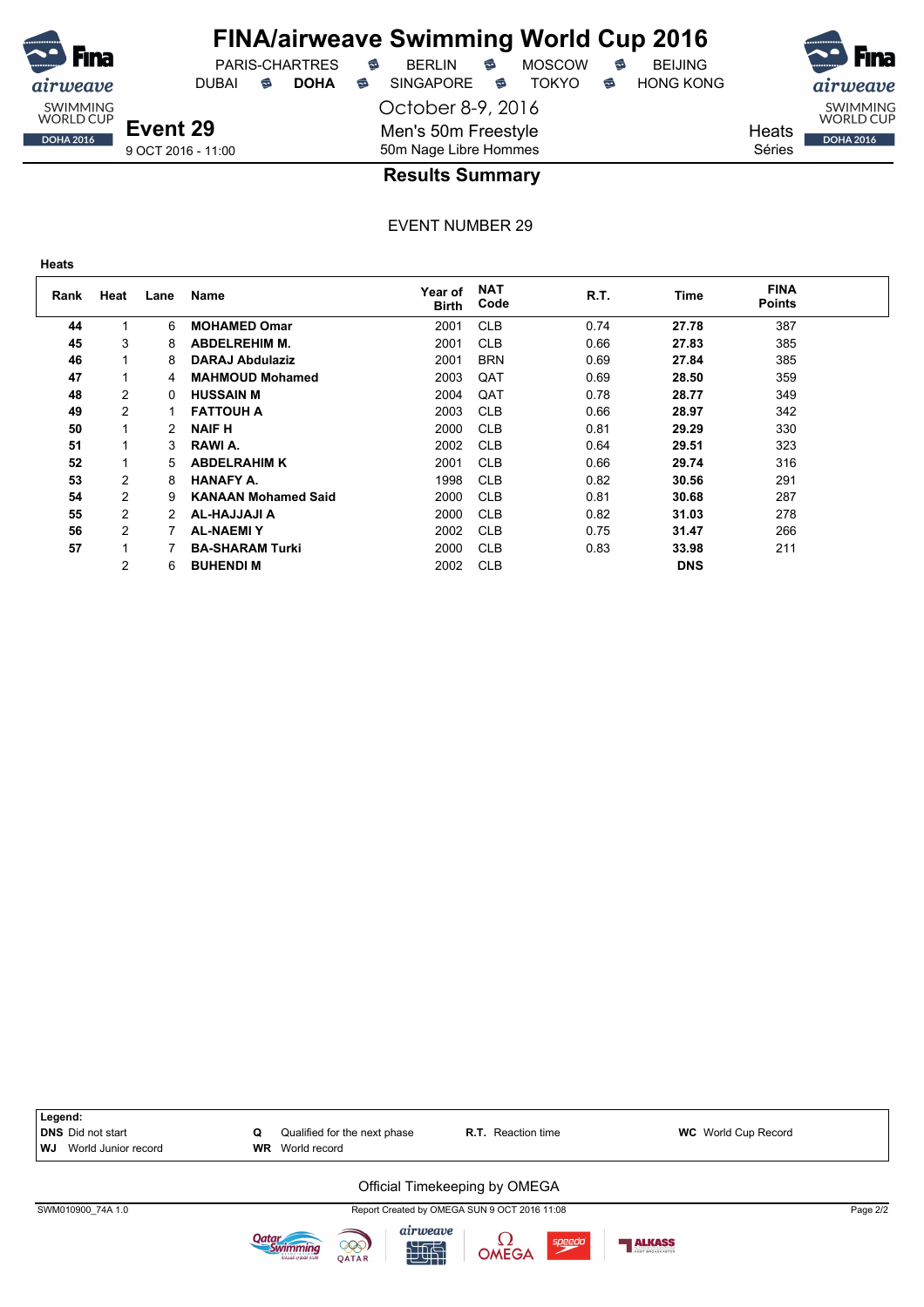# FINA/airweave Swimming World Cup 2016

PARIS-CHARTRES · BERLIN · MOSCOW · BEIJING
DUBAI · **DOHA** · SINGAPORE · TOKYO · HONG KONG

October 8-9, 2016

**Event 29**
9 OCT 2016 - 11:00

Men's 50m Freestyle
50m Nage Libre Hommes

Heats
Séries

## Results Summary

EVENT NUMBER 29

**Heats**

| Rank | Heat | Lane | Name | Year of Birth | NAT Code | R.T. | Time | FINA Points |
|---|---|---|---|---|---|---|---|---|
| **44** | 1 | 6 | **MOHAMED Omar** | 2001 | CLB | 0.74 | **27.78** | 387 |
| **45** | 3 | 8 | **ABDELREHIM M.** | 2001 | CLB | 0.66 | **27.83** | 385 |
| **46** | 1 | 8 | **DARAJ Abdulaziz** | 2001 | BRN | 0.69 | **27.84** | 385 |
| **47** | 1 | 4 | **MAHMOUD Mohamed** | 2003 | QAT | 0.69 | **28.50** | 359 |
| **48** | 2 | 0 | **HUSSAIN M** | 2004 | QAT | 0.78 | **28.77** | 349 |
| **49** | 2 | 1 | **FATTOUH A** | 2003 | CLB | 0.66 | **28.97** | 342 |
| **50** | 1 | 2 | **NAIF H** | 2000 | CLB | 0.81 | **29.29** | 330 |
| **51** | 1 | 3 | **RAWI A.** | 2002 | CLB | 0.64 | **29.51** | 323 |
| **52** | 1 | 5 | **ABDELRAHIM K** | 2001 | CLB | 0.66 | **29.74** | 316 |
| **53** | 2 | 8 | **HANAFY A.** | 1998 | CLB | 0.82 | **30.56** | 291 |
| **54** | 2 | 9 | **KANAAN Mohamed Said** | 2000 | CLB | 0.81 | **30.68** | 287 |
| **55** | 2 | 2 | **AL-HAJJAJI A** | 2000 | CLB | 0.82 | **31.03** | 278 |
| **56** | 2 | 7 | **AL-NAEMI Y** | 2002 | CLB | 0.75 | **31.47** | 266 |
| **57** | 1 | 7 | **BA-SHARAM Turki** | 2000 | CLB | 0.83 | **33.98** | 211 |
| | 2 | 6 | **BUHENDI M** | 2002 | CLB | | **DNS** | |

**Legend:**
**DNS** Did not start · **Q** Qualified for the next phase · **R.T.** Reaction time · **WC** World Cup Record
**WJ** World Junior record · **WR** World record

Official Timekeeping by OMEGA

SWM010900_74A 1.0 · Report Created by OMEGA SUN 9 OCT 2016 11:08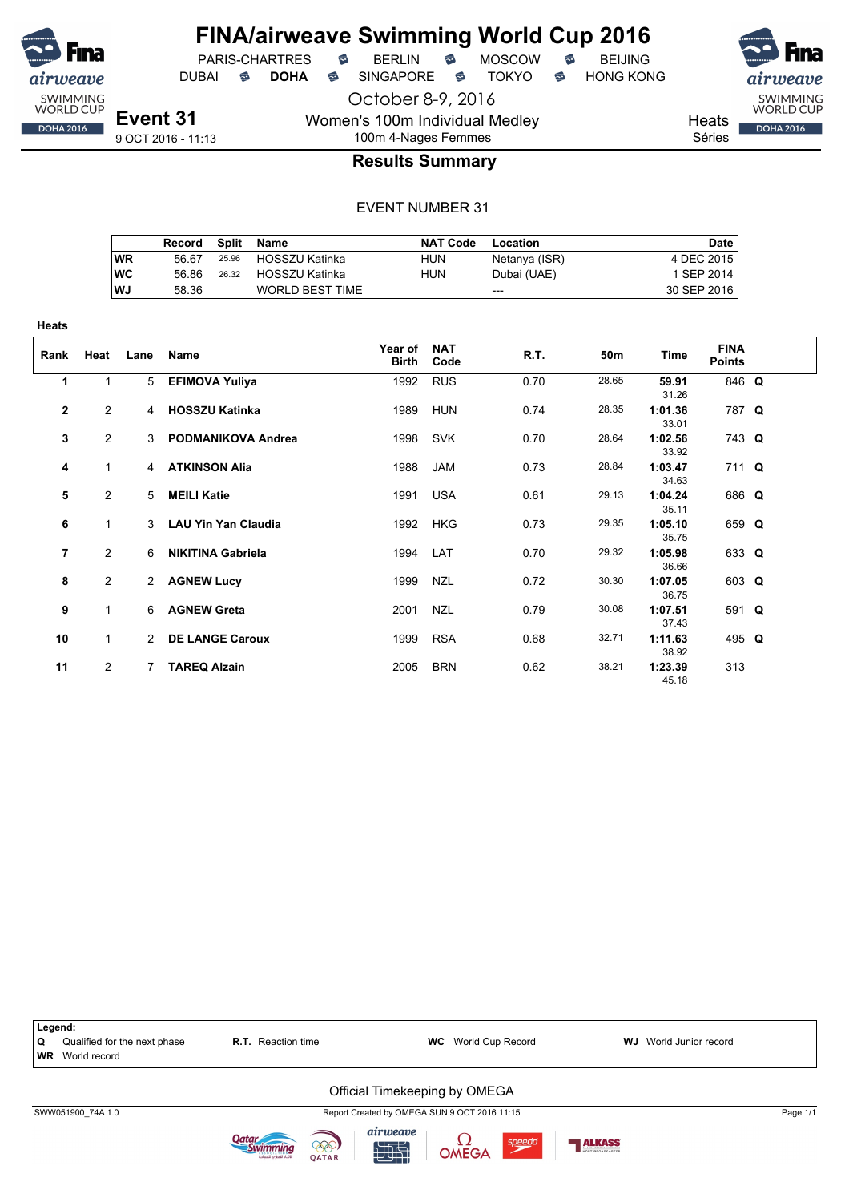# FINA/airweave Swimming World Cup 2016

PARIS-CHARTRES · BERLIN · MOSCOW · BEIJING
DUBAI · **DOHA** · SINGAPORE · TOKYO · HONG KONG

October 8-9, 2016

**Event 31**
9 OCT 2016 - 11:13

Women's 100m Individual Medley
100m 4-Nages Femmes

Heats
Séries

## Results Summary

EVENT NUMBER 31

| | Record | Split | Name | NAT Code | Location | Date |
|---|---|---|---|---|---|---|
| WR | 56.67 | 25.96 | HOSSZU Katinka | HUN | Netanya (ISR) | 4 DEC 2015 |
| WC | 56.86 | 26.32 | HOSSZU Katinka | HUN | Dubai (UAE) | 1 SEP 2014 |
| WJ | 58.36 | | WORLD BEST TIME | | --- | 30 SEP 2016 |

**Heats**

| Rank | Heat | Lane | Name | Year of Birth | NAT Code | R.T. | 50m | Time | FINA Points | |
|---|---|---|---|---|---|---|---|---|---|---|
| 1 | 1 | 5 | **EFIMOVA Yuliya** | 1992 | RUS | 0.70 | 28.65 | **59.91** 31.26 | 846 | **Q** |
| 2 | 2 | 4 | **HOSSZU Katinka** | 1989 | HUN | 0.74 | 28.35 | **1:01.36** 33.01 | 787 | **Q** |
| 3 | 2 | 3 | **PODMANIKOVA Andrea** | 1998 | SVK | 0.70 | 28.64 | **1:02.56** 33.92 | 743 | **Q** |
| 4 | 1 | 4 | **ATKINSON Alia** | 1988 | JAM | 0.73 | 28.84 | **1:03.47** 34.63 | 711 | **Q** |
| 5 | 2 | 5 | **MEILI Katie** | 1991 | USA | 0.61 | 29.13 | **1:04.24** 35.11 | 686 | **Q** |
| 6 | 1 | 3 | **LAU Yin Yan Claudia** | 1992 | HKG | 0.73 | 29.35 | **1:05.10** 35.75 | 659 | **Q** |
| 7 | 2 | 6 | **NIKITINA Gabriela** | 1994 | LAT | 0.70 | 29.32 | **1:05.98** 36.66 | 633 | **Q** |
| 8 | 2 | 2 | **AGNEW Lucy** | 1999 | NZL | 0.72 | 30.30 | **1:07.05** 36.75 | 603 | **Q** |
| 9 | 1 | 6 | **AGNEW Greta** | 2001 | NZL | 0.79 | 30.08 | **1:07.51** 37.43 | 591 | **Q** |
| 10 | 1 | 2 | **DE LANGE Caroux** | 1999 | RSA | 0.68 | 32.71 | **1:11.63** 38.92 | 495 | **Q** |
| 11 | 2 | 7 | **TAREQ Alzain** | 2005 | BRN | 0.62 | 38.21 | **1:23.39** 45.18 | 313 | |

**Legend:**
**Q** Qualified for the next phase · **R.T.** Reaction time · **WC** World Cup Record · **WJ** World Junior record
**WR** World record

Official Timekeeping by OMEGA

SWW051900_74A 1.0 · Report Created by OMEGA SUN 9 OCT 2016 11:15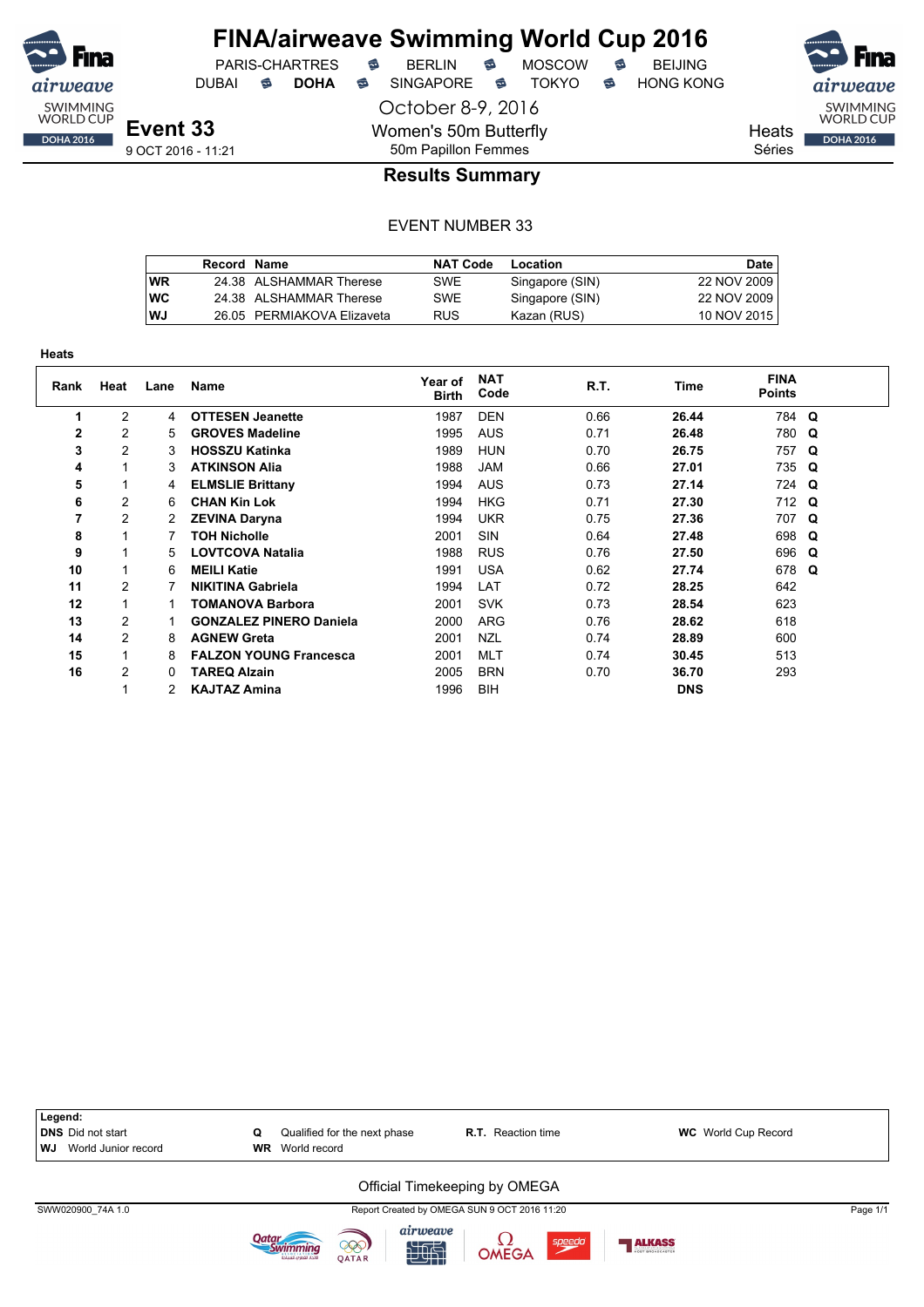# FINA/airweave Swimming World Cup 2016

PARIS-CHARTRES · BERLIN · MOSCOW · BEIJING
DUBAI · **DOHA** · SINGAPORE · TOKYO · HONG KONG

October 8-9, 2016

**Event 33**
9 OCT 2016 - 11:21

Women's 50m Butterfly
50m Papillon Femmes

Heats
Séries

## Results Summary

EVENT NUMBER 33

| | Record | Name | NAT Code | Location | Date |
|---|---|---|---|---|---|
| WR | 24.38 | ALSHAMMAR Therese | SWE | Singapore (SIN) | 22 NOV 2009 |
| WC | 24.38 | ALSHAMMAR Therese | SWE | Singapore (SIN) | 22 NOV 2009 |
| WJ | 26.05 | PERMIAKOVA Elizaveta | RUS | Kazan (RUS) | 10 NOV 2015 |

**Heats**

| Rank | Heat | Lane | Name | Year of Birth | NAT Code | R.T. | Time | FINA Points | |
|---|---|---|---|---|---|---|---|---|---|
| 1 | 2 | 4 | **OTTESEN Jeanette** | 1987 | DEN | 0.66 | **26.44** | 784 | **Q** |
| 2 | 2 | 5 | **GROVES Madeline** | 1995 | AUS | 0.71 | **26.48** | 780 | **Q** |
| 3 | 2 | 3 | **HOSSZU Katinka** | 1989 | HUN | 0.70 | **26.75** | 757 | **Q** |
| 4 | 1 | 3 | **ATKINSON Alia** | 1988 | JAM | 0.66 | **27.01** | 735 | **Q** |
| 5 | 1 | 4 | **ELMSLIE Brittany** | 1994 | AUS | 0.73 | **27.14** | 724 | **Q** |
| 6 | 2 | 6 | **CHAN Kin Lok** | 1994 | HKG | 0.71 | **27.30** | 712 | **Q** |
| 7 | 2 | 2 | **ZEVINA Daryna** | 1994 | UKR | 0.75 | **27.36** | 707 | **Q** |
| 8 | 1 | 7 | **TOH Nicholle** | 2001 | SIN | 0.64 | **27.48** | 698 | **Q** |
| 9 | 1 | 5 | **LOVTCOVA Natalia** | 1988 | RUS | 0.76 | **27.50** | 696 | **Q** |
| 10 | 1 | 6 | **MEILI Katie** | 1991 | USA | 0.62 | **27.74** | 678 | **Q** |
| 11 | 2 | 7 | **NIKITINA Gabriela** | 1994 | LAT | 0.72 | **28.25** | 642 | |
| 12 | 1 | 1 | **TOMANOVA Barbora** | 2001 | SVK | 0.73 | **28.54** | 623 | |
| 13 | 2 | 1 | **GONZALEZ PINERO Daniela** | 2000 | ARG | 0.76 | **28.62** | 618 | |
| 14 | 2 | 8 | **AGNEW Greta** | 2001 | NZL | 0.74 | **28.89** | 600 | |
| 15 | 1 | 8 | **FALZON YOUNG Francesca** | 2001 | MLT | 0.74 | **30.45** | 513 | |
| 16 | 2 | 0 | **TAREQ Alzain** | 2005 | BRN | 0.70 | **36.70** | 293 | |
| | 1 | 2 | **KAJTAZ Amina** | 1996 | BIH | | **DNS** | | |

**Legend:**
**DNS** Did not start · **Q** Qualified for the next phase · **R.T.** Reaction time · **WC** World Cup Record
**WJ** World Junior record · **WR** World record

Official Timekeeping by OMEGA

SWW020900_74A 1.0 · Report Created by OMEGA SUN 9 OCT 2016 11:20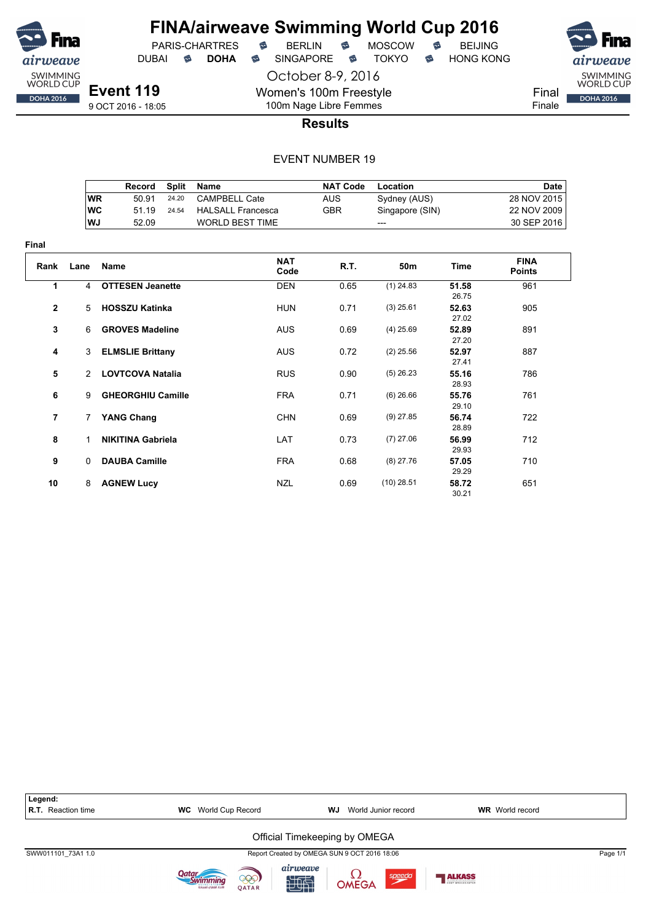# FINA/airweave Swimming World Cup 2016

PARIS-CHARTRES · BERLIN · MOSCOW · BEIJING
DUBAI · **DOHA** · SINGAPORE · TOKYO · HONG KONG

October 8-9, 2016

## Event 119

9 OCT 2016 - 18:05

Women's 100m Freestyle
100m Nage Libre Femmes

Final
Finale

### Results

EVENT NUMBER 19

| | Record | Split | Name | NAT Code | Location | Date |
|---|---|---|---|---|---|---|
| WR | 50.91 | 24.20 | CAMPBELL Cate | AUS | Sydney (AUS) | 28 NOV 2015 |
| WC | 51.19 | 24.54 | HALSALL Francesca | GBR | Singapore (SIN) | 22 NOV 2009 |
| WJ | 52.09 | | WORLD BEST TIME | | --- | 30 SEP 2016 |

**Final**

| Rank | Lane | Name | NAT Code | R.T. | 50m | Time | FINA Points |
|---|---|---|---|---|---|---|---|
| 1 | 4 | **OTTESEN Jeanette** | DEN | 0.65 | (1) 24.83 | **51.58** 26.75 | 961 |
| 2 | 5 | **HOSSZU Katinka** | HUN | 0.71 | (3) 25.61 | **52.63** 27.02 | 905 |
| 3 | 6 | **GROVES Madeline** | AUS | 0.69 | (4) 25.69 | **52.89** 27.20 | 891 |
| 4 | 3 | **ELMSLIE Brittany** | AUS | 0.72 | (2) 25.56 | **52.97** 27.41 | 887 |
| 5 | 2 | **LOVTCOVA Natalia** | RUS | 0.90 | (5) 26.23 | **55.16** 28.93 | 786 |
| 6 | 9 | **GHEORGHIU Camille** | FRA | 0.71 | (6) 26.66 | **55.76** 29.10 | 761 |
| 7 | 7 | **YANG Chang** | CHN | 0.69 | (9) 27.85 | **56.74** 28.89 | 722 |
| 8 | 1 | **NIKITINA Gabriela** | LAT | 0.73 | (7) 27.06 | **56.99** 29.93 | 712 |
| 9 | 0 | **DAUBA Camille** | FRA | 0.68 | (8) 27.76 | **57.05** 29.29 | 710 |
| 10 | 8 | **AGNEW Lucy** | NZL | 0.69 | (10) 28.51 | **58.72** 30.21 | 651 |

**Legend:**
**R.T.** Reaction time · **WC** World Cup Record · **WJ** World Junior record · **WR** World record

Official Timekeeping by OMEGA

SWW011101_73A1 1.0 · Report Created by OMEGA SUN 9 OCT 2016 18:06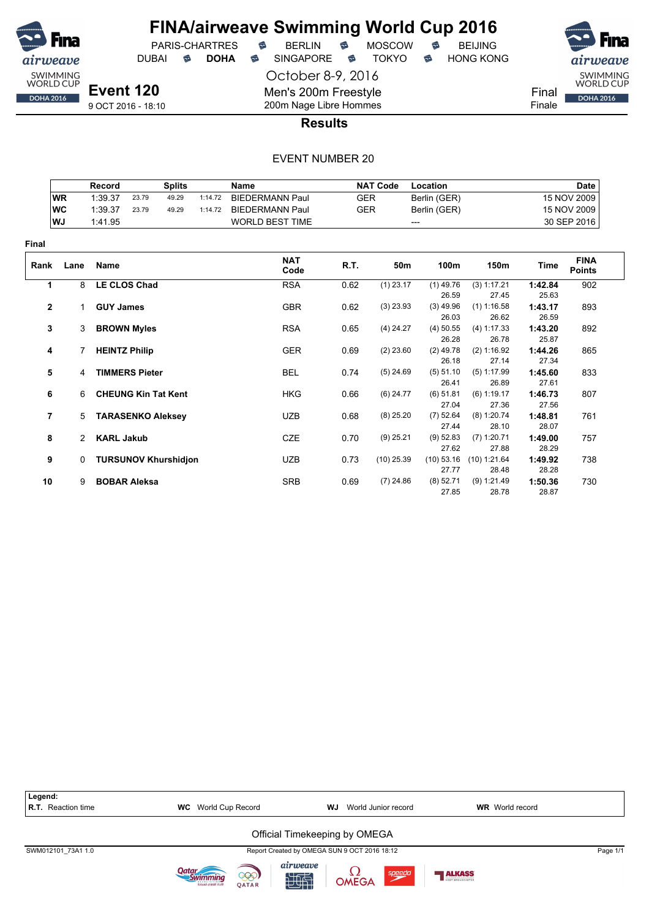# FINA/airweave Swimming World Cup 2016

PARIS-CHARTRES · BERLIN · MOSCOW · BEIJING
DUBAI · **DOHA** · SINGAPORE · TOKYO · HONG KONG

October 8-9, 2016

**Event 120**
9 OCT 2016 - 18:10

Men's 200m Freestyle
200m Nage Libre Hommes

Final
Finale

## Results

EVENT NUMBER 20

| | Record | Splits | | | Name | NAT Code | Location | Date |
|---|---|---|---|---|---|---|---|---|
| WR | 1:39.37 | 23.79 | 49.29 | 1:14.72 | BIEDERMANN Paul | GER | Berlin (GER) | 15 NOV 2009 |
| WC | 1:39.37 | 23.79 | 49.29 | 1:14.72 | BIEDERMANN Paul | GER | Berlin (GER) | 15 NOV 2009 |
| WJ | 1:41.95 | | | | WORLD BEST TIME | | --- | 30 SEP 2016 |

**Final**

| Rank | Lane | Name | NAT Code | R.T. | 50m | 100m | 150m | Time | FINA Points |
|---|---|---|---|---|---|---|---|---|---|
| 1 | 8 | **LE CLOS Chad** | RSA | 0.62 | (1) 23.17 | (1) 49.76<br>26.59 | (3) 1:17.21<br>27.45 | **1:42.84**<br>25.63 | 902 |
| 2 | 1 | **GUY James** | GBR | 0.62 | (3) 23.93 | (3) 49.96<br>26.03 | (1) 1:16.58<br>26.62 | **1:43.17**<br>26.59 | 893 |
| 3 | 3 | **BROWN Myles** | RSA | 0.65 | (4) 24.27 | (4) 50.55<br>26.28 | (4) 1:17.33<br>26.78 | **1:43.20**<br>25.87 | 892 |
| 4 | 7 | **HEINTZ Philip** | GER | 0.69 | (2) 23.60 | (2) 49.78<br>26.18 | (2) 1:16.92<br>27.14 | **1:44.26**<br>27.34 | 865 |
| 5 | 4 | **TIMMERS Pieter** | BEL | 0.74 | (5) 24.69 | (5) 51.10<br>26.41 | (5) 1:17.99<br>26.89 | **1:45.60**<br>27.61 | 833 |
| 6 | 6 | **CHEUNG Kin Tat Kent** | HKG | 0.66 | (6) 24.77 | (6) 51.81<br>27.04 | (6) 1:19.17<br>27.36 | **1:46.73**<br>27.56 | 807 |
| 7 | 5 | **TARASENKO Aleksey** | UZB | 0.68 | (8) 25.20 | (7) 52.64<br>27.44 | (8) 1:20.74<br>28.10 | **1:48.81**<br>28.07 | 761 |
| 8 | 2 | **KARL Jakub** | CZE | 0.70 | (9) 25.21 | (9) 52.83<br>27.62 | (7) 1:20.71<br>27.88 | **1:49.00**<br>28.29 | 757 |
| 9 | 0 | **TURSUNOV Khurshidjon** | UZB | 0.73 | (10) 25.39 | (10) 53.16<br>27.77 | (10) 1:21.64<br>28.48 | **1:49.92**<br>28.28 | 738 |
| 10 | 9 | **BOBAR Aleksa** | SRB | 0.69 | (7) 24.86 | (8) 52.71<br>27.85 | (9) 1:21.49<br>28.78 | **1:50.36**<br>28.87 | 730 |

**Legend:**
**R.T.** Reaction time · **WC** World Cup Record · **WJ** World Junior record · **WR** World record

Official Timekeeping by OMEGA

SWM012101_73A1 1.0 · Report Created by OMEGA SUN 9 OCT 2016 18:12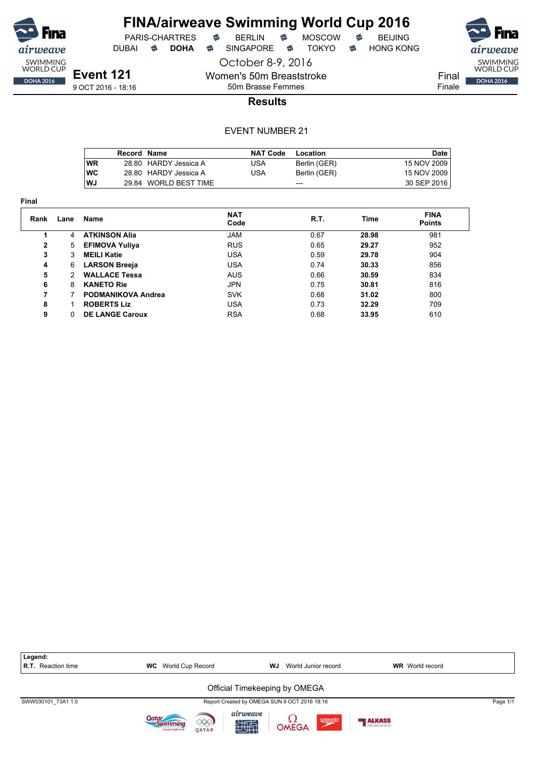# FINA/airweave Swimming World Cup 2016

PARIS-CHARTRES · BERLIN · MOSCOW · BEIJING
DUBAI · **DOHA** · SINGAPORE · TOKYO · HONG KONG

October 8-9, 2016

**Event 121**
9 OCT 2016 - 18:16

Women's 50m Breaststroke
50m Brasse Femmes

Final
Finale

## Results

EVENT NUMBER 21

| | Record | Name | NAT Code | Location | Date |
|---|---|---|---|---|---|
| WR | 28.80 | HARDY Jessica A | USA | Berlin (GER) | 15 NOV 2009 |
| WC | 28.80 | HARDY Jessica A | USA | Berlin (GER) | 15 NOV 2009 |
| WJ | 29.84 | WORLD BEST TIME | | --- | 30 SEP 2016 |

**Final**

| Rank | Lane | Name | NAT Code | R.T. | Time | FINA Points |
|---|---|---|---|---|---|---|
| 1 | 4 | **ATKINSON Alia** | JAM | 0.67 | **28.98** | 981 |
| 2 | 5 | **EFIMOVA Yuliya** | RUS | 0.65 | **29.27** | 952 |
| 3 | 3 | **MEILI Katie** | USA | 0.59 | **29.78** | 904 |
| 4 | 6 | **LARSON Breeja** | USA | 0.74 | **30.33** | 856 |
| 5 | 2 | **WALLACE Tessa** | AUS | 0.66 | **30.59** | 834 |
| 6 | 8 | **KANETO Rie** | JPN | 0.75 | **30.81** | 816 |
| 7 | 7 | **PODMANIKOVA Andrea** | SVK | 0.68 | **31.02** | 800 |
| 8 | 1 | **ROBERTS Liz** | USA | 0.73 | **32.29** | 709 |
| 9 | 0 | **DE LANGE Caroux** | RSA | 0.68 | **33.95** | 610 |

**Legend:**
**R.T.** Reaction time · **WC** World Cup Record · **WJ** World Junior record · **WR** World record

Official Timekeeping by OMEGA

SWW030101_73A1 1.0 · Report Created by OMEGA SUN 9 OCT 2016 18:16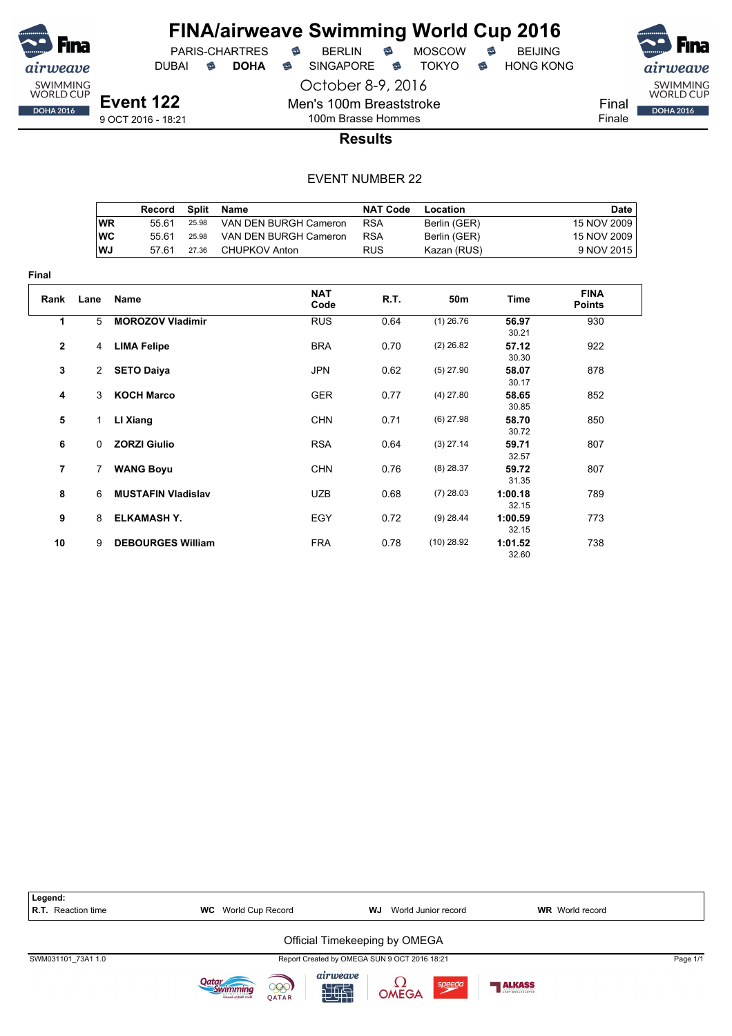# FINA/airweave Swimming World Cup 2016

PARIS-CHARTRES · BERLIN · MOSCOW · BEIJING
DUBAI · **DOHA** · SINGAPORE · TOKYO · HONG KONG

October 8-9, 2016

**Event 122**
9 OCT 2016 - 18:21

Men's 100m Breaststroke
100m Brasse Hommes

Final
Finale

## Results

EVENT NUMBER 22

| | Record | Split | Name | NAT Code | Location | Date |
|---|---|---|---|---|---|---|
| WR | 55.61 | 25.98 | VAN DEN BURGH Cameron | RSA | Berlin (GER) | 15 NOV 2009 |
| WC | 55.61 | 25.98 | VAN DEN BURGH Cameron | RSA | Berlin (GER) | 15 NOV 2009 |
| WJ | 57.61 | 27.36 | CHUPKOV Anton | RUS | Kazan (RUS) | 9 NOV 2015 |

**Final**

| Rank | Lane | Name | NAT Code | R.T. | 50m | Time | FINA Points |
|---|---|---|---|---|---|---|---|
| 1 | 5 | **MOROZOV Vladimir** | RUS | 0.64 | (1) 26.76 | **56.97** 30.21 | 930 |
| 2 | 4 | **LIMA Felipe** | BRA | 0.70 | (2) 26.82 | **57.12** 30.30 | 922 |
| 3 | 2 | **SETO Daiya** | JPN | 0.62 | (5) 27.90 | **58.07** 30.17 | 878 |
| 4 | 3 | **KOCH Marco** | GER | 0.77 | (4) 27.80 | **58.65** 30.85 | 852 |
| 5 | 1 | **LI Xiang** | CHN | 0.71 | (6) 27.98 | **58.70** 30.72 | 850 |
| 6 | 0 | **ZORZI Giulio** | RSA | 0.64 | (3) 27.14 | **59.71** 32.57 | 807 |
| 7 | 7 | **WANG Boyu** | CHN | 0.76 | (8) 28.37 | **59.72** 31.35 | 807 |
| 8 | 6 | **MUSTAFIN Vladislav** | UZB | 0.68 | (7) 28.03 | **1:00.18** 32.15 | 789 |
| 9 | 8 | **ELKAMASH Y.** | EGY | 0.72 | (9) 28.44 | **1:00.59** 32.15 | 773 |
| 10 | 9 | **DEBOURGES William** | FRA | 0.78 | (10) 28.92 | **1:01.52** 32.60 | 738 |

**Legend:**
**R.T.** Reaction time · **WC** World Cup Record · **WJ** World Junior record · **WR** World record

Official Timekeeping by OMEGA

SWM031101_73A1 1.0 · Report Created by OMEGA SUN 9 OCT 2016 18:21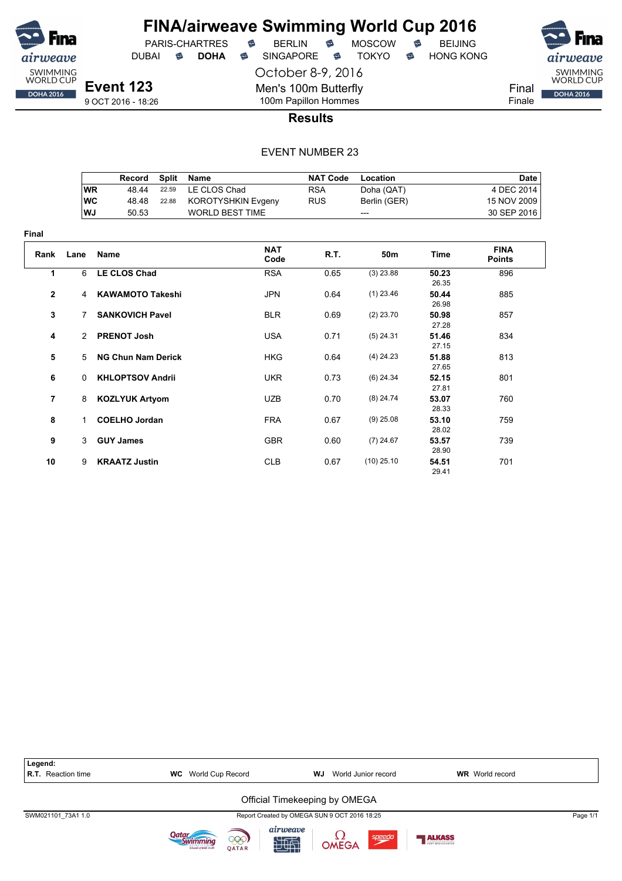# FINA/airweave Swimming World Cup 2016

PARIS-CHARTRES · BERLIN · MOSCOW · BEIJING
DUBAI · **DOHA** · SINGAPORE · TOKYO · HONG KONG

October 8-9, 2016

## Event 123

9 OCT 2016 - 18:26

Men's 100m Butterfly
100m Papillon Hommes

Final
Finale

### Results

EVENT NUMBER 23

| | Record | Split | Name | NAT Code | Location | Date |
|---|---|---|---|---|---|---|
| WR | 48.44 | 22.59 | LE CLOS Chad | RSA | Doha (QAT) | 4 DEC 2014 |
| WC | 48.48 | 22.88 | KOROTYSHKIN Evgeny | RUS | Berlin (GER) | 15 NOV 2009 |
| WJ | 50.53 | | WORLD BEST TIME | | --- | 30 SEP 2016 |

**Final**

| Rank | Lane | Name | NAT Code | R.T. | 50m | Time | FINA Points |
|---|---|---|---|---|---|---|---|
| 1 | 6 | **LE CLOS Chad** | RSA | 0.65 | (3) 23.88 | **50.23** 26.35 | 896 |
| 2 | 4 | **KAWAMOTO Takeshi** | JPN | 0.64 | (1) 23.46 | **50.44** 26.98 | 885 |
| 3 | 7 | **SANKOVICH Pavel** | BLR | 0.69 | (2) 23.70 | **50.98** 27.28 | 857 |
| 4 | 2 | **PRENOT Josh** | USA | 0.71 | (5) 24.31 | **51.46** 27.15 | 834 |
| 5 | 5 | **NG Chun Nam Derick** | HKG | 0.64 | (4) 24.23 | **51.88** 27.65 | 813 |
| 6 | 0 | **KHLOPTSOV Andrii** | UKR | 0.73 | (6) 24.34 | **52.15** 27.81 | 801 |
| 7 | 8 | **KOZLYUK Artyom** | UZB | 0.70 | (8) 24.74 | **53.07** 28.33 | 760 |
| 8 | 1 | **COELHO Jordan** | FRA | 0.67 | (9) 25.08 | **53.10** 28.02 | 759 |
| 9 | 3 | **GUY James** | GBR | 0.60 | (7) 24.67 | **53.57** 28.90 | 739 |
| 10 | 9 | **KRAATZ Justin** | CLB | 0.67 | (10) 25.10 | **54.51** 29.41 | 701 |

**Legend:**
**R.T.** Reaction time · **WC** World Cup Record · **WJ** World Junior record · **WR** World record

Official Timekeeping by OMEGA

SWM021101_73A1 1.0 · Report Created by OMEGA SUN 9 OCT 2016 18:25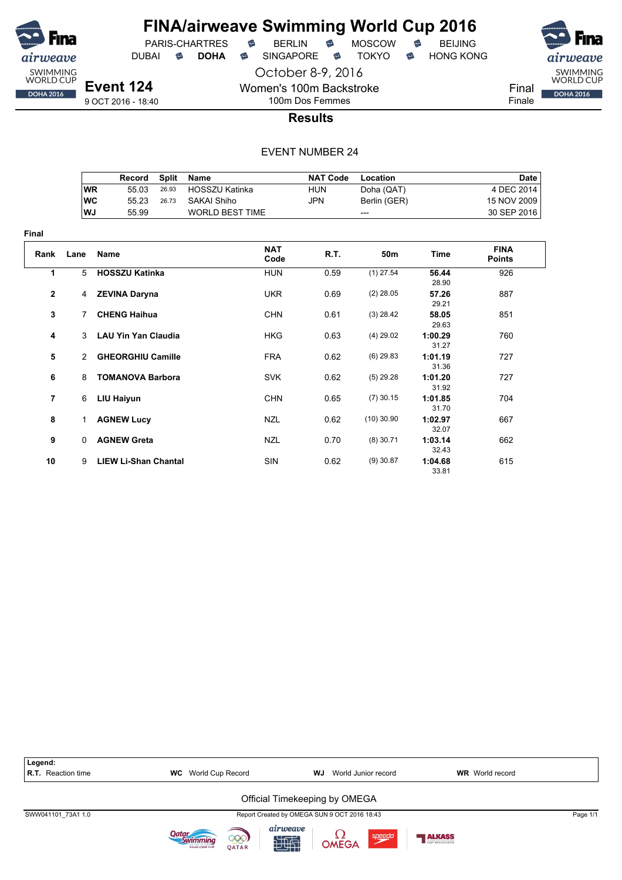# FINA/airweave Swimming World Cup 2016

PARIS-CHARTRES · BERLIN · MOSCOW · BEIJING
DUBAI · **DOHA** · SINGAPORE · TOKYO · HONG KONG

October 8-9, 2016

## Event 124

9 OCT 2016 - 18:40

Women's 100m Backstroke
100m Dos Femmes

Final
Finale

### Results

EVENT NUMBER 24

| | Record | Split | Name | NAT Code | Location | Date |
|---|---|---|---|---|---|---|
| WR | 55.03 | 26.93 | HOSSZU Katinka | HUN | Doha (QAT) | 4 DEC 2014 |
| WC | 55.23 | 26.73 | SAKAI Shiho | JPN | Berlin (GER) | 15 NOV 2009 |
| WJ | 55.99 | | WORLD BEST TIME | | --- | 30 SEP 2016 |

**Final**

| Rank | Lane | Name | NAT Code | R.T. | 50m | Time | FINA Points |
|---|---|---|---|---|---|---|---|
| 1 | 5 | **HOSSZU Katinka** | HUN | 0.59 | (1) 27.54 | **56.44** 28.90 | 926 |
| 2 | 4 | **ZEVINA Daryna** | UKR | 0.69 | (2) 28.05 | **57.26** 29.21 | 887 |
| 3 | 7 | **CHENG Haihua** | CHN | 0.61 | (3) 28.42 | **58.05** 29.63 | 851 |
| 4 | 3 | **LAU Yin Yan Claudia** | HKG | 0.63 | (4) 29.02 | **1:00.29** 31.27 | 760 |
| 5 | 2 | **GHEORGHIU Camille** | FRA | 0.62 | (6) 29.83 | **1:01.19** 31.36 | 727 |
| 6 | 8 | **TOMANOVA Barbora** | SVK | 0.62 | (5) 29.28 | **1:01.20** 31.92 | 727 |
| 7 | 6 | **LIU Haiyun** | CHN | 0.65 | (7) 30.15 | **1:01.85** 31.70 | 704 |
| 8 | 1 | **AGNEW Lucy** | NZL | 0.62 | (10) 30.90 | **1:02.97** 32.07 | 667 |
| 9 | 0 | **AGNEW Greta** | NZL | 0.70 | (8) 30.71 | **1:03.14** 32.43 | 662 |
| 10 | 9 | **LIEW Li-Shan Chantal** | SIN | 0.62 | (9) 30.87 | **1:04.68** 33.81 | 615 |

**Legend:**
**R.T.** Reaction time | **WC** World Cup Record | **WJ** World Junior record | **WR** World record

Official Timekeeping by OMEGA

SWW041101_73A1 1.0 — Report Created by OMEGA SUN 9 OCT 2016 18:43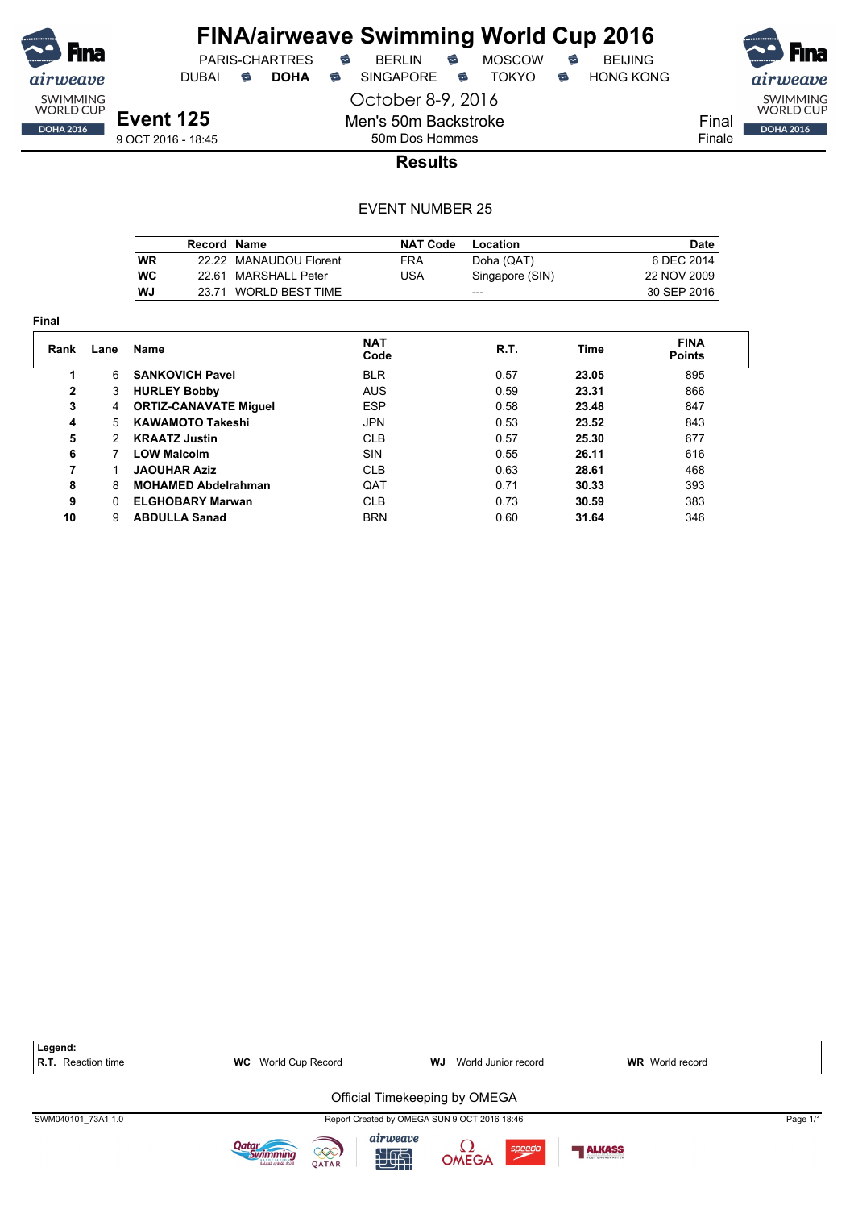# FINA/airweave Swimming World Cup 2016

PARIS-CHARTRES • BERLIN • MOSCOW • BEIJING
DUBAI • **DOHA** • SINGAPORE • TOKYO • HONG KONG

October 8-9, 2016

## Event 125

9 OCT 2016 - 18:45

Men's 50m Backstroke
50m Dos Hommes

Final
Finale

### Results

EVENT NUMBER 25

| | Record | Name | NAT Code | Location | Date |
|---|---|---|---|---|---|
| WR | 22.22 | MANAUDOU Florent | FRA | Doha (QAT) | 6 DEC 2014 |
| WC | 22.61 | MARSHALL Peter | USA | Singapore (SIN) | 22 NOV 2009 |
| WJ | 23.71 | WORLD BEST TIME | | --- | 30 SEP 2016 |

**Final**

| Rank | Lane | Name | NAT Code | R.T. | Time | FINA Points |
|---|---|---|---|---|---|---|
| 1 | 6 | **SANKOVICH Pavel** | BLR | 0.57 | **23.05** | 895 |
| 2 | 3 | **HURLEY Bobby** | AUS | 0.59 | **23.31** | 866 |
| 3 | 4 | **ORTIZ-CANAVATE Miguel** | ESP | 0.58 | **23.48** | 847 |
| 4 | 5 | **KAWAMOTO Takeshi** | JPN | 0.53 | **23.52** | 843 |
| 5 | 2 | **KRAATZ Justin** | CLB | 0.57 | **25.30** | 677 |
| 6 | 7 | **LOW Malcolm** | SIN | 0.55 | **26.11** | 616 |
| 7 | 1 | **JAOUHAR Aziz** | CLB | 0.63 | **28.61** | 468 |
| 8 | 8 | **MOHAMED Abdelrahman** | QAT | 0.71 | **30.33** | 393 |
| 9 | 0 | **ELGHOBARY Marwan** | CLB | 0.73 | **30.59** | 383 |
| 10 | 9 | **ABDULLA Sanad** | BRN | 0.60 | **31.64** | 346 |

**Legend:**
**R.T.** Reaction time **WC** World Cup Record **WJ** World Junior record **WR** World record

Official Timekeeping by OMEGA

SWM040101_73A1 1.0 Report Created by OMEGA SUN 9 OCT 2016 18:46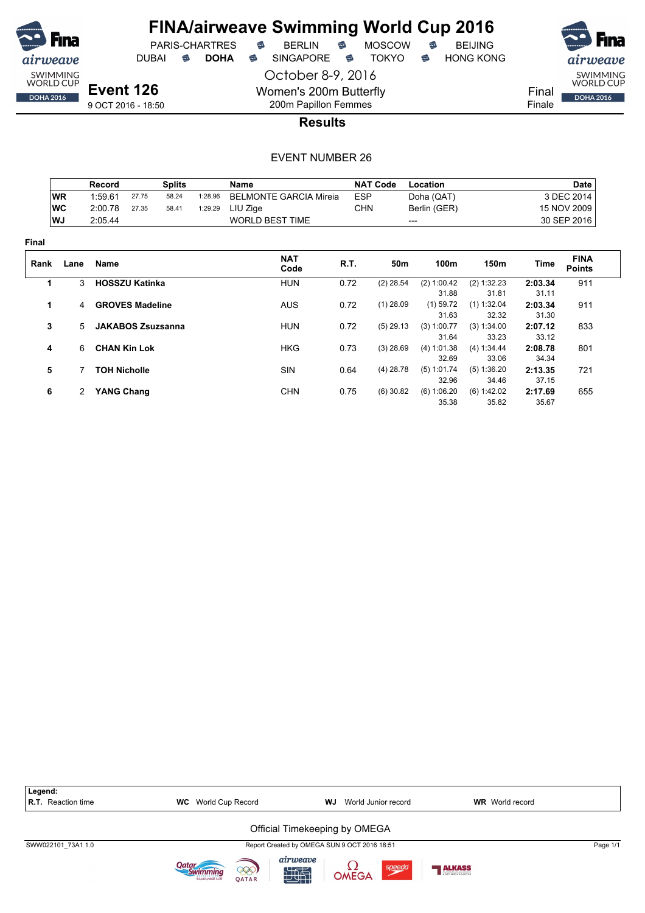# FINA/airweave Swimming World Cup 2016

PARIS-CHARTRES · BERLIN · MOSCOW · BEIJING
DUBAI · **DOHA** · SINGAPORE · TOKYO · HONG KONG

October 8-9, 2016

## Event 126

9 OCT 2016 - 18:50

Women's 200m Butterfly
200m Papillon Femmes

Final
Finale

### Results

EVENT NUMBER 26

| | Record | Splits | | | Name | NAT Code | Location | Date |
|---|---|---|---|---|---|---|---|---|
| WR | 1:59.61 | 27.75 | 58.24 | 1:28.96 | BELMONTE GARCIA Mireia | ESP | Doha (QAT) | 3 DEC 2014 |
| WC | 2:00.78 | 27.35 | 58.41 | 1:29.29 | LIU Zige | CHN | Berlin (GER) | 15 NOV 2009 |
| WJ | 2:05.44 | | | | WORLD BEST TIME | | --- | 30 SEP 2016 |

**Final**

| Rank | Lane | Name | NAT Code | R.T. | 50m | 100m | 150m | Time | FINA Points |
|---|---|---|---|---|---|---|---|---|---|
| 1 | 3 | **HOSSZU Katinka** | HUN | 0.72 | (2) 28.54 | (2) 1:00.42 | (2) 1:32.23 | **2:03.34** | 911 |
| | | | | | | 31.88 | 31.81 | 31.11 | |
| 1 | 4 | **GROVES Madeline** | AUS | 0.72 | (1) 28.09 | (1) 59.72 | (1) 1:32.04 | **2:03.34** | 911 |
| | | | | | | 31.63 | 32.32 | 31.30 | |
| 3 | 5 | **JAKABOS Zsuzsanna** | HUN | 0.72 | (5) 29.13 | (3) 1:00.77 | (3) 1:34.00 | **2:07.12** | 833 |
| | | | | | | 31.64 | 33.23 | 33.12 | |
| 4 | 6 | **CHAN Kin Lok** | HKG | 0.73 | (3) 28.69 | (4) 1:01.38 | (4) 1:34.44 | **2:08.78** | 801 |
| | | | | | | 32.69 | 33.06 | 34.34 | |
| 5 | 7 | **TOH Nicholle** | SIN | 0.64 | (4) 28.78 | (5) 1:01.74 | (5) 1:36.20 | **2:13.35** | 721 |
| | | | | | | 32.96 | 34.46 | 37.15 | |
| 6 | 2 | **YANG Chang** | CHN | 0.75 | (6) 30.82 | (6) 1:06.20 | (6) 1:42.02 | **2:17.69** | 655 |
| | | | | | | 35.38 | 35.82 | 35.67 | |

**Legend:**
**R.T.** Reaction time · **WC** World Cup Record · **WJ** World Junior record · **WR** World record

Official Timekeeping by OMEGA

SWW022101_73A1 1.0 · Report Created by OMEGA SUN 9 OCT 2016 18:51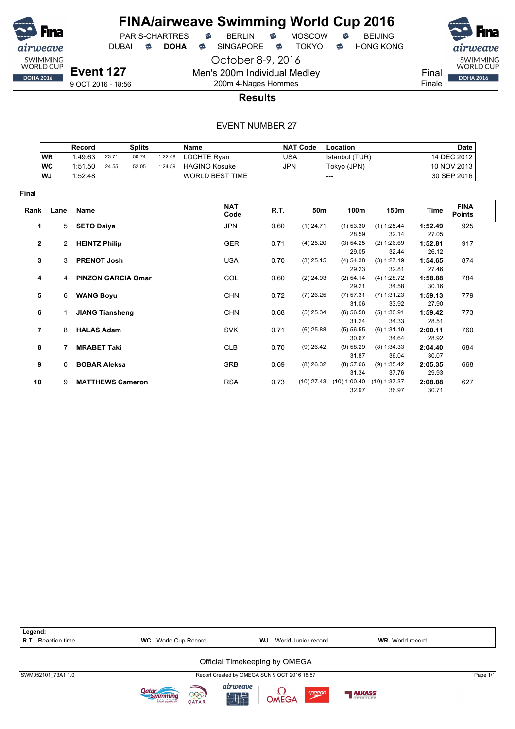# FINA/airweave Swimming World Cup 2016

PARIS-CHARTRES · BERLIN · MOSCOW · BEIJING
DUBAI · **DOHA** · SINGAPORE · TOKYO · HONG KONG

October 8-9, 2016

**Event 127**
9 OCT 2016 - 18:56

Men's 200m Individual Medley
200m 4-Nages Hommes

Final
Finale

## Results

EVENT NUMBER 27

| | Record | | Splits | | Name | NAT Code | Location | Date |
|---|---|---|---|---|---|---|---|---|
| WR | 1:49.63 | 23.71 | 50.74 | 1:22.48 | LOCHTE Ryan | USA | Istanbul (TUR) | 14 DEC 2012 |
| WC | 1:51.50 | 24.55 | 52.05 | 1:24.59 | HAGINO Kosuke | JPN | Tokyo (JPN) | 10 NOV 2013 |
| WJ | 1:52.48 | | | | WORLD BEST TIME | | --- | 30 SEP 2016 |

**Final**

| Rank | Lane | Name | NAT Code | R.T. | 50m | 100m | 150m | Time | FINA Points |
|---|---|---|---|---|---|---|---|---|---|
| 1 | 5 | **SETO Daiya** | JPN | 0.60 | (1) 24.71 | (1) 53.30 / 28.59 | (1) 1:25.44 / 32.14 | **1:52.49** / 27.05 | 925 |
| 2 | 2 | **HEINTZ Philip** | GER | 0.71 | (4) 25.20 | (3) 54.25 / 29.05 | (2) 1:26.69 / 32.44 | **1:52.81** / 26.12 | 917 |
| 3 | 3 | **PRENOT Josh** | USA | 0.70 | (3) 25.15 | (4) 54.38 / 29.23 | (3) 1:27.19 / 32.81 | **1:54.65** / 27.46 | 874 |
| 4 | 4 | **PINZON GARCIA Omar** | COL | 0.60 | (2) 24.93 | (2) 54.14 / 29.21 | (4) 1:28.72 / 34.58 | **1:58.88** / 30.16 | 784 |
| 5 | 6 | **WANG Boyu** | CHN | 0.72 | (7) 26.25 | (7) 57.31 / 31.06 | (7) 1:31.23 / 33.92 | **1:59.13** / 27.90 | 779 |
| 6 | 1 | **JIANG Tiansheng** | CHN | 0.68 | (5) 25.34 | (6) 56.58 / 31.24 | (5) 1:30.91 / 34.33 | **1:59.42** / 28.51 | 773 |
| 7 | 8 | **HALAS Adam** | SVK | 0.71 | (6) 25.88 | (5) 56.55 / 30.67 | (6) 1:31.19 / 34.64 | **2:00.11** / 28.92 | 760 |
| 8 | 7 | **MRABET Taki** | CLB | 0.70 | (9) 26.42 | (9) 58.29 / 31.87 | (8) 1:34.33 / 36.04 | **2:04.40** / 30.07 | 684 |
| 9 | 0 | **BOBAR Aleksa** | SRB | 0.69 | (8) 26.32 | (8) 57.66 / 31.34 | (9) 1:35.42 / 37.76 | **2:05.35** / 29.93 | 668 |
| 10 | 9 | **MATTHEWS Cameron** | RSA | 0.73 | (10) 27.43 | (10) 1:00.40 / 32.97 | (10) 1:37.37 / 36.97 | **2:08.08** / 30.71 | 627 |

**Legend:**
**R.T.** Reaction time · **WC** World Cup Record · **WJ** World Junior record · **WR** World record

Official Timekeeping by OMEGA

SWM052101_73A1 1.0 — Report Created by OMEGA SUN 9 OCT 2016 18:57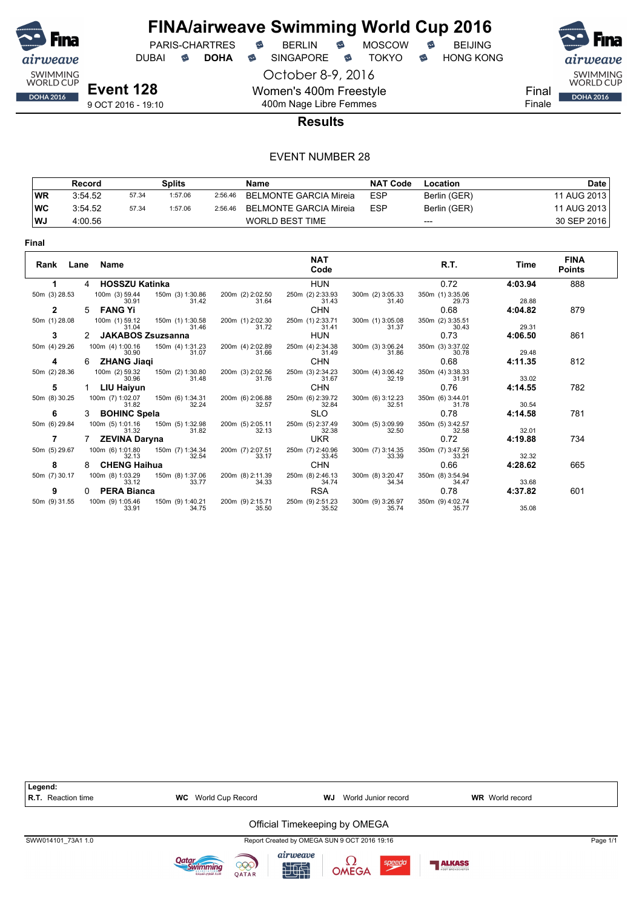# FINA/airweave Swimming World Cup 2016

PARIS-CHARTRES · BERLIN · MOSCOW · BEIJING
DUBAI · **DOHA** · SINGAPORE · TOKYO · HONG KONG

October 8-9, 2016

**Event 128**
9 OCT 2016 - 19:10

Women's 400m Freestyle
400m Nage Libre Femmes

Final
Finale

## Results

EVENT NUMBER 28

| | Record | Splits | | | Name | NAT Code | Location | Date |
|---|---|---|---|---|---|---|---|---|
| WR | 3:54.52 | 57.34 | 1:57.06 | 2:56.46 | BELMONTE GARCIA Mireia | ESP | Berlin (GER) | 11 AUG 2013 |
| WC | 3:54.52 | 57.34 | 1:57.06 | 2:56.46 | BELMONTE GARCIA Mireia | ESP | Berlin (GER) | 11 AUG 2013 |
| WJ | 4:00.56 | | | | WORLD BEST TIME | | --- | 30 SEP 2016 |

**Final**

| Rank | Lane | Name | | | | NAT Code | | R.T. | Time | FINA Points |
|---|---|---|---|---|---|---|---|---|---|---|
| 1 | 4 | **HOSSZU Katinka** | | | | HUN | | 0.72 | **4:03.94** | 888 |
| 50m (3) 28.53 | 100m (3) 59.44 / 30.91 | 150m (3) 1:30.86 / 31.42 | 200m (2) 2:02.50 / 31.64 | 250m (2) 2:33.93 / 31.43 | 300m (2) 3:05.33 / 31.40 | 350m (1) 3:35.06 / 29.73 | | | 28.88 | |
| 2 | 5 | **FANG Yi** | | | | CHN | | 0.68 | **4:04.82** | 879 |
| 50m (1) 28.08 | 100m (1) 59.12 / 31.04 | 150m (1) 1:30.58 / 31.46 | 200m (1) 2:02.30 / 31.72 | 250m (1) 2:33.71 / 31.41 | 300m (1) 3:05.08 / 31.37 | 350m (2) 3:35.51 / 30.43 | | | 29.31 | |
| 3 | 2 | **JAKABOS Zsuzsanna** | | | | HUN | | 0.73 | **4:06.50** | 861 |
| 50m (4) 29.26 | 100m (4) 1:00.16 / 30.90 | 150m (4) 1:31.23 / 31.07 | 200m (4) 2:02.89 / 31.66 | 250m (4) 2:34.38 / 31.49 | 300m (3) 3:06.24 / 31.86 | 350m (3) 3:37.02 / 30.78 | | | 29.48 | |
| 4 | 6 | **ZHANG Jiaqi** | | | | CHN | | 0.68 | **4:11.35** | 812 |
| 50m (2) 28.36 | 100m (2) 59.32 / 30.96 | 150m (2) 1:30.80 / 31.48 | 200m (3) 2:02.56 / 31.76 | 250m (3) 2:34.23 / 31.67 | 300m (4) 3:06.42 / 32.19 | 350m (4) 3:38.33 / 31.91 | | | 33.02 | |
| 5 | 1 | **LIU Haiyun** | | | | CHN | | 0.76 | **4:14.55** | 782 |
| 50m (8) 30.25 | 100m (7) 1:02.07 / 31.82 | 150m (6) 1:34.31 / 32.24 | 200m (6) 2:06.88 / 32.57 | 250m (6) 2:39.72 / 32.84 | 300m (6) 3:12.23 / 32.51 | 350m (6) 3:44.01 / 31.78 | | | 30.54 | |
| 6 | 3 | **BOHINC Spela** | | | | SLO | | 0.78 | **4:14.58** | 781 |
| 50m (6) 29.84 | 100m (5) 1:01.16 / 31.32 | 150m (5) 1:32.98 / 31.82 | 200m (5) 2:05.11 / 32.13 | 250m (5) 2:37.49 / 32.38 | 300m (5) 3:09.99 / 32.50 | 350m (5) 3:42.57 / 32.58 | | | 32.01 | |
| 7 | 7 | **ZEVINA Daryna** | | | | UKR | | 0.72 | **4:19.88** | 734 |
| 50m (5) 29.67 | 100m (6) 1:01.80 / 32.13 | 150m (7) 1:34.34 / 32.54 | 200m (7) 2:07.51 / 33.17 | 250m (7) 2:40.96 / 33.45 | 300m (7) 3:14.35 / 33.39 | 350m (7) 3:47.56 / 33.21 | | | 32.32 | |
| 8 | 8 | **CHENG Haihua** | | | | CHN | | 0.66 | **4:28.62** | 665 |
| 50m (7) 30.17 | 100m (8) 1:03.29 / 33.12 | 150m (8) 1:37.06 / 33.77 | 200m (8) 2:11.39 / 34.33 | 250m (8) 2:46.13 / 34.74 | 300m (8) 3:20.47 / 34.34 | 350m (8) 3:54.94 / 34.47 | | | 33.68 | |
| 9 | 0 | **PERA Bianca** | | | | RSA | | 0.78 | **4:37.82** | 601 |
| 50m (9) 31.55 | 100m (9) 1:05.46 / 33.91 | 150m (9) 1:40.21 / 34.75 | 200m (9) 2:15.71 / 35.50 | 250m (9) 2:51.23 / 35.52 | 300m (9) 3:26.97 / 35.74 | 350m (9) 4:02.74 / 35.77 | | | 35.08 | |

**Legend:**
**R.T.** Reaction time · **WC** World Cup Record · **WJ** World Junior record · **WR** World record

Official Timekeeping by OMEGA

SWW014101_73A1 1.0 — Report Created by OMEGA SUN 9 OCT 2016 19:16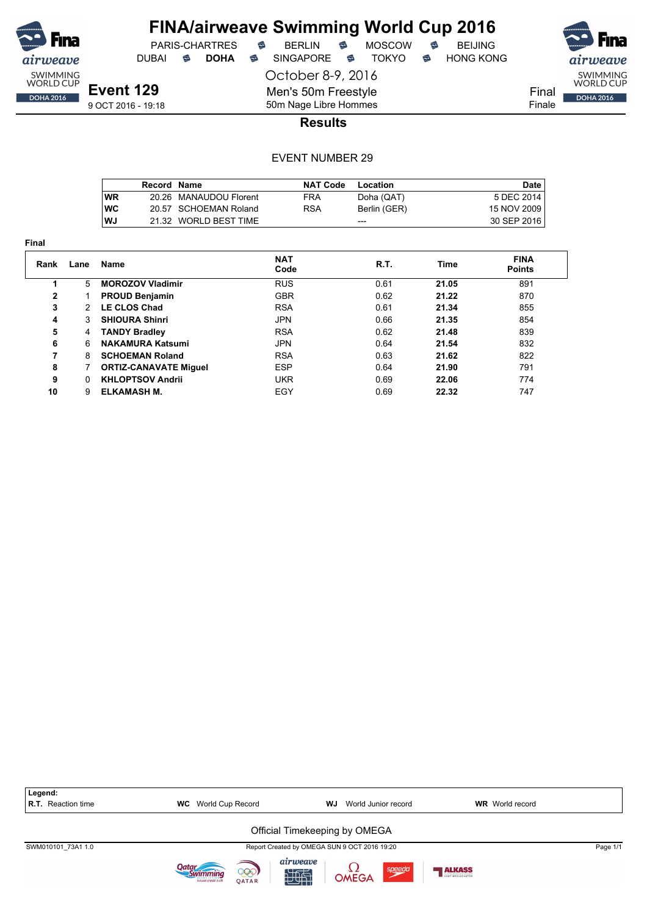# FINA/airweave Swimming World Cup 2016

PARIS-CHARTRES · BERLIN · MOSCOW · BEIJING
DUBAI · **DOHA** · SINGAPORE · TOKYO · HONG KONG

October 8-9, 2016

## Event 129

9 OCT 2016 - 19:18

Men's 50m Freestyle
50m Nage Libre Hommes

Final
Finale

### Results

EVENT NUMBER 29

| | Record | Name | NAT Code | Location | Date |
|---|---|---|---|---|---|
| WR | 20.26 | MANAUDOU Florent | FRA | Doha (QAT) | 5 DEC 2014 |
| WC | 20.57 | SCHOEMAN Roland | RSA | Berlin (GER) | 15 NOV 2009 |
| WJ | 21.32 | WORLD BEST TIME | | --- | 30 SEP 2016 |

**Final**

| Rank | Lane | Name | NAT Code | R.T. | Time | FINA Points |
|---|---|---|---|---|---|---|
| 1 | 5 | **MOROZOV Vladimir** | RUS | 0.61 | **21.05** | 891 |
| 2 | 1 | **PROUD Benjamin** | GBR | 0.62 | **21.22** | 870 |
| 3 | 2 | **LE CLOS Chad** | RSA | 0.61 | **21.34** | 855 |
| 4 | 3 | **SHIOURA Shinri** | JPN | 0.66 | **21.35** | 854 |
| 5 | 4 | **TANDY Bradley** | RSA | 0.62 | **21.48** | 839 |
| 6 | 6 | **NAKAMURA Katsumi** | JPN | 0.64 | **21.54** | 832 |
| 7 | 8 | **SCHOEMAN Roland** | RSA | 0.63 | **21.62** | 822 |
| 8 | 7 | **ORTIZ-CANAVATE Miguel** | ESP | 0.64 | **21.90** | 791 |
| 9 | 0 | **KHLOPTSOV Andrii** | UKR | 0.69 | **22.06** | 774 |
| 10 | 9 | **ELKAMASH M.** | EGY | 0.69 | **22.32** | 747 |

**Legend:**
**R.T.** Reaction time · **WC** World Cup Record · **WJ** World Junior record · **WR** World record

Official Timekeeping by OMEGA

SWM010101_73A1 1.0 · Report Created by OMEGA SUN 9 OCT 2016 19:20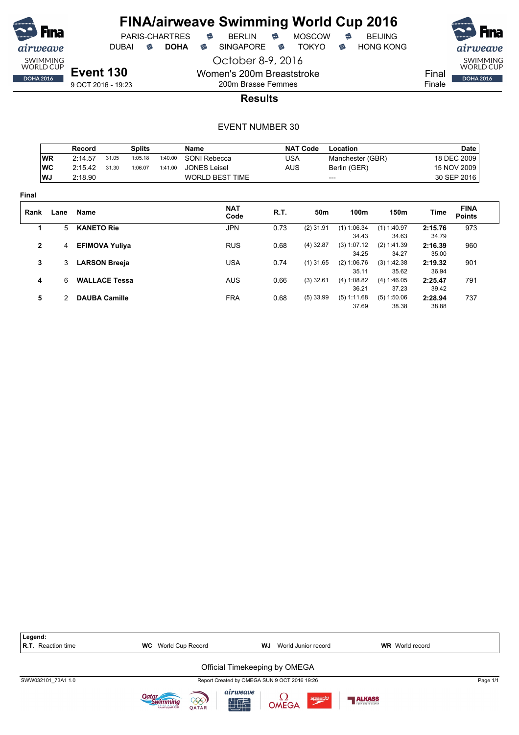# FINA/airweave Swimming World Cup 2016

PARIS-CHARTRES · BERLIN · MOSCOW · BEIJING
DUBAI · **DOHA** · SINGAPORE · TOKYO · HONG KONG

October 8-9, 2016

**Event 130**
9 OCT 2016 - 19:23

Women's 200m Breaststroke
200m Brasse Femmes

Final
Finale

## Results

EVENT NUMBER 30

| | Record | Splits | | | Name | NAT Code | Location | Date |
|---|---|---|---|---|---|---|---|---|
| WR | 2:14.57 | 31.05 | 1:05.18 | 1:40.00 | SONI Rebecca | USA | Manchester (GBR) | 18 DEC 2009 |
| WC | 2:15.42 | 31.30 | 1:06.07 | 1:41.00 | JONES Leisel | AUS | Berlin (GER) | 15 NOV 2009 |
| WJ | 2:18.90 | | | | WORLD BEST TIME | | --- | 30 SEP 2016 |

**Final**

| Rank | Lane | Name | NAT Code | R.T. | 50m | 100m | 150m | Time | FINA Points |
|---|---|---|---|---|---|---|---|---|---|
| 1 | 5 | **KANETO Rie** | JPN | 0.73 | (2) 31.91 | (1) 1:06.34 | (1) 1:40.97 | **2:15.76** | 973 |
| | | | | | | 34.43 | 34.63 | 34.79 | |
| 2 | 4 | **EFIMOVA Yuliya** | RUS | 0.68 | (4) 32.87 | (3) 1:07.12 | (2) 1:41.39 | **2:16.39** | 960 |
| | | | | | | 34.25 | 34.27 | 35.00 | |
| 3 | 3 | **LARSON Breeja** | USA | 0.74 | (1) 31.65 | (2) 1:06.76 | (3) 1:42.38 | **2:19.32** | 901 |
| | | | | | | 35.11 | 35.62 | 36.94 | |
| 4 | 6 | **WALLACE Tessa** | AUS | 0.66 | (3) 32.61 | (4) 1:08.82 | (4) 1:46.05 | **2:25.47** | 791 |
| | | | | | | 36.21 | 37.23 | 39.42 | |
| 5 | 2 | **DAUBA Camille** | FRA | 0.68 | (5) 33.99 | (5) 1:11.68 | (5) 1:50.06 | **2:28.94** | 737 |
| | | | | | | 37.69 | 38.38 | 38.88 | |

**Legend:**
**R.T.** Reaction time · **WC** World Cup Record · **WJ** World Junior record · **WR** World record

Official Timekeeping by OMEGA

SWW032101_73A1 1.0 · Report Created by OMEGA SUN 9 OCT 2016 19:26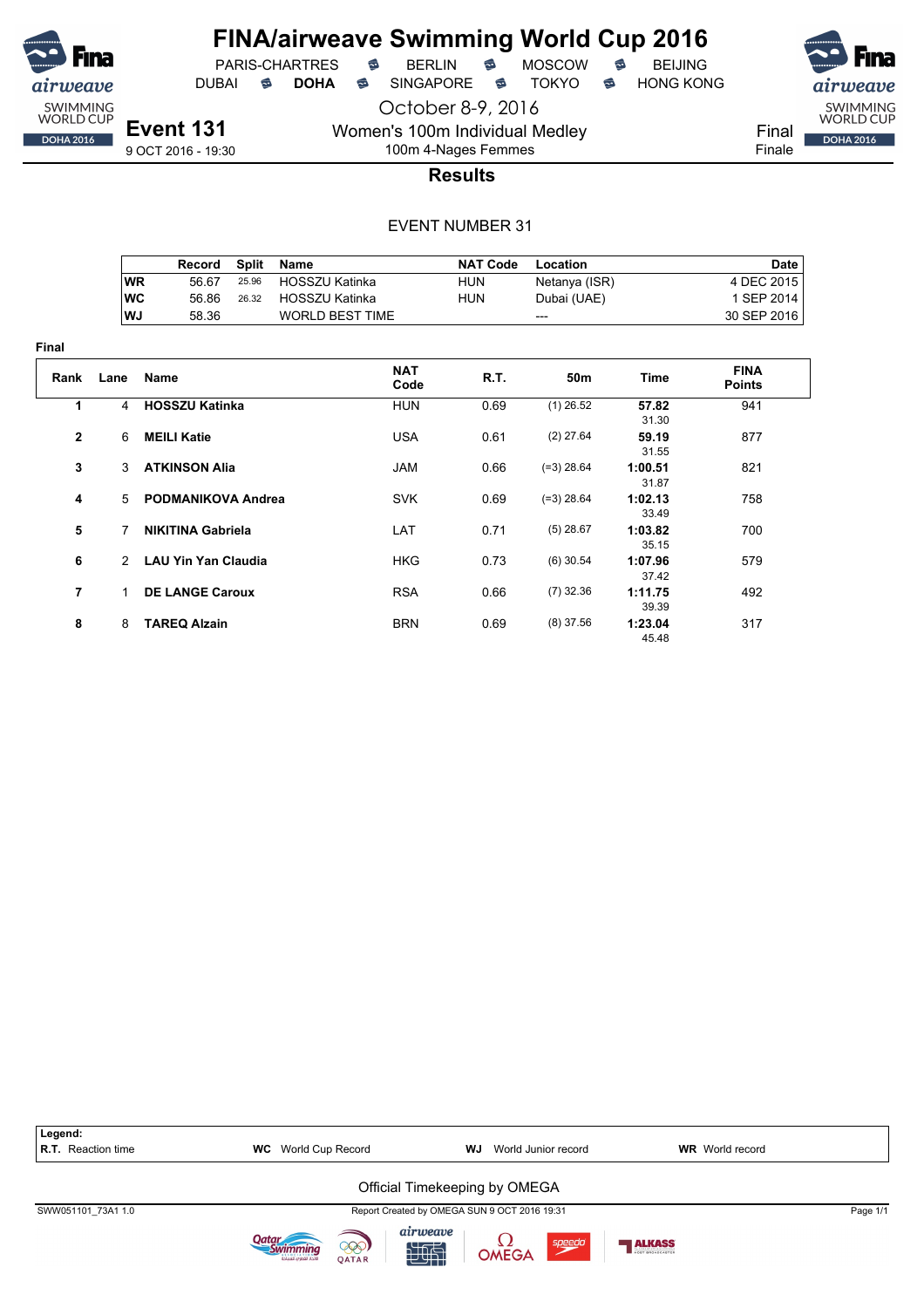# FINA/airweave Swimming World Cup 2016

PARIS-CHARTRES · BERLIN · MOSCOW · BEIJING
DUBAI · **DOHA** · SINGAPORE · TOKYO · HONG KONG

October 8-9, 2016

## Event 131

9 OCT 2016 - 19:30

Women's 100m Individual Medley
100m 4-Nages Femmes

Final
Finale

### Results

EVENT NUMBER 31

| | Record | Split | Name | NAT Code | Location | Date |
|---|---|---|---|---|---|---|
| WR | 56.67 | 25.96 | HOSSZU Katinka | HUN | Netanya (ISR) | 4 DEC 2015 |
| WC | 56.86 | 26.32 | HOSSZU Katinka | HUN | Dubai (UAE) | 1 SEP 2014 |
| WJ | 58.36 | | WORLD BEST TIME | | --- | 30 SEP 2016 |

**Final**

| Rank | Lane | Name | NAT Code | R.T. | 50m | Time | FINA Points |
|---|---|---|---|---|---|---|---|
| 1 | 4 | **HOSSZU Katinka** | HUN | 0.69 | (1) 26.52 | **57.82** 31.30 | 941 |
| 2 | 6 | **MEILI Katie** | USA | 0.61 | (2) 27.64 | **59.19** 31.55 | 877 |
| 3 | 3 | **ATKINSON Alia** | JAM | 0.66 | (=3) 28.64 | **1:00.51** 31.87 | 821 |
| 4 | 5 | **PODMANIKOVA Andrea** | SVK | 0.69 | (=3) 28.64 | **1:02.13** 33.49 | 758 |
| 5 | 7 | **NIKITINA Gabriela** | LAT | 0.71 | (5) 28.67 | **1:03.82** 35.15 | 700 |
| 6 | 2 | **LAU Yin Yan Claudia** | HKG | 0.73 | (6) 30.54 | **1:07.96** 37.42 | 579 |
| 7 | 1 | **DE LANGE Caroux** | RSA | 0.66 | (7) 32.36 | **1:11.75** 39.39 | 492 |
| 8 | 8 | **TAREQ Alzain** | BRN | 0.69 | (8) 37.56 | **1:23.04** 45.48 | 317 |

**Legend:**
**R.T.** Reaction time · **WC** World Cup Record · **WJ** World Junior record · **WR** World record

Official Timekeeping by OMEGA

SWW051101_73A1 1.0 · Report Created by OMEGA SUN 9 OCT 2016 19:31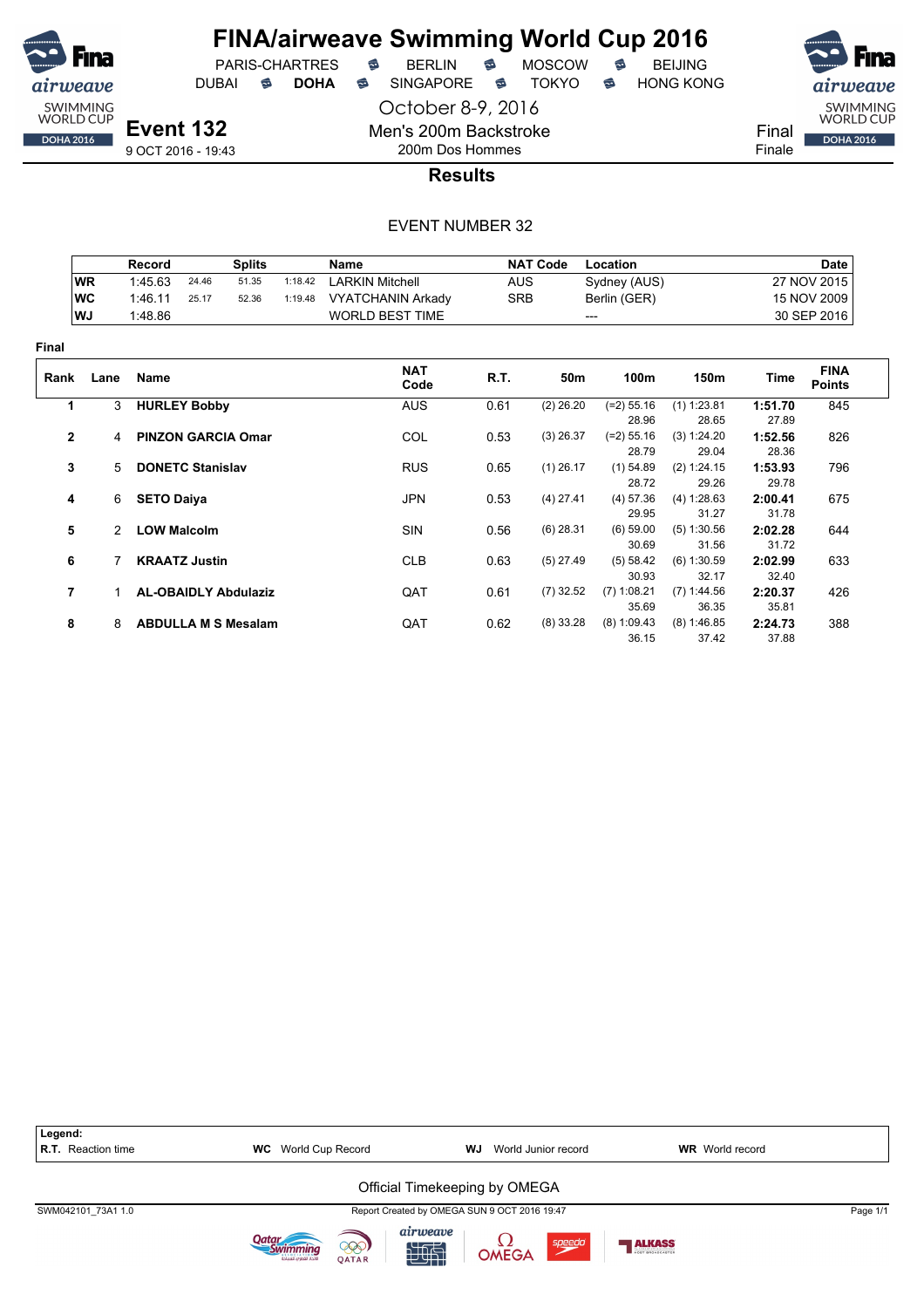# FINA/airweave Swimming World Cup 2016

PARIS-CHARTRES · BERLIN · MOSCOW · BEIJING
DUBAI · **DOHA** · SINGAPORE · TOKYO · HONG KONG

October 8-9, 2016

**Event 132**
9 OCT 2016 - 19:43

Men's 200m Backstroke
200m Dos Hommes

Final
Finale

## Results

EVENT NUMBER 32

| | Record | Splits | | | Name | NAT Code | Location | Date |
|---|---|---|---|---|---|---|---|---|
| WR | 1:45.63 | 24.46 | 51.35 | 1:18.42 | LARKIN Mitchell | AUS | Sydney (AUS) | 27 NOV 2015 |
| WC | 1:46.11 | 25.17 | 52.36 | 1:19.48 | VYATCHANIN Arkady | SRB | Berlin (GER) | 15 NOV 2009 |
| WJ | 1:48.86 | | | | WORLD BEST TIME | | --- | 30 SEP 2016 |

**Final**

| Rank | Lane | Name | NAT Code | R.T. | 50m | 100m | 150m | Time | FINA Points |
|---|---|---|---|---|---|---|---|---|---|
| 1 | 3 | **HURLEY Bobby** | AUS | 0.61 | (2) 26.20 | (=2) 55.16 / 28.96 | (1) 1:23.81 / 28.65 | **1:51.70** / 27.89 | 845 |
| 2 | 4 | **PINZON GARCIA Omar** | COL | 0.53 | (3) 26.37 | (=2) 55.16 / 28.79 | (3) 1:24.20 / 29.04 | **1:52.56** / 28.36 | 826 |
| 3 | 5 | **DONETC Stanislav** | RUS | 0.65 | (1) 26.17 | (1) 54.89 / 28.72 | (2) 1:24.15 / 29.26 | **1:53.93** / 29.78 | 796 |
| 4 | 6 | **SETO Daiya** | JPN | 0.53 | (4) 27.41 | (4) 57.36 / 29.95 | (4) 1:28.63 / 31.27 | **2:00.41** / 31.78 | 675 |
| 5 | 2 | **LOW Malcolm** | SIN | 0.56 | (6) 28.31 | (6) 59.00 / 30.69 | (5) 1:30.56 / 31.56 | **2:02.28** / 31.72 | 644 |
| 6 | 7 | **KRAATZ Justin** | CLB | 0.63 | (5) 27.49 | (5) 58.42 / 30.93 | (6) 1:30.59 / 32.17 | **2:02.99** / 32.40 | 633 |
| 7 | 1 | **AL-OBAIDLY Abdulaziz** | QAT | 0.61 | (7) 32.52 | (7) 1:08.21 / 35.69 | (7) 1:44.56 / 36.35 | **2:20.37** / 35.81 | 426 |
| 8 | 8 | **ABDULLA M S Mesalam** | QAT | 0.62 | (8) 33.28 | (8) 1:09.43 / 36.15 | (8) 1:46.85 / 37.42 | **2:24.73** / 37.88 | 388 |

**Legend:**
**R.T.** Reaction time · **WC** World Cup Record · **WJ** World Junior record · **WR** World record

Official Timekeeping by OMEGA

SWM042101_73A1 1.0 · Report Created by OMEGA SUN 9 OCT 2016 19:47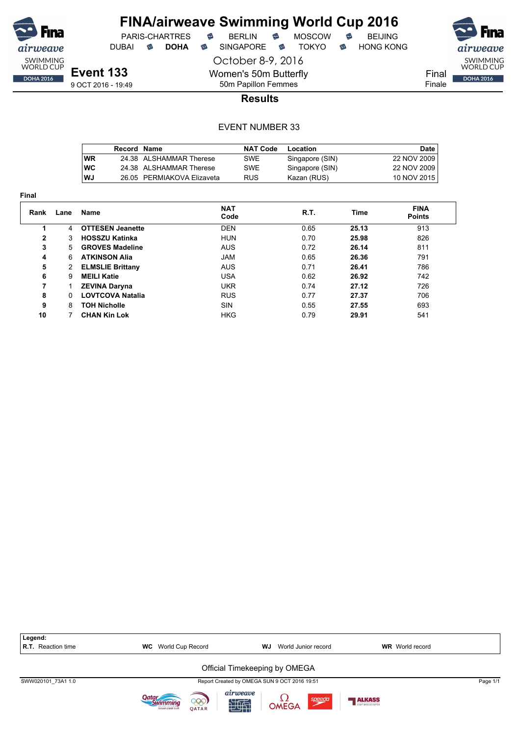# FINA/airweave Swimming World Cup 2016

PARIS-CHARTRES · BERLIN · MOSCOW · BEIJING
DUBAI · **DOHA** · SINGAPORE · TOKYO · HONG KONG

October 8-9, 2016

## Event 133

9 OCT 2016 - 19:49

Women's 50m Butterfly
50m Papillon Femmes

Final
Finale

### Results

EVENT NUMBER 33

| | Record | Name | NAT Code | Location | Date |
|---|---|---|---|---|---|
| WR | 24.38 | ALSHAMMAR Therese | SWE | Singapore (SIN) | 22 NOV 2009 |
| WC | 24.38 | ALSHAMMAR Therese | SWE | Singapore (SIN) | 22 NOV 2009 |
| WJ | 26.05 | PERMIAKOVA Elizaveta | RUS | Kazan (RUS) | 10 NOV 2015 |

**Final**

| Rank | Lane | Name | NAT Code | R.T. | Time | FINA Points |
|---|---|---|---|---|---|---|
| 1 | 4 | **OTTESEN Jeanette** | DEN | 0.65 | **25.13** | 913 |
| 2 | 3 | **HOSSZU Katinka** | HUN | 0.70 | **25.98** | 826 |
| 3 | 5 | **GROVES Madeline** | AUS | 0.72 | **26.14** | 811 |
| 4 | 6 | **ATKINSON Alia** | JAM | 0.65 | **26.36** | 791 |
| 5 | 2 | **ELMSLIE Brittany** | AUS | 0.71 | **26.41** | 786 |
| 6 | 9 | **MEILI Katie** | USA | 0.62 | **26.92** | 742 |
| 7 | 1 | **ZEVINA Daryna** | UKR | 0.74 | **27.12** | 726 |
| 8 | 0 | **LOVTCOVA Natalia** | RUS | 0.77 | **27.37** | 706 |
| 9 | 8 | **TOH Nicholle** | SIN | 0.55 | **27.55** | 693 |
| 10 | 7 | **CHAN Kin Lok** | HKG | 0.79 | **29.91** | 541 |

**Legend:**
**R.T.** Reaction time · **WC** World Cup Record · **WJ** World Junior record · **WR** World record

Official Timekeeping by OMEGA

SWW020101_73A1 1.0 · Report Created by OMEGA SUN 9 OCT 2016 19:51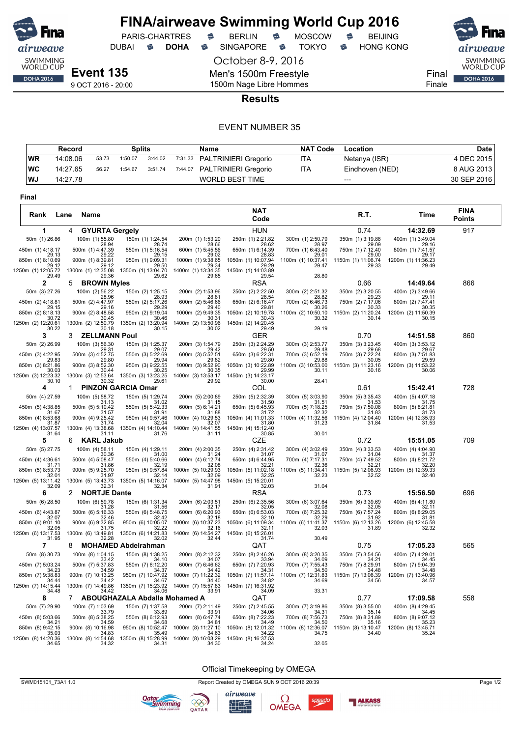# FINA/airweave Swimming World Cup 2016

PARIS-CHARTRES · BERLIN · MOSCOW · BEIJING
DUBAI · **DOHA** · SINGAPORE · TOKYO · HONG KONG

October 8-9, 2016

**Event 135**
9 OCT 2016 - 20:00

Men's 1500m Freestyle
1500m Nage Libre Hommes

Final
Finale

## Results

EVENT NUMBER 35

| Record | | Splits | | | | Name | NAT Code | Location | Date |
|---|---|---|---|---|---|---|---|---|---|
| WR | 14:08.06 | 53.73 | 1:50.07 | 3:44.02 | 7:31.33 | PALTRINIERI Gregorio | ITA | Netanya (ISR) | 4 DEC 2015 |
| WC | 14:27.65 | 56.27 | 1:54.67 | 3:51.74 | 7:44.07 | PALTRINIERI Gregorio | ITA | Eindhoven (NED) | 8 AUG 2013 |
| WJ | 14:27.78 | | | | | WORLD BEST TIME | | --- | 30 SEP 2016 |

**Final**

| Rank | Lane | Name | NAT Code | R.T. | Time | FINA Points |
|---|---|---|---|---|---|---|
| 1 | 4 | GYURTA Gergely | HUN | 0.74 | 14:32.69 | 917 |
| 2 | 5 | BROWN Myles | RSA | 0.66 | 14:49.64 | 866 |
| 3 | 3 | ZELLMANN Poul | GER | 0.70 | 14:51.58 | 860 |
| 4 | 1 | PINZON GARCIA Omar | COL | 0.61 | 15:42.41 | 728 |
| 5 | 6 | KARL Jakub | CZE | 0.72 | 15:51.05 | 709 |
| 6 | 2 | NORTJE Dante | RSA | 0.73 | 15:56.50 | 696 |
| 7 | 8 | MOHAMED Abdelrahman | QAT | 0.75 | 17:05.23 | 565 |
| 8 | 7 | ABOUGHAZALA Abdalla Mohamed A | QAT | 0.77 | 17:09.58 | 558 |

**Splits — 1 GYURTA Gergely (HUN)**

| Distance | Split (rank) | Lap |
|---|---|---|
| 50m | (1) 26.86 | |
| 100m | (1) 55.80 | 28.94 |
| 150m | (1) 1:24.54 | 28.74 |
| 200m | (1) 1:53.20 | 28.66 |
| 250m | (1) 2:21.82 | 28.62 |
| 300m | (1) 2:50.79 | 28.97 |
| 350m | (1) 3:19.88 | 29.09 |
| 400m | (1) 3:49.04 | 29.16 |
| 450m | (1) 4:18.17 | 29.13 |
| 500m | (1) 4:47.39 | 29.22 |
| 550m | (1) 5:16.54 | 29.15 |
| 600m | (1) 5:45.56 | 29.02 |
| 650m | (1) 6:14.39 | 28.83 |
| 700m | (1) 6:43.40 | 29.01 |
| 750m | (1) 7:12.40 | 29.00 |
| 800m | (1) 7:41.57 | 29.17 |
| 850m | (1) 8:10.69 | 29.12 |
| 900m | (1) 8:39.81 | 29.12 |
| 950m | (1) 9:09.31 | 29.50 |
| 1000m | (1) 9:38.65 | 29.34 |
| 1050m | (1) 10:07.94 | 29.29 |
| 1100m | (1) 10:37.41 | 29.47 |
| 1150m | (1) 11:06.74 | 29.33 |
| 1200m | (1) 11:36.23 | 29.49 |
| 1250m | (1) 12:05.72 | 29.49 |
| 1300m | (1) 12:35.08 | 29.36 |
| 1350m | (1) 13:04.70 | 29.62 |
| 1400m | (1) 13:34.35 | 29.65 |
| 1450m | (1) 14:03.89 | 29.54 |
| 1500m | | 28.80 |

**Splits — 2 BROWN Myles (RSA)**

| Distance | Split (rank) | Lap |
|---|---|---|
| 50m | (3) 27.26 | |
| 100m | (2) 56.22 | 28.96 |
| 150m | (2) 1:25.15 | 28.93 |
| 200m | (2) 1:53.96 | 28.81 |
| 250m | (2) 2:22.50 | 28.54 |
| 300m | (2) 2:51.32 | 28.82 |
| 350m | (2) 3:20.55 | 29.23 |
| 400m | (2) 3:49.66 | 29.11 |
| 450m | (2) 4:18.81 | 29.15 |
| 500m | (2) 4:47.97 | 29.16 |
| 550m | (2) 5:17.26 | 29.29 |
| 600m | (2) 5:46.66 | 29.40 |
| 650m | (2) 6:16.47 | 29.81 |
| 700m | (2) 6:46.73 | 30.26 |
| 750m | (2) 7:17.06 | 30.33 |
| 800m | (2) 7:47.41 | 30.35 |
| 850m | (2) 8:18.13 | 30.72 |
| 900m | (2) 8:48.58 | 30.45 |
| 950m | (2) 9:19.04 | 30.46 |
| 1000m | (2) 9:49.35 | 30.31 |
| 1050m | (2) 10:19.78 | 30.43 |
| 1100m | (2) 10:50.10 | 30.32 |
| 1150m | (2) 11:20.24 | 30.14 |
| 1200m | (2) 11:50.39 | 30.15 |
| 1250m | (2) 12:20.61 | 30.22 |
| 1300m | (2) 12:50.79 | 30.18 |
| 1350m | (2) 13:20.94 | 30.15 |
| 1400m | (2) 13:50.96 | 30.02 |
| 1450m | (2) 14:20.45 | 29.49 |
| 1500m | | 29.19 |

**Splits — 3 ZELLMANN Poul (GER)**

| Distance | Split (rank) | Lap |
|---|---|---|
| 50m | (2) 26.99 | |
| 100m | (3) 56.30 | 29.31 |
| 150m | (3) 1:25.37 | 29.07 |
| 200m | (3) 1:54.79 | 29.42 |
| 250m | (3) 2:24.29 | 29.50 |
| 300m | (3) 2:53.77 | 29.48 |
| 350m | (3) 3:23.45 | 29.68 |
| 400m | (3) 3:53.12 | 29.67 |
| 450m | (3) 4:22.95 | 29.83 |
| 500m | (3) 4:52.75 | 29.80 |
| 550m | (3) 5:22.69 | 29.94 |
| 600m | (3) 5:52.51 | 29.82 |
| 650m | (3) 6:22.31 | 29.80 |
| 700m | (3) 6:52.19 | 29.88 |
| 750m | (3) 7:22.24 | 30.05 |
| 800m | (3) 7:51.83 | 29.59 |
| 850m | (3) 8:21.86 | 30.03 |
| 900m | (3) 8:52.30 | 30.44 |
| 950m | (3) 9:22.55 | 30.25 |
| 1000m | (3) 9:52.90 | 30.35 |
| 1050m | (3) 10:22.89 | 29.99 |
| 1100m | (3) 10:53.00 | 30.11 |
| 1150m | (3) 11:23.16 | 30.16 |
| 1200m | (3) 11:53.22 | 30.06 |
| 1250m | (3) 12:23.32 | 30.10 |
| 1300m | (3) 12:53.64 | 30.32 |
| 1350m | (3) 13:23.25 | 29.61 |
| 1400m | (3) 13:53.17 | 29.92 |
| 1450m | (3) 14:23.17 | 30.00 |
| 1500m | | 28.41 |

**Splits — 4 PINZON GARCIA Omar (COL)**

| Distance | Split (rank) | Lap |
|---|---|---|
| 50m | (4) 27.59 | |
| 100m | (5) 58.72 | 31.13 |
| 150m | (5) 1:29.74 | 31.02 |
| 200m | (5) 2:00.89 | 31.15 |
| 250m | (5) 2:32.39 | 31.50 |
| 300m | (5) 3:03.90 | 31.51 |
| 350m | (5) 3:35.43 | 31.53 |
| 400m | (5) 4:07.18 | 31.75 |
| 450m | (5) 4:38.85 | 31.67 |
| 500m | (5) 5:10.42 | 31.57 |
| 550m | (5) 5:42.33 | 31.91 |
| 600m | (5) 6:14.21 | 31.88 |
| 650m | (5) 6:45.93 | 31.72 |
| 700m | (5) 7:18.25 | 32.32 |
| 750m | (5) 7:50.08 | 31.83 |
| 800m | (5) 8:21.81 | 31.73 |
| 850m | (4) 8:53.68 | 31.87 |
| 900m | (4) 9:25.42 | 31.74 |
| 950m | (4) 9:57.46 | 32.04 |
| 1000m | (4) 10:29.53 | 32.07 |
| 1050m | (4) 11:01.33 | 31.80 |
| 1100m | (4) 11:32.56 | 31.23 |
| 1150m | (4) 12:04.40 | 31.84 |
| 1200m | (4) 12:35.93 | 31.53 |
| 1250m | (4) 13:07.57 | 31.64 |
| 1300m | (4) 13:38.68 | 31.11 |
| 1350m | (4) 14:10.44 | 31.76 |
| 1400m | (4) 14:41.55 | 31.11 |
| 1450m | (4) 15:12.40 | 30.85 |
| 1500m | | 30.01 |

**Splits — 5 KARL Jakub (CZE)**

| Distance | Split (rank) | Lap |
|---|---|---|
| 50m | (5) 27.75 | |
| 100m | (4) 58.11 | 30.36 |
| 150m | (4) 1:29.11 | 31.00 |
| 200m | (4) 2:00.35 | 31.24 |
| 250m | (4) 2:31.42 | 31.07 |
| 300m | (4) 3:02.49 | 31.07 |
| 350m | (4) 3:33.53 | 31.04 |
| 400m | (4) 4:04.90 | 31.37 |
| 450m | (4) 4:36.61 | 31.71 |
| 500m | (4) 5:08.47 | 31.86 |
| 550m | (4) 5:40.66 | 32.19 |
| 600m | (4) 6:12.74 | 32.08 |
| 650m | (4) 6:44.95 | 32.21 |
| 700m | (4) 7:17.31 | 32.36 |
| 750m | (4) 7:49.52 | 32.21 |
| 800m | (4) 8:21.72 | 32.20 |
| 850m | (5) 8:53.73 | 32.01 |
| 900m | (5) 9:25.70 | 31.97 |
| 950m | (5) 9:57.84 | 32.14 |
| 1000m | (5) 10:29.93 | 32.09 |
| 1050m | (5) 11:02.18 | 32.25 |
| 1100m | (5) 11:34.41 | 32.23 |
| 1150m | (5) 12:06.93 | 32.52 |
| 1200m | (5) 12:39.33 | 32.40 |
| 1250m | (5) 13:11.42 | 32.09 |
| 1300m | (5) 13:43.73 | 32.31 |
| 1350m | (5) 14:16.07 | 32.34 |
| 1400m | (5) 14:47.98 | 31.91 |
| 1450m | (5) 15:20.01 | 32.03 |
| 1500m | | 31.04 |

**Splits — 6 NORTJE Dante (RSA)**

| Distance | Split (rank) | Lap |
|---|---|---|
| 50m | (6) 28.50 | |
| 100m | (6) 59.78 | 31.28 |
| 150m | (6) 1:31.34 | 31.56 |
| 200m | (6) 2:03.51 | 32.17 |
| 250m | (6) 2:35.56 | 32.05 |
| 300m | (6) 3:07.64 | 32.08 |
| 350m | (6) 3:39.69 | 32.05 |
| 400m | (6) 4:11.80 | 32.11 |
| 450m | (6) 4:43.87 | 32.07 |
| 500m | (6) 5:16.33 | 32.46 |
| 550m | (6) 5:48.75 | 32.42 |
| 600m | (6) 6:20.93 | 32.18 |
| 650m | (6) 6:53.03 | 32.10 |
| 700m | (6) 7:25.32 | 32.29 |
| 750m | (6) 7:57.24 | 31.92 |
| 800m | (6) 8:29.05 | 31.81 |
| 850m | (6) 9:01.10 | 32.05 |
| 900m | (6) 9:32.85 | 31.75 |
| 950m | (6) 10:05.07 | 32.22 |
| 1000m | (6) 10:37.23 | 32.16 |
| 1050m | (6) 11:09.34 | 32.11 |
| 1100m | (6) 11:41.37 | 32.03 |
| 1150m | (6) 12:13.26 | 31.89 |
| 1200m | (6) 12:45.58 | 32.32 |
| 1250m | (6) 13:17.53 | 31.95 |
| 1300m | (6) 13:49.81 | 32.28 |
| 1350m | (6) 14:21.83 | 32.02 |
| 1400m | (6) 14:54.27 | 32.44 |
| 1450m | (6) 15:26.01 | 31.74 |
| 1500m | | 30.49 |

**Splits — 7 MOHAMED Abdelrahman (QAT)**

| Distance | Split (rank) | Lap |
|---|---|---|
| 50m | (8) 30.73 | |
| 100m | (8) 1:04.15 | 33.42 |
| 150m | (8) 1:38.25 | 34.10 |
| 200m | (8) 2:12.32 | 34.07 |
| 250m | (8) 2:46.26 | 33.94 |
| 300m | (8) 3:20.35 | 34.09 |
| 350m | (7) 3:54.56 | 34.21 |
| 400m | (7) 4:29.01 | 34.45 |
| 450m | (7) 5:03.24 | 34.23 |
| 500m | (7) 5:37.83 | 34.59 |
| 550m | (7) 6:12.20 | 34.37 |
| 600m | (7) 6:46.62 | 34.42 |
| 650m | (7) 7:20.93 | 34.31 |
| 700m | (7) 7:55.43 | 34.50 |
| 750m | (7) 8:29.91 | 34.48 |
| 800m | (7) 9:04.39 | 34.48 |
| 850m | (7) 9:38.83 | 34.44 |
| 900m | (7) 10:13.25 | 34.42 |
| 950m | (7) 10:47.92 | 34.67 |
| 1000m | (7) 11:22.32 | 34.40 |
| 1050m | (7) 11:57.14 | 34.82 |
| 1100m | (7) 12:31.83 | 34.69 |
| 1150m | (7) 13:06.39 | 34.56 |
| 1200m | (7) 13:40.96 | 34.57 |
| 1250m | (7) 14:15.44 | 34.48 |
| 1300m | (7) 14:49.86 | 34.42 |
| 1350m | (7) 15:23.92 | 34.06 |
| 1400m | (7) 15:57.83 | 33.91 |
| 1450m | (7) 16:31.92 | 34.09 |
| 1500m | | 33.31 |

**Splits — 8 ABOUGHAZALA Abdalla Mohamed A (QAT)**

| Distance | Split (rank) | Lap |
|---|---|---|
| 50m | (7) 29.90 | |
| 100m | (7) 1:03.69 | 33.79 |
| 150m | (7) 1:37.58 | 33.89 |
| 200m | (7) 2:11.49 | 33.91 |
| 250m | (7) 2:45.55 | 34.06 |
| 300m | (7) 3:19.86 | 34.31 |
| 350m | (8) 3:55.00 | 35.14 |
| 400m | (8) 4:29.45 | 34.45 |
| 450m | (8) 5:03.66 | 34.21 |
| 500m | (8) 5:38.25 | 34.59 |
| 550m | (8) 6:12.93 | 34.68 |
| 600m | (8) 6:47.74 | 34.81 |
| 650m | (8) 7:22.23 | 34.49 |
| 700m | (8) 7:56.73 | 34.50 |
| 750m | (8) 8:31.89 | 35.16 |
| 800m | (8) 9:07.12 | 35.23 |
| 850m | (8) 9:42.15 | 35.03 |
| 900m | (8) 10:16.98 | 34.83 |
| 950m | (8) 10:52.47 | 35.49 |
| 1000m | (8) 11:27.10 | 34.63 |
| 1050m | (8) 12:01.32 | 34.22 |
| 1100m | (8) 12:36.07 | 34.75 |
| 1150m | (8) 13:10.47 | 34.40 |
| 1200m | (8) 13:45.71 | 35.24 |
| 1250m | (8) 14:20.36 | 34.65 |
| 1300m | (8) 14:54.68 | 34.32 |
| 1350m | (8) 15:28.99 | 34.31 |
| 1400m | (8) 16:03.29 | 34.30 |
| 1450m | (8) 16:37.53 | 34.24 |
| 1500m | | 32.05 |

Official Timekeeping by OMEGA

SWM015101_73A1 1.0 — Report Created by OMEGA SUN 9 OCT 2016 20:39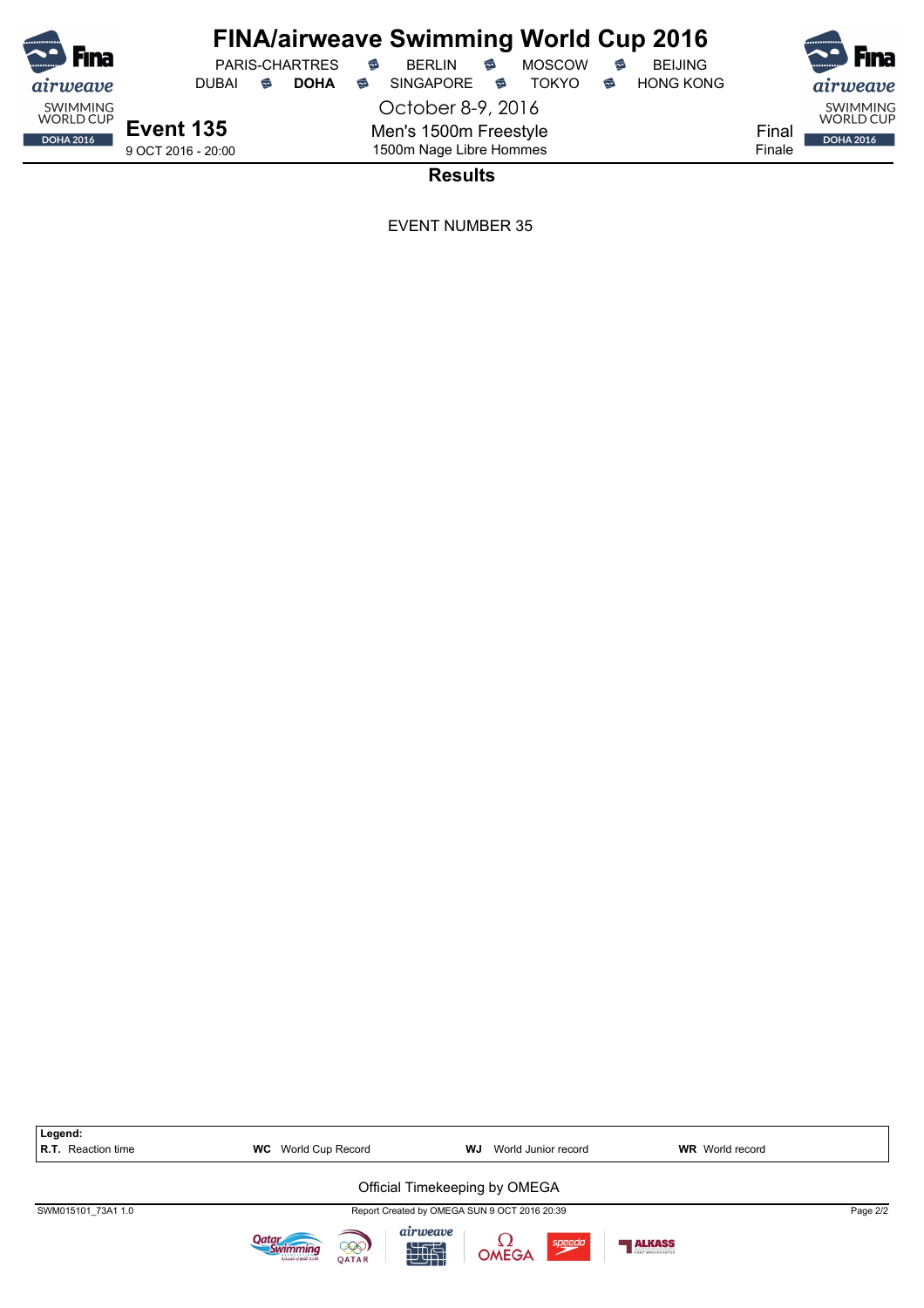# FINA/airweave Swimming World Cup 2016

PARIS-CHARTRES · BERLIN · MOSCOW · BEIJING
DUBAI · **DOHA** · SINGAPORE · TOKYO · HONG KONG

October 8-9, 2016

## Event 135

9 OCT 2016 - 20:00

Men's 1500m Freestyle
1500m Nage Libre Hommes

Final
Finale

### Results

EVENT NUMBER 35

**Legend:**

| | | | |
|---|---|---|---|
| **R.T.** Reaction time | **WC** World Cup Record | **WJ** World Junior record | **WR** World record |

Official Timekeeping by OMEGA

SWM015101_73A1 1.0 · Report Created by OMEGA SUN 9 OCT 2016 20:39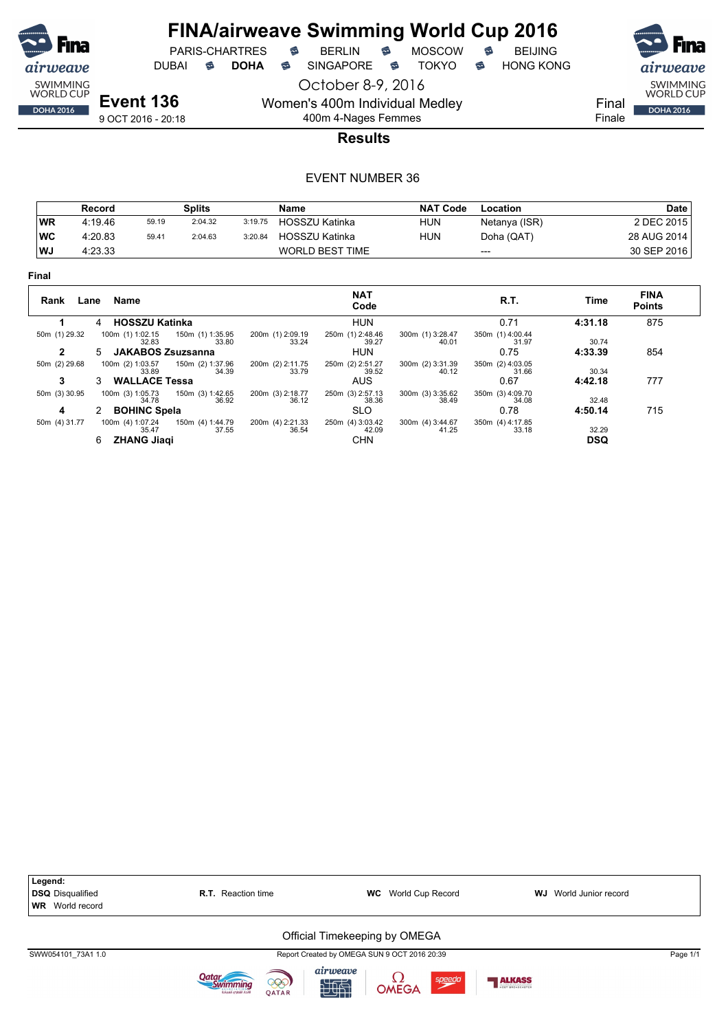# FINA/airweave Swimming World Cup 2016

PARIS-CHARTRES · BERLIN · MOSCOW · BEIJING
DUBAI · **DOHA** · SINGAPORE · TOKYO · HONG KONG

October 8-9, 2016

**Event 136**
9 OCT 2016 - 20:18

Women's 400m Individual Medley
400m 4-Nages Femmes

Final
Finale

## Results

EVENT NUMBER 36

| | Record | Splits | | | Name | NAT Code | Location | Date |
|---|---|---|---|---|---|---|---|---|
| **WR** | 4:19.46 | 59.19 | 2:04.32 | 3:19.75 | HOSSZU Katinka | HUN | Netanya (ISR) | 2 DEC 2015 |
| **WC** | 4:20.83 | 59.41 | 2:04.63 | 3:20.84 | HOSSZU Katinka | HUN | Doha (QAT) | 28 AUG 2014 |
| **WJ** | 4:23.33 | | | | WORLD BEST TIME | | --- | 30 SEP 2016 |

**Final**

| Rank | Lane | Name | | | NAT Code | | R.T. | Time | FINA Points |
|---|---|---|---|---|---|---|---|---|---|
| **1** | 4 | **HOSSZU Katinka** | | | HUN | | 0.71 | **4:31.18** | 875 |
| 50m (1) 29.32 | 100m (1) 1:02.15  32.83 | 150m (1) 1:35.95 33.80 | 200m (1) 2:09.19 33.24 | | 250m (1) 2:48.46 39.27 | 300m (1) 3:28.47 40.01 | 350m (1) 4:00.44 31.97 | 30.74 | |
| **2** | 5 | **JAKABOS Zsuzsanna** | | | HUN | | 0.75 | **4:33.39** | 854 |
| 50m (2) 29.68 | 100m (2) 1:03.57 33.89 | 150m (2) 1:37.96 34.39 | 200m (2) 2:11.75 33.79 | | 250m (2) 2:51.27 39.52 | 300m (2) 3:31.39 40.12 | 350m (2) 4:03.05 31.66 | 30.34 | |
| **3** | 3 | **WALLACE Tessa** | | | AUS | | 0.67 | **4:42.18** | 777 |
| 50m (3) 30.95 | 100m (3) 1:05.73 34.78 | 150m (3) 1:42.65 36.92 | 200m (3) 2:18.77 36.12 | | 250m (3) 2:57.13 38.36 | 300m (3) 3:35.62 38.49 | 350m (3) 4:09.70 34.08 | 32.48 | |
| **4** | 2 | **BOHINC Spela** | | | SLO | | 0.78 | **4:50.14** | 715 |
| 50m (4) 31.77 | 100m (4) 1:07.24 35.47 | 150m (4) 1:44.79 37.55 | 200m (4) 2:21.33 36.54 | | 250m (4) 3:03.42 42.09 | 300m (4) 3:44.67 41.25 | 350m (4) 4:17.85 33.18 | 32.29 | |
| | 6 | **ZHANG Jiaqi** | | | CHN | | | **DSQ** | |

**Legend:**
**DSQ** Disqualified · **R.T.** Reaction time · **WC** World Cup Record · **WJ** World Junior record
**WR** World record

Official Timekeeping by OMEGA

SWW054101_73A1 1.0 · Report Created by OMEGA SUN 9 OCT 2016 20:39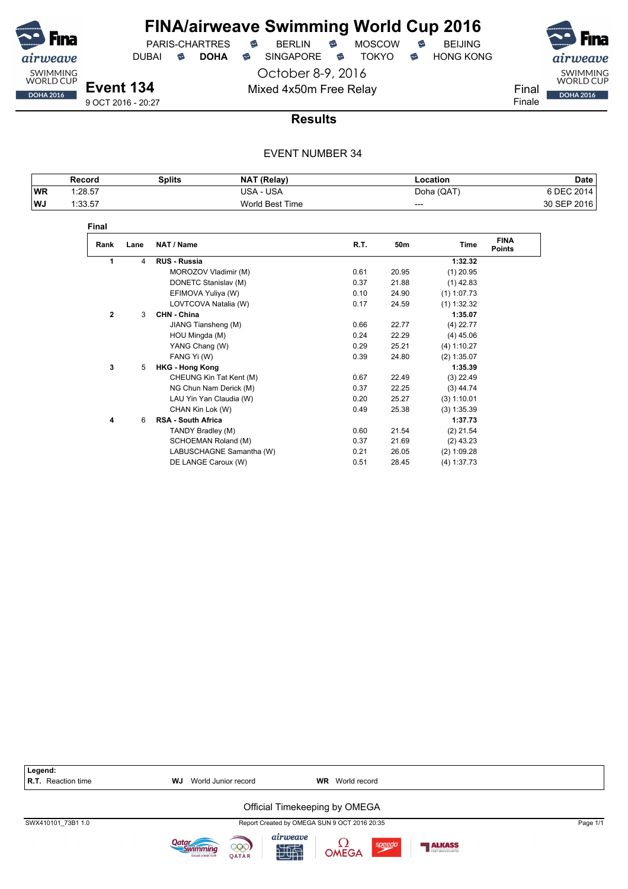# FINA/airweave Swimming World Cup 2016

PARIS-CHARTRES · BERLIN · MOSCOW · BEIJING
DUBAI · **DOHA** · SINGAPORE · TOKYO · HONG KONG

October 8-9, 2016

**Event 134**
9 OCT 2016 - 20:27

Mixed 4x50m Free Relay

Final
Finale

## Results

EVENT NUMBER 34

| | Record | Splits | NAT (Relay) | Location | Date |
|---|---|---|---|---|---|
| WR | 1:28.57 | | USA - USA | Doha (QAT) | 6 DEC 2014 |
| WJ | 1:33.57 | | World Best Time | --- | 30 SEP 2016 |

**Final**

| Rank | Lane | NAT / Name | R.T. | 50m | Time | FINA Points |
|---|---|---|---|---|---|---|
| **1** | 4 | **RUS - Russia** | | | **1:32.32** | |
| | | MOROZOV Vladimir (M) | 0.61 | 20.95 | (1) 20.95 | |
| | | DONETC Stanislav (M) | 0.37 | 21.88 | (1) 42.83 | |
| | | EFIMOVA Yuliya (W) | 0.10 | 24.90 | (1) 1:07.73 | |
| | | LOVTCOVA Natalia (W) | 0.17 | 24.59 | (1) 1:32.32 | |
| **2** | 3 | **CHN - China** | | | **1:35.07** | |
| | | JIANG Tiansheng (M) | 0.66 | 22.77 | (4) 22.77 | |
| | | HOU Mingda (M) | 0.24 | 22.29 | (4) 45.06 | |
| | | YANG Chang (W) | 0.29 | 25.21 | (4) 1:10.27 | |
| | | FANG Yi (W) | 0.39 | 24.80 | (2) 1:35.07 | |
| **3** | 5 | **HKG - Hong Kong** | | | **1:35.39** | |
| | | CHEUNG Kin Tat Kent (M) | 0.67 | 22.49 | (3) 22.49 | |
| | | NG Chun Nam Derick (M) | 0.37 | 22.25 | (3) 44.74 | |
| | | LAU Yin Yan Claudia (W) | 0.20 | 25.27 | (3) 1:10.01 | |
| | | CHAN Kin Lok (W) | 0.49 | 25.38 | (3) 1:35.39 | |
| **4** | 6 | **RSA - South Africa** | | | **1:37.73** | |
| | | TANDY Bradley (M) | 0.60 | 21.54 | (2) 21.54 | |
| | | SCHOEMAN Roland (M) | 0.37 | 21.69 | (2) 43.23 | |
| | | LABUSCHAGNE Samantha (W) | 0.21 | 26.05 | (2) 1:09.28 | |
| | | DE LANGE Caroux (W) | 0.51 | 28.45 | (4) 1:37.73 | |

**Legend:**
**R.T.** Reaction time · **WJ** World Junior record · **WR** World record

Official Timekeeping by OMEGA

SWX410101_73B1 1.0 · Report Created by OMEGA SUN 9 OCT 2016 20:35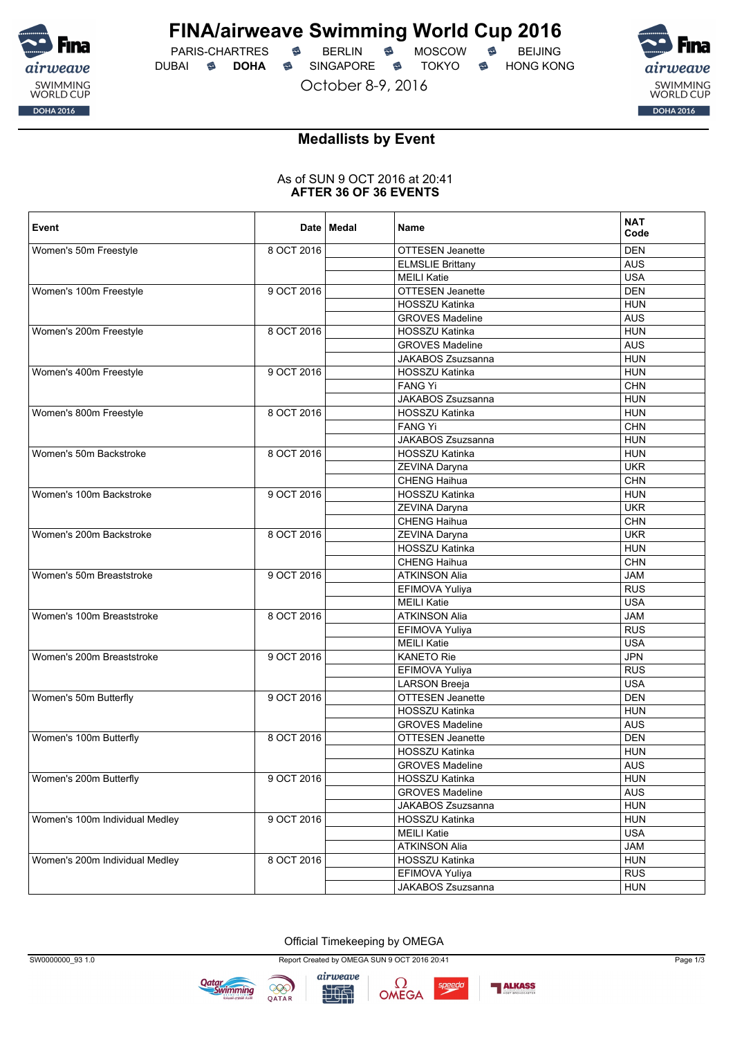# FINA/airweave Swimming World Cup 2016

PARIS-CHARTRES · BERLIN · MOSCOW · BEIJING
DUBAI · **DOHA** · SINGAPORE · TOKYO · HONG KONG

October 8-9, 2016

## Medallists by Event

As of SUN 9 OCT 2016 at 20:41
**AFTER 36 OF 36 EVENTS**

| Event | Date | Medal | Name | NAT Code |
|---|---|---|---|---|
| Women's 50m Freestyle | 8 OCT 2016 | | OTTESEN Jeanette | DEN |
| | | | ELMSLIE Brittany | AUS |
| | | | MEILI Katie | USA |
| Women's 100m Freestyle | 9 OCT 2016 | | OTTESEN Jeanette | DEN |
| | | | HOSSZU Katinka | HUN |
| | | | GROVES Madeline | AUS |
| Women's 200m Freestyle | 8 OCT 2016 | | HOSSZU Katinka | HUN |
| | | | GROVES Madeline | AUS |
| | | | JAKABOS Zsuzsanna | HUN |
| Women's 400m Freestyle | 9 OCT 2016 | | HOSSZU Katinka | HUN |
| | | | FANG Yi | CHN |
| | | | JAKABOS Zsuzsanna | HUN |
| Women's 800m Freestyle | 8 OCT 2016 | | HOSSZU Katinka | HUN |
| | | | FANG Yi | CHN |
| | | | JAKABOS Zsuzsanna | HUN |
| Women's 50m Backstroke | 8 OCT 2016 | | HOSSZU Katinka | HUN |
| | | | ZEVINA Daryna | UKR |
| | | | CHENG Haihua | CHN |
| Women's 100m Backstroke | 9 OCT 2016 | | HOSSZU Katinka | HUN |
| | | | ZEVINA Daryna | UKR |
| | | | CHENG Haihua | CHN |
| Women's 200m Backstroke | 8 OCT 2016 | | ZEVINA Daryna | UKR |
| | | | HOSSZU Katinka | HUN |
| | | | CHENG Haihua | CHN |
| Women's 50m Breaststroke | 9 OCT 2016 | | ATKINSON Alia | JAM |
| | | | EFIMOVA Yuliya | RUS |
| | | | MEILI Katie | USA |
| Women's 100m Breaststroke | 8 OCT 2016 | | ATKINSON Alia | JAM |
| | | | EFIMOVA Yuliya | RUS |
| | | | MEILI Katie | USA |
| Women's 200m Breaststroke | 9 OCT 2016 | | KANETO Rie | JPN |
| | | | EFIMOVA Yuliya | RUS |
| | | | LARSON Breeja | USA |
| Women's 50m Butterfly | 9 OCT 2016 | | OTTESEN Jeanette | DEN |
| | | | HOSSZU Katinka | HUN |
| | | | GROVES Madeline | AUS |
| Women's 100m Butterfly | 8 OCT 2016 | | OTTESEN Jeanette | DEN |
| | | | HOSSZU Katinka | HUN |
| | | | GROVES Madeline | AUS |
| Women's 200m Butterfly | 9 OCT 2016 | | HOSSZU Katinka | HUN |
| | | | GROVES Madeline | AUS |
| | | | JAKABOS Zsuzsanna | HUN |
| Women's 100m Individual Medley | 9 OCT 2016 | | HOSSZU Katinka | HUN |
| | | | MEILI Katie | USA |
| | | | ATKINSON Alia | JAM |
| Women's 200m Individual Medley | 8 OCT 2016 | | HOSSZU Katinka | HUN |
| | | | EFIMOVA Yuliya | RUS |
| | | | JAKABOS Zsuzsanna | HUN |

Official Timekeeping by OMEGA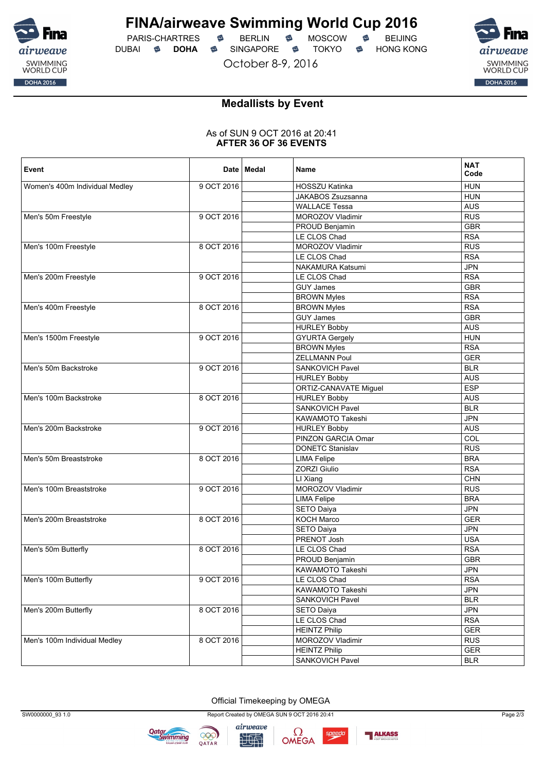# FINA/airweave Swimming World Cup 2016

PARIS-CHARTRES · BERLIN · MOSCOW · BEIJING
DUBAI · **DOHA** · SINGAPORE · TOKYO · HONG KONG

October 8-9, 2016

## Medallists by Event

As of SUN 9 OCT 2016 at 20:41
**AFTER 36 OF 36 EVENTS**

| Event | Date | Medal | Name | NAT Code |
|---|---|---|---|---|
| Women's 400m Individual Medley | 9 OCT 2016 | | HOSSZU Katinka | HUN |
| | | | JAKABOS Zsuzsanna | HUN |
| | | | WALLACE Tessa | AUS |
| Men's 50m Freestyle | 9 OCT 2016 | | MOROZOV Vladimir | RUS |
| | | | PROUD Benjamin | GBR |
| | | | LE CLOS Chad | RSA |
| Men's 100m Freestyle | 8 OCT 2016 | | MOROZOV Vladimir | RUS |
| | | | LE CLOS Chad | RSA |
| | | | NAKAMURA Katsumi | JPN |
| Men's 200m Freestyle | 9 OCT 2016 | | LE CLOS Chad | RSA |
| | | | GUY James | GBR |
| | | | BROWN Myles | RSA |
| Men's 400m Freestyle | 8 OCT 2016 | | BROWN Myles | RSA |
| | | | GUY James | GBR |
| | | | HURLEY Bobby | AUS |
| Men's 1500m Freestyle | 9 OCT 2016 | | GYURTA Gergely | HUN |
| | | | BROWN Myles | RSA |
| | | | ZELLMANN Poul | GER |
| Men's 50m Backstroke | 9 OCT 2016 | | SANKOVICH Pavel | BLR |
| | | | HURLEY Bobby | AUS |
| | | | ORTIZ-CANAVATE Miguel | ESP |
| Men's 100m Backstroke | 8 OCT 2016 | | HURLEY Bobby | AUS |
| | | | SANKOVICH Pavel | BLR |
| | | | KAWAMOTO Takeshi | JPN |
| Men's 200m Backstroke | 9 OCT 2016 | | HURLEY Bobby | AUS |
| | | | PINZON GARCIA Omar | COL |
| | | | DONETC Stanislav | RUS |
| Men's 50m Breaststroke | 8 OCT 2016 | | LIMA Felipe | BRA |
| | | | ZORZI Giulio | RSA |
| | | | LI Xiang | CHN |
| Men's 100m Breaststroke | 9 OCT 2016 | | MOROZOV Vladimir | RUS |
| | | | LIMA Felipe | BRA |
| | | | SETO Daiya | JPN |
| Men's 200m Breaststroke | 8 OCT 2016 | | KOCH Marco | GER |
| | | | SETO Daiya | JPN |
| | | | PRENOT Josh | USA |
| Men's 50m Butterfly | 8 OCT 2016 | | LE CLOS Chad | RSA |
| | | | PROUD Benjamin | GBR |
| | | | KAWAMOTO Takeshi | JPN |
| Men's 100m Butterfly | 9 OCT 2016 | | LE CLOS Chad | RSA |
| | | | KAWAMOTO Takeshi | JPN |
| | | | SANKOVICH Pavel | BLR |
| Men's 200m Butterfly | 8 OCT 2016 | | SETO Daiya | JPN |
| | | | LE CLOS Chad | RSA |
| | | | HEINTZ Philip | GER |
| Men's 100m Individual Medley | 8 OCT 2016 | | MOROZOV Vladimir | RUS |
| | | | HEINTZ Philip | GER |
| | | | SANKOVICH Pavel | BLR |

Official Timekeeping by OMEGA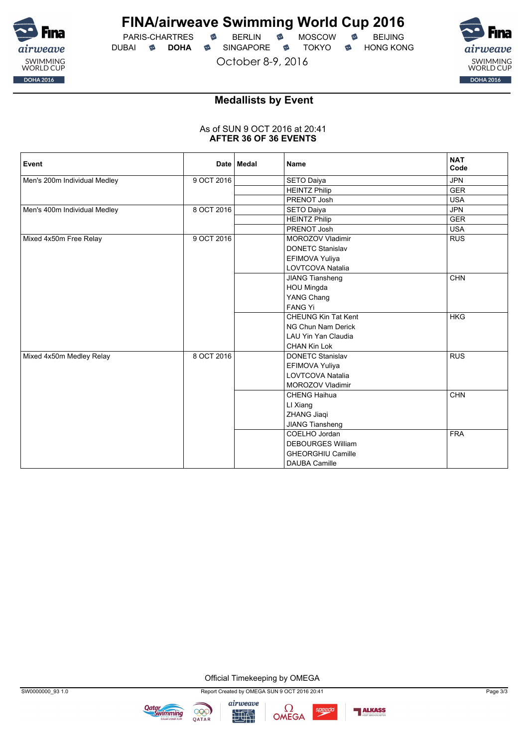# FINA/airweave Swimming World Cup 2016

PARIS-CHARTRES · BERLIN · MOSCOW · BEIJING
DUBAI · **DOHA** · SINGAPORE · TOKYO · HONG KONG

October 8-9, 2016

## Medallists by Event

As of SUN 9 OCT 2016 at 20:41
**AFTER 36 OF 36 EVENTS**

| Event | Date | Medal | Name | NAT Code |
|---|---|---|---|---|
| Men's 200m Individual Medley | 9 OCT 2016 | | SETO Daiya | JPN |
| | | | HEINTZ Philip | GER |
| | | | PRENOT Josh | USA |
| Men's 400m Individual Medley | 8 OCT 2016 | | SETO Daiya | JPN |
| | | | HEINTZ Philip | GER |
| | | | PRENOT Josh | USA |
| Mixed 4x50m Free Relay | 9 OCT 2016 | | MOROZOV Vladimir<br>DONETC Stanislav<br>EFIMOVA Yuliya<br>LOVTCOVA Natalia | RUS |
| | | | JIANG Tiansheng<br>HOU Mingda<br>YANG Chang<br>FANG Yi | CHN |
| | | | CHEUNG Kin Tat Kent<br>NG Chun Nam Derick<br>LAU Yin Yan Claudia<br>CHAN Kin Lok | HKG |
| Mixed 4x50m Medley Relay | 8 OCT 2016 | | DONETC Stanislav<br>EFIMOVA Yuliya<br>LOVTCOVA Natalia<br>MOROZOV Vladimir | RUS |
| | | | CHENG Haihua<br>LI Xiang<br>ZHANG Jiaqi<br>JIANG Tiansheng | CHN |
| | | | COELHO Jordan<br>DEBOURGES William<br>GHEORGHIU Camille<br>DAUBA Camille | FRA |

Official Timekeeping by OMEGA

SW0000000_93 1.0 — Report Created by OMEGA SUN 9 OCT 2016 20:41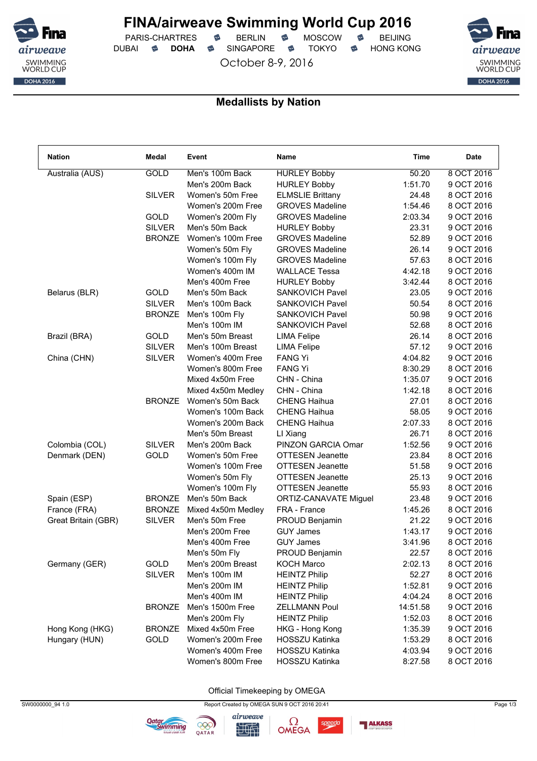# FINA/airweave Swimming World Cup 2016

PARIS-CHARTRES · BERLIN · MOSCOW · BEIJING
DUBAI · **DOHA** · SINGAPORE · TOKYO · HONG KONG

October 8-9, 2016

## Medallists by Nation

| Nation | Medal | Event | Name | Time | Date |
|---|---|---|---|---|---|
| Australia (AUS) | GOLD | Men's 100m Back | HURLEY Bobby | 50.20 | 8 OCT 2016 |
| | | Men's 200m Back | HURLEY Bobby | 1:51.70 | 9 OCT 2016 |
| | SILVER | Women's 50m Free | ELMSLIE Brittany | 24.48 | 8 OCT 2016 |
| | | Women's 200m Free | GROVES Madeline | 1:54.46 | 8 OCT 2016 |
| | GOLD | Women's 200m Fly | GROVES Madeline | 2:03.34 | 9 OCT 2016 |
| | SILVER | Men's 50m Back | HURLEY Bobby | 23.31 | 9 OCT 2016 |
| | BRONZE | Women's 100m Free | GROVES Madeline | 52.89 | 9 OCT 2016 |
| | | Women's 50m Fly | GROVES Madeline | 26.14 | 9 OCT 2016 |
| | | Women's 100m Fly | GROVES Madeline | 57.63 | 8 OCT 2016 |
| | | Women's 400m IM | WALLACE Tessa | 4:42.18 | 9 OCT 2016 |
| | | Men's 400m Free | HURLEY Bobby | 3:42.44 | 8 OCT 2016 |
| Belarus (BLR) | GOLD | Men's 50m Back | SANKOVICH Pavel | 23.05 | 9 OCT 2016 |
| | SILVER | Men's 100m Back | SANKOVICH Pavel | 50.54 | 8 OCT 2016 |
| | BRONZE | Men's 100m Fly | SANKOVICH Pavel | 50.98 | 9 OCT 2016 |
| | | Men's 100m IM | SANKOVICH Pavel | 52.68 | 8 OCT 2016 |
| Brazil (BRA) | GOLD | Men's 50m Breast | LIMA Felipe | 26.14 | 8 OCT 2016 |
| | SILVER | Men's 100m Breast | LIMA Felipe | 57.12 | 9 OCT 2016 |
| China (CHN) | SILVER | Women's 400m Free | FANG Yi | 4:04.82 | 9 OCT 2016 |
| | | Women's 800m Free | FANG Yi | 8:30.29 | 8 OCT 2016 |
| | | Mixed 4x50m Free | CHN - China | 1:35.07 | 9 OCT 2016 |
| | | Mixed 4x50m Medley | CHN - China | 1:42.18 | 8 OCT 2016 |
| | BRONZE | Women's 50m Back | CHENG Haihua | 27.01 | 8 OCT 2016 |
| | | Women's 100m Back | CHENG Haihua | 58.05 | 9 OCT 2016 |
| | | Women's 200m Back | CHENG Haihua | 2:07.33 | 8 OCT 2016 |
| | | Men's 50m Breast | LI Xiang | 26.71 | 8 OCT 2016 |
| Colombia (COL) | SILVER | Men's 200m Back | PINZON GARCIA Omar | 1:52.56 | 9 OCT 2016 |
| Denmark (DEN) | GOLD | Women's 50m Free | OTTESEN Jeanette | 23.84 | 8 OCT 2016 |
| | | Women's 100m Free | OTTESEN Jeanette | 51.58 | 9 OCT 2016 |
| | | Women's 50m Fly | OTTESEN Jeanette | 25.13 | 9 OCT 2016 |
| | | Women's 100m Fly | OTTESEN Jeanette | 55.93 | 8 OCT 2016 |
| Spain (ESP) | BRONZE | Men's 50m Back | ORTIZ-CANAVATE Miguel | 23.48 | 9 OCT 2016 |
| France (FRA) | BRONZE | Mixed 4x50m Medley | FRA - France | 1:45.26 | 8 OCT 2016 |
| Great Britain (GBR) | SILVER | Men's 50m Free | PROUD Benjamin | 21.22 | 9 OCT 2016 |
| | | Men's 200m Free | GUY James | 1:43.17 | 9 OCT 2016 |
| | | Men's 400m Free | GUY James | 3:41.96 | 8 OCT 2016 |
| | | Men's 50m Fly | PROUD Benjamin | 22.57 | 8 OCT 2016 |
| Germany (GER) | GOLD | Men's 200m Breast | KOCH Marco | 2:02.13 | 8 OCT 2016 |
| | SILVER | Men's 100m IM | HEINTZ Philip | 52.27 | 8 OCT 2016 |
| | | Men's 200m IM | HEINTZ Philip | 1:52.81 | 9 OCT 2016 |
| | | Men's 400m IM | HEINTZ Philip | 4:04.24 | 8 OCT 2016 |
| | BRONZE | Men's 1500m Free | ZELLMANN Poul | 14:51.58 | 9 OCT 2016 |
| | | Men's 200m Fly | HEINTZ Philip | 1:52.03 | 8 OCT 2016 |
| Hong Kong (HKG) | BRONZE | Mixed 4x50m Free | HKG - Hong Kong | 1:35.39 | 9 OCT 2016 |
| Hungary (HUN) | GOLD | Women's 200m Free | HOSSZU Katinka | 1:53.29 | 8 OCT 2016 |
| | | Women's 400m Free | HOSSZU Katinka | 4:03.94 | 9 OCT 2016 |
| | | Women's 800m Free | HOSSZU Katinka | 8:27.58 | 8 OCT 2016 |

Official Timekeeping by OMEGA

SW0000000_94 1.0 · Report Created by OMEGA SUN 9 OCT 2016 20:41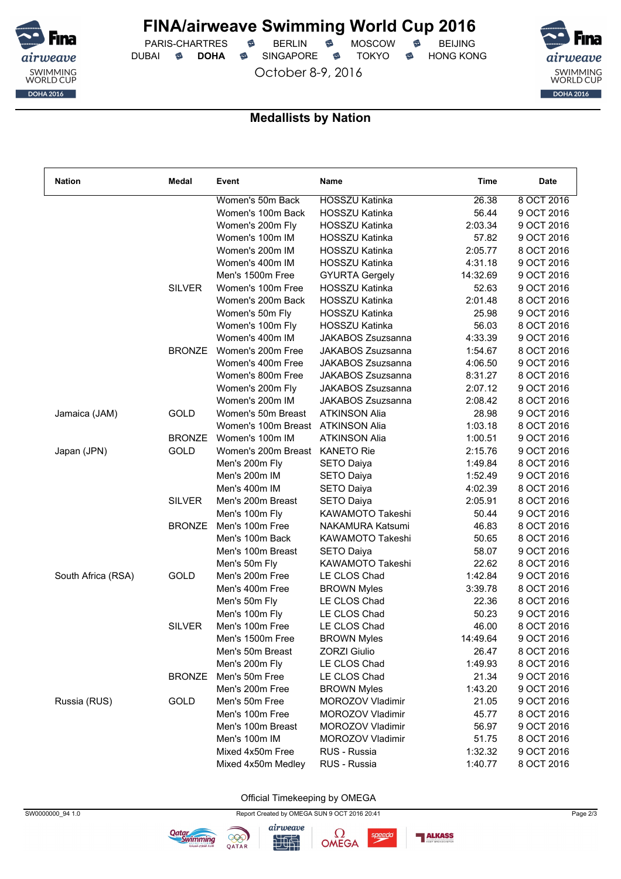# FINA/airweave Swimming World Cup 2016

PARIS-CHARTRES · BERLIN · MOSCOW · BEIJING
DUBAI · **DOHA** · SINGAPORE · TOKYO · HONG KONG

October 8-9, 2016

## Medallists by Nation

| Nation | Medal | Event | Name | Time | Date |
|---|---|---|---|---|---|
| | | Women's 50m Back | HOSSZU Katinka | 26.38 | 8 OCT 2016 |
| | | Women's 100m Back | HOSSZU Katinka | 56.44 | 9 OCT 2016 |
| | | Women's 200m Fly | HOSSZU Katinka | 2:03.34 | 9 OCT 2016 |
| | | Women's 100m IM | HOSSZU Katinka | 57.82 | 9 OCT 2016 |
| | | Women's 200m IM | HOSSZU Katinka | 2:05.77 | 8 OCT 2016 |
| | | Women's 400m IM | HOSSZU Katinka | 4:31.18 | 9 OCT 2016 |
| | | Men's 1500m Free | GYURTA Gergely | 14:32.69 | 9 OCT 2016 |
| | SILVER | Women's 100m Free | HOSSZU Katinka | 52.63 | 9 OCT 2016 |
| | | Women's 200m Back | HOSSZU Katinka | 2:01.48 | 8 OCT 2016 |
| | | Women's 50m Fly | HOSSZU Katinka | 25.98 | 9 OCT 2016 |
| | | Women's 100m Fly | HOSSZU Katinka | 56.03 | 8 OCT 2016 |
| | | Women's 400m IM | JAKABOS Zsuzsanna | 4:33.39 | 9 OCT 2016 |
| | BRONZE | Women's 200m Free | JAKABOS Zsuzsanna | 1:54.67 | 8 OCT 2016 |
| | | Women's 400m Free | JAKABOS Zsuzsanna | 4:06.50 | 9 OCT 2016 |
| | | Women's 800m Free | JAKABOS Zsuzsanna | 8:31.27 | 8 OCT 2016 |
| | | Women's 200m Fly | JAKABOS Zsuzsanna | 2:07.12 | 9 OCT 2016 |
| | | Women's 200m IM | JAKABOS Zsuzsanna | 2:08.42 | 8 OCT 2016 |
| Jamaica (JAM) | GOLD | Women's 50m Breast | ATKINSON Alia | 28.98 | 9 OCT 2016 |
| | | Women's 100m Breast | ATKINSON Alia | 1:03.18 | 8 OCT 2016 |
| | BRONZE | Women's 100m IM | ATKINSON Alia | 1:00.51 | 9 OCT 2016 |
| Japan (JPN) | GOLD | Women's 200m Breast | KANETO Rie | 2:15.76 | 9 OCT 2016 |
| | | Men's 200m Fly | SETO Daiya | 1:49.84 | 8 OCT 2016 |
| | | Men's 200m IM | SETO Daiya | 1:52.49 | 9 OCT 2016 |
| | | Men's 400m IM | SETO Daiya | 4:02.39 | 8 OCT 2016 |
| | SILVER | Men's 200m Breast | SETO Daiya | 2:05.91 | 8 OCT 2016 |
| | | Men's 100m Fly | KAWAMOTO Takeshi | 50.44 | 9 OCT 2016 |
| | BRONZE | Men's 100m Free | NAKAMURA Katsumi | 46.83 | 8 OCT 2016 |
| | | Men's 100m Back | KAWAMOTO Takeshi | 50.65 | 8 OCT 2016 |
| | | Men's 100m Breast | SETO Daiya | 58.07 | 9 OCT 2016 |
| | | Men's 50m Fly | KAWAMOTO Takeshi | 22.62 | 8 OCT 2016 |
| South Africa (RSA) | GOLD | Men's 200m Free | LE CLOS Chad | 1:42.84 | 9 OCT 2016 |
| | | Men's 400m Free | BROWN Myles | 3:39.78 | 8 OCT 2016 |
| | | Men's 50m Fly | LE CLOS Chad | 22.36 | 8 OCT 2016 |
| | | Men's 100m Fly | LE CLOS Chad | 50.23 | 9 OCT 2016 |
| | SILVER | Men's 100m Free | LE CLOS Chad | 46.00 | 8 OCT 2016 |
| | | Men's 1500m Free | BROWN Myles | 14:49.64 | 9 OCT 2016 |
| | | Men's 50m Breast | ZORZI Giulio | 26.47 | 8 OCT 2016 |
| | | Men's 200m Fly | LE CLOS Chad | 1:49.93 | 8 OCT 2016 |
| | BRONZE | Men's 50m Free | LE CLOS Chad | 21.34 | 9 OCT 2016 |
| | | Men's 200m Free | BROWN Myles | 1:43.20 | 9 OCT 2016 |
| Russia (RUS) | GOLD | Men's 50m Free | MOROZOV Vladimir | 21.05 | 9 OCT 2016 |
| | | Men's 100m Free | MOROZOV Vladimir | 45.77 | 8 OCT 2016 |
| | | Men's 100m Breast | MOROZOV Vladimir | 56.97 | 9 OCT 2016 |
| | | Men's 100m IM | MOROZOV Vladimir | 51.75 | 8 OCT 2016 |
| | | Mixed 4x50m Free | RUS - Russia | 1:32.32 | 9 OCT 2016 |
| | | Mixed 4x50m Medley | RUS - Russia | 1:40.77 | 8 OCT 2016 |

Official Timekeeping by OMEGA

SW0000000_94 1.0 · Report Created by OMEGA SUN 9 OCT 2016 20:41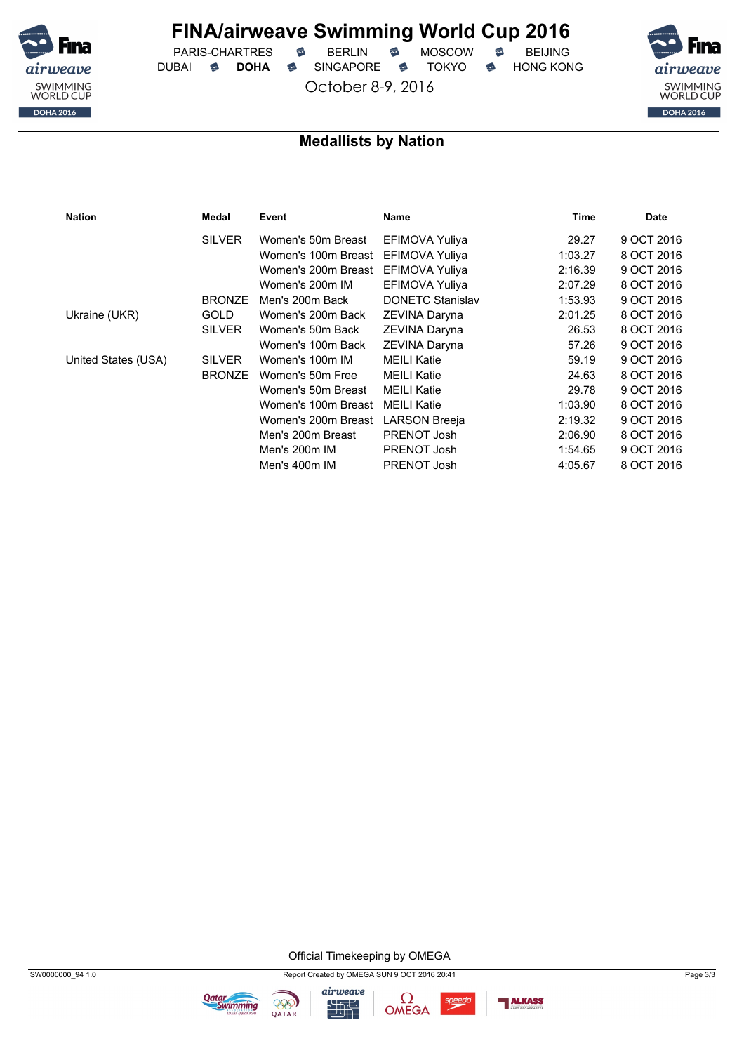# FINA/airweave Swimming World Cup 2016

PARIS-CHARTRES · BERLIN · MOSCOW · BEIJING
DUBAI · **DOHA** · SINGAPORE · TOKYO · HONG KONG

October 8-9, 2016

## Medallists by Nation

| Nation | Medal | Event | Name | Time | Date |
|---|---|---|---|---|---|
| | SILVER | Women's 50m Breast | EFIMOVA Yuliya | 29.27 | 9 OCT 2016 |
| | | Women's 100m Breast | EFIMOVA Yuliya | 1:03.27 | 8 OCT 2016 |
| | | Women's 200m Breast | EFIMOVA Yuliya | 2:16.39 | 9 OCT 2016 |
| | | Women's 200m IM | EFIMOVA Yuliya | 2:07.29 | 8 OCT 2016 |
| | BRONZE | Men's 200m Back | DONETC Stanislav | 1:53.93 | 9 OCT 2016 |
| Ukraine (UKR) | GOLD | Women's 200m Back | ZEVINA Daryna | 2:01.25 | 8 OCT 2016 |
| | SILVER | Women's 50m Back | ZEVINA Daryna | 26.53 | 8 OCT 2016 |
| | | Women's 100m Back | ZEVINA Daryna | 57.26 | 9 OCT 2016 |
| United States (USA) | SILVER | Women's 100m IM | MEILI Katie | 59.19 | 9 OCT 2016 |
| | BRONZE | Women's 50m Free | MEILI Katie | 24.63 | 8 OCT 2016 |
| | | Women's 50m Breast | MEILI Katie | 29.78 | 9 OCT 2016 |
| | | Women's 100m Breast | MEILI Katie | 1:03.90 | 8 OCT 2016 |
| | | Women's 200m Breast | LARSON Breeja | 2:19.32 | 9 OCT 2016 |
| | | Men's 200m Breast | PRENOT Josh | 2:06.90 | 8 OCT 2016 |
| | | Men's 200m IM | PRENOT Josh | 1:54.65 | 9 OCT 2016 |
| | | Men's 400m IM | PRENOT Josh | 4:05.67 | 8 OCT 2016 |

Official Timekeeping by OMEGA

SW0000000_94 1.0 — Report Created by OMEGA SUN 9 OCT 2016 20:41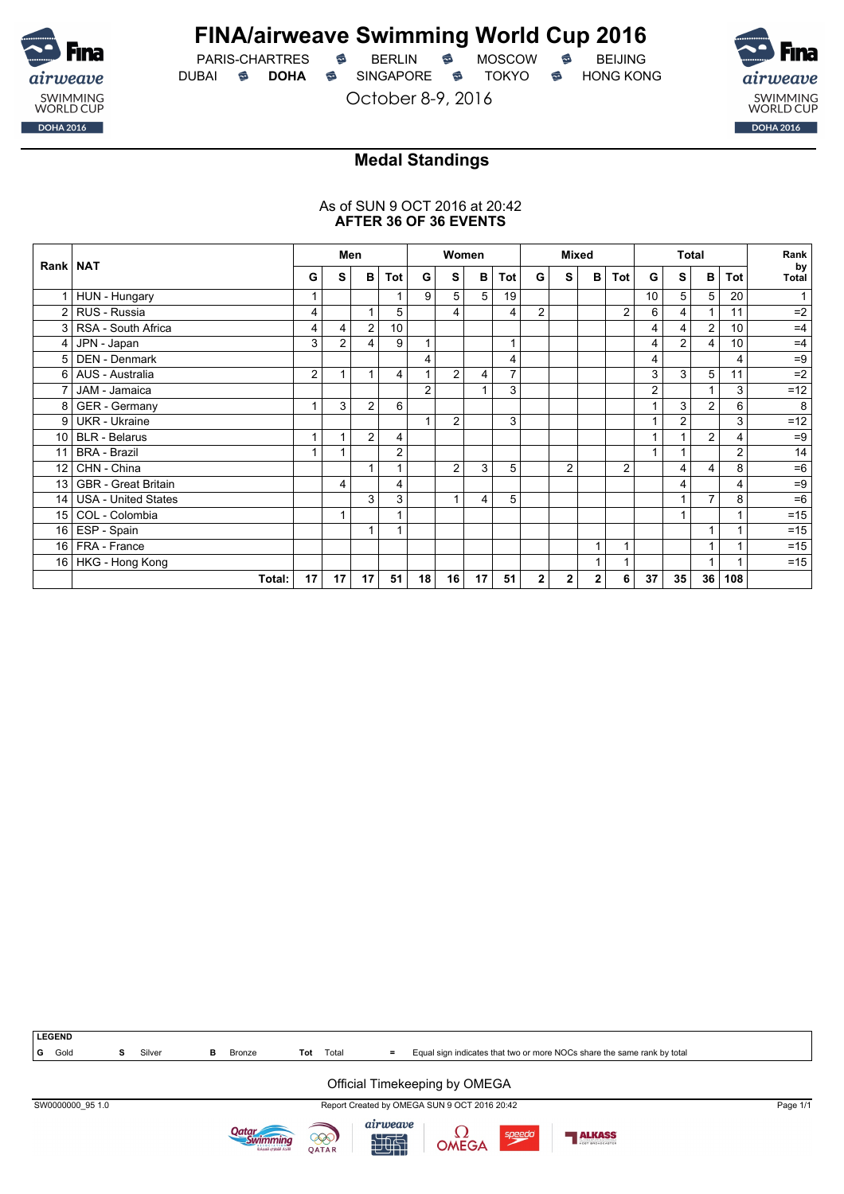# FINA/airweave Swimming World Cup 2016

PARIS-CHARTRES · BERLIN · MOSCOW · BEIJING
DUBAI · **DOHA** · SINGAPORE · TOKYO · HONG KONG

October 8-9, 2016

## Medal Standings

As of SUN 9 OCT 2016 at 20:42
**AFTER 36 OF 36 EVENTS**

| Rank | NAT | Men | | | | Women | | | | Mixed | | | | Total | | | | Rank by Total |
|---|---|---|---|---|---|---|---|---|---|---|---|---|---|---|---|---|---|---|
| | | G | S | B | Tot | G | S | B | Tot | G | S | B | Tot | G | S | B | Tot | |
| 1 | HUN - Hungary | 1 | | | 1 | 9 | 5 | 5 | 19 | | | | | 10 | 5 | 5 | 20 | 1 |
| 2 | RUS - Russia | 4 | | 1 | 5 | | 4 | | 4 | 2 | | | 2 | 6 | 4 | 1 | 11 | =2 |
| 3 | RSA - South Africa | 4 | 4 | 2 | 10 | | | | | | | | | 4 | 4 | 2 | 10 | =4 |
| 4 | JPN - Japan | 3 | 2 | 4 | 9 | 1 | | | 1 | | | | | 4 | 2 | 4 | 10 | =4 |
| 5 | DEN - Denmark | | | | | 4 | | | 4 | | | | | 4 | | | 4 | =9 |
| 6 | AUS - Australia | 2 | 1 | 1 | 4 | 1 | 2 | 4 | 7 | | | | | 3 | 3 | 5 | 11 | =2 |
| 7 | JAM - Jamaica | | | | | 2 | | 1 | 3 | | | | | 2 | | 1 | 3 | =12 |
| 8 | GER - Germany | 1 | 3 | 2 | 6 | | | | | | | | | 1 | 3 | 2 | 6 | 8 |
| 9 | UKR - Ukraine | | | | | 1 | 2 | | 3 | | | | | 1 | 2 | | 3 | =12 |
| 10 | BLR - Belarus | 1 | 1 | 2 | 4 | | | | | | | | | 1 | 1 | 2 | 4 | =9 |
| 11 | BRA - Brazil | 1 | 1 | | 2 | | | | | | | | | 1 | 1 | | 2 | 14 |
| 12 | CHN - China | | | 1 | 1 | | 2 | 3 | 5 | | 2 | | 2 | | 4 | 4 | 8 | =6 |
| 13 | GBR - Great Britain | | 4 | | 4 | | | | | | | | | | 4 | | 4 | =9 |
| 14 | USA - United States | | | 3 | 3 | | 1 | 4 | 5 | | | | | | 1 | 7 | 8 | =6 |
| 15 | COL - Colombia | | 1 | | 1 | | | | | | | | | | 1 | | 1 | =15 |
| 16 | ESP - Spain | | | 1 | 1 | | | | | | | | | | | 1 | 1 | =15 |
| 16 | FRA - France | | | | | | | | | | | 1 | 1 | | | 1 | 1 | =15 |
| 16 | HKG - Hong Kong | | | | | | | | | | | 1 | 1 | | | 1 | 1 | =15 |
| | **Total:** | **17** | **17** | **17** | **51** | **18** | **16** | **17** | **51** | **2** | **2** | **2** | **6** | **37** | **35** | **36** | **108** | |

**LEGEND**

**G** Gold · **S** Silver · **B** Bronze · **Tot** Total · **=** Equal sign indicates that two or more NOCs share the same rank by total

Official Timekeeping by OMEGA

SW0000000_95 1.0 · Report Created by OMEGA SUN 9 OCT 2016 20:42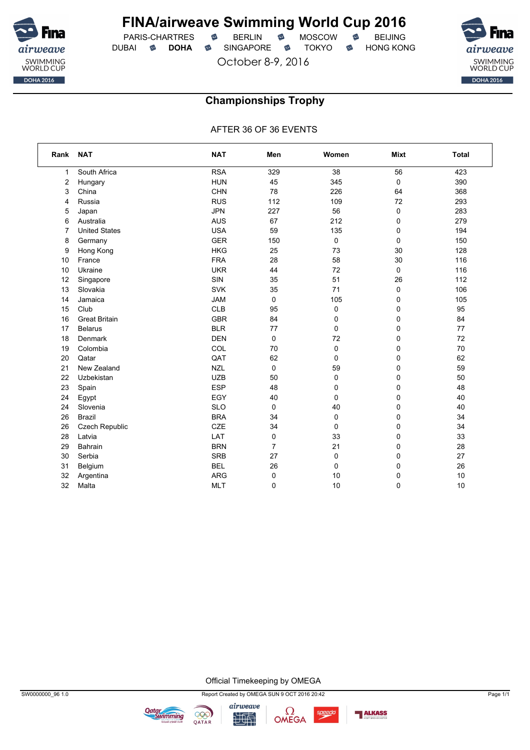# FINA/airweave Swimming World Cup 2016

PARIS-CHARTRES · BERLIN · MOSCOW · BEIJING
DUBAI · **DOHA** · SINGAPORE · TOKYO · HONG KONG

October 8-9, 2016

## Championships Trophy

AFTER 36 OF 36 EVENTS

| Rank | NAT | NAT | Men | Women | Mixt | Total |
|---|---|---|---|---|---|---|
| 1 | South Africa | RSA | 329 | 38 | 56 | 423 |
| 2 | Hungary | HUN | 45 | 345 | 0 | 390 |
| 3 | China | CHN | 78 | 226 | 64 | 368 |
| 4 | Russia | RUS | 112 | 109 | 72 | 293 |
| 5 | Japan | JPN | 227 | 56 | 0 | 283 |
| 6 | Australia | AUS | 67 | 212 | 0 | 279 |
| 7 | United States | USA | 59 | 135 | 0 | 194 |
| 8 | Germany | GER | 150 | 0 | 0 | 150 |
| 9 | Hong Kong | HKG | 25 | 73 | 30 | 128 |
| 10 | France | FRA | 28 | 58 | 30 | 116 |
| 10 | Ukraine | UKR | 44 | 72 | 0 | 116 |
| 12 | Singapore | SIN | 35 | 51 | 26 | 112 |
| 13 | Slovakia | SVK | 35 | 71 | 0 | 106 |
| 14 | Jamaica | JAM | 0 | 105 | 0 | 105 |
| 15 | Club | CLB | 95 | 0 | 0 | 95 |
| 16 | Great Britain | GBR | 84 | 0 | 0 | 84 |
| 17 | Belarus | BLR | 77 | 0 | 0 | 77 |
| 18 | Denmark | DEN | 0 | 72 | 0 | 72 |
| 19 | Colombia | COL | 70 | 0 | 0 | 70 |
| 20 | Qatar | QAT | 62 | 0 | 0 | 62 |
| 21 | New Zealand | NZL | 0 | 59 | 0 | 59 |
| 22 | Uzbekistan | UZB | 50 | 0 | 0 | 50 |
| 23 | Spain | ESP | 48 | 0 | 0 | 48 |
| 24 | Egypt | EGY | 40 | 0 | 0 | 40 |
| 24 | Slovenia | SLO | 0 | 40 | 0 | 40 |
| 26 | Brazil | BRA | 34 | 0 | 0 | 34 |
| 26 | Czech Republic | CZE | 34 | 0 | 0 | 34 |
| 28 | Latvia | LAT | 0 | 33 | 0 | 33 |
| 29 | Bahrain | BRN | 7 | 21 | 0 | 28 |
| 30 | Serbia | SRB | 27 | 0 | 0 | 27 |
| 31 | Belgium | BEL | 26 | 0 | 0 | 26 |
| 32 | Argentina | ARG | 0 | 10 | 0 | 10 |
| 32 | Malta | MLT | 0 | 10 | 0 | 10 |

Official Timekeeping by OMEGA

SW0000000_96 1.0 · Report Created by OMEGA SUN 9 OCT 2016 20:42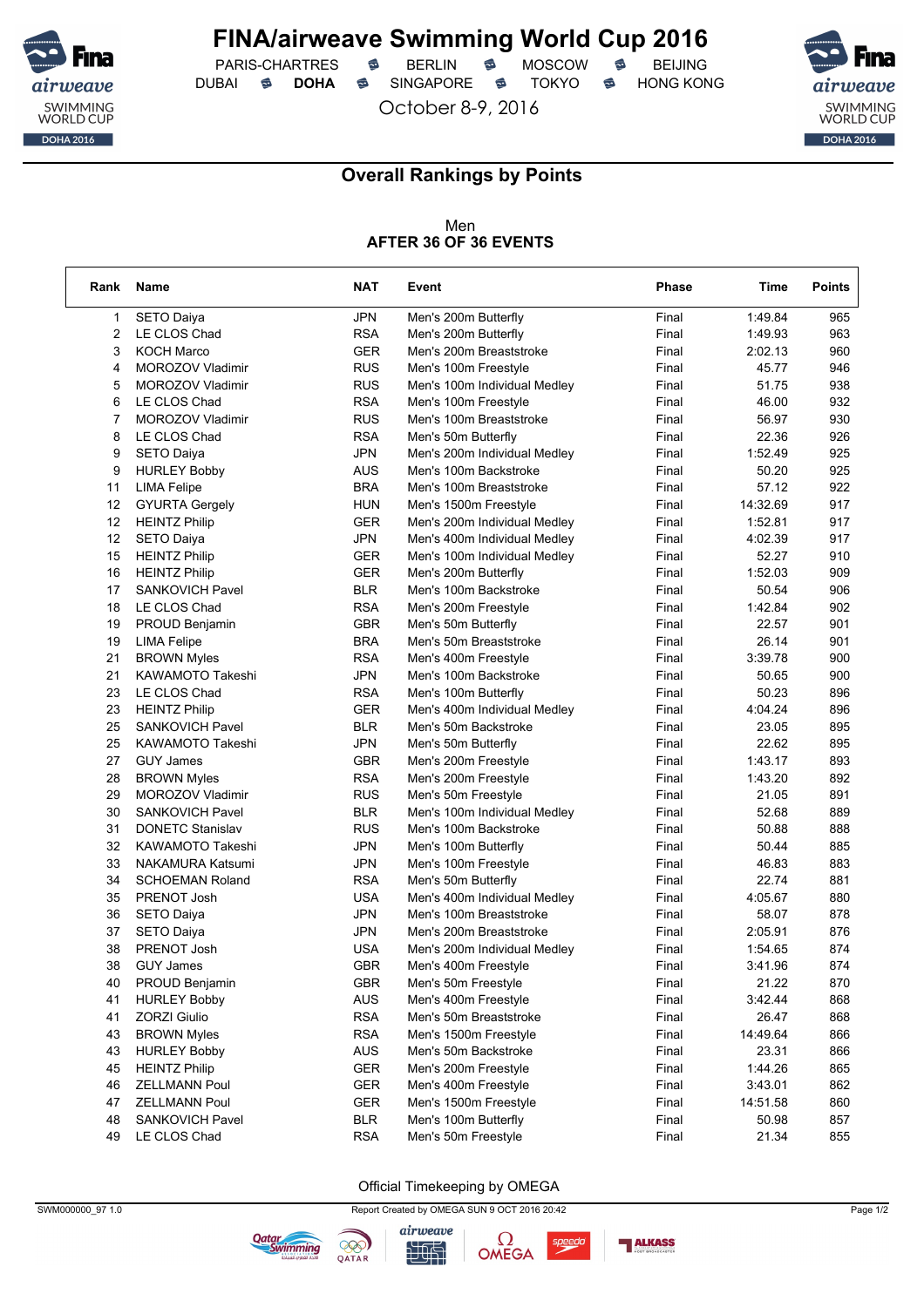# FINA/airweave Swimming World Cup 2016

PARIS-CHARTRES · BERLIN · MOSCOW · BEIJING
DUBAI · **DOHA** · SINGAPORE · TOKYO · HONG KONG

October 8-9, 2016

## Overall Rankings by Points

Men
**AFTER 36 OF 36 EVENTS**

| Rank | Name | NAT | Event | Phase | Time | Points |
|---|---|---|---|---|---|---|
| 1 | SETO Daiya | JPN | Men's 200m Butterfly | Final | 1:49.84 | 965 |
| 2 | LE CLOS Chad | RSA | Men's 200m Butterfly | Final | 1:49.93 | 963 |
| 3 | KOCH Marco | GER | Men's 200m Breaststroke | Final | 2:02.13 | 960 |
| 4 | MOROZOV Vladimir | RUS | Men's 100m Freestyle | Final | 45.77 | 946 |
| 5 | MOROZOV Vladimir | RUS | Men's 100m Individual Medley | Final | 51.75 | 938 |
| 6 | LE CLOS Chad | RSA | Men's 100m Freestyle | Final | 46.00 | 932 |
| 7 | MOROZOV Vladimir | RUS | Men's 100m Breaststroke | Final | 56.97 | 930 |
| 8 | LE CLOS Chad | RSA | Men's 50m Butterfly | Final | 22.36 | 926 |
| 9 | SETO Daiya | JPN | Men's 200m Individual Medley | Final | 1:52.49 | 925 |
| 9 | HURLEY Bobby | AUS | Men's 100m Backstroke | Final | 50.20 | 925 |
| 11 | LIMA Felipe | BRA | Men's 100m Breaststroke | Final | 57.12 | 922 |
| 12 | GYURTA Gergely | HUN | Men's 1500m Freestyle | Final | 14:32.69 | 917 |
| 12 | HEINTZ Philip | GER | Men's 200m Individual Medley | Final | 1:52.81 | 917 |
| 12 | SETO Daiya | JPN | Men's 400m Individual Medley | Final | 4:02.39 | 917 |
| 15 | HEINTZ Philip | GER | Men's 100m Individual Medley | Final | 52.27 | 910 |
| 16 | HEINTZ Philip | GER | Men's 200m Butterfly | Final | 1:52.03 | 909 |
| 17 | SANKOVICH Pavel | BLR | Men's 100m Backstroke | Final | 50.54 | 906 |
| 18 | LE CLOS Chad | RSA | Men's 200m Freestyle | Final | 1:42.84 | 902 |
| 19 | PROUD Benjamin | GBR | Men's 50m Butterfly | Final | 22.57 | 901 |
| 19 | LIMA Felipe | BRA | Men's 50m Breaststroke | Final | 26.14 | 901 |
| 21 | BROWN Myles | RSA | Men's 400m Freestyle | Final | 3:39.78 | 900 |
| 21 | KAWAMOTO Takeshi | JPN | Men's 100m Backstroke | Final | 50.65 | 900 |
| 23 | LE CLOS Chad | RSA | Men's 100m Butterfly | Final | 50.23 | 896 |
| 23 | HEINTZ Philip | GER | Men's 400m Individual Medley | Final | 4:04.24 | 896 |
| 25 | SANKOVICH Pavel | BLR | Men's 50m Backstroke | Final | 23.05 | 895 |
| 25 | KAWAMOTO Takeshi | JPN | Men's 50m Butterfly | Final | 22.62 | 895 |
| 27 | GUY James | GBR | Men's 200m Freestyle | Final | 1:43.17 | 893 |
| 28 | BROWN Myles | RSA | Men's 200m Freestyle | Final | 1:43.20 | 892 |
| 29 | MOROZOV Vladimir | RUS | Men's 50m Freestyle | Final | 21.05 | 891 |
| 30 | SANKOVICH Pavel | BLR | Men's 100m Individual Medley | Final | 52.68 | 889 |
| 31 | DONETC Stanislav | RUS | Men's 100m Backstroke | Final | 50.88 | 888 |
| 32 | KAWAMOTO Takeshi | JPN | Men's 100m Butterfly | Final | 50.44 | 885 |
| 33 | NAKAMURA Katsumi | JPN | Men's 100m Freestyle | Final | 46.83 | 883 |
| 34 | SCHOEMAN Roland | RSA | Men's 50m Butterfly | Final | 22.74 | 881 |
| 35 | PRENOT Josh | USA | Men's 400m Individual Medley | Final | 4:05.67 | 880 |
| 36 | SETO Daiya | JPN | Men's 100m Breaststroke | Final | 58.07 | 878 |
| 37 | SETO Daiya | JPN | Men's 200m Breaststroke | Final | 2:05.91 | 876 |
| 38 | PRENOT Josh | USA | Men's 200m Individual Medley | Final | 1:54.65 | 874 |
| 38 | GUY James | GBR | Men's 400m Freestyle | Final | 3:41.96 | 874 |
| 40 | PROUD Benjamin | GBR | Men's 50m Freestyle | Final | 21.22 | 870 |
| 41 | HURLEY Bobby | AUS | Men's 400m Freestyle | Final | 3:42.44 | 868 |
| 41 | ZORZI Giulio | RSA | Men's 50m Breaststroke | Final | 26.47 | 868 |
| 43 | BROWN Myles | RSA | Men's 1500m Freestyle | Final | 14:49.64 | 866 |
| 43 | HURLEY Bobby | AUS | Men's 50m Backstroke | Final | 23.31 | 866 |
| 45 | HEINTZ Philip | GER | Men's 200m Freestyle | Final | 1:44.26 | 865 |
| 46 | ZELLMANN Poul | GER | Men's 400m Freestyle | Final | 3:43.01 | 862 |
| 47 | ZELLMANN Poul | GER | Men's 1500m Freestyle | Final | 14:51.58 | 860 |
| 48 | SANKOVICH Pavel | BLR | Men's 100m Butterfly | Final | 50.98 | 857 |
| 49 | LE CLOS Chad | RSA | Men's 50m Freestyle | Final | 21.34 | 855 |

Official Timekeeping by OMEGA

SWM000000_97 1.0 · Report Created by OMEGA SUN 9 OCT 2016 20:42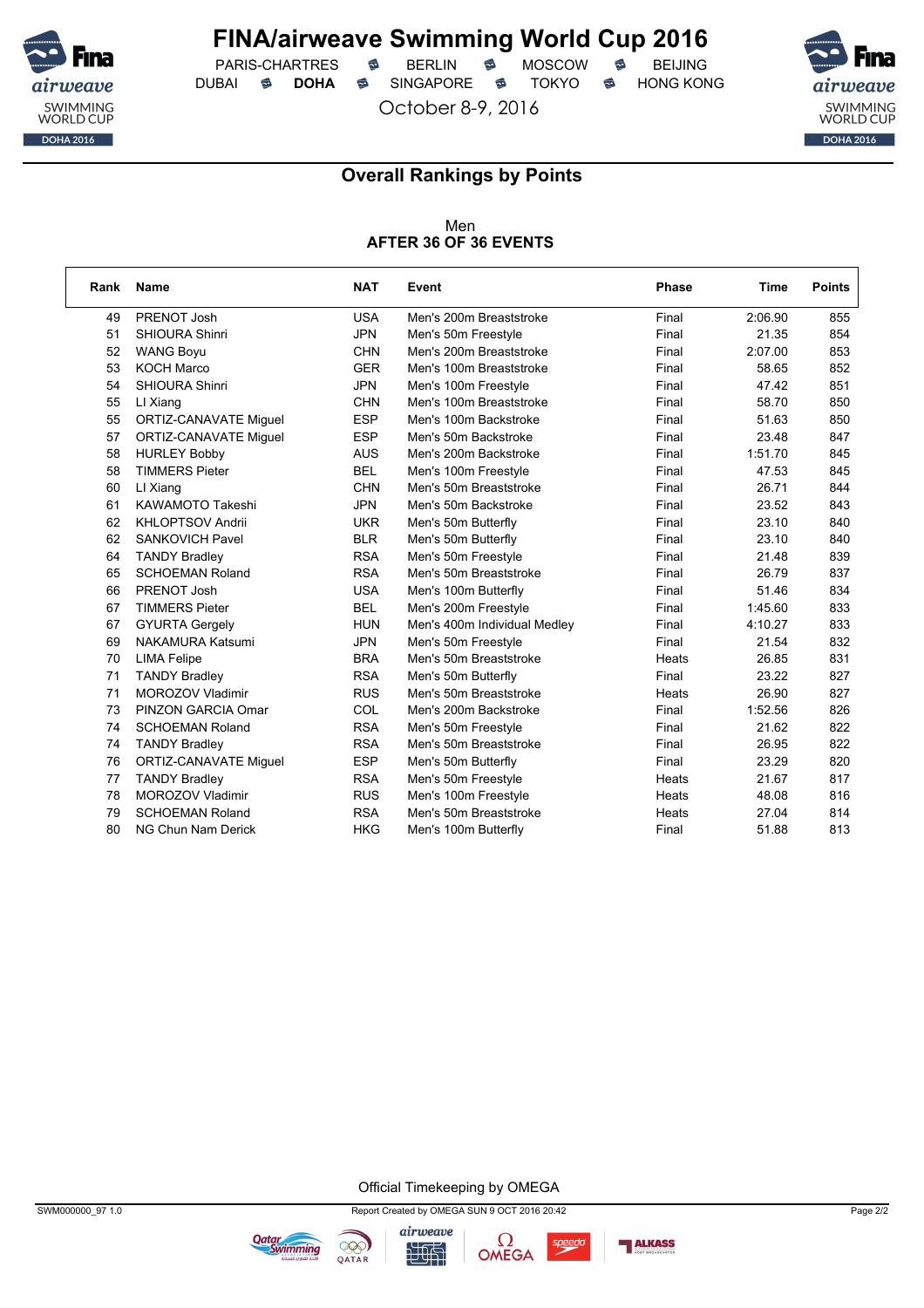# FINA/airweave Swimming World Cup 2016

PARIS-CHARTRES · BERLIN · MOSCOW · BEIJING
DUBAI · **DOHA** · SINGAPORE · TOKYO · HONG KONG

October 8-9, 2016

## Overall Rankings by Points

Men
**AFTER 36 OF 36 EVENTS**

| Rank | Name | NAT | Event | Phase | Time | Points |
|---|---|---|---|---|---|---|
| 49 | PRENOT Josh | USA | Men's 200m Breaststroke | Final | 2:06.90 | 855 |
| 51 | SHIOURA Shinri | JPN | Men's 50m Freestyle | Final | 21.35 | 854 |
| 52 | WANG Boyu | CHN | Men's 200m Breaststroke | Final | 2:07.00 | 853 |
| 53 | KOCH Marco | GER | Men's 100m Breaststroke | Final | 58.65 | 852 |
| 54 | SHIOURA Shinri | JPN | Men's 100m Freestyle | Final | 47.42 | 851 |
| 55 | LI Xiang | CHN | Men's 100m Breaststroke | Final | 58.70 | 850 |
| 55 | ORTIZ-CANAVATE Miguel | ESP | Men's 100m Backstroke | Final | 51.63 | 850 |
| 57 | ORTIZ-CANAVATE Miguel | ESP | Men's 50m Backstroke | Final | 23.48 | 847 |
| 58 | HURLEY Bobby | AUS | Men's 200m Backstroke | Final | 1:51.70 | 845 |
| 58 | TIMMERS Pieter | BEL | Men's 100m Freestyle | Final | 47.53 | 845 |
| 60 | LI Xiang | CHN | Men's 50m Breaststroke | Final | 26.71 | 844 |
| 61 | KAWAMOTO Takeshi | JPN | Men's 50m Backstroke | Final | 23.52 | 843 |
| 62 | KHLOPTSOV Andrii | UKR | Men's 50m Butterfly | Final | 23.10 | 840 |
| 62 | SANKOVICH Pavel | BLR | Men's 50m Butterfly | Final | 23.10 | 840 |
| 64 | TANDY Bradley | RSA | Men's 50m Freestyle | Final | 21.48 | 839 |
| 65 | SCHOEMAN Roland | RSA | Men's 50m Breaststroke | Final | 26.79 | 837 |
| 66 | PRENOT Josh | USA | Men's 100m Butterfly | Final | 51.46 | 834 |
| 67 | TIMMERS Pieter | BEL | Men's 200m Freestyle | Final | 1:45.60 | 833 |
| 67 | GYURTA Gergely | HUN | Men's 400m Individual Medley | Final | 4:10.27 | 833 |
| 69 | NAKAMURA Katsumi | JPN | Men's 50m Freestyle | Final | 21.54 | 832 |
| 70 | LIMA Felipe | BRA | Men's 50m Breaststroke | Heats | 26.85 | 831 |
| 71 | TANDY Bradley | RSA | Men's 50m Butterfly | Final | 23.22 | 827 |
| 71 | MOROZOV Vladimir | RUS | Men's 50m Breaststroke | Heats | 26.90 | 827 |
| 73 | PINZON GARCIA Omar | COL | Men's 200m Backstroke | Final | 1:52.56 | 826 |
| 74 | SCHOEMAN Roland | RSA | Men's 50m Freestyle | Final | 21.62 | 822 |
| 74 | TANDY Bradley | RSA | Men's 50m Breaststroke | Final | 26.95 | 822 |
| 76 | ORTIZ-CANAVATE Miguel | ESP | Men's 50m Butterfly | Final | 23.29 | 820 |
| 77 | TANDY Bradley | RSA | Men's 50m Freestyle | Heats | 21.67 | 817 |
| 78 | MOROZOV Vladimir | RUS | Men's 100m Freestyle | Heats | 48.08 | 816 |
| 79 | SCHOEMAN Roland | RSA | Men's 50m Breaststroke | Heats | 27.04 | 814 |
| 80 | NG Chun Nam Derick | HKG | Men's 100m Butterfly | Final | 51.88 | 813 |

Official Timekeeping by OMEGA

SWM000000_97 1.0 · Report Created by OMEGA SUN 9 OCT 2016 20:42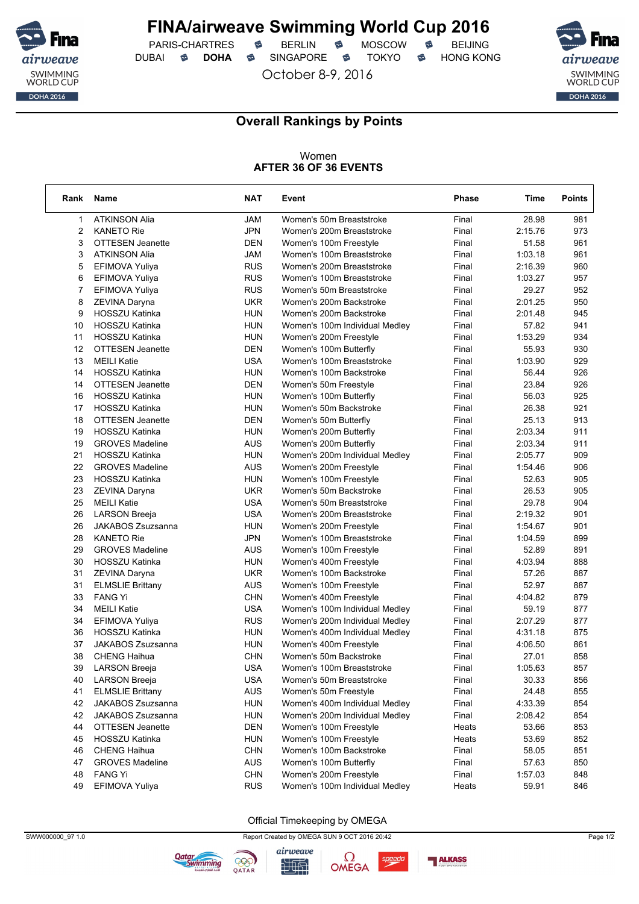# FINA/airweave Swimming World Cup 2016

PARIS-CHARTRES · BERLIN · MOSCOW · BEIJING
DUBAI · **DOHA** · SINGAPORE · TOKYO · HONG KONG

October 8-9, 2016

## Overall Rankings by Points

Women
**AFTER 36 OF 36 EVENTS**

| Rank | Name | NAT | Event | Phase | Time | Points |
|---|---|---|---|---|---|---|
| 1 | ATKINSON Alia | JAM | Women's 50m Breaststroke | Final | 28.98 | 981 |
| 2 | KANETO Rie | JPN | Women's 200m Breaststroke | Final | 2:15.76 | 973 |
| 3 | OTTESEN Jeanette | DEN | Women's 100m Freestyle | Final | 51.58 | 961 |
| 3 | ATKINSON Alia | JAM | Women's 100m Breaststroke | Final | 1:03.18 | 961 |
| 5 | EFIMOVA Yuliya | RUS | Women's 200m Breaststroke | Final | 2:16.39 | 960 |
| 6 | EFIMOVA Yuliya | RUS | Women's 100m Breaststroke | Final | 1:03.27 | 957 |
| 7 | EFIMOVA Yuliya | RUS | Women's 50m Breaststroke | Final | 29.27 | 952 |
| 8 | ZEVINA Daryna | UKR | Women's 200m Backstroke | Final | 2:01.25 | 950 |
| 9 | HOSSZU Katinka | HUN | Women's 200m Backstroke | Final | 2:01.48 | 945 |
| 10 | HOSSZU Katinka | HUN | Women's 100m Individual Medley | Final | 57.82 | 941 |
| 11 | HOSSZU Katinka | HUN | Women's 200m Freestyle | Final | 1:53.29 | 934 |
| 12 | OTTESEN Jeanette | DEN | Women's 100m Butterfly | Final | 55.93 | 930 |
| 13 | MEILI Katie | USA | Women's 100m Breaststroke | Final | 1:03.90 | 929 |
| 14 | HOSSZU Katinka | HUN | Women's 100m Backstroke | Final | 56.44 | 926 |
| 14 | OTTESEN Jeanette | DEN | Women's 50m Freestyle | Final | 23.84 | 926 |
| 16 | HOSSZU Katinka | HUN | Women's 100m Butterfly | Final | 56.03 | 925 |
| 17 | HOSSZU Katinka | HUN | Women's 50m Backstroke | Final | 26.38 | 921 |
| 18 | OTTESEN Jeanette | DEN | Women's 50m Butterfly | Final | 25.13 | 913 |
| 19 | HOSSZU Katinka | HUN | Women's 200m Butterfly | Final | 2:03.34 | 911 |
| 19 | GROVES Madeline | AUS | Women's 200m Butterfly | Final | 2:03.34 | 911 |
| 21 | HOSSZU Katinka | HUN | Women's 200m Individual Medley | Final | 2:05.77 | 909 |
| 22 | GROVES Madeline | AUS | Women's 200m Freestyle | Final | 1:54.46 | 906 |
| 23 | HOSSZU Katinka | HUN | Women's 100m Freestyle | Final | 52.63 | 905 |
| 23 | ZEVINA Daryna | UKR | Women's 50m Backstroke | Final | 26.53 | 905 |
| 25 | MEILI Katie | USA | Women's 50m Breaststroke | Final | 29.78 | 904 |
| 26 | LARSON Breeja | USA | Women's 200m Breaststroke | Final | 2:19.32 | 901 |
| 26 | JAKABOS Zsuzsanna | HUN | Women's 200m Freestyle | Final | 1:54.67 | 901 |
| 28 | KANETO Rie | JPN | Women's 100m Breaststroke | Final | 1:04.59 | 899 |
| 29 | GROVES Madeline | AUS | Women's 100m Freestyle | Final | 52.89 | 891 |
| 30 | HOSSZU Katinka | HUN | Women's 400m Freestyle | Final | 4:03.94 | 888 |
| 31 | ZEVINA Daryna | UKR | Women's 100m Backstroke | Final | 57.26 | 887 |
| 31 | ELMSLIE Brittany | AUS | Women's 100m Freestyle | Final | 52.97 | 887 |
| 33 | FANG Yi | CHN | Women's 400m Freestyle | Final | 4:04.82 | 879 |
| 34 | MEILI Katie | USA | Women's 100m Individual Medley | Final | 59.19 | 877 |
| 34 | EFIMOVA Yuliya | RUS | Women's 200m Individual Medley | Final | 2:07.29 | 877 |
| 36 | HOSSZU Katinka | HUN | Women's 400m Individual Medley | Final | 4:31.18 | 875 |
| 37 | JAKABOS Zsuzsanna | HUN | Women's 400m Freestyle | Final | 4:06.50 | 861 |
| 38 | CHENG Haihua | CHN | Women's 50m Backstroke | Final | 27.01 | 858 |
| 39 | LARSON Breeja | USA | Women's 100m Breaststroke | Final | 1:05.63 | 857 |
| 40 | LARSON Breeja | USA | Women's 50m Breaststroke | Final | 30.33 | 856 |
| 41 | ELMSLIE Brittany | AUS | Women's 50m Freestyle | Final | 24.48 | 855 |
| 42 | JAKABOS Zsuzsanna | HUN | Women's 400m Individual Medley | Final | 4:33.39 | 854 |
| 42 | JAKABOS Zsuzsanna | HUN | Women's 200m Individual Medley | Final | 2:08.42 | 854 |
| 44 | OTTESEN Jeanette | DEN | Women's 100m Freestyle | Heats | 53.66 | 853 |
| 45 | HOSSZU Katinka | HUN | Women's 100m Freestyle | Heats | 53.69 | 852 |
| 46 | CHENG Haihua | CHN | Women's 100m Backstroke | Final | 58.05 | 851 |
| 47 | GROVES Madeline | AUS | Women's 100m Butterfly | Final | 57.63 | 850 |
| 48 | FANG Yi | CHN | Women's 200m Freestyle | Final | 1:57.03 | 848 |
| 49 | EFIMOVA Yuliya | RUS | Women's 100m Individual Medley | Heats | 59.91 | 846 |

Official Timekeeping by OMEGA

SWW000000_97 1.0 · Report Created by OMEGA SUN 9 OCT 2016 20:42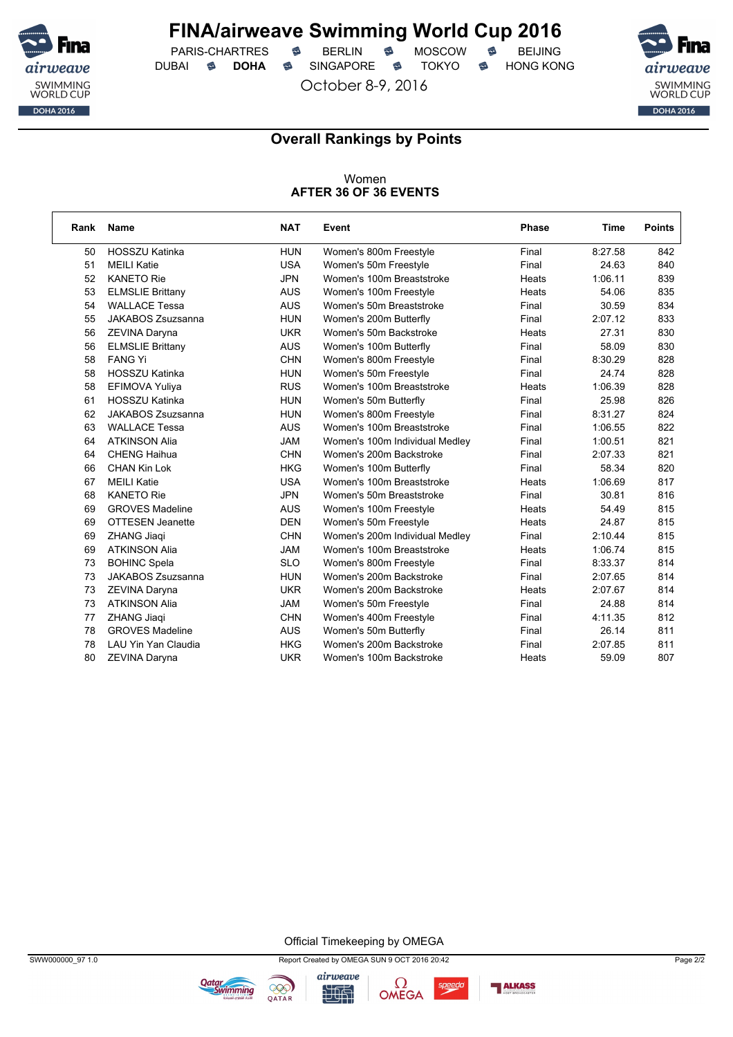# FINA/airweave Swimming World Cup 2016

PARIS-CHARTRES · BERLIN · MOSCOW · BEIJING
DUBAI · **DOHA** · SINGAPORE · TOKYO · HONG KONG

October 8-9, 2016

## Overall Rankings by Points

Women
**AFTER 36 OF 36 EVENTS**

| Rank | Name | NAT | Event | Phase | Time | Points |
|---|---|---|---|---|---|---|
| 50 | HOSSZU Katinka | HUN | Women's 800m Freestyle | Final | 8:27.58 | 842 |
| 51 | MEILI Katie | USA | Women's 50m Freestyle | Final | 24.63 | 840 |
| 52 | KANETO Rie | JPN | Women's 100m Breaststroke | Heats | 1:06.11 | 839 |
| 53 | ELMSLIE Brittany | AUS | Women's 100m Freestyle | Heats | 54.06 | 835 |
| 54 | WALLACE Tessa | AUS | Women's 50m Breaststroke | Final | 30.59 | 834 |
| 55 | JAKABOS Zsuzsanna | HUN | Women's 200m Butterfly | Final | 2:07.12 | 833 |
| 56 | ZEVINA Daryna | UKR | Women's 50m Backstroke | Heats | 27.31 | 830 |
| 56 | ELMSLIE Brittany | AUS | Women's 100m Butterfly | Final | 58.09 | 830 |
| 58 | FANG Yi | CHN | Women's 800m Freestyle | Final | 8:30.29 | 828 |
| 58 | HOSSZU Katinka | HUN | Women's 50m Freestyle | Final | 24.74 | 828 |
| 58 | EFIMOVA Yuliya | RUS | Women's 100m Breaststroke | Heats | 1:06.39 | 828 |
| 61 | HOSSZU Katinka | HUN | Women's 50m Butterfly | Final | 25.98 | 826 |
| 62 | JAKABOS Zsuzsanna | HUN | Women's 800m Freestyle | Final | 8:31.27 | 824 |
| 63 | WALLACE Tessa | AUS | Women's 100m Breaststroke | Final | 1:06.55 | 822 |
| 64 | ATKINSON Alia | JAM | Women's 100m Individual Medley | Final | 1:00.51 | 821 |
| 64 | CHENG Haihua | CHN | Women's 200m Backstroke | Final | 2:07.33 | 821 |
| 66 | CHAN Kin Lok | HKG | Women's 100m Butterfly | Final | 58.34 | 820 |
| 67 | MEILI Katie | USA | Women's 100m Breaststroke | Heats | 1:06.69 | 817 |
| 68 | KANETO Rie | JPN | Women's 50m Breaststroke | Final | 30.81 | 816 |
| 69 | GROVES Madeline | AUS | Women's 100m Freestyle | Heats | 54.49 | 815 |
| 69 | OTTESEN Jeanette | DEN | Women's 50m Freestyle | Heats | 24.87 | 815 |
| 69 | ZHANG Jiaqi | CHN | Women's 200m Individual Medley | Final | 2:10.44 | 815 |
| 69 | ATKINSON Alia | JAM | Women's 100m Breaststroke | Heats | 1:06.74 | 815 |
| 73 | BOHINC Spela | SLO | Women's 800m Freestyle | Final | 8:33.37 | 814 |
| 73 | JAKABOS Zsuzsanna | HUN | Women's 200m Backstroke | Final | 2:07.65 | 814 |
| 73 | ZEVINA Daryna | UKR | Women's 200m Backstroke | Heats | 2:07.67 | 814 |
| 73 | ATKINSON Alia | JAM | Women's 50m Freestyle | Final | 24.88 | 814 |
| 77 | ZHANG Jiaqi | CHN | Women's 400m Freestyle | Final | 4:11.35 | 812 |
| 78 | GROVES Madeline | AUS | Women's 50m Butterfly | Final | 26.14 | 811 |
| 78 | LAU Yin Yan Claudia | HKG | Women's 200m Backstroke | Final | 2:07.85 | 811 |
| 80 | ZEVINA Daryna | UKR | Women's 100m Backstroke | Heats | 59.09 | 807 |

Official Timekeeping by OMEGA

SWW000000_97 1.0 — Report Created by OMEGA SUN 9 OCT 2016 20:42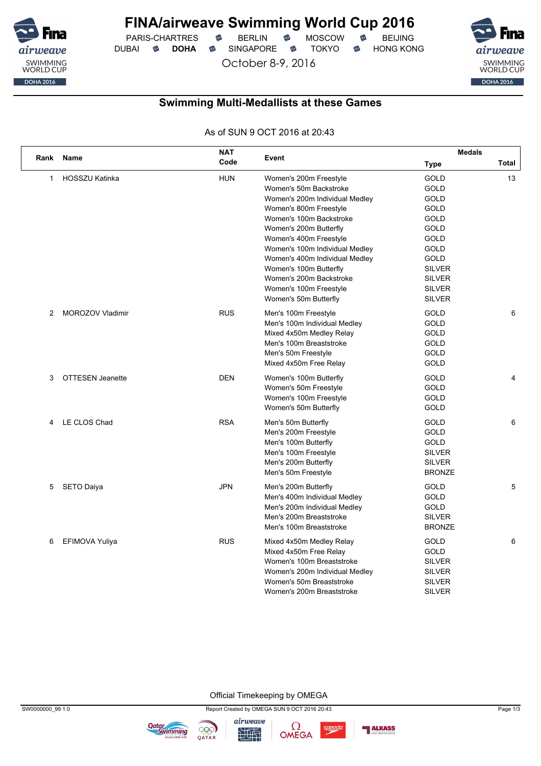# FINA/airweave Swimming World Cup 2016

PARIS-CHARTRES · BERLIN · MOSCOW · BEIJING
DUBAI · **DOHA** · SINGAPORE · TOKYO · HONG KONG

October 8-9, 2016

## Swimming Multi-Medallists at these Games

As of SUN 9 OCT 2016 at 20:43

| Rank | Name | NAT Code | Event | Medals Type | Total |
|---|---|---|---|---|---|
| 1 | HOSSZU Katinka | HUN | Women's 200m Freestyle | GOLD | 13 |
| | | | Women's 50m Backstroke | GOLD | |
| | | | Women's 200m Individual Medley | GOLD | |
| | | | Women's 800m Freestyle | GOLD | |
| | | | Women's 100m Backstroke | GOLD | |
| | | | Women's 200m Butterfly | GOLD | |
| | | | Women's 400m Freestyle | GOLD | |
| | | | Women's 100m Individual Medley | GOLD | |
| | | | Women's 400m Individual Medley | GOLD | |
| | | | Women's 100m Butterfly | SILVER | |
| | | | Women's 200m Backstroke | SILVER | |
| | | | Women's 100m Freestyle | SILVER | |
| | | | Women's 50m Butterfly | SILVER | |
| 2 | MOROZOV Vladimir | RUS | Men's 100m Freestyle | GOLD | 6 |
| | | | Men's 100m Individual Medley | GOLD | |
| | | | Mixed 4x50m Medley Relay | GOLD | |
| | | | Men's 100m Breaststroke | GOLD | |
| | | | Men's 50m Freestyle | GOLD | |
| | | | Mixed 4x50m Free Relay | GOLD | |
| 3 | OTTESEN Jeanette | DEN | Women's 100m Butterfly | GOLD | 4 |
| | | | Women's 50m Freestyle | GOLD | |
| | | | Women's 100m Freestyle | GOLD | |
| | | | Women's 50m Butterfly | GOLD | |
| 4 | LE CLOS Chad | RSA | Men's 50m Butterfly | GOLD | 6 |
| | | | Men's 200m Freestyle | GOLD | |
| | | | Men's 100m Butterfly | GOLD | |
| | | | Men's 100m Freestyle | SILVER | |
| | | | Men's 200m Butterfly | SILVER | |
| | | | Men's 50m Freestyle | BRONZE | |
| 5 | SETO Daiya | JPN | Men's 200m Butterfly | GOLD | 5 |
| | | | Men's 400m Individual Medley | GOLD | |
| | | | Men's 200m Individual Medley | GOLD | |
| | | | Men's 200m Breaststroke | SILVER | |
| | | | Men's 100m Breaststroke | BRONZE | |
| 6 | EFIMOVA Yuliya | RUS | Mixed 4x50m Medley Relay | GOLD | 6 |
| | | | Mixed 4x50m Free Relay | GOLD | |
| | | | Women's 100m Breaststroke | SILVER | |
| | | | Women's 200m Individual Medley | SILVER | |
| | | | Women's 50m Breaststroke | SILVER | |
| | | | Women's 200m Breaststroke | SILVER | |

Official Timekeeping by OMEGA

SW0000000_99 1.0 · Report Created by OMEGA SUN 9 OCT 2016 20:43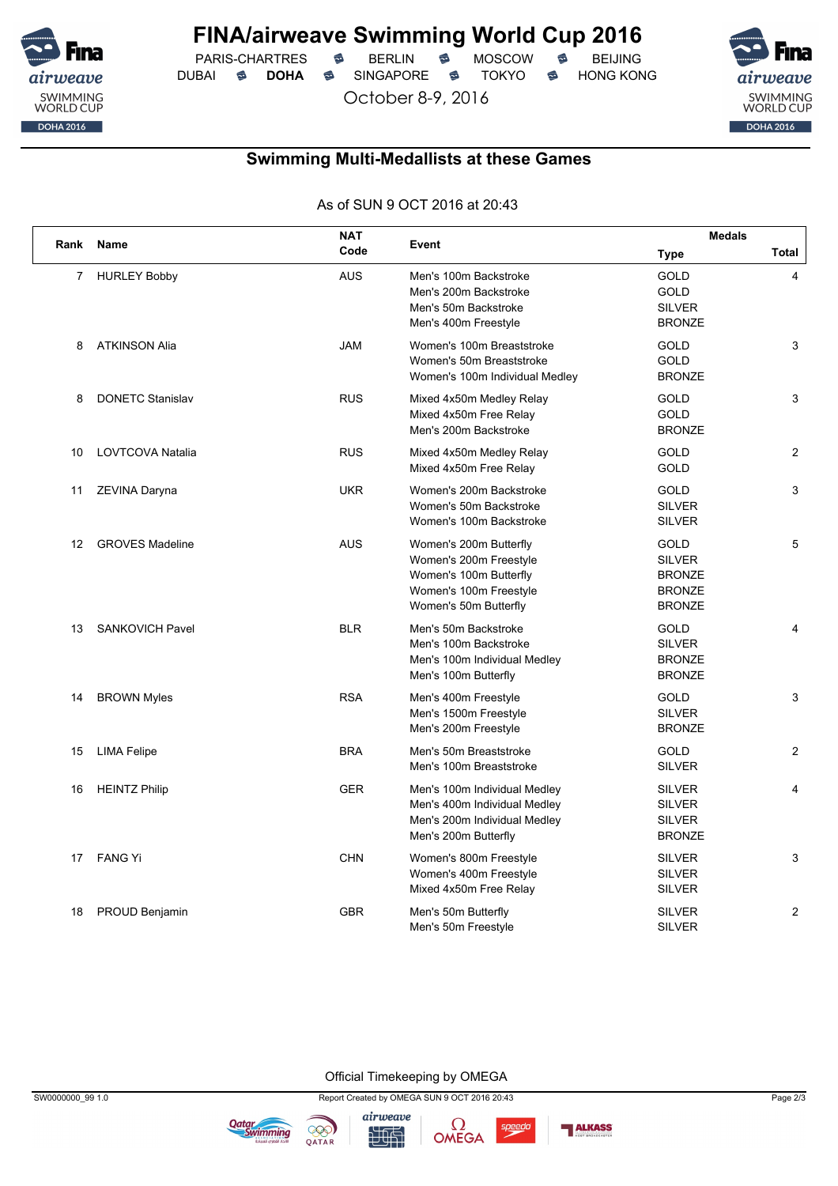# FINA/airweave Swimming World Cup 2016

PARIS-CHARTRES · BERLIN · MOSCOW · BEIJING
DUBAI · **DOHA** · SINGAPORE · TOKYO · HONG KONG

October 8-9, 2016

## Swimming Multi-Medallists at these Games

As of SUN 9 OCT 2016 at 20:43

| Rank | Name | NAT Code | Event | Medals Type | Total |
|---|---|---|---|---|---|
| 7 | HURLEY Bobby | AUS | Men's 100m Backstroke | GOLD | 4 |
| | | | Men's 200m Backstroke | GOLD | |
| | | | Men's 50m Backstroke | SILVER | |
| | | | Men's 400m Freestyle | BRONZE | |
| 8 | ATKINSON Alia | JAM | Women's 100m Breaststroke | GOLD | 3 |
| | | | Women's 50m Breaststroke | GOLD | |
| | | | Women's 100m Individual Medley | BRONZE | |
| 8 | DONETC Stanislav | RUS | Mixed 4x50m Medley Relay | GOLD | 3 |
| | | | Mixed 4x50m Free Relay | GOLD | |
| | | | Men's 200m Backstroke | BRONZE | |
| 10 | LOVTCOVA Natalia | RUS | Mixed 4x50m Medley Relay | GOLD | 2 |
| | | | Mixed 4x50m Free Relay | GOLD | |
| 11 | ZEVINA Daryna | UKR | Women's 200m Backstroke | GOLD | 3 |
| | | | Women's 50m Backstroke | SILVER | |
| | | | Women's 100m Backstroke | SILVER | |
| 12 | GROVES Madeline | AUS | Women's 200m Butterfly | GOLD | 5 |
| | | | Women's 200m Freestyle | SILVER | |
| | | | Women's 100m Butterfly | BRONZE | |
| | | | Women's 100m Freestyle | BRONZE | |
| | | | Women's 50m Butterfly | BRONZE | |
| 13 | SANKOVICH Pavel | BLR | Men's 50m Backstroke | GOLD | 4 |
| | | | Men's 100m Backstroke | SILVER | |
| | | | Men's 100m Individual Medley | BRONZE | |
| | | | Men's 100m Butterfly | BRONZE | |
| 14 | BROWN Myles | RSA | Men's 400m Freestyle | GOLD | 3 |
| | | | Men's 1500m Freestyle | SILVER | |
| | | | Men's 200m Freestyle | BRONZE | |
| 15 | LIMA Felipe | BRA | Men's 50m Breaststroke | GOLD | 2 |
| | | | Men's 100m Breaststroke | SILVER | |
| 16 | HEINTZ Philip | GER | Men's 100m Individual Medley | SILVER | 4 |
| | | | Men's 400m Individual Medley | SILVER | |
| | | | Men's 200m Individual Medley | SILVER | |
| | | | Men's 200m Butterfly | BRONZE | |
| 17 | FANG Yi | CHN | Women's 800m Freestyle | SILVER | 3 |
| | | | Women's 400m Freestyle | SILVER | |
| | | | Mixed 4x50m Free Relay | SILVER | |
| 18 | PROUD Benjamin | GBR | Men's 50m Butterfly | SILVER | 2 |
| | | | Men's 50m Freestyle | SILVER | |

Official Timekeeping by OMEGA

SW0000000_99 1.0 · Report Created by OMEGA SUN 9 OCT 2016 20:43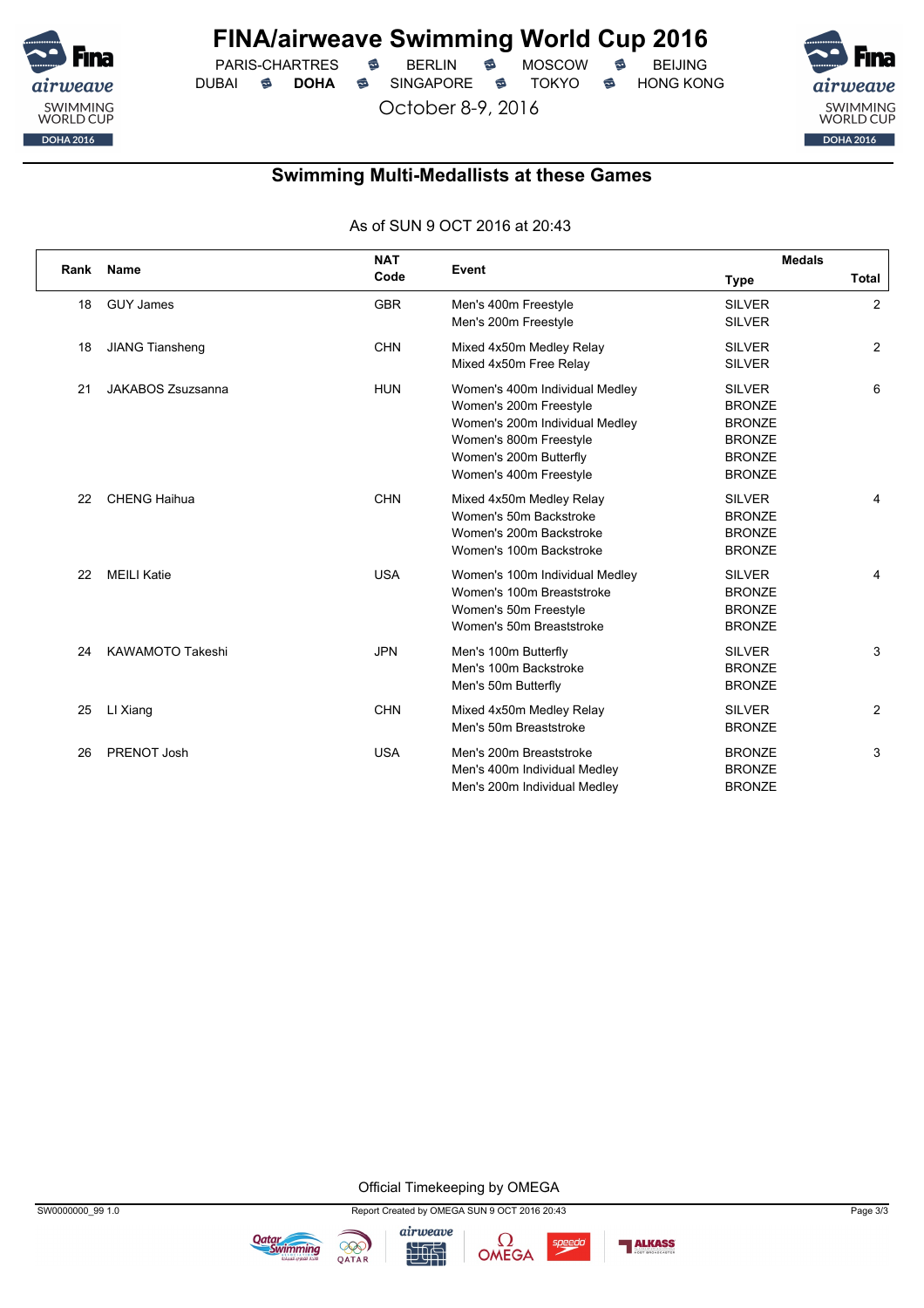# FINA/airweave Swimming World Cup 2016

PARIS-CHARTRES · BERLIN · MOSCOW · BEIJING
DUBAI · **DOHA** · SINGAPORE · TOKYO · HONG KONG

October 8-9, 2016

## Swimming Multi-Medallists at these Games

As of SUN 9 OCT 2016 at 20:43

| Rank | Name | NAT Code | Event | Medals Type | Total |
|---|---|---|---|---|---|
| 18 | GUY James | GBR | Men's 400m Freestyle | SILVER | 2 |
| | | | Men's 200m Freestyle | SILVER | |
| 18 | JIANG Tiansheng | CHN | Mixed 4x50m Medley Relay | SILVER | 2 |
| | | | Mixed 4x50m Free Relay | SILVER | |
| 21 | JAKABOS Zsuzsanna | HUN | Women's 400m Individual Medley | SILVER | 6 |
| | | | Women's 200m Freestyle | BRONZE | |
| | | | Women's 200m Individual Medley | BRONZE | |
| | | | Women's 800m Freestyle | BRONZE | |
| | | | Women's 200m Butterfly | BRONZE | |
| | | | Women's 400m Freestyle | BRONZE | |
| 22 | CHENG Haihua | CHN | Mixed 4x50m Medley Relay | SILVER | 4 |
| | | | Women's 50m Backstroke | BRONZE | |
| | | | Women's 200m Backstroke | BRONZE | |
| | | | Women's 100m Backstroke | BRONZE | |
| 22 | MEILI Katie | USA | Women's 100m Individual Medley | SILVER | 4 |
| | | | Women's 100m Breaststroke | BRONZE | |
| | | | Women's 50m Freestyle | BRONZE | |
| | | | Women's 50m Breaststroke | BRONZE | |
| 24 | KAWAMOTO Takeshi | JPN | Men's 100m Butterfly | SILVER | 3 |
| | | | Men's 100m Backstroke | BRONZE | |
| | | | Men's 50m Butterfly | BRONZE | |
| 25 | LI Xiang | CHN | Mixed 4x50m Medley Relay | SILVER | 2 |
| | | | Men's 50m Breaststroke | BRONZE | |
| 26 | PRENOT Josh | USA | Men's 200m Breaststroke | BRONZE | 3 |
| | | | Men's 400m Individual Medley | BRONZE | |
| | | | Men's 200m Individual Medley | BRONZE | |

Official Timekeeping by OMEGA

SW0000000_99 1.0 Report Created by OMEGA SUN 9 OCT 2016 20:43